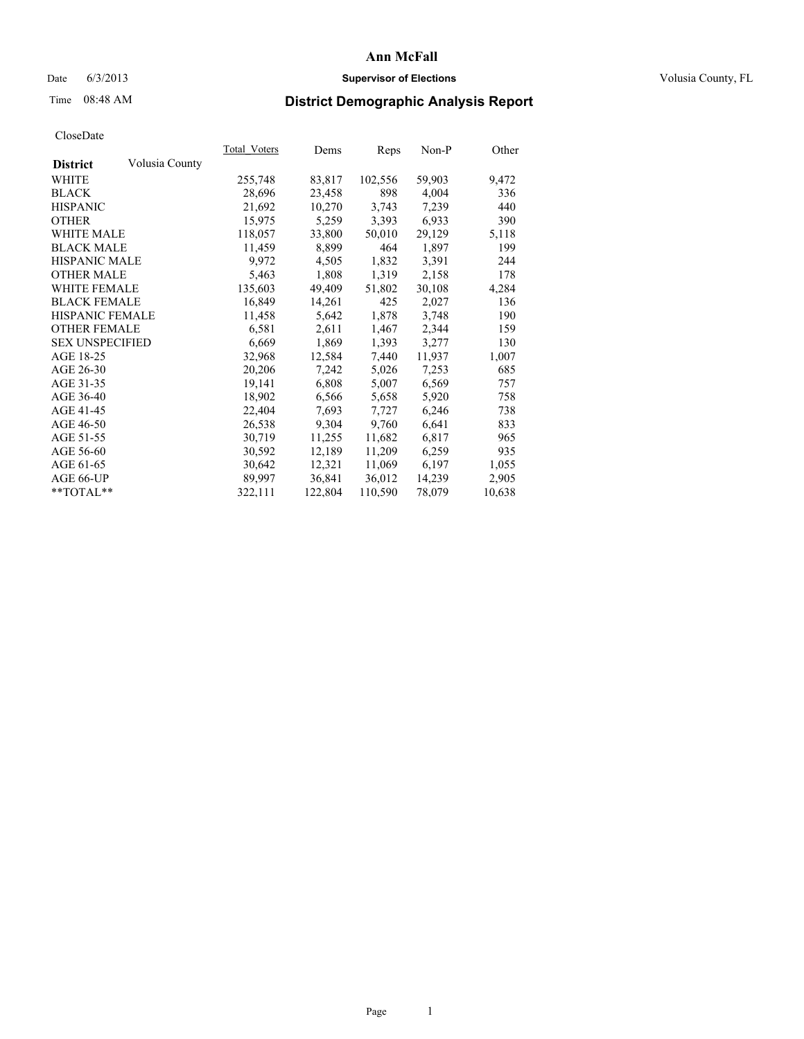# Ann McFall

Date 6/3/2013 **Supervisor of Elections** Volusia County, FL

Time 08:48 AM

## District Demographic Analysis Report

CloseDate

| **District** Volusia County | Total_Voters | Dems | Reps | Non-P | Other |
|---|---|---|---|---|---|
| WHITE | 255,748 | 83,817 | 102,556 | 59,903 | 9,472 |
| BLACK | 28,696 | 23,458 | 898 | 4,004 | 336 |
| HISPANIC | 21,692 | 10,270 | 3,743 | 7,239 | 440 |
| OTHER | 15,975 | 5,259 | 3,393 | 6,933 | 390 |
| WHITE MALE | 118,057 | 33,800 | 50,010 | 29,129 | 5,118 |
| BLACK MALE | 11,459 | 8,899 | 464 | 1,897 | 199 |
| HISPANIC MALE | 9,972 | 4,505 | 1,832 | 3,391 | 244 |
| OTHER MALE | 5,463 | 1,808 | 1,319 | 2,158 | 178 |
| WHITE FEMALE | 135,603 | 49,409 | 51,802 | 30,108 | 4,284 |
| BLACK FEMALE | 16,849 | 14,261 | 425 | 2,027 | 136 |
| HISPANIC FEMALE | 11,458 | 5,642 | 1,878 | 3,748 | 190 |
| OTHER FEMALE | 6,581 | 2,611 | 1,467 | 2,344 | 159 |
| SEX UNSPECIFIED | 6,669 | 1,869 | 1,393 | 3,277 | 130 |
| AGE 18-25 | 32,968 | 12,584 | 7,440 | 11,937 | 1,007 |
| AGE 26-30 | 20,206 | 7,242 | 5,026 | 7,253 | 685 |
| AGE 31-35 | 19,141 | 6,808 | 5,007 | 6,569 | 757 |
| AGE 36-40 | 18,902 | 6,566 | 5,658 | 5,920 | 758 |
| AGE 41-45 | 22,404 | 7,693 | 7,727 | 6,246 | 738 |
| AGE 46-50 | 26,538 | 9,304 | 9,760 | 6,641 | 833 |
| AGE 51-55 | 30,719 | 11,255 | 11,682 | 6,817 | 965 |
| AGE 56-60 | 30,592 | 12,189 | 11,209 | 6,259 | 935 |
| AGE 61-65 | 30,642 | 12,321 | 11,069 | 6,197 | 1,055 |
| AGE 66-UP | 89,997 | 36,841 | 36,012 | 14,239 | 2,905 |
| **TOTAL** | 322,111 | 122,804 | 110,590 | 78,079 | 10,638 |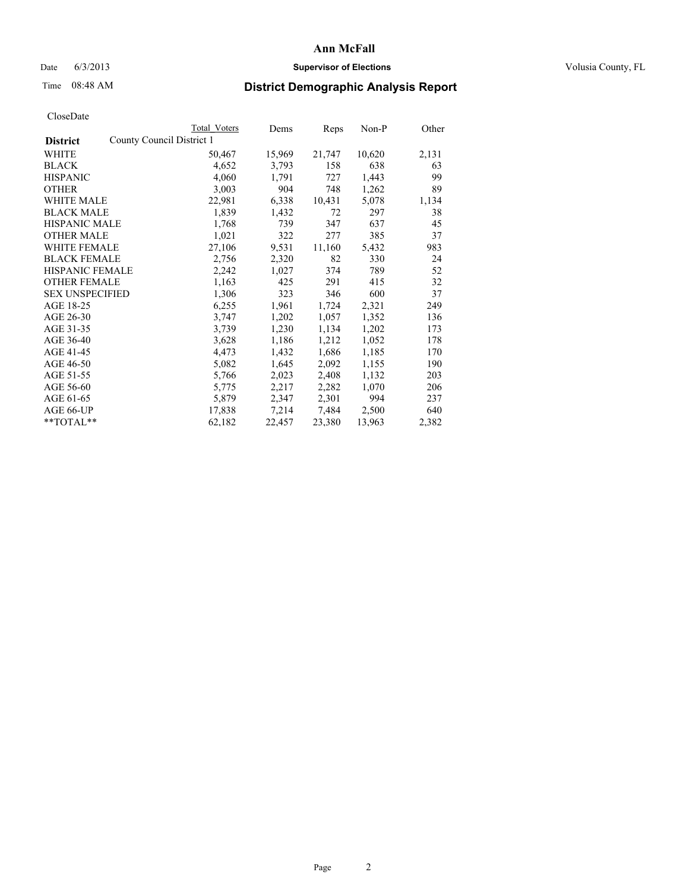# Ann McFall

Date 6/3/2013 **Supervisor of Elections** Volusia County, FL

Time 08:48 AM

## District Demographic Analysis Report

CloseDate

| District | County Council District 1 | Total Voters | Dems | Reps | Non-P | Other |
|---|---|---|---|---|---|---|
| WHITE | | 50,467 | 15,969 | 21,747 | 10,620 | 2,131 |
| BLACK | | 4,652 | 3,793 | 158 | 638 | 63 |
| HISPANIC | | 4,060 | 1,791 | 727 | 1,443 | 99 |
| OTHER | | 3,003 | 904 | 748 | 1,262 | 89 |
| WHITE MALE | | 22,981 | 6,338 | 10,431 | 5,078 | 1,134 |
| BLACK MALE | | 1,839 | 1,432 | 72 | 297 | 38 |
| HISPANIC MALE | | 1,768 | 739 | 347 | 637 | 45 |
| OTHER MALE | | 1,021 | 322 | 277 | 385 | 37 |
| WHITE FEMALE | | 27,106 | 9,531 | 11,160 | 5,432 | 983 |
| BLACK FEMALE | | 2,756 | 2,320 | 82 | 330 | 24 |
| HISPANIC FEMALE | | 2,242 | 1,027 | 374 | 789 | 52 |
| OTHER FEMALE | | 1,163 | 425 | 291 | 415 | 32 |
| SEX UNSPECIFIED | | 1,306 | 323 | 346 | 600 | 37 |
| AGE 18-25 | | 6,255 | 1,961 | 1,724 | 2,321 | 249 |
| AGE 26-30 | | 3,747 | 1,202 | 1,057 | 1,352 | 136 |
| AGE 31-35 | | 3,739 | 1,230 | 1,134 | 1,202 | 173 |
| AGE 36-40 | | 3,628 | 1,186 | 1,212 | 1,052 | 178 |
| AGE 41-45 | | 4,473 | 1,432 | 1,686 | 1,185 | 170 |
| AGE 46-50 | | 5,082 | 1,645 | 2,092 | 1,155 | 190 |
| AGE 51-55 | | 5,766 | 2,023 | 2,408 | 1,132 | 203 |
| AGE 56-60 | | 5,775 | 2,217 | 2,282 | 1,070 | 206 |
| AGE 61-65 | | 5,879 | 2,347 | 2,301 | 994 | 237 |
| AGE 66-UP | | 17,838 | 7,214 | 7,484 | 2,500 | 640 |
| **TOTAL** | | 62,182 | 22,457 | 23,380 | 13,963 | 2,382 |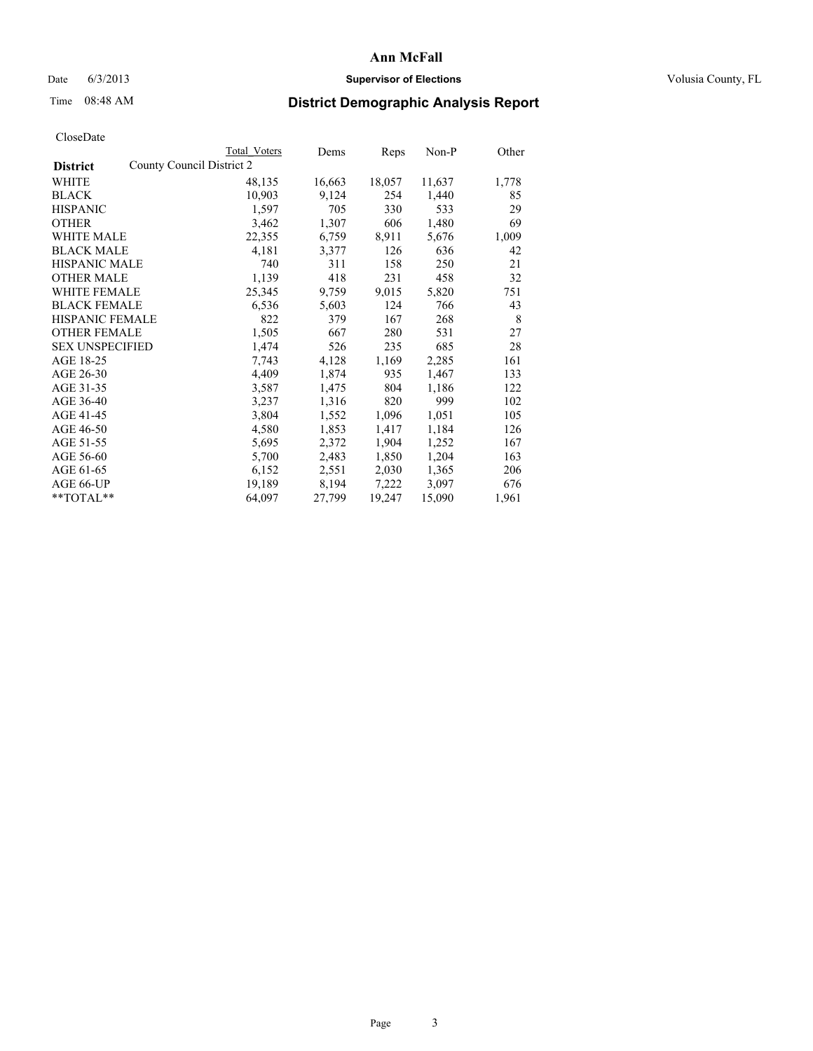# Ann McFall

Date 6/3/2013 **Supervisor of Elections** Volusia County, FL

Time 08:48 AM

## District Demographic Analysis Report

CloseDate

| District | County Council District 2 Total Voters | Dems | Reps | Non-P | Other |
|---|---|---|---|---|---|
| WHITE | 48,135 | 16,663 | 18,057 | 11,637 | 1,778 |
| BLACK | 10,903 | 9,124 | 254 | 1,440 | 85 |
| HISPANIC | 1,597 | 705 | 330 | 533 | 29 |
| OTHER | 3,462 | 1,307 | 606 | 1,480 | 69 |
| WHITE MALE | 22,355 | 6,759 | 8,911 | 5,676 | 1,009 |
| BLACK MALE | 4,181 | 3,377 | 126 | 636 | 42 |
| HISPANIC MALE | 740 | 311 | 158 | 250 | 21 |
| OTHER MALE | 1,139 | 418 | 231 | 458 | 32 |
| WHITE FEMALE | 25,345 | 9,759 | 9,015 | 5,820 | 751 |
| BLACK FEMALE | 6,536 | 5,603 | 124 | 766 | 43 |
| HISPANIC FEMALE | 822 | 379 | 167 | 268 | 8 |
| OTHER FEMALE | 1,505 | 667 | 280 | 531 | 27 |
| SEX UNSPECIFIED | 1,474 | 526 | 235 | 685 | 28 |
| AGE 18-25 | 7,743 | 4,128 | 1,169 | 2,285 | 161 |
| AGE 26-30 | 4,409 | 1,874 | 935 | 1,467 | 133 |
| AGE 31-35 | 3,587 | 1,475 | 804 | 1,186 | 122 |
| AGE 36-40 | 3,237 | 1,316 | 820 | 999 | 102 |
| AGE 41-45 | 3,804 | 1,552 | 1,096 | 1,051 | 105 |
| AGE 46-50 | 4,580 | 1,853 | 1,417 | 1,184 | 126 |
| AGE 51-55 | 5,695 | 2,372 | 1,904 | 1,252 | 167 |
| AGE 56-60 | 5,700 | 2,483 | 1,850 | 1,204 | 163 |
| AGE 61-65 | 6,152 | 2,551 | 2,030 | 1,365 | 206 |
| AGE 66-UP | 19,189 | 8,194 | 7,222 | 3,097 | 676 |
| **TOTAL** | 64,097 | 27,799 | 19,247 | 15,090 | 1,961 |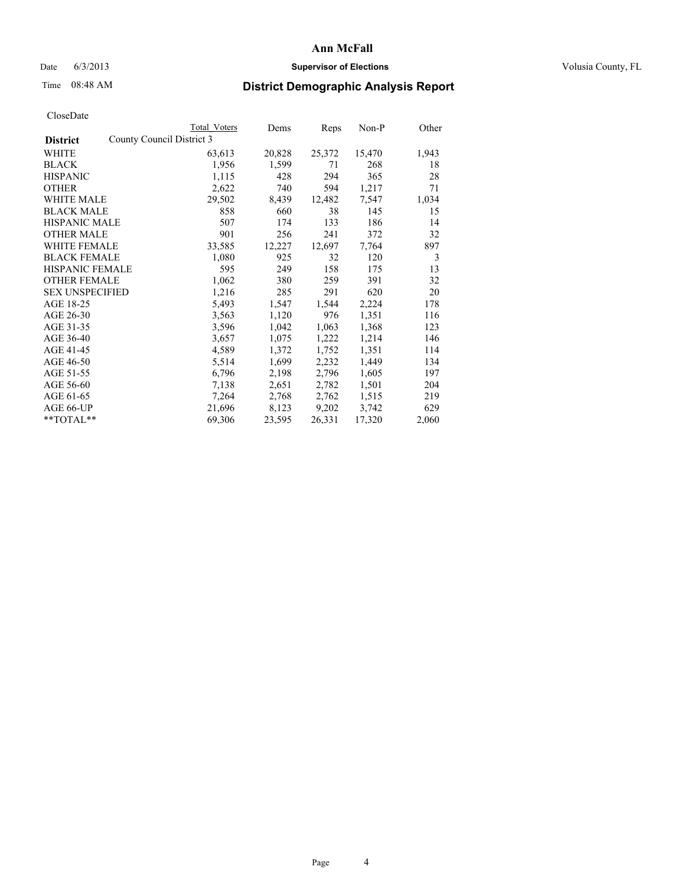**Ann McFall**

Date 6/3/2013 **Supervisor of Elections** Volusia County, FL

Time 08:48 AM

## District Demographic Analysis Report

CloseDate

| | Total Voters | Dems | Reps | Non-P | Other |
|---|---|---|---|---|---|
| **District** County Council District 3 | | | | | |
| WHITE | 63,613 | 20,828 | 25,372 | 15,470 | 1,943 |
| BLACK | 1,956 | 1,599 | 71 | 268 | 18 |
| HISPANIC | 1,115 | 428 | 294 | 365 | 28 |
| OTHER | 2,622 | 740 | 594 | 1,217 | 71 |
| WHITE MALE | 29,502 | 8,439 | 12,482 | 7,547 | 1,034 |
| BLACK MALE | 858 | 660 | 38 | 145 | 15 |
| HISPANIC MALE | 507 | 174 | 133 | 186 | 14 |
| OTHER MALE | 901 | 256 | 241 | 372 | 32 |
| WHITE FEMALE | 33,585 | 12,227 | 12,697 | 7,764 | 897 |
| BLACK FEMALE | 1,080 | 925 | 32 | 120 | 3 |
| HISPANIC FEMALE | 595 | 249 | 158 | 175 | 13 |
| OTHER FEMALE | 1,062 | 380 | 259 | 391 | 32 |
| SEX UNSPECIFIED | 1,216 | 285 | 291 | 620 | 20 |
| AGE 18-25 | 5,493 | 1,547 | 1,544 | 2,224 | 178 |
| AGE 26-30 | 3,563 | 1,120 | 976 | 1,351 | 116 |
| AGE 31-35 | 3,596 | 1,042 | 1,063 | 1,368 | 123 |
| AGE 36-40 | 3,657 | 1,075 | 1,222 | 1,214 | 146 |
| AGE 41-45 | 4,589 | 1,372 | 1,752 | 1,351 | 114 |
| AGE 46-50 | 5,514 | 1,699 | 2,232 | 1,449 | 134 |
| AGE 51-55 | 6,796 | 2,198 | 2,796 | 1,605 | 197 |
| AGE 56-60 | 7,138 | 2,651 | 2,782 | 1,501 | 204 |
| AGE 61-65 | 7,264 | 2,768 | 2,762 | 1,515 | 219 |
| AGE 66-UP | 21,696 | 8,123 | 9,202 | 3,742 | 629 |
| **TOTAL** | 69,306 | 23,595 | 26,331 | 17,320 | 2,060 |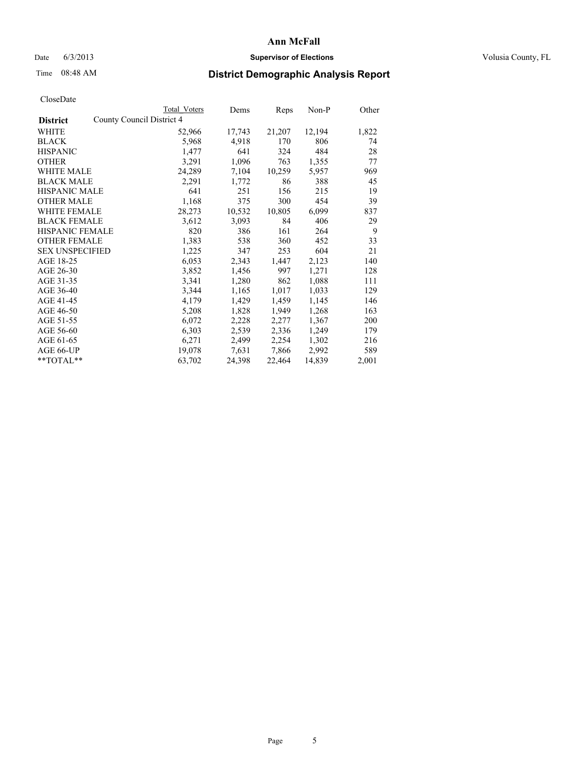# Ann McFall

Date 6/3/2013 **Supervisor of Elections** Volusia County, FL

Time 08:48 AM **District Demographic Analysis Report**

CloseDate

| **District** | County Council District 4 Total Voters | Dems | Reps | Non-P | Other |
|---|---|---|---|---|---|
| WHITE | 52,966 | 17,743 | 21,207 | 12,194 | 1,822 |
| BLACK | 5,968 | 4,918 | 170 | 806 | 74 |
| HISPANIC | 1,477 | 641 | 324 | 484 | 28 |
| OTHER | 3,291 | 1,096 | 763 | 1,355 | 77 |
| WHITE MALE | 24,289 | 7,104 | 10,259 | 5,957 | 969 |
| BLACK MALE | 2,291 | 1,772 | 86 | 388 | 45 |
| HISPANIC MALE | 641 | 251 | 156 | 215 | 19 |
| OTHER MALE | 1,168 | 375 | 300 | 454 | 39 |
| WHITE FEMALE | 28,273 | 10,532 | 10,805 | 6,099 | 837 |
| BLACK FEMALE | 3,612 | 3,093 | 84 | 406 | 29 |
| HISPANIC FEMALE | 820 | 386 | 161 | 264 | 9 |
| OTHER FEMALE | 1,383 | 538 | 360 | 452 | 33 |
| SEX UNSPECIFIED | 1,225 | 347 | 253 | 604 | 21 |
| AGE 18-25 | 6,053 | 2,343 | 1,447 | 2,123 | 140 |
| AGE 26-30 | 3,852 | 1,456 | 997 | 1,271 | 128 |
| AGE 31-35 | 3,341 | 1,280 | 862 | 1,088 | 111 |
| AGE 36-40 | 3,344 | 1,165 | 1,017 | 1,033 | 129 |
| AGE 41-45 | 4,179 | 1,429 | 1,459 | 1,145 | 146 |
| AGE 46-50 | 5,208 | 1,828 | 1,949 | 1,268 | 163 |
| AGE 51-55 | 6,072 | 2,228 | 2,277 | 1,367 | 200 |
| AGE 56-60 | 6,303 | 2,539 | 2,336 | 1,249 | 179 |
| AGE 61-65 | 6,271 | 2,499 | 2,254 | 1,302 | 216 |
| AGE 66-UP | 19,078 | 7,631 | 7,866 | 2,992 | 589 |
| **TOTAL** | 63,702 | 24,398 | 22,464 | 14,839 | 2,001 |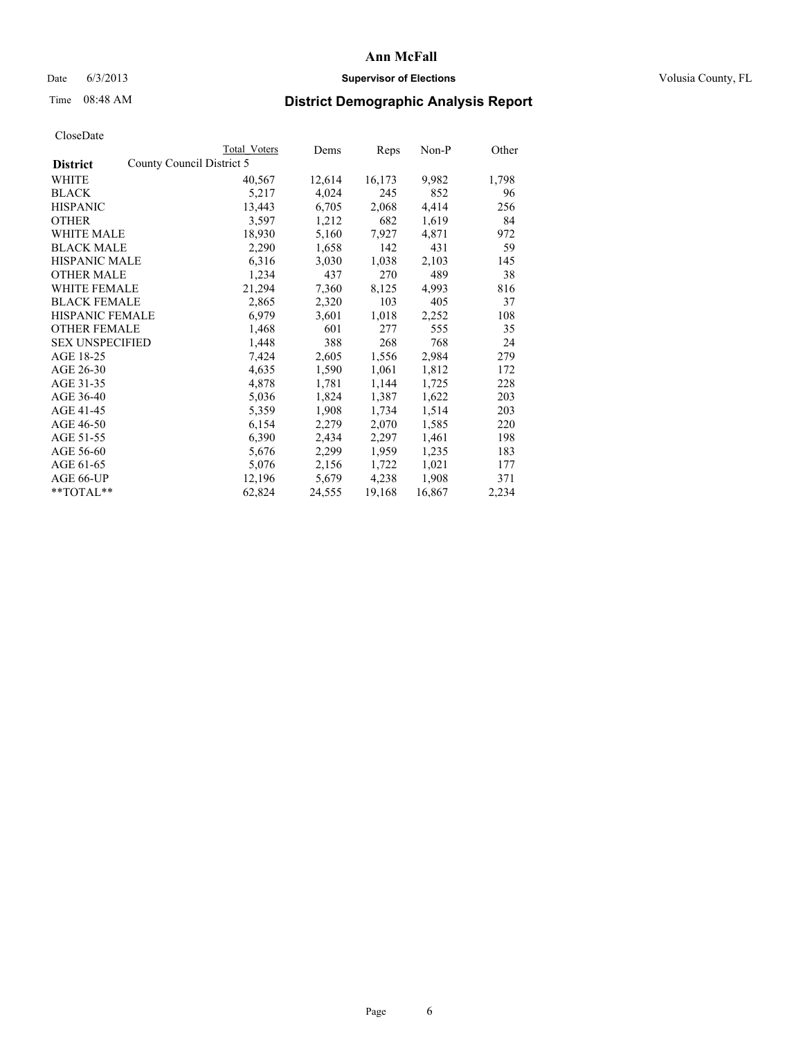# Ann McFall

Date 6/3/2013 **Supervisor of Elections** Volusia County, FL

Time 08:48 AM **District Demographic Analysis Report**

CloseDate

| **District** | Total Voters | Dems | Reps | Non-P | Other |
|---|---|---|---|---|---|
| County Council District 5 | | | | | |
| WHITE | 40,567 | 12,614 | 16,173 | 9,982 | 1,798 |
| BLACK | 5,217 | 4,024 | 245 | 852 | 96 |
| HISPANIC | 13,443 | 6,705 | 2,068 | 4,414 | 256 |
| OTHER | 3,597 | 1,212 | 682 | 1,619 | 84 |
| WHITE MALE | 18,930 | 5,160 | 7,927 | 4,871 | 972 |
| BLACK MALE | 2,290 | 1,658 | 142 | 431 | 59 |
| HISPANIC MALE | 6,316 | 3,030 | 1,038 | 2,103 | 145 |
| OTHER MALE | 1,234 | 437 | 270 | 489 | 38 |
| WHITE FEMALE | 21,294 | 7,360 | 8,125 | 4,993 | 816 |
| BLACK FEMALE | 2,865 | 2,320 | 103 | 405 | 37 |
| HISPANIC FEMALE | 6,979 | 3,601 | 1,018 | 2,252 | 108 |
| OTHER FEMALE | 1,468 | 601 | 277 | 555 | 35 |
| SEX UNSPECIFIED | 1,448 | 388 | 268 | 768 | 24 |
| AGE 18-25 | 7,424 | 2,605 | 1,556 | 2,984 | 279 |
| AGE 26-30 | 4,635 | 1,590 | 1,061 | 1,812 | 172 |
| AGE 31-35 | 4,878 | 1,781 | 1,144 | 1,725 | 228 |
| AGE 36-40 | 5,036 | 1,824 | 1,387 | 1,622 | 203 |
| AGE 41-45 | 5,359 | 1,908 | 1,734 | 1,514 | 203 |
| AGE 46-50 | 6,154 | 2,279 | 2,070 | 1,585 | 220 |
| AGE 51-55 | 6,390 | 2,434 | 2,297 | 1,461 | 198 |
| AGE 56-60 | 5,676 | 2,299 | 1,959 | 1,235 | 183 |
| AGE 61-65 | 5,076 | 2,156 | 1,722 | 1,021 | 177 |
| AGE 66-UP | 12,196 | 5,679 | 4,238 | 1,908 | 371 |
| **TOTAL** | 62,824 | 24,555 | 19,168 | 16,867 | 2,234 |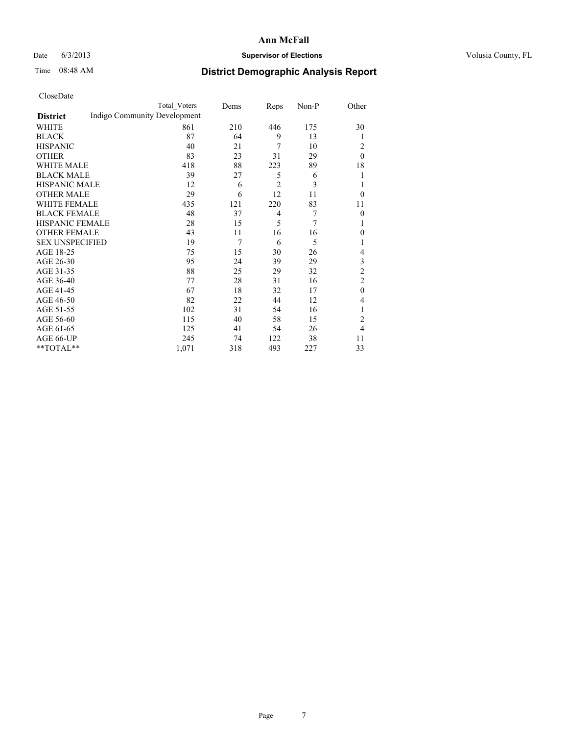## Ann McFall

Date 6/3/2013 **Supervisor of Elections** Volusia County, FL

Time 08:48 AM **District Demographic Analysis Report**

CloseDate

| **District** | Total Voters | Dems | Reps | Non-P | Other |
|---|---|---|---|---|---|
| Indigo Community Development | | | | | |
| WHITE | 861 | 210 | 446 | 175 | 30 |
| BLACK | 87 | 64 | 9 | 13 | 1 |
| HISPANIC | 40 | 21 | 7 | 10 | 2 |
| OTHER | 83 | 23 | 31 | 29 | 0 |
| WHITE MALE | 418 | 88 | 223 | 89 | 18 |
| BLACK MALE | 39 | 27 | 5 | 6 | 1 |
| HISPANIC MALE | 12 | 6 | 2 | 3 | 1 |
| OTHER MALE | 29 | 6 | 12 | 11 | 0 |
| WHITE FEMALE | 435 | 121 | 220 | 83 | 11 |
| BLACK FEMALE | 48 | 37 | 4 | 7 | 0 |
| HISPANIC FEMALE | 28 | 15 | 5 | 7 | 1 |
| OTHER FEMALE | 43 | 11 | 16 | 16 | 0 |
| SEX UNSPECIFIED | 19 | 7 | 6 | 5 | 1 |
| AGE 18-25 | 75 | 15 | 30 | 26 | 4 |
| AGE 26-30 | 95 | 24 | 39 | 29 | 3 |
| AGE 31-35 | 88 | 25 | 29 | 32 | 2 |
| AGE 36-40 | 77 | 28 | 31 | 16 | 2 |
| AGE 41-45 | 67 | 18 | 32 | 17 | 0 |
| AGE 46-50 | 82 | 22 | 44 | 12 | 4 |
| AGE 51-55 | 102 | 31 | 54 | 16 | 1 |
| AGE 56-60 | 115 | 40 | 58 | 15 | 2 |
| AGE 61-65 | 125 | 41 | 54 | 26 | 4 |
| AGE 66-UP | 245 | 74 | 122 | 38 | 11 |
| **TOTAL** | 1,071 | 318 | 493 | 227 | 33 |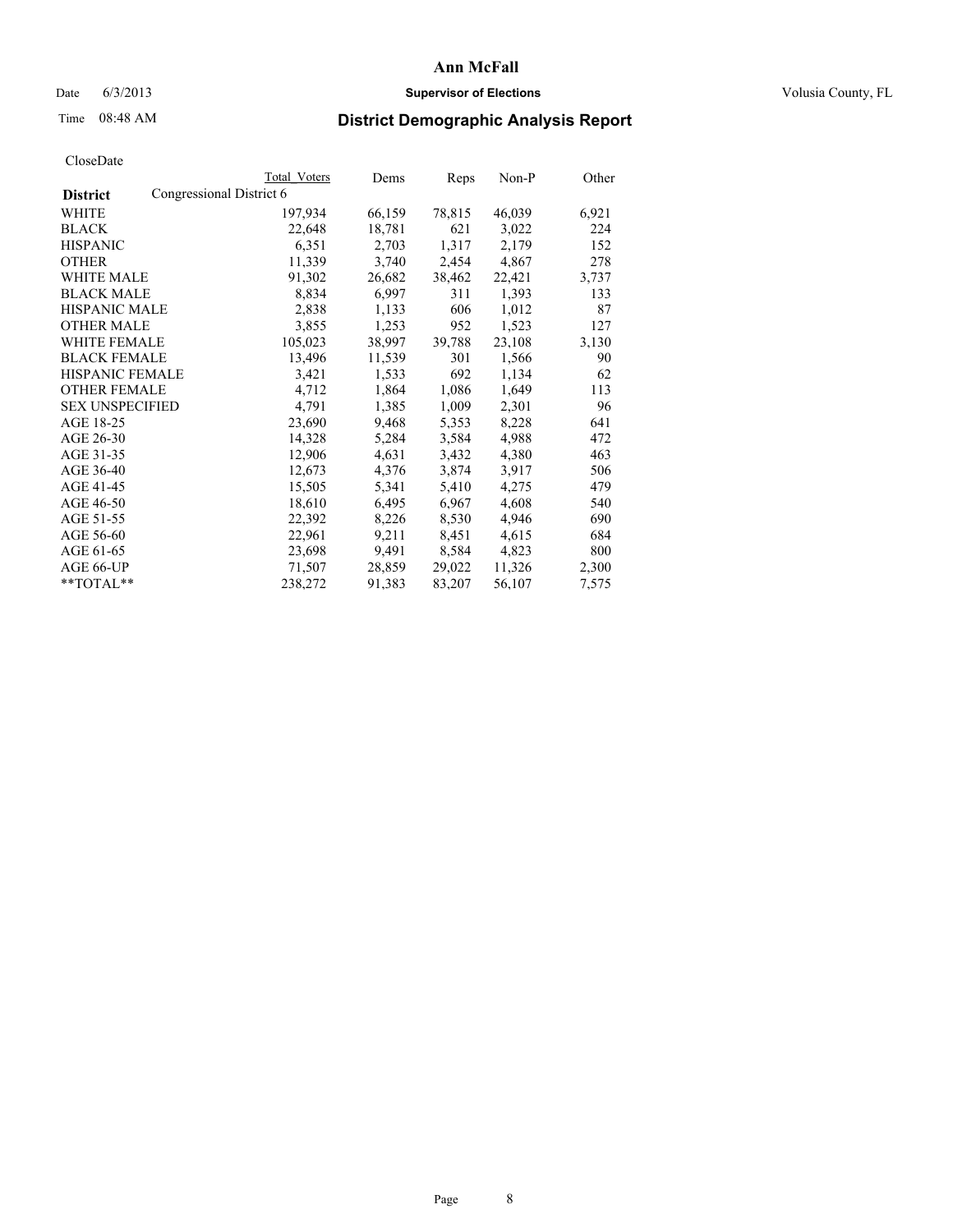**Ann McFall**

Date 6/3/2013 **Supervisor of Elections** Volusia County, FL

Time 08:48 AM **District Demographic Analysis Report**

CloseDate

| **District** | Congressional District 6 | Total Voters | Dems | Reps | Non-P | Other |
|---|---|---|---|---|---|---|
| WHITE | | 197,934 | 66,159 | 78,815 | 46,039 | 6,921 |
| BLACK | | 22,648 | 18,781 | 621 | 3,022 | 224 |
| HISPANIC | | 6,351 | 2,703 | 1,317 | 2,179 | 152 |
| OTHER | | 11,339 | 3,740 | 2,454 | 4,867 | 278 |
| WHITE MALE | | 91,302 | 26,682 | 38,462 | 22,421 | 3,737 |
| BLACK MALE | | 8,834 | 6,997 | 311 | 1,393 | 133 |
| HISPANIC MALE | | 2,838 | 1,133 | 606 | 1,012 | 87 |
| OTHER MALE | | 3,855 | 1,253 | 952 | 1,523 | 127 |
| WHITE FEMALE | | 105,023 | 38,997 | 39,788 | 23,108 | 3,130 |
| BLACK FEMALE | | 13,496 | 11,539 | 301 | 1,566 | 90 |
| HISPANIC FEMALE | | 3,421 | 1,533 | 692 | 1,134 | 62 |
| OTHER FEMALE | | 4,712 | 1,864 | 1,086 | 1,649 | 113 |
| SEX UNSPECIFIED | | 4,791 | 1,385 | 1,009 | 2,301 | 96 |
| AGE 18-25 | | 23,690 | 9,468 | 5,353 | 8,228 | 641 |
| AGE 26-30 | | 14,328 | 5,284 | 3,584 | 4,988 | 472 |
| AGE 31-35 | | 12,906 | 4,631 | 3,432 | 4,380 | 463 |
| AGE 36-40 | | 12,673 | 4,376 | 3,874 | 3,917 | 506 |
| AGE 41-45 | | 15,505 | 5,341 | 5,410 | 4,275 | 479 |
| AGE 46-50 | | 18,610 | 6,495 | 6,967 | 4,608 | 540 |
| AGE 51-55 | | 22,392 | 8,226 | 8,530 | 4,946 | 690 |
| AGE 56-60 | | 22,961 | 9,211 | 8,451 | 4,615 | 684 |
| AGE 61-65 | | 23,698 | 9,491 | 8,584 | 4,823 | 800 |
| AGE 66-UP | | 71,507 | 28,859 | 29,022 | 11,326 | 2,300 |
| **TOTAL** | | 238,272 | 91,383 | 83,207 | 56,107 | 7,575 |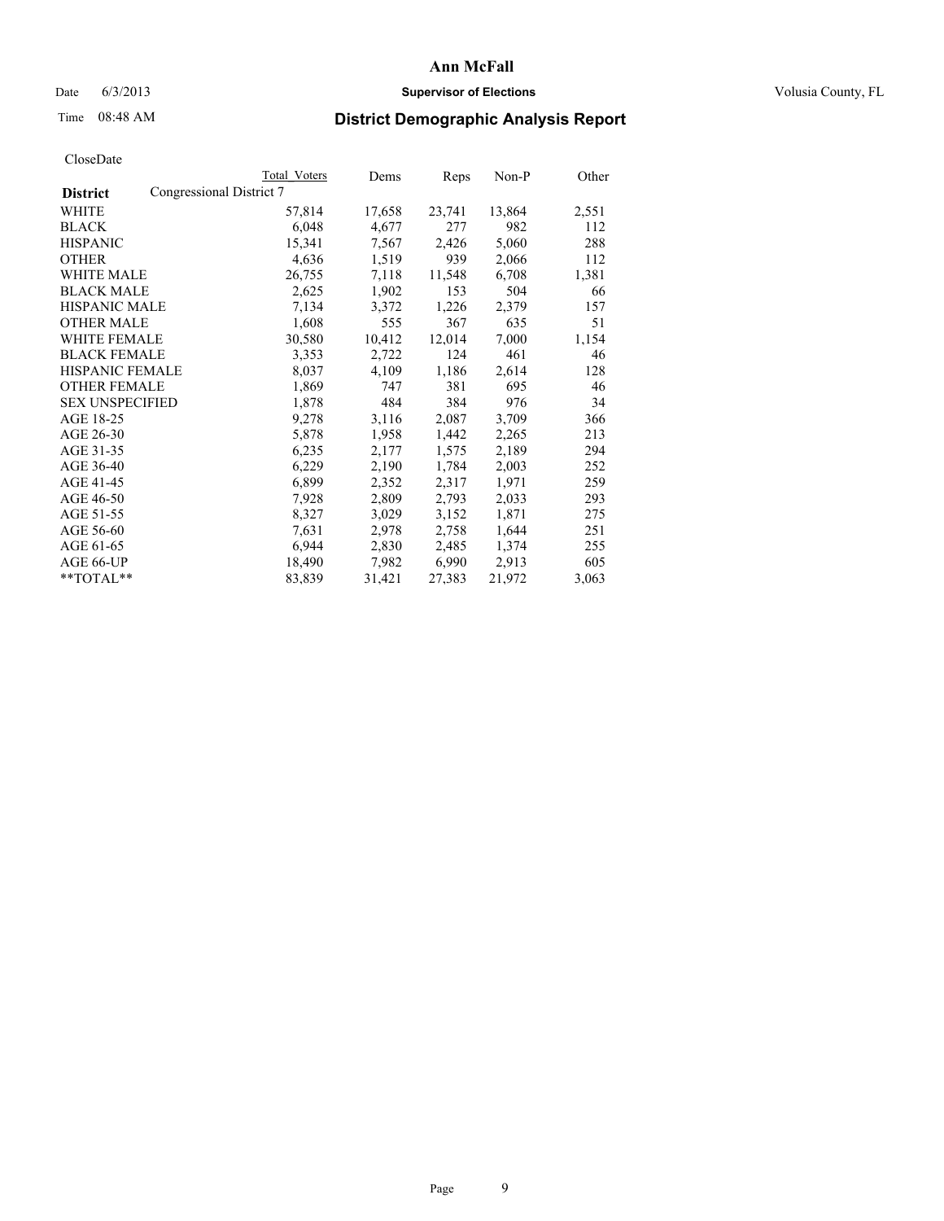**Ann McFall**

Date 6/3/2013 **Supervisor of Elections** Volusia County, FL

Time 08:48 AM

# District Demographic Analysis Report

CloseDate

| **District** | Total Voters | Dems | Reps | Non-P | Other |
|---|---|---|---|---|---|
| Congressional District 7 | | | | | |
| WHITE | 57,814 | 17,658 | 23,741 | 13,864 | 2,551 |
| BLACK | 6,048 | 4,677 | 277 | 982 | 112 |
| HISPANIC | 15,341 | 7,567 | 2,426 | 5,060 | 288 |
| OTHER | 4,636 | 1,519 | 939 | 2,066 | 112 |
| WHITE MALE | 26,755 | 7,118 | 11,548 | 6,708 | 1,381 |
| BLACK MALE | 2,625 | 1,902 | 153 | 504 | 66 |
| HISPANIC MALE | 7,134 | 3,372 | 1,226 | 2,379 | 157 |
| OTHER MALE | 1,608 | 555 | 367 | 635 | 51 |
| WHITE FEMALE | 30,580 | 10,412 | 12,014 | 7,000 | 1,154 |
| BLACK FEMALE | 3,353 | 2,722 | 124 | 461 | 46 |
| HISPANIC FEMALE | 8,037 | 4,109 | 1,186 | 2,614 | 128 |
| OTHER FEMALE | 1,869 | 747 | 381 | 695 | 46 |
| SEX UNSPECIFIED | 1,878 | 484 | 384 | 976 | 34 |
| AGE 18-25 | 9,278 | 3,116 | 2,087 | 3,709 | 366 |
| AGE 26-30 | 5,878 | 1,958 | 1,442 | 2,265 | 213 |
| AGE 31-35 | 6,235 | 2,177 | 1,575 | 2,189 | 294 |
| AGE 36-40 | 6,229 | 2,190 | 1,784 | 2,003 | 252 |
| AGE 41-45 | 6,899 | 2,352 | 2,317 | 1,971 | 259 |
| AGE 46-50 | 7,928 | 2,809 | 2,793 | 2,033 | 293 |
| AGE 51-55 | 8,327 | 3,029 | 3,152 | 1,871 | 275 |
| AGE 56-60 | 7,631 | 2,978 | 2,758 | 1,644 | 251 |
| AGE 61-65 | 6,944 | 2,830 | 2,485 | 1,374 | 255 |
| AGE 66-UP | 18,490 | 7,982 | 6,990 | 2,913 | 605 |
| **TOTAL** | 83,839 | 31,421 | 27,383 | 21,972 | 3,063 |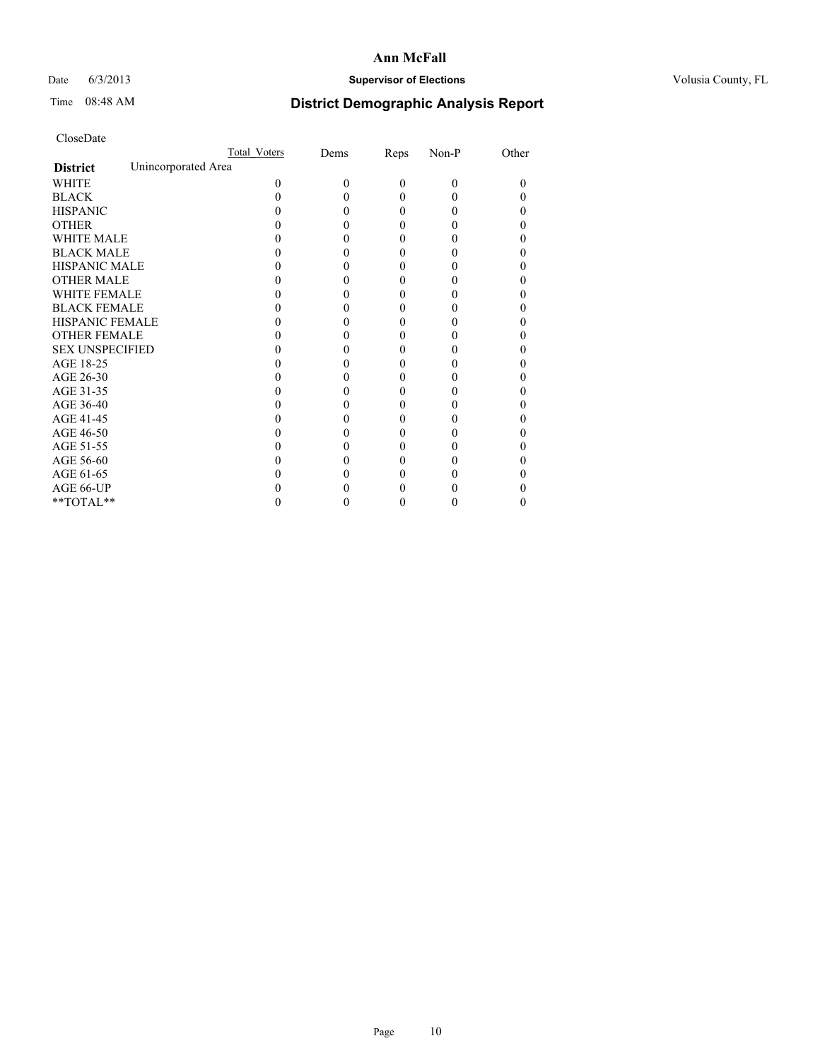**Ann McFall**

Date 6/3/2013 **Supervisor of Elections** Volusia County, FL

Time 08:48 AM

## District Demographic Analysis Report

CloseDate

| | Total_Voters | Dems | Reps | Non-P | Other |
|---|---|---|---|---|---|
| **District** Unincorporated Area | | | | | |
| WHITE | 0 | 0 | 0 | 0 | 0 |
| BLACK | 0 | 0 | 0 | 0 | 0 |
| HISPANIC | 0 | 0 | 0 | 0 | 0 |
| OTHER | 0 | 0 | 0 | 0 | 0 |
| WHITE MALE | 0 | 0 | 0 | 0 | 0 |
| BLACK MALE | 0 | 0 | 0 | 0 | 0 |
| HISPANIC MALE | 0 | 0 | 0 | 0 | 0 |
| OTHER MALE | 0 | 0 | 0 | 0 | 0 |
| WHITE FEMALE | 0 | 0 | 0 | 0 | 0 |
| BLACK FEMALE | 0 | 0 | 0 | 0 | 0 |
| HISPANIC FEMALE | 0 | 0 | 0 | 0 | 0 |
| OTHER FEMALE | 0 | 0 | 0 | 0 | 0 |
| SEX UNSPECIFIED | 0 | 0 | 0 | 0 | 0 |
| AGE 18-25 | 0 | 0 | 0 | 0 | 0 |
| AGE 26-30 | 0 | 0 | 0 | 0 | 0 |
| AGE 31-35 | 0 | 0 | 0 | 0 | 0 |
| AGE 36-40 | 0 | 0 | 0 | 0 | 0 |
| AGE 41-45 | 0 | 0 | 0 | 0 | 0 |
| AGE 46-50 | 0 | 0 | 0 | 0 | 0 |
| AGE 51-55 | 0 | 0 | 0 | 0 | 0 |
| AGE 56-60 | 0 | 0 | 0 | 0 | 0 |
| AGE 61-65 | 0 | 0 | 0 | 0 | 0 |
| AGE 66-UP | 0 | 0 | 0 | 0 | 0 |
| **TOTAL** | 0 | 0 | 0 | 0 | 0 |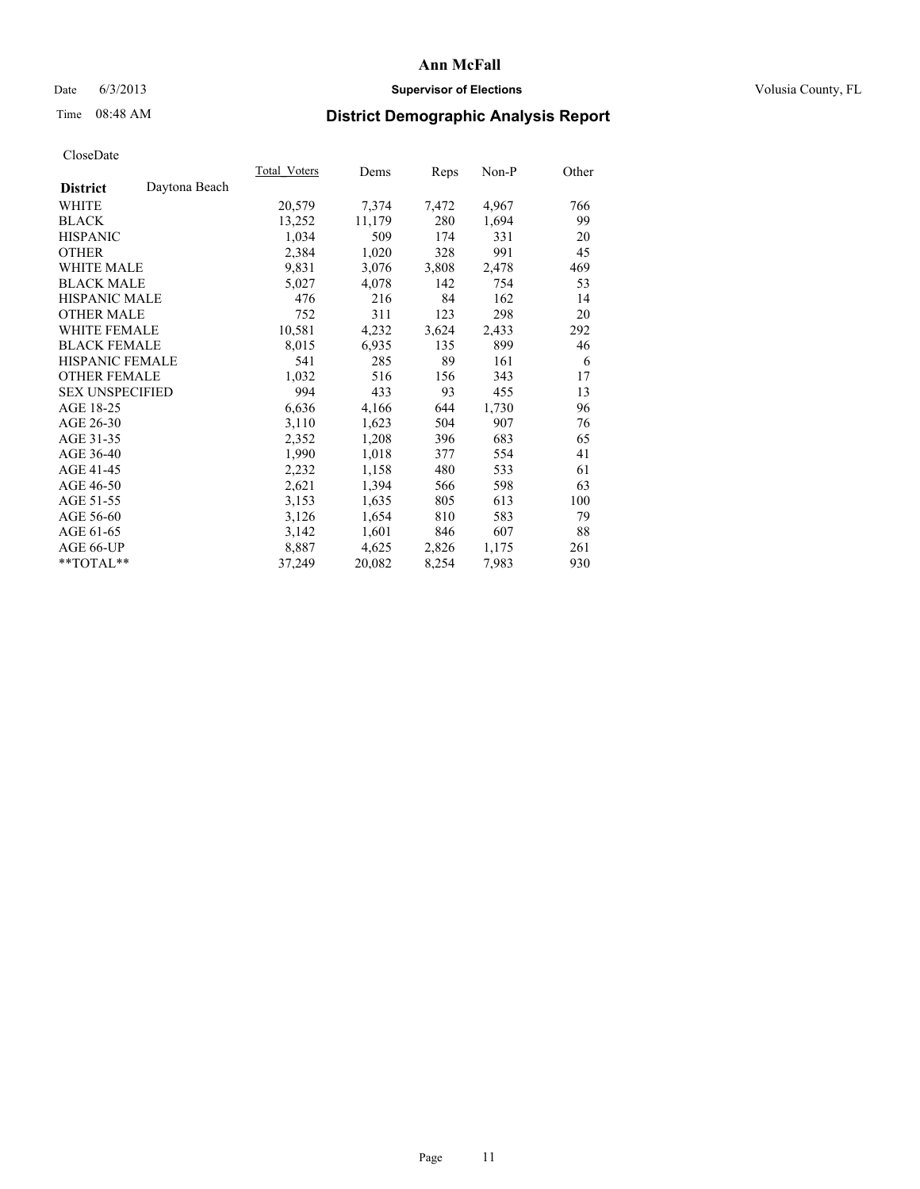**Ann McFall**

Date 6/3/2013 **Supervisor of Elections** Volusia County, FL

Time 08:48 AM **District Demographic Analysis Report**

CloseDate

| **District** Daytona Beach | Total_Voters | Dems | Reps | Non-P | Other |
|---|---|---|---|---|---|
| WHITE | 20,579 | 7,374 | 7,472 | 4,967 | 766 |
| BLACK | 13,252 | 11,179 | 280 | 1,694 | 99 |
| HISPANIC | 1,034 | 509 | 174 | 331 | 20 |
| OTHER | 2,384 | 1,020 | 328 | 991 | 45 |
| WHITE MALE | 9,831 | 3,076 | 3,808 | 2,478 | 469 |
| BLACK MALE | 5,027 | 4,078 | 142 | 754 | 53 |
| HISPANIC MALE | 476 | 216 | 84 | 162 | 14 |
| OTHER MALE | 752 | 311 | 123 | 298 | 20 |
| WHITE FEMALE | 10,581 | 4,232 | 3,624 | 2,433 | 292 |
| BLACK FEMALE | 8,015 | 6,935 | 135 | 899 | 46 |
| HISPANIC FEMALE | 541 | 285 | 89 | 161 | 6 |
| OTHER FEMALE | 1,032 | 516 | 156 | 343 | 17 |
| SEX UNSPECIFIED | 994 | 433 | 93 | 455 | 13 |
| AGE 18-25 | 6,636 | 4,166 | 644 | 1,730 | 96 |
| AGE 26-30 | 3,110 | 1,623 | 504 | 907 | 76 |
| AGE 31-35 | 2,352 | 1,208 | 396 | 683 | 65 |
| AGE 36-40 | 1,990 | 1,018 | 377 | 554 | 41 |
| AGE 41-45 | 2,232 | 1,158 | 480 | 533 | 61 |
| AGE 46-50 | 2,621 | 1,394 | 566 | 598 | 63 |
| AGE 51-55 | 3,153 | 1,635 | 805 | 613 | 100 |
| AGE 56-60 | 3,126 | 1,654 | 810 | 583 | 79 |
| AGE 61-65 | 3,142 | 1,601 | 846 | 607 | 88 |
| AGE 66-UP | 8,887 | 4,625 | 2,826 | 1,175 | 261 |
| **TOTAL** | 37,249 | 20,082 | 8,254 | 7,983 | 930 |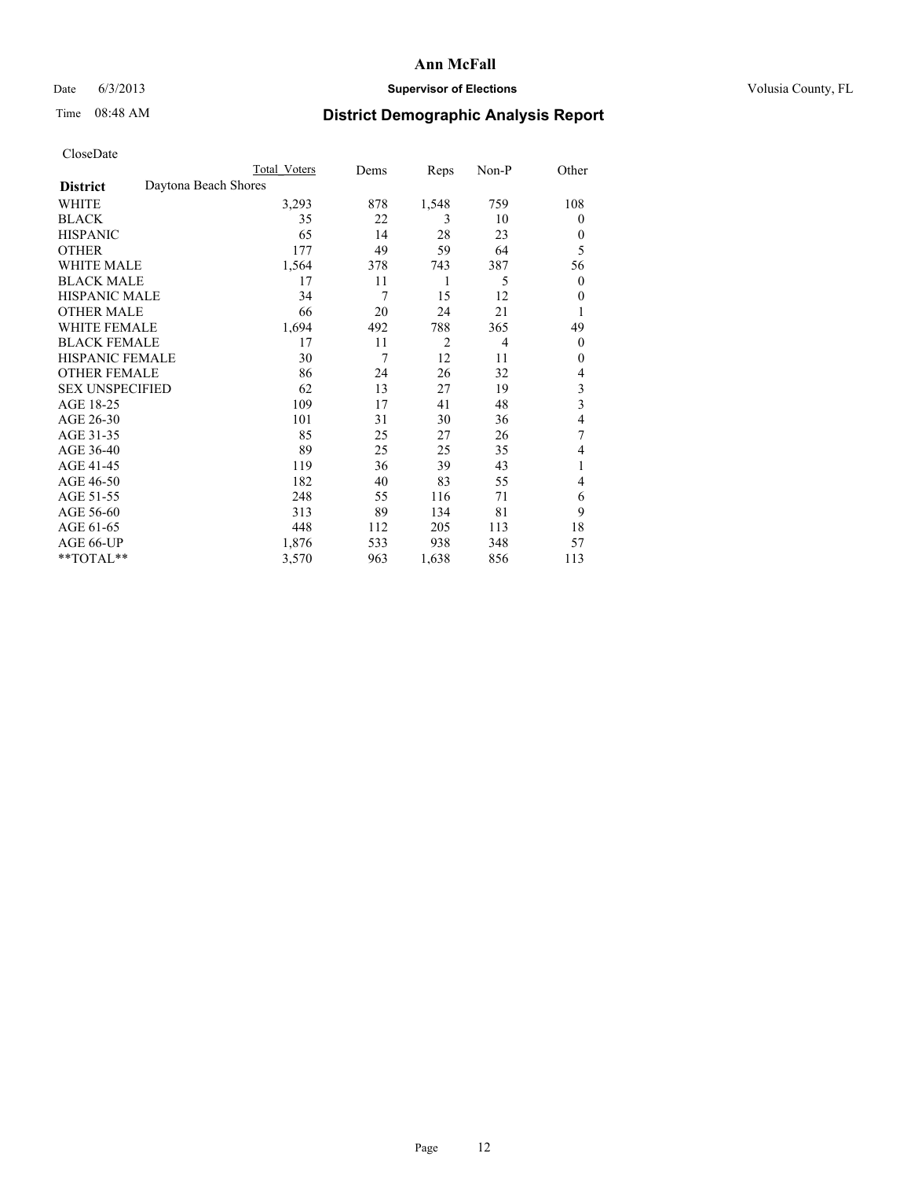**Ann McFall**

Date 6/3/2013 **Supervisor of Elections** Volusia County, FL

Time 08:48 AM **District Demographic Analysis Report**

CloseDate

| | Total Voters | Dems | Reps | Non-P | Other |
|---|---|---|---|---|---|
| **District** Daytona Beach Shores | | | | | |
| WHITE | 3,293 | 878 | 1,548 | 759 | 108 |
| BLACK | 35 | 22 | 3 | 10 | 0 |
| HISPANIC | 65 | 14 | 28 | 23 | 0 |
| OTHER | 177 | 49 | 59 | 64 | 5 |
| WHITE MALE | 1,564 | 378 | 743 | 387 | 56 |
| BLACK MALE | 17 | 11 | 1 | 5 | 0 |
| HISPANIC MALE | 34 | 7 | 15 | 12 | 0 |
| OTHER MALE | 66 | 20 | 24 | 21 | 1 |
| WHITE FEMALE | 1,694 | 492 | 788 | 365 | 49 |
| BLACK FEMALE | 17 | 11 | 2 | 4 | 0 |
| HISPANIC FEMALE | 30 | 7 | 12 | 11 | 0 |
| OTHER FEMALE | 86 | 24 | 26 | 32 | 4 |
| SEX UNSPECIFIED | 62 | 13 | 27 | 19 | 3 |
| AGE 18-25 | 109 | 17 | 41 | 48 | 3 |
| AGE 26-30 | 101 | 31 | 30 | 36 | 4 |
| AGE 31-35 | 85 | 25 | 27 | 26 | 7 |
| AGE 36-40 | 89 | 25 | 25 | 35 | 4 |
| AGE 41-45 | 119 | 36 | 39 | 43 | 1 |
| AGE 46-50 | 182 | 40 | 83 | 55 | 4 |
| AGE 51-55 | 248 | 55 | 116 | 71 | 6 |
| AGE 56-60 | 313 | 89 | 134 | 81 | 9 |
| AGE 61-65 | 448 | 112 | 205 | 113 | 18 |
| AGE 66-UP | 1,876 | 533 | 938 | 348 | 57 |
| **TOTAL** | 3,570 | 963 | 1,638 | 856 | 113 |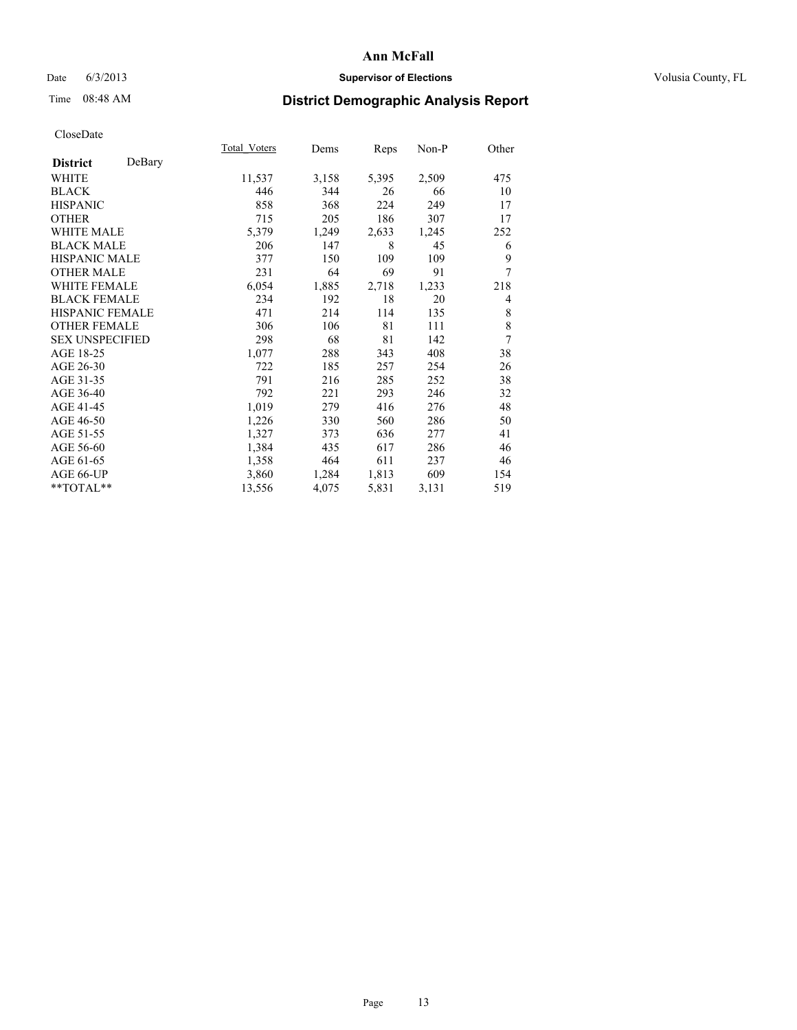# Ann McFall

Date 6/3/2013 **Supervisor of Elections** Volusia County, FL

Time 08:48 AM **District Demographic Analysis Report**

CloseDate

| **District** DeBary | Total_Voters | Dems | Reps | Non-P | Other |
|---|---|---|---|---|---|
| WHITE | 11,537 | 3,158 | 5,395 | 2,509 | 475 |
| BLACK | 446 | 344 | 26 | 66 | 10 |
| HISPANIC | 858 | 368 | 224 | 249 | 17 |
| OTHER | 715 | 205 | 186 | 307 | 17 |
| WHITE MALE | 5,379 | 1,249 | 2,633 | 1,245 | 252 |
| BLACK MALE | 206 | 147 | 8 | 45 | 6 |
| HISPANIC MALE | 377 | 150 | 109 | 109 | 9 |
| OTHER MALE | 231 | 64 | 69 | 91 | 7 |
| WHITE FEMALE | 6,054 | 1,885 | 2,718 | 1,233 | 218 |
| BLACK FEMALE | 234 | 192 | 18 | 20 | 4 |
| HISPANIC FEMALE | 471 | 214 | 114 | 135 | 8 |
| OTHER FEMALE | 306 | 106 | 81 | 111 | 8 |
| SEX UNSPECIFIED | 298 | 68 | 81 | 142 | 7 |
| AGE 18-25 | 1,077 | 288 | 343 | 408 | 38 |
| AGE 26-30 | 722 | 185 | 257 | 254 | 26 |
| AGE 31-35 | 791 | 216 | 285 | 252 | 38 |
| AGE 36-40 | 792 | 221 | 293 | 246 | 32 |
| AGE 41-45 | 1,019 | 279 | 416 | 276 | 48 |
| AGE 46-50 | 1,226 | 330 | 560 | 286 | 50 |
| AGE 51-55 | 1,327 | 373 | 636 | 277 | 41 |
| AGE 56-60 | 1,384 | 435 | 617 | 286 | 46 |
| AGE 61-65 | 1,358 | 464 | 611 | 237 | 46 |
| AGE 66-UP | 3,860 | 1,284 | 1,813 | 609 | 154 |
| **TOTAL** | 13,556 | 4,075 | 5,831 | 3,131 | 519 |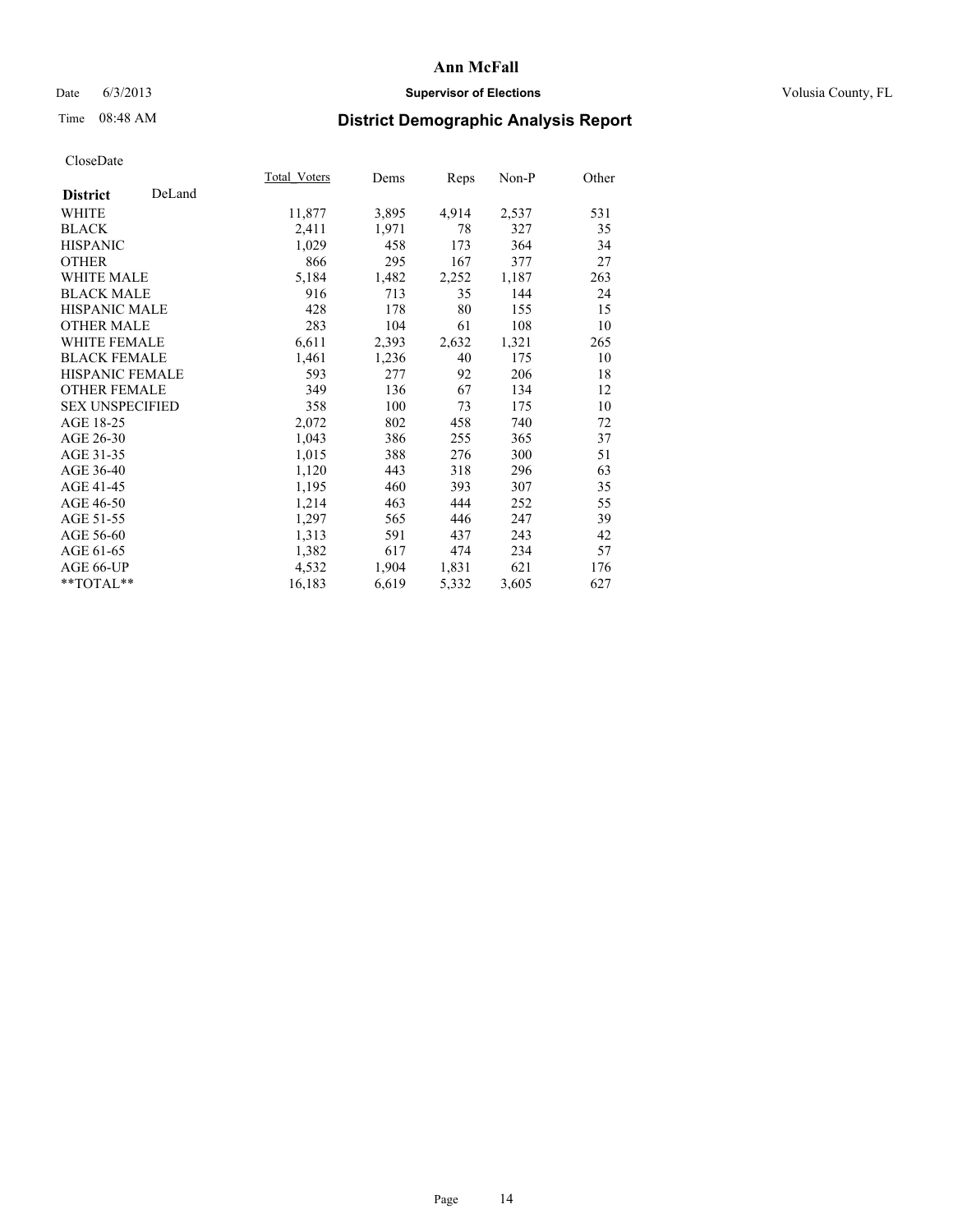# Ann McFall

Date 6/3/2013 **Supervisor of Elections** Volusia County, FL

Time 08:48 AM **District Demographic Analysis Report**

CloseDate

| **District** DeLand | Total_Voters | Dems | Reps | Non-P | Other |
|---|---|---|---|---|---|
| WHITE | 11,877 | 3,895 | 4,914 | 2,537 | 531 |
| BLACK | 2,411 | 1,971 | 78 | 327 | 35 |
| HISPANIC | 1,029 | 458 | 173 | 364 | 34 |
| OTHER | 866 | 295 | 167 | 377 | 27 |
| WHITE MALE | 5,184 | 1,482 | 2,252 | 1,187 | 263 |
| BLACK MALE | 916 | 713 | 35 | 144 | 24 |
| HISPANIC MALE | 428 | 178 | 80 | 155 | 15 |
| OTHER MALE | 283 | 104 | 61 | 108 | 10 |
| WHITE FEMALE | 6,611 | 2,393 | 2,632 | 1,321 | 265 |
| BLACK FEMALE | 1,461 | 1,236 | 40 | 175 | 10 |
| HISPANIC FEMALE | 593 | 277 | 92 | 206 | 18 |
| OTHER FEMALE | 349 | 136 | 67 | 134 | 12 |
| SEX UNSPECIFIED | 358 | 100 | 73 | 175 | 10 |
| AGE 18-25 | 2,072 | 802 | 458 | 740 | 72 |
| AGE 26-30 | 1,043 | 386 | 255 | 365 | 37 |
| AGE 31-35 | 1,015 | 388 | 276 | 300 | 51 |
| AGE 36-40 | 1,120 | 443 | 318 | 296 | 63 |
| AGE 41-45 | 1,195 | 460 | 393 | 307 | 35 |
| AGE 46-50 | 1,214 | 463 | 444 | 252 | 55 |
| AGE 51-55 | 1,297 | 565 | 446 | 247 | 39 |
| AGE 56-60 | 1,313 | 591 | 437 | 243 | 42 |
| AGE 61-65 | 1,382 | 617 | 474 | 234 | 57 |
| AGE 66-UP | 4,532 | 1,904 | 1,831 | 621 | 176 |
| **TOTAL** | 16,183 | 6,619 | 5,332 | 3,605 | 627 |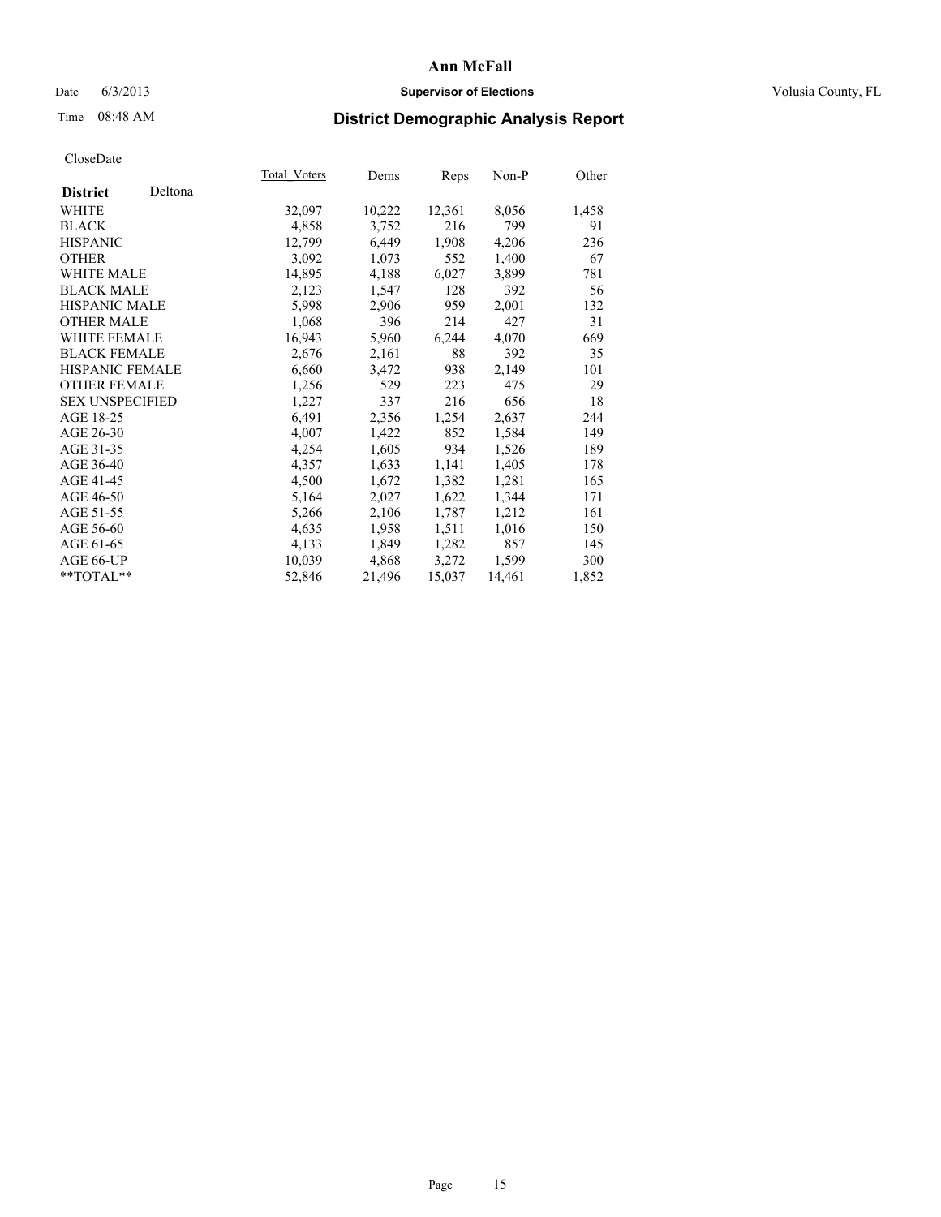# Ann McFall

Date 6/3/2013 **Supervisor of Elections** Volusia County, FL

Time 08:48 AM

## District Demographic Analysis Report

CloseDate

| **District** Deltona | Total_Voters | Dems | Reps | Non-P | Other |
|---|---|---|---|---|---|
| WHITE | 32,097 | 10,222 | 12,361 | 8,056 | 1,458 |
| BLACK | 4,858 | 3,752 | 216 | 799 | 91 |
| HISPANIC | 12,799 | 6,449 | 1,908 | 4,206 | 236 |
| OTHER | 3,092 | 1,073 | 552 | 1,400 | 67 |
| WHITE MALE | 14,895 | 4,188 | 6,027 | 3,899 | 781 |
| BLACK MALE | 2,123 | 1,547 | 128 | 392 | 56 |
| HISPANIC MALE | 5,998 | 2,906 | 959 | 2,001 | 132 |
| OTHER MALE | 1,068 | 396 | 214 | 427 | 31 |
| WHITE FEMALE | 16,943 | 5,960 | 6,244 | 4,070 | 669 |
| BLACK FEMALE | 2,676 | 2,161 | 88 | 392 | 35 |
| HISPANIC FEMALE | 6,660 | 3,472 | 938 | 2,149 | 101 |
| OTHER FEMALE | 1,256 | 529 | 223 | 475 | 29 |
| SEX UNSPECIFIED | 1,227 | 337 | 216 | 656 | 18 |
| AGE 18-25 | 6,491 | 2,356 | 1,254 | 2,637 | 244 |
| AGE 26-30 | 4,007 | 1,422 | 852 | 1,584 | 149 |
| AGE 31-35 | 4,254 | 1,605 | 934 | 1,526 | 189 |
| AGE 36-40 | 4,357 | 1,633 | 1,141 | 1,405 | 178 |
| AGE 41-45 | 4,500 | 1,672 | 1,382 | 1,281 | 165 |
| AGE 46-50 | 5,164 | 2,027 | 1,622 | 1,344 | 171 |
| AGE 51-55 | 5,266 | 2,106 | 1,787 | 1,212 | 161 |
| AGE 56-60 | 4,635 | 1,958 | 1,511 | 1,016 | 150 |
| AGE 61-65 | 4,133 | 1,849 | 1,282 | 857 | 145 |
| AGE 66-UP | 10,039 | 4,868 | 3,272 | 1,599 | 300 |
| **TOTAL** | 52,846 | 21,496 | 15,037 | 14,461 | 1,852 |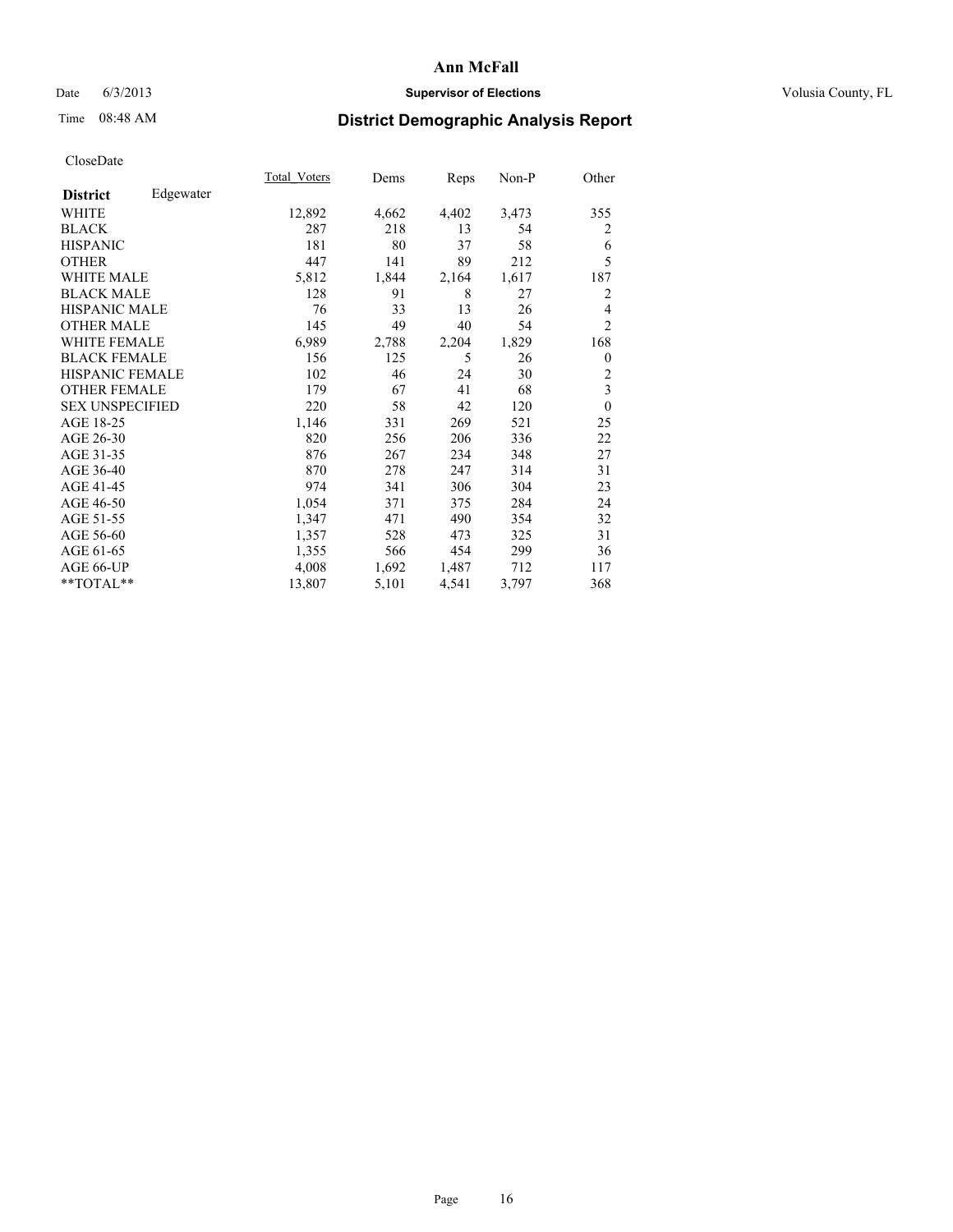# Ann McFall

Date 6/3/2013 **Supervisor of Elections** Volusia County, FL

Time 08:48 AM **District Demographic Analysis Report**

CloseDate

| **District** Edgewater | Total_Voters | Dems | Reps | Non-P | Other |
|---|---|---|---|---|---|
| WHITE | 12,892 | 4,662 | 4,402 | 3,473 | 355 |
| BLACK | 287 | 218 | 13 | 54 | 2 |
| HISPANIC | 181 | 80 | 37 | 58 | 6 |
| OTHER | 447 | 141 | 89 | 212 | 5 |
| WHITE MALE | 5,812 | 1,844 | 2,164 | 1,617 | 187 |
| BLACK MALE | 128 | 91 | 8 | 27 | 2 |
| HISPANIC MALE | 76 | 33 | 13 | 26 | 4 |
| OTHER MALE | 145 | 49 | 40 | 54 | 2 |
| WHITE FEMALE | 6,989 | 2,788 | 2,204 | 1,829 | 168 |
| BLACK FEMALE | 156 | 125 | 5 | 26 | 0 |
| HISPANIC FEMALE | 102 | 46 | 24 | 30 | 2 |
| OTHER FEMALE | 179 | 67 | 41 | 68 | 3 |
| SEX UNSPECIFIED | 220 | 58 | 42 | 120 | 0 |
| AGE 18-25 | 1,146 | 331 | 269 | 521 | 25 |
| AGE 26-30 | 820 | 256 | 206 | 336 | 22 |
| AGE 31-35 | 876 | 267 | 234 | 348 | 27 |
| AGE 36-40 | 870 | 278 | 247 | 314 | 31 |
| AGE 41-45 | 974 | 341 | 306 | 304 | 23 |
| AGE 46-50 | 1,054 | 371 | 375 | 284 | 24 |
| AGE 51-55 | 1,347 | 471 | 490 | 354 | 32 |
| AGE 56-60 | 1,357 | 528 | 473 | 325 | 31 |
| AGE 61-65 | 1,355 | 566 | 454 | 299 | 36 |
| AGE 66-UP | 4,008 | 1,692 | 1,487 | 712 | 117 |
| **TOTAL** | 13,807 | 5,101 | 4,541 | 3,797 | 368 |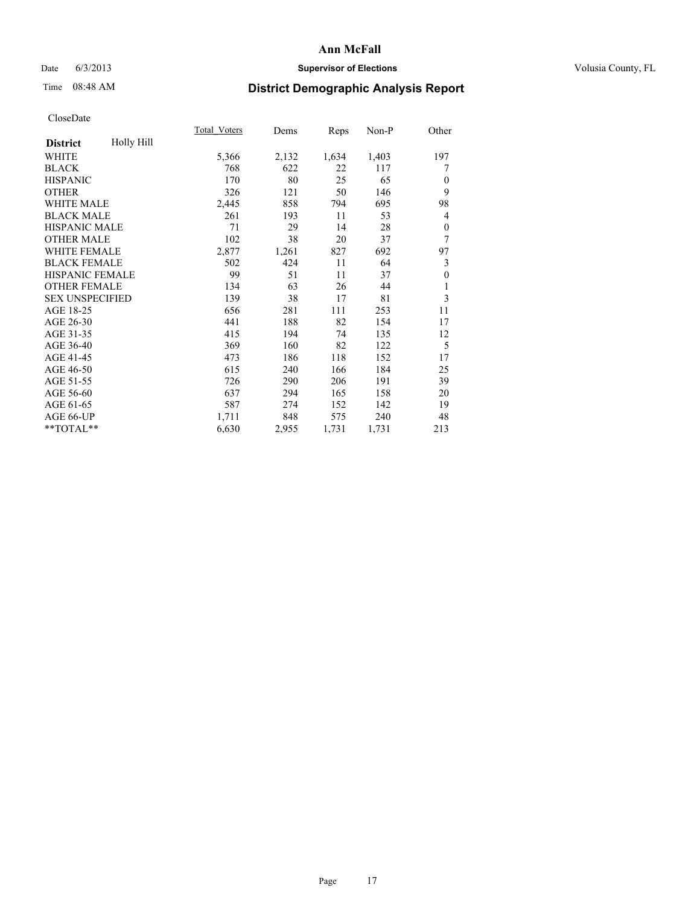# Ann McFall

Date 6/3/2013 **Supervisor of Elections** Volusia County, FL

Time 08:48 AM **District Demographic Analysis Report**

CloseDate

| **District** Holly Hill | Total_Voters | Dems | Reps | Non-P | Other |
|---|---|---|---|---|---|
| WHITE | 5,366 | 2,132 | 1,634 | 1,403 | 197 |
| BLACK | 768 | 622 | 22 | 117 | 7 |
| HISPANIC | 170 | 80 | 25 | 65 | 0 |
| OTHER | 326 | 121 | 50 | 146 | 9 |
| WHITE MALE | 2,445 | 858 | 794 | 695 | 98 |
| BLACK MALE | 261 | 193 | 11 | 53 | 4 |
| HISPANIC MALE | 71 | 29 | 14 | 28 | 0 |
| OTHER MALE | 102 | 38 | 20 | 37 | 7 |
| WHITE FEMALE | 2,877 | 1,261 | 827 | 692 | 97 |
| BLACK FEMALE | 502 | 424 | 11 | 64 | 3 |
| HISPANIC FEMALE | 99 | 51 | 11 | 37 | 0 |
| OTHER FEMALE | 134 | 63 | 26 | 44 | 1 |
| SEX UNSPECIFIED | 139 | 38 | 17 | 81 | 3 |
| AGE 18-25 | 656 | 281 | 111 | 253 | 11 |
| AGE 26-30 | 441 | 188 | 82 | 154 | 17 |
| AGE 31-35 | 415 | 194 | 74 | 135 | 12 |
| AGE 36-40 | 369 | 160 | 82 | 122 | 5 |
| AGE 41-45 | 473 | 186 | 118 | 152 | 17 |
| AGE 46-50 | 615 | 240 | 166 | 184 | 25 |
| AGE 51-55 | 726 | 290 | 206 | 191 | 39 |
| AGE 56-60 | 637 | 294 | 165 | 158 | 20 |
| AGE 61-65 | 587 | 274 | 152 | 142 | 19 |
| AGE 66-UP | 1,711 | 848 | 575 | 240 | 48 |
| **TOTAL** | 6,630 | 2,955 | 1,731 | 1,731 | 213 |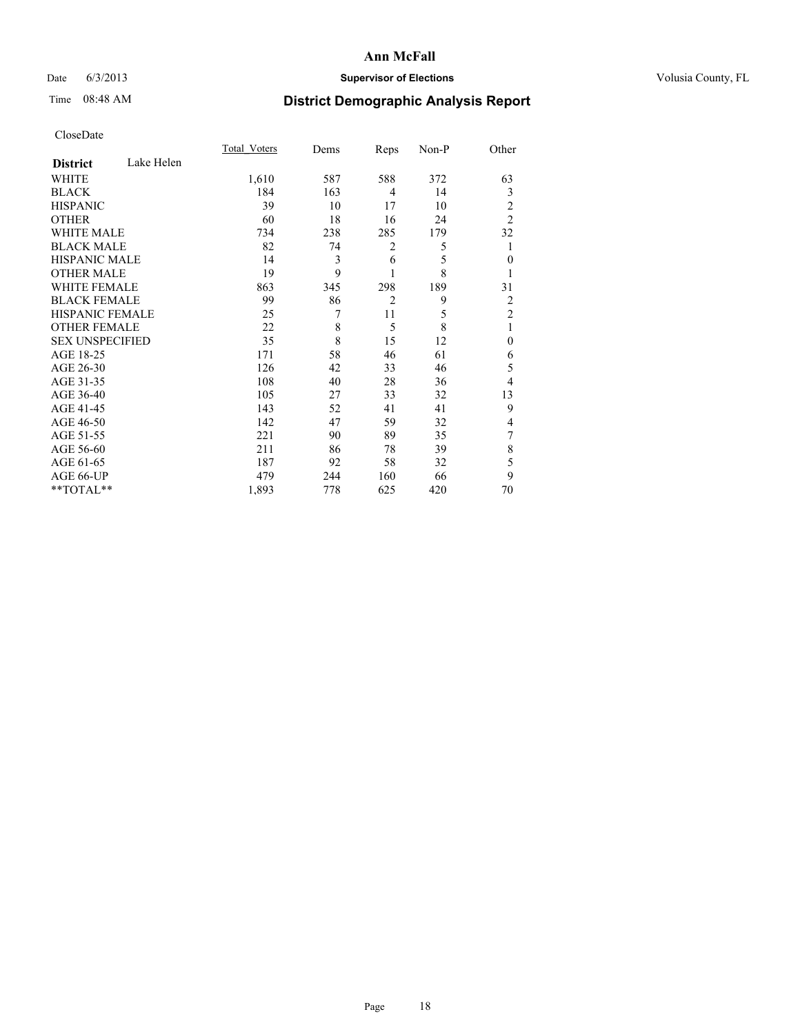**Ann McFall**

Date 6/3/2013 **Supervisor of Elections** Volusia County, FL

Time 08:48 AM

## District Demographic Analysis Report

CloseDate

| **District** Lake Helen | Total_Voters | Dems | Reps | Non-P | Other |
|---|---|---|---|---|---|
| WHITE | 1,610 | 587 | 588 | 372 | 63 |
| BLACK | 184 | 163 | 4 | 14 | 3 |
| HISPANIC | 39 | 10 | 17 | 10 | 2 |
| OTHER | 60 | 18 | 16 | 24 | 2 |
| WHITE MALE | 734 | 238 | 285 | 179 | 32 |
| BLACK MALE | 82 | 74 | 2 | 5 | 1 |
| HISPANIC MALE | 14 | 3 | 6 | 5 | 0 |
| OTHER MALE | 19 | 9 | 1 | 8 | 1 |
| WHITE FEMALE | 863 | 345 | 298 | 189 | 31 |
| BLACK FEMALE | 99 | 86 | 2 | 9 | 2 |
| HISPANIC FEMALE | 25 | 7 | 11 | 5 | 2 |
| OTHER FEMALE | 22 | 8 | 5 | 8 | 1 |
| SEX UNSPECIFIED | 35 | 8 | 15 | 12 | 0 |
| AGE 18-25 | 171 | 58 | 46 | 61 | 6 |
| AGE 26-30 | 126 | 42 | 33 | 46 | 5 |
| AGE 31-35 | 108 | 40 | 28 | 36 | 4 |
| AGE 36-40 | 105 | 27 | 33 | 32 | 13 |
| AGE 41-45 | 143 | 52 | 41 | 41 | 9 |
| AGE 46-50 | 142 | 47 | 59 | 32 | 4 |
| AGE 51-55 | 221 | 90 | 89 | 35 | 7 |
| AGE 56-60 | 211 | 86 | 78 | 39 | 8 |
| AGE 61-65 | 187 | 92 | 58 | 32 | 5 |
| AGE 66-UP | 479 | 244 | 160 | 66 | 9 |
| **TOTAL** | 1,893 | 778 | 625 | 420 | 70 |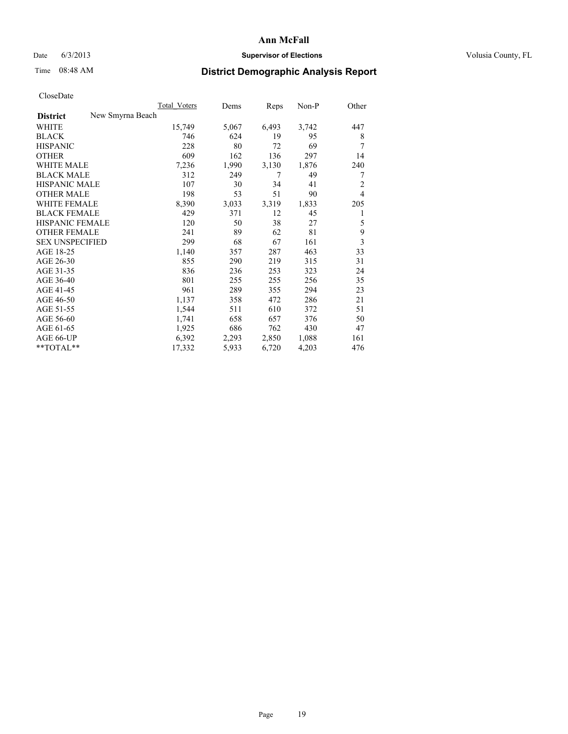# Ann McFall

Date 6/3/2013 **Supervisor of Elections** Volusia County, FL

Time 08:48 AM **District Demographic Analysis Report**

CloseDate

| | Total_Voters | Dems | Reps | Non-P | Other |
|---|---|---|---|---|---|
| **District** New Smyrna Beach | | | | | |
| WHITE | 15,749 | 5,067 | 6,493 | 3,742 | 447 |
| BLACK | 746 | 624 | 19 | 95 | 8 |
| HISPANIC | 228 | 80 | 72 | 69 | 7 |
| OTHER | 609 | 162 | 136 | 297 | 14 |
| WHITE MALE | 7,236 | 1,990 | 3,130 | 1,876 | 240 |
| BLACK MALE | 312 | 249 | 7 | 49 | 7 |
| HISPANIC MALE | 107 | 30 | 34 | 41 | 2 |
| OTHER MALE | 198 | 53 | 51 | 90 | 4 |
| WHITE FEMALE | 8,390 | 3,033 | 3,319 | 1,833 | 205 |
| BLACK FEMALE | 429 | 371 | 12 | 45 | 1 |
| HISPANIC FEMALE | 120 | 50 | 38 | 27 | 5 |
| OTHER FEMALE | 241 | 89 | 62 | 81 | 9 |
| SEX UNSPECIFIED | 299 | 68 | 67 | 161 | 3 |
| AGE 18-25 | 1,140 | 357 | 287 | 463 | 33 |
| AGE 26-30 | 855 | 290 | 219 | 315 | 31 |
| AGE 31-35 | 836 | 236 | 253 | 323 | 24 |
| AGE 36-40 | 801 | 255 | 255 | 256 | 35 |
| AGE 41-45 | 961 | 289 | 355 | 294 | 23 |
| AGE 46-50 | 1,137 | 358 | 472 | 286 | 21 |
| AGE 51-55 | 1,544 | 511 | 610 | 372 | 51 |
| AGE 56-60 | 1,741 | 658 | 657 | 376 | 50 |
| AGE 61-65 | 1,925 | 686 | 762 | 430 | 47 |
| AGE 66-UP | 6,392 | 2,293 | 2,850 | 1,088 | 161 |
| **TOTAL** | 17,332 | 5,933 | 6,720 | 4,203 | 476 |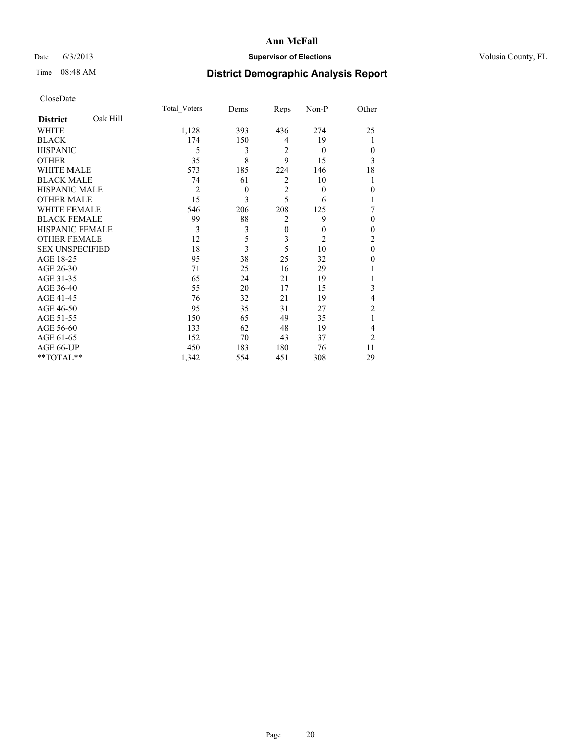**Ann McFall**

Date 6/3/2013 **Supervisor of Elections** Volusia County, FL

Time 08:48 AM

## District Demographic Analysis Report

CloseDate

| | Total_Voters | Dems | Reps | Non-P | Other |
|---|---|---|---|---|---|
| **District** Oak Hill | | | | | |
| WHITE | 1,128 | 393 | 436 | 274 | 25 |
| BLACK | 174 | 150 | 4 | 19 | 1 |
| HISPANIC | 5 | 3 | 2 | 0 | 0 |
| OTHER | 35 | 8 | 9 | 15 | 3 |
| WHITE MALE | 573 | 185 | 224 | 146 | 18 |
| BLACK MALE | 74 | 61 | 2 | 10 | 1 |
| HISPANIC MALE | 2 | 0 | 2 | 0 | 0 |
| OTHER MALE | 15 | 3 | 5 | 6 | 1 |
| WHITE FEMALE | 546 | 206 | 208 | 125 | 7 |
| BLACK FEMALE | 99 | 88 | 2 | 9 | 0 |
| HISPANIC FEMALE | 3 | 3 | 0 | 0 | 0 |
| OTHER FEMALE | 12 | 5 | 3 | 2 | 2 |
| SEX UNSPECIFIED | 18 | 3 | 5 | 10 | 0 |
| AGE 18-25 | 95 | 38 | 25 | 32 | 0 |
| AGE 26-30 | 71 | 25 | 16 | 29 | 1 |
| AGE 31-35 | 65 | 24 | 21 | 19 | 1 |
| AGE 36-40 | 55 | 20 | 17 | 15 | 3 |
| AGE 41-45 | 76 | 32 | 21 | 19 | 4 |
| AGE 46-50 | 95 | 35 | 31 | 27 | 2 |
| AGE 51-55 | 150 | 65 | 49 | 35 | 1 |
| AGE 56-60 | 133 | 62 | 48 | 19 | 4 |
| AGE 61-65 | 152 | 70 | 43 | 37 | 2 |
| AGE 66-UP | 450 | 183 | 180 | 76 | 11 |
| **TOTAL** | 1,342 | 554 | 451 | 308 | 29 |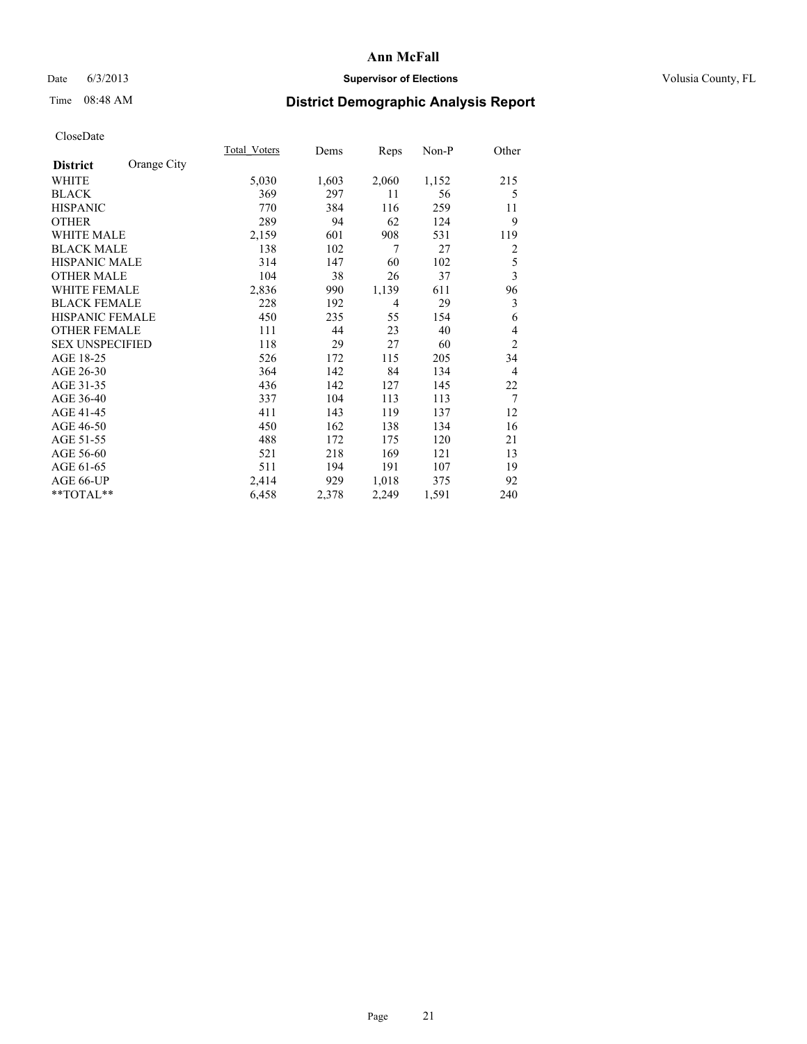**Ann McFall**

Date 6/3/2013 **Supervisor of Elections** Volusia County, FL

Time 08:48 AM **District Demographic Analysis Report**

CloseDate

| **District** Orange City | Total_Voters | Dems | Reps | Non-P | Other |
|---|---|---|---|---|---|
| WHITE | 5,030 | 1,603 | 2,060 | 1,152 | 215 |
| BLACK | 369 | 297 | 11 | 56 | 5 |
| HISPANIC | 770 | 384 | 116 | 259 | 11 |
| OTHER | 289 | 94 | 62 | 124 | 9 |
| WHITE MALE | 2,159 | 601 | 908 | 531 | 119 |
| BLACK MALE | 138 | 102 | 7 | 27 | 2 |
| HISPANIC MALE | 314 | 147 | 60 | 102 | 5 |
| OTHER MALE | 104 | 38 | 26 | 37 | 3 |
| WHITE FEMALE | 2,836 | 990 | 1,139 | 611 | 96 |
| BLACK FEMALE | 228 | 192 | 4 | 29 | 3 |
| HISPANIC FEMALE | 450 | 235 | 55 | 154 | 6 |
| OTHER FEMALE | 111 | 44 | 23 | 40 | 4 |
| SEX UNSPECIFIED | 118 | 29 | 27 | 60 | 2 |
| AGE 18-25 | 526 | 172 | 115 | 205 | 34 |
| AGE 26-30 | 364 | 142 | 84 | 134 | 4 |
| AGE 31-35 | 436 | 142 | 127 | 145 | 22 |
| AGE 36-40 | 337 | 104 | 113 | 113 | 7 |
| AGE 41-45 | 411 | 143 | 119 | 137 | 12 |
| AGE 46-50 | 450 | 162 | 138 | 134 | 16 |
| AGE 51-55 | 488 | 172 | 175 | 120 | 21 |
| AGE 56-60 | 521 | 218 | 169 | 121 | 13 |
| AGE 61-65 | 511 | 194 | 191 | 107 | 19 |
| AGE 66-UP | 2,414 | 929 | 1,018 | 375 | 92 |
| **TOTAL** | 6,458 | 2,378 | 2,249 | 1,591 | 240 |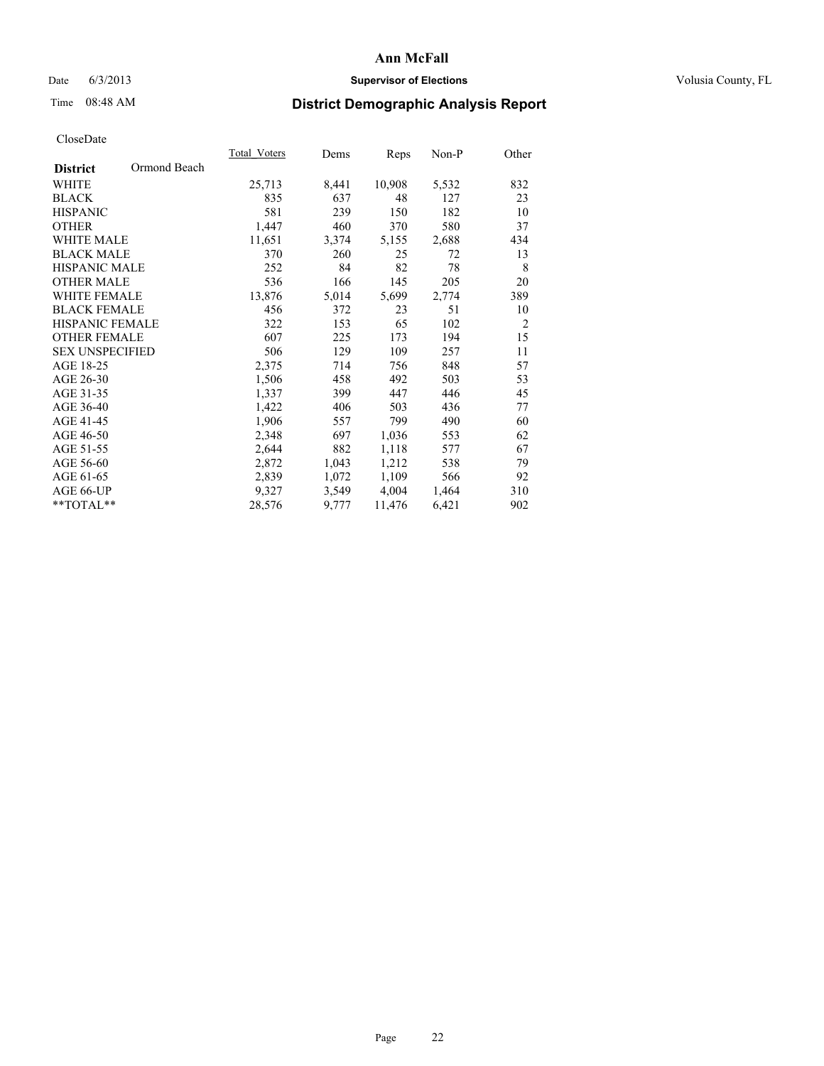# Ann McFall

Date 6/3/2013 **Supervisor of Elections** Volusia County, FL

Time 08:48 AM **District Demographic Analysis Report**

CloseDate

| **District** Ormond Beach | Total_Voters | Dems | Reps | Non-P | Other |
|---|---|---|---|---|---|
| WHITE | 25,713 | 8,441 | 10,908 | 5,532 | 832 |
| BLACK | 835 | 637 | 48 | 127 | 23 |
| HISPANIC | 581 | 239 | 150 | 182 | 10 |
| OTHER | 1,447 | 460 | 370 | 580 | 37 |
| WHITE MALE | 11,651 | 3,374 | 5,155 | 2,688 | 434 |
| BLACK MALE | 370 | 260 | 25 | 72 | 13 |
| HISPANIC MALE | 252 | 84 | 82 | 78 | 8 |
| OTHER MALE | 536 | 166 | 145 | 205 | 20 |
| WHITE FEMALE | 13,876 | 5,014 | 5,699 | 2,774 | 389 |
| BLACK FEMALE | 456 | 372 | 23 | 51 | 10 |
| HISPANIC FEMALE | 322 | 153 | 65 | 102 | 2 |
| OTHER FEMALE | 607 | 225 | 173 | 194 | 15 |
| SEX UNSPECIFIED | 506 | 129 | 109 | 257 | 11 |
| AGE 18-25 | 2,375 | 714 | 756 | 848 | 57 |
| AGE 26-30 | 1,506 | 458 | 492 | 503 | 53 |
| AGE 31-35 | 1,337 | 399 | 447 | 446 | 45 |
| AGE 36-40 | 1,422 | 406 | 503 | 436 | 77 |
| AGE 41-45 | 1,906 | 557 | 799 | 490 | 60 |
| AGE 46-50 | 2,348 | 697 | 1,036 | 553 | 62 |
| AGE 51-55 | 2,644 | 882 | 1,118 | 577 | 67 |
| AGE 56-60 | 2,872 | 1,043 | 1,212 | 538 | 79 |
| AGE 61-65 | 2,839 | 1,072 | 1,109 | 566 | 92 |
| AGE 66-UP | 9,327 | 3,549 | 4,004 | 1,464 | 310 |
| **TOTAL** | 28,576 | 9,777 | 11,476 | 6,421 | 902 |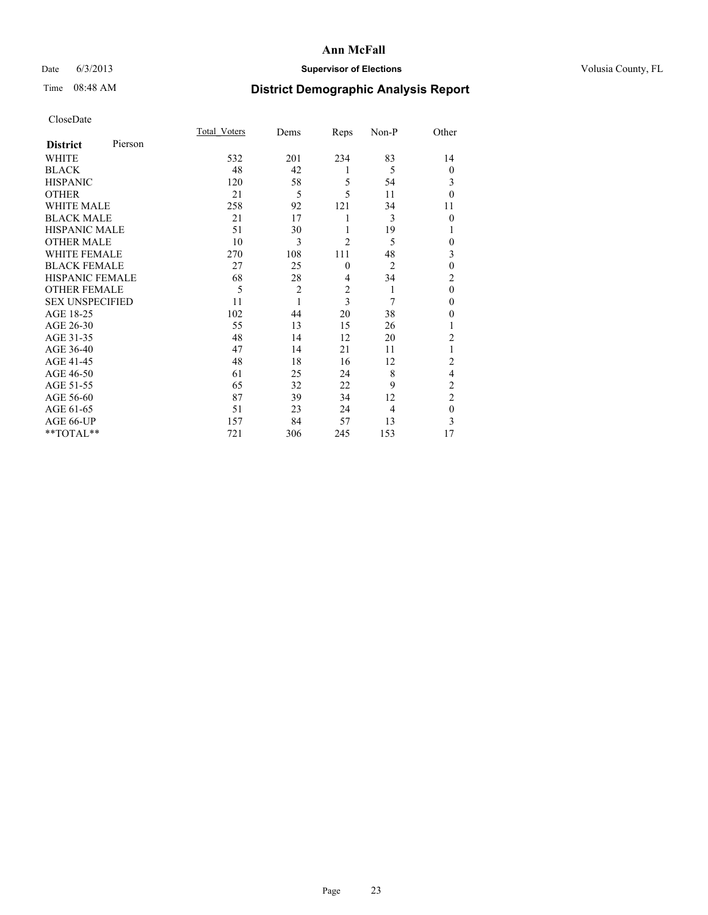# Ann McFall

Date 6/3/2013 **Supervisor of Elections** Volusia County, FL

Time 08:48 AM

## District Demographic Analysis Report

CloseDate

| **District** Pierson | Total_Voters | Dems | Reps | Non-P | Other |
|---|---|---|---|---|---|
| WHITE | 532 | 201 | 234 | 83 | 14 |
| BLACK | 48 | 42 | 1 | 5 | 0 |
| HISPANIC | 120 | 58 | 5 | 54 | 3 |
| OTHER | 21 | 5 | 5 | 11 | 0 |
| WHITE MALE | 258 | 92 | 121 | 34 | 11 |
| BLACK MALE | 21 | 17 | 1 | 3 | 0 |
| HISPANIC MALE | 51 | 30 | 1 | 19 | 1 |
| OTHER MALE | 10 | 3 | 2 | 5 | 0 |
| WHITE FEMALE | 270 | 108 | 111 | 48 | 3 |
| BLACK FEMALE | 27 | 25 | 0 | 2 | 0 |
| HISPANIC FEMALE | 68 | 28 | 4 | 34 | 2 |
| OTHER FEMALE | 5 | 2 | 2 | 1 | 0 |
| SEX UNSPECIFIED | 11 | 1 | 3 | 7 | 0 |
| AGE 18-25 | 102 | 44 | 20 | 38 | 0 |
| AGE 26-30 | 55 | 13 | 15 | 26 | 1 |
| AGE 31-35 | 48 | 14 | 12 | 20 | 2 |
| AGE 36-40 | 47 | 14 | 21 | 11 | 1 |
| AGE 41-45 | 48 | 18 | 16 | 12 | 2 |
| AGE 46-50 | 61 | 25 | 24 | 8 | 4 |
| AGE 51-55 | 65 | 32 | 22 | 9 | 2 |
| AGE 56-60 | 87 | 39 | 34 | 12 | 2 |
| AGE 61-65 | 51 | 23 | 24 | 4 | 0 |
| AGE 66-UP | 157 | 84 | 57 | 13 | 3 |
| **TOTAL** | 721 | 306 | 245 | 153 | 17 |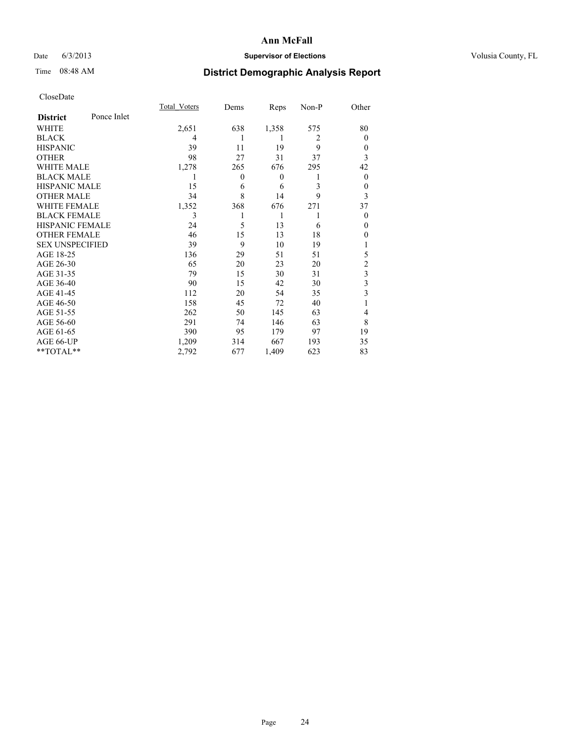# Ann McFall

Date 6/3/2013 **Supervisor of Elections** Volusia County, FL

Time 08:48 AM **District Demographic Analysis Report**

CloseDate

| **District** Ponce Inlet | Total_Voters | Dems | Reps | Non-P | Other |
|---|---|---|---|---|---|
| WHITE | 2,651 | 638 | 1,358 | 575 | 80 |
| BLACK | 4 | 1 | 1 | 2 | 0 |
| HISPANIC | 39 | 11 | 19 | 9 | 0 |
| OTHER | 98 | 27 | 31 | 37 | 3 |
| WHITE MALE | 1,278 | 265 | 676 | 295 | 42 |
| BLACK MALE | 1 | 0 | 0 | 1 | 0 |
| HISPANIC MALE | 15 | 6 | 6 | 3 | 0 |
| OTHER MALE | 34 | 8 | 14 | 9 | 3 |
| WHITE FEMALE | 1,352 | 368 | 676 | 271 | 37 |
| BLACK FEMALE | 3 | 1 | 1 | 1 | 0 |
| HISPANIC FEMALE | 24 | 5 | 13 | 6 | 0 |
| OTHER FEMALE | 46 | 15 | 13 | 18 | 0 |
| SEX UNSPECIFIED | 39 | 9 | 10 | 19 | 1 |
| AGE 18-25 | 136 | 29 | 51 | 51 | 5 |
| AGE 26-30 | 65 | 20 | 23 | 20 | 2 |
| AGE 31-35 | 79 | 15 | 30 | 31 | 3 |
| AGE 36-40 | 90 | 15 | 42 | 30 | 3 |
| AGE 41-45 | 112 | 20 | 54 | 35 | 3 |
| AGE 46-50 | 158 | 45 | 72 | 40 | 1 |
| AGE 51-55 | 262 | 50 | 145 | 63 | 4 |
| AGE 56-60 | 291 | 74 | 146 | 63 | 8 |
| AGE 61-65 | 390 | 95 | 179 | 97 | 19 |
| AGE 66-UP | 1,209 | 314 | 667 | 193 | 35 |
| **TOTAL** | 2,792 | 677 | 1,409 | 623 | 83 |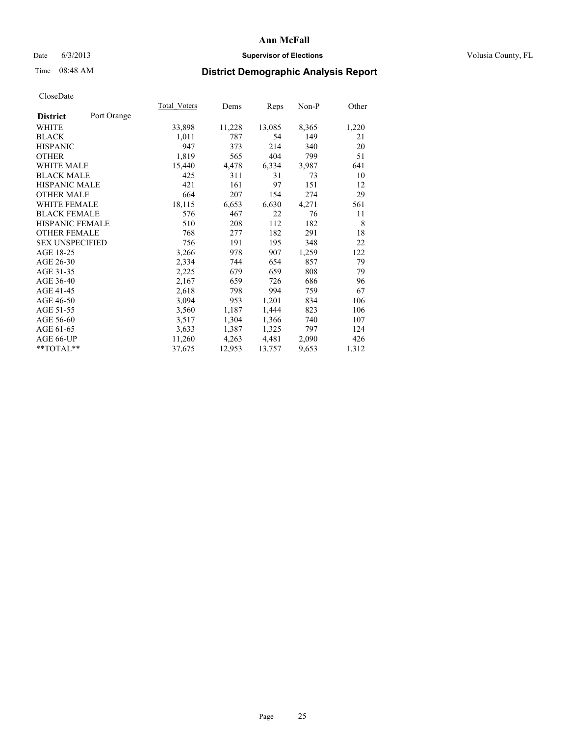# Ann McFall

Date 6/3/2013 **Supervisor of Elections** Volusia County, FL

Time 08:48 AM **District Demographic Analysis Report**

CloseDate

| **District** Port Orange | Total_Voters | Dems | Reps | Non-P | Other |
|---|---|---|---|---|---|
| WHITE | 33,898 | 11,228 | 13,085 | 8,365 | 1,220 |
| BLACK | 1,011 | 787 | 54 | 149 | 21 |
| HISPANIC | 947 | 373 | 214 | 340 | 20 |
| OTHER | 1,819 | 565 | 404 | 799 | 51 |
| WHITE MALE | 15,440 | 4,478 | 6,334 | 3,987 | 641 |
| BLACK MALE | 425 | 311 | 31 | 73 | 10 |
| HISPANIC MALE | 421 | 161 | 97 | 151 | 12 |
| OTHER MALE | 664 | 207 | 154 | 274 | 29 |
| WHITE FEMALE | 18,115 | 6,653 | 6,630 | 4,271 | 561 |
| BLACK FEMALE | 576 | 467 | 22 | 76 | 11 |
| HISPANIC FEMALE | 510 | 208 | 112 | 182 | 8 |
| OTHER FEMALE | 768 | 277 | 182 | 291 | 18 |
| SEX UNSPECIFIED | 756 | 191 | 195 | 348 | 22 |
| AGE 18-25 | 3,266 | 978 | 907 | 1,259 | 122 |
| AGE 26-30 | 2,334 | 744 | 654 | 857 | 79 |
| AGE 31-35 | 2,225 | 679 | 659 | 808 | 79 |
| AGE 36-40 | 2,167 | 659 | 726 | 686 | 96 |
| AGE 41-45 | 2,618 | 798 | 994 | 759 | 67 |
| AGE 46-50 | 3,094 | 953 | 1,201 | 834 | 106 |
| AGE 51-55 | 3,560 | 1,187 | 1,444 | 823 | 106 |
| AGE 56-60 | 3,517 | 1,304 | 1,366 | 740 | 107 |
| AGE 61-65 | 3,633 | 1,387 | 1,325 | 797 | 124 |
| AGE 66-UP | 11,260 | 4,263 | 4,481 | 2,090 | 426 |
| **TOTAL** | 37,675 | 12,953 | 13,757 | 9,653 | 1,312 |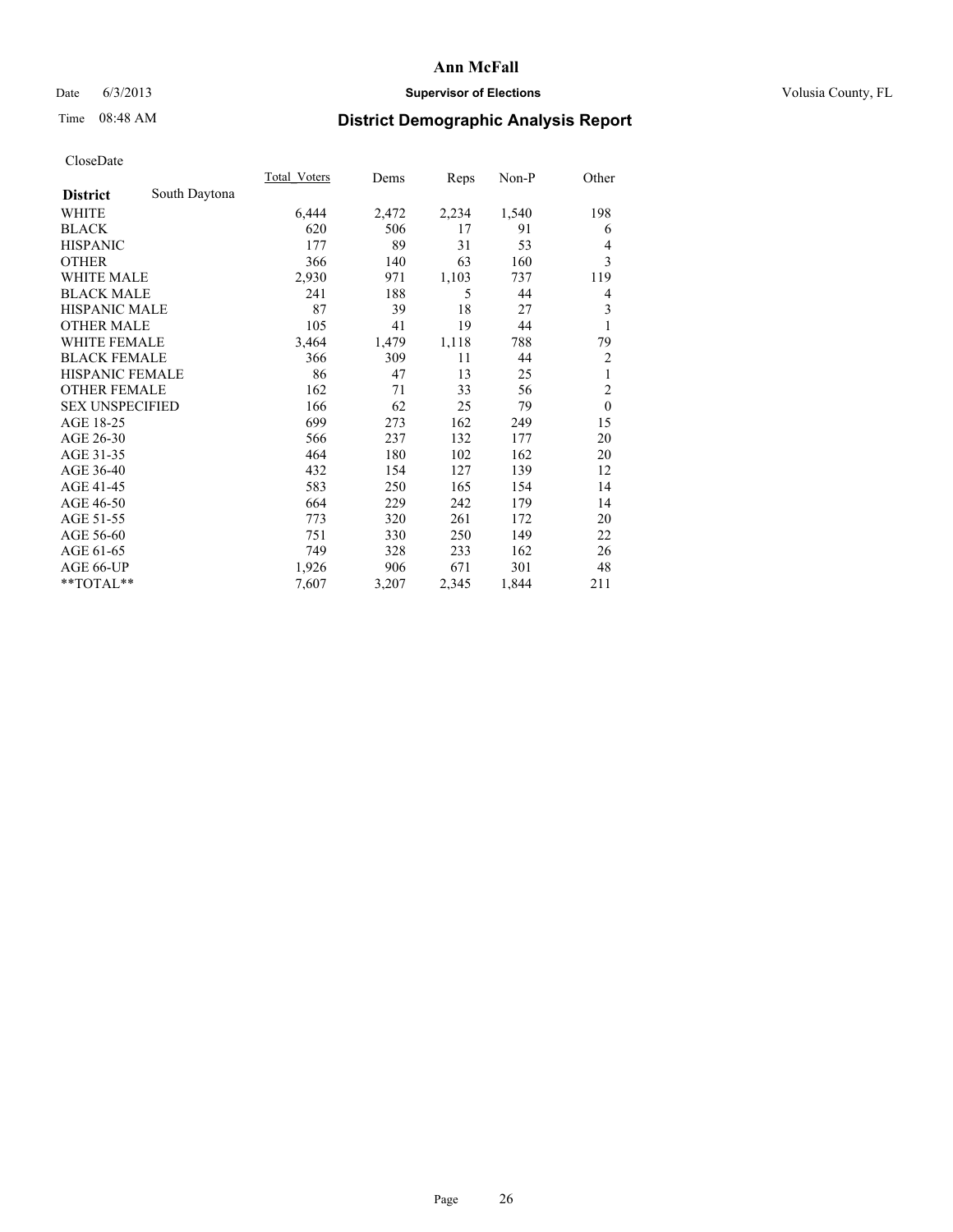**Ann McFall**

Date 6/3/2013 **Supervisor of Elections** Volusia County, FL

Time 08:48 AM **District Demographic Analysis Report**

CloseDate

| **District** South Daytona | Total_Voters | Dems | Reps | Non-P | Other |
|---|---|---|---|---|---|
| WHITE | 6,444 | 2,472 | 2,234 | 1,540 | 198 |
| BLACK | 620 | 506 | 17 | 91 | 6 |
| HISPANIC | 177 | 89 | 31 | 53 | 4 |
| OTHER | 366 | 140 | 63 | 160 | 3 |
| WHITE MALE | 2,930 | 971 | 1,103 | 737 | 119 |
| BLACK MALE | 241 | 188 | 5 | 44 | 4 |
| HISPANIC MALE | 87 | 39 | 18 | 27 | 3 |
| OTHER MALE | 105 | 41 | 19 | 44 | 1 |
| WHITE FEMALE | 3,464 | 1,479 | 1,118 | 788 | 79 |
| BLACK FEMALE | 366 | 309 | 11 | 44 | 2 |
| HISPANIC FEMALE | 86 | 47 | 13 | 25 | 1 |
| OTHER FEMALE | 162 | 71 | 33 | 56 | 2 |
| SEX UNSPECIFIED | 166 | 62 | 25 | 79 | 0 |
| AGE 18-25 | 699 | 273 | 162 | 249 | 15 |
| AGE 26-30 | 566 | 237 | 132 | 177 | 20 |
| AGE 31-35 | 464 | 180 | 102 | 162 | 20 |
| AGE 36-40 | 432 | 154 | 127 | 139 | 12 |
| AGE 41-45 | 583 | 250 | 165 | 154 | 14 |
| AGE 46-50 | 664 | 229 | 242 | 179 | 14 |
| AGE 51-55 | 773 | 320 | 261 | 172 | 20 |
| AGE 56-60 | 751 | 330 | 250 | 149 | 22 |
| AGE 61-65 | 749 | 328 | 233 | 162 | 26 |
| AGE 66-UP | 1,926 | 906 | 671 | 301 | 48 |
| **TOTAL** | 7,607 | 3,207 | 2,345 | 1,844 | 211 |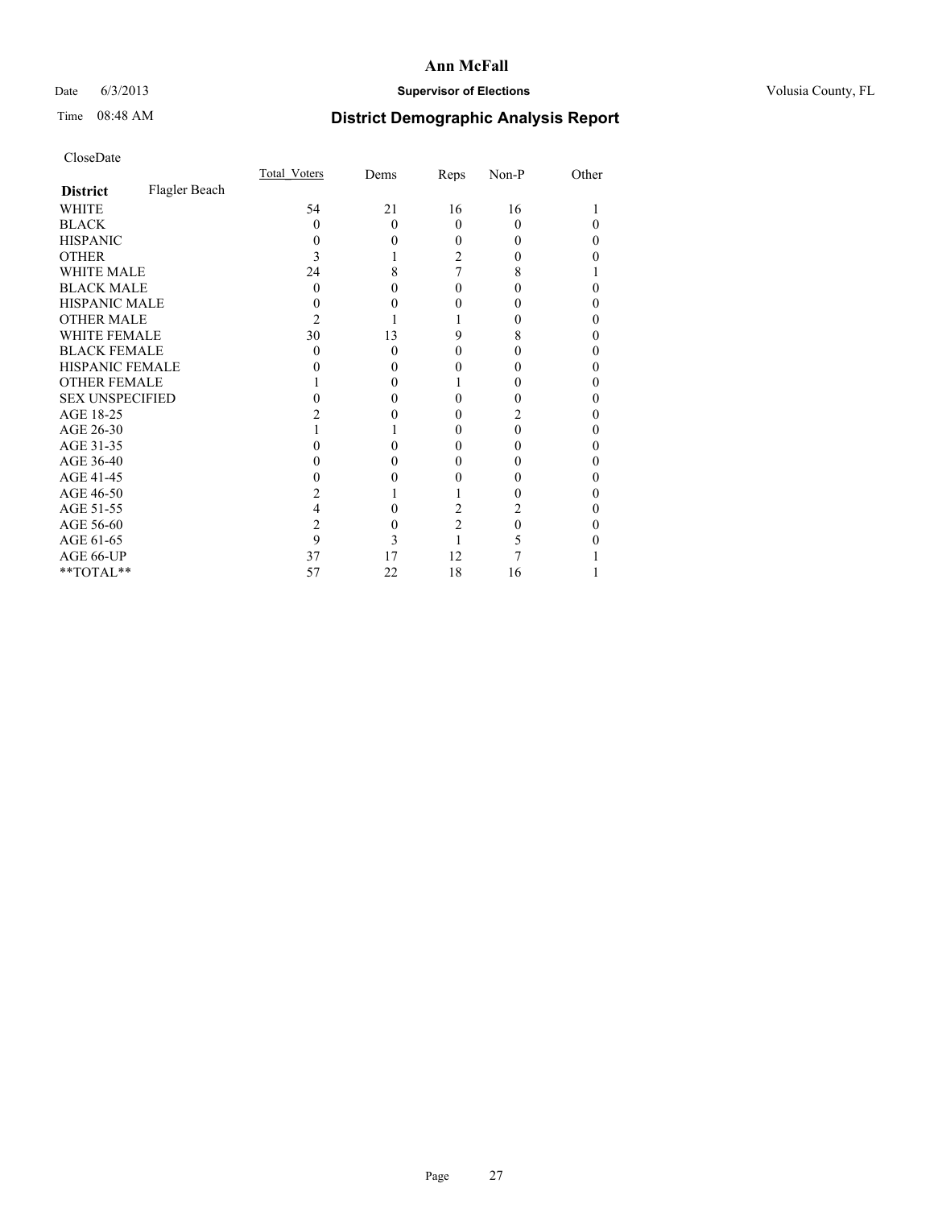# Ann McFall

Date 6/3/2013 **Supervisor of Elections** Volusia County, FL

Time 08:48 AM **District Demographic Analysis Report**

CloseDate

| **District** Flagler Beach | Total_Voters | Dems | Reps | Non-P | Other |
|---|---|---|---|---|---|
| WHITE | 54 | 21 | 16 | 16 | 1 |
| BLACK | 0 | 0 | 0 | 0 | 0 |
| HISPANIC | 0 | 0 | 0 | 0 | 0 |
| OTHER | 3 | 1 | 2 | 0 | 0 |
| WHITE MALE | 24 | 8 | 7 | 8 | 1 |
| BLACK MALE | 0 | 0 | 0 | 0 | 0 |
| HISPANIC MALE | 0 | 0 | 0 | 0 | 0 |
| OTHER MALE | 2 | 1 | 1 | 0 | 0 |
| WHITE FEMALE | 30 | 13 | 9 | 8 | 0 |
| BLACK FEMALE | 0 | 0 | 0 | 0 | 0 |
| HISPANIC FEMALE | 0 | 0 | 0 | 0 | 0 |
| OTHER FEMALE | 1 | 0 | 1 | 0 | 0 |
| SEX UNSPECIFIED | 0 | 0 | 0 | 0 | 0 |
| AGE 18-25 | 2 | 0 | 0 | 2 | 0 |
| AGE 26-30 | 1 | 1 | 0 | 0 | 0 |
| AGE 31-35 | 0 | 0 | 0 | 0 | 0 |
| AGE 36-40 | 0 | 0 | 0 | 0 | 0 |
| AGE 41-45 | 0 | 0 | 0 | 0 | 0 |
| AGE 46-50 | 2 | 1 | 1 | 0 | 0 |
| AGE 51-55 | 4 | 0 | 2 | 2 | 0 |
| AGE 56-60 | 2 | 0 | 2 | 0 | 0 |
| AGE 61-65 | 9 | 3 | 1 | 5 | 0 |
| AGE 66-UP | 37 | 17 | 12 | 7 | 1 |
| **TOTAL** | 57 | 22 | 18 | 16 | 1 |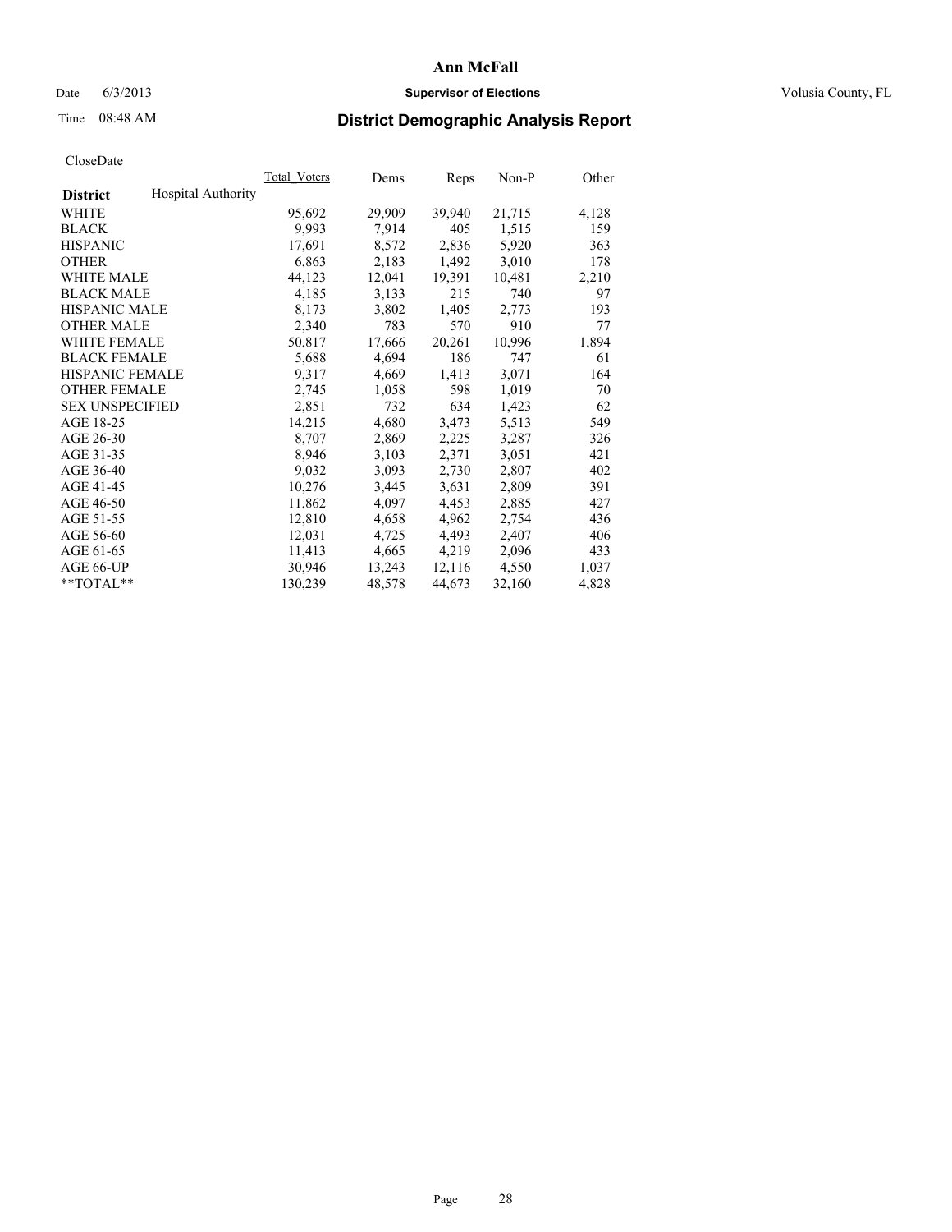# Ann McFall

Date 6/3/2013 **Supervisor of Elections** Volusia County, FL

Time 08:48 AM **District Demographic Analysis Report**

CloseDate

| | Total_Voters | Dems | Reps | Non-P | Other |
|---|---|---|---|---|---|
| **District** Hospital Authority | | | | | |
| WHITE | 95,692 | 29,909 | 39,940 | 21,715 | 4,128 |
| BLACK | 9,993 | 7,914 | 405 | 1,515 | 159 |
| HISPANIC | 17,691 | 8,572 | 2,836 | 5,920 | 363 |
| OTHER | 6,863 | 2,183 | 1,492 | 3,010 | 178 |
| WHITE MALE | 44,123 | 12,041 | 19,391 | 10,481 | 2,210 |
| BLACK MALE | 4,185 | 3,133 | 215 | 740 | 97 |
| HISPANIC MALE | 8,173 | 3,802 | 1,405 | 2,773 | 193 |
| OTHER MALE | 2,340 | 783 | 570 | 910 | 77 |
| WHITE FEMALE | 50,817 | 17,666 | 20,261 | 10,996 | 1,894 |
| BLACK FEMALE | 5,688 | 4,694 | 186 | 747 | 61 |
| HISPANIC FEMALE | 9,317 | 4,669 | 1,413 | 3,071 | 164 |
| OTHER FEMALE | 2,745 | 1,058 | 598 | 1,019 | 70 |
| SEX UNSPECIFIED | 2,851 | 732 | 634 | 1,423 | 62 |
| AGE 18-25 | 14,215 | 4,680 | 3,473 | 5,513 | 549 |
| AGE 26-30 | 8,707 | 2,869 | 2,225 | 3,287 | 326 |
| AGE 31-35 | 8,946 | 3,103 | 2,371 | 3,051 | 421 |
| AGE 36-40 | 9,032 | 3,093 | 2,730 | 2,807 | 402 |
| AGE 41-45 | 10,276 | 3,445 | 3,631 | 2,809 | 391 |
| AGE 46-50 | 11,862 | 4,097 | 4,453 | 2,885 | 427 |
| AGE 51-55 | 12,810 | 4,658 | 4,962 | 2,754 | 436 |
| AGE 56-60 | 12,031 | 4,725 | 4,493 | 2,407 | 406 |
| AGE 61-65 | 11,413 | 4,665 | 4,219 | 2,096 | 433 |
| AGE 66-UP | 30,946 | 13,243 | 12,116 | 4,550 | 1,037 |
| **TOTAL** | 130,239 | 48,578 | 44,673 | 32,160 | 4,828 |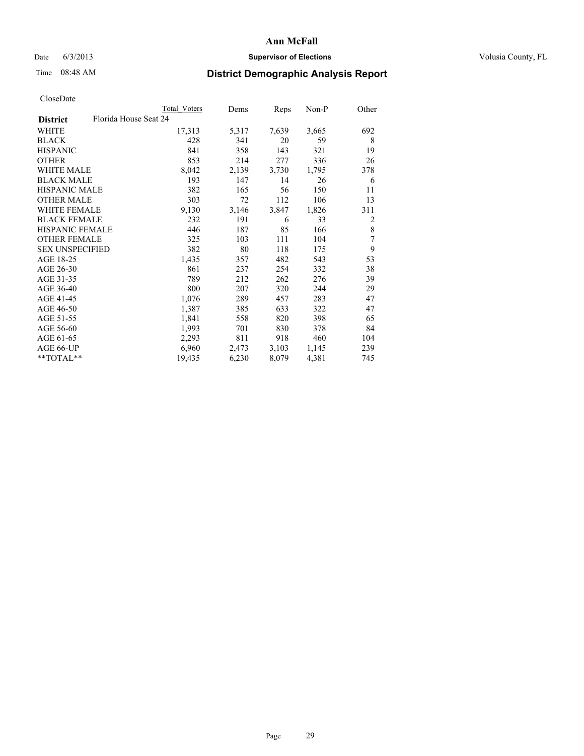# Ann McFall

Date 6/3/2013 **Supervisor of Elections** Volusia County, FL

Time 08:48 AM **District Demographic Analysis Report**

CloseDate

| **District** Florida House Seat 24 | Total Voters | Dems | Reps | Non-P | Other |
|---|---|---|---|---|---|
| WHITE | 17,313 | 5,317 | 7,639 | 3,665 | 692 |
| BLACK | 428 | 341 | 20 | 59 | 8 |
| HISPANIC | 841 | 358 | 143 | 321 | 19 |
| OTHER | 853 | 214 | 277 | 336 | 26 |
| WHITE MALE | 8,042 | 2,139 | 3,730 | 1,795 | 378 |
| BLACK MALE | 193 | 147 | 14 | 26 | 6 |
| HISPANIC MALE | 382 | 165 | 56 | 150 | 11 |
| OTHER MALE | 303 | 72 | 112 | 106 | 13 |
| WHITE FEMALE | 9,130 | 3,146 | 3,847 | 1,826 | 311 |
| BLACK FEMALE | 232 | 191 | 6 | 33 | 2 |
| HISPANIC FEMALE | 446 | 187 | 85 | 166 | 8 |
| OTHER FEMALE | 325 | 103 | 111 | 104 | 7 |
| SEX UNSPECIFIED | 382 | 80 | 118 | 175 | 9 |
| AGE 18-25 | 1,435 | 357 | 482 | 543 | 53 |
| AGE 26-30 | 861 | 237 | 254 | 332 | 38 |
| AGE 31-35 | 789 | 212 | 262 | 276 | 39 |
| AGE 36-40 | 800 | 207 | 320 | 244 | 29 |
| AGE 41-45 | 1,076 | 289 | 457 | 283 | 47 |
| AGE 46-50 | 1,387 | 385 | 633 | 322 | 47 |
| AGE 51-55 | 1,841 | 558 | 820 | 398 | 65 |
| AGE 56-60 | 1,993 | 701 | 830 | 378 | 84 |
| AGE 61-65 | 2,293 | 811 | 918 | 460 | 104 |
| AGE 66-UP | 6,960 | 2,473 | 3,103 | 1,145 | 239 |
| **TOTAL** | 19,435 | 6,230 | 8,079 | 4,381 | 745 |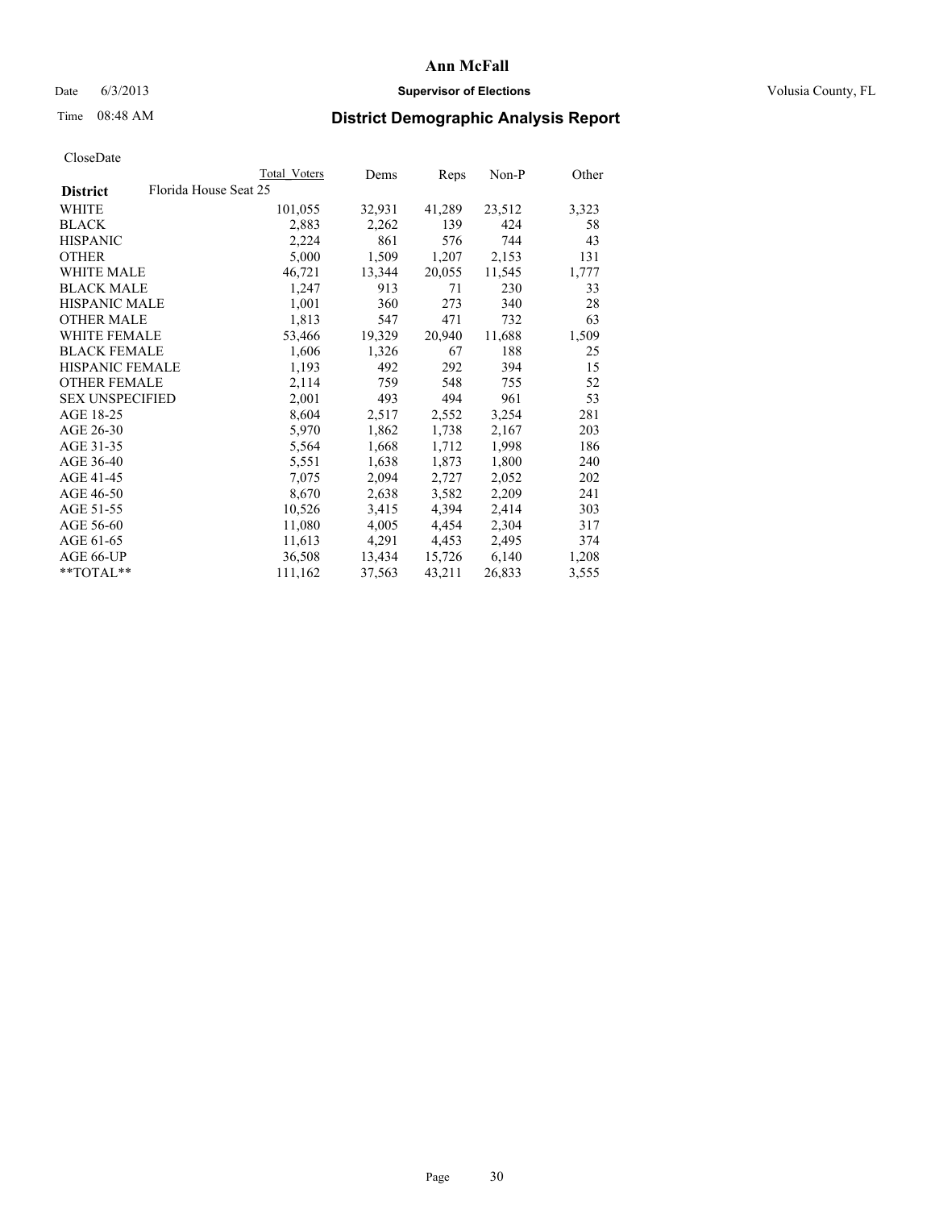# Ann McFall

Date 6/3/2013 **Supervisor of Elections** Volusia County, FL

Time 08:48 AM

## District Demographic Analysis Report

CloseDate

| | Total Voters | Dems | Reps | Non-P | Other |
|---|---|---|---|---|---|
| **District** Florida House Seat 25 | | | | | |
| WHITE | 101,055 | 32,931 | 41,289 | 23,512 | 3,323 |
| BLACK | 2,883 | 2,262 | 139 | 424 | 58 |
| HISPANIC | 2,224 | 861 | 576 | 744 | 43 |
| OTHER | 5,000 | 1,509 | 1,207 | 2,153 | 131 |
| WHITE MALE | 46,721 | 13,344 | 20,055 | 11,545 | 1,777 |
| BLACK MALE | 1,247 | 913 | 71 | 230 | 33 |
| HISPANIC MALE | 1,001 | 360 | 273 | 340 | 28 |
| OTHER MALE | 1,813 | 547 | 471 | 732 | 63 |
| WHITE FEMALE | 53,466 | 19,329 | 20,940 | 11,688 | 1,509 |
| BLACK FEMALE | 1,606 | 1,326 | 67 | 188 | 25 |
| HISPANIC FEMALE | 1,193 | 492 | 292 | 394 | 15 |
| OTHER FEMALE | 2,114 | 759 | 548 | 755 | 52 |
| SEX UNSPECIFIED | 2,001 | 493 | 494 | 961 | 53 |
| AGE 18-25 | 8,604 | 2,517 | 2,552 | 3,254 | 281 |
| AGE 26-30 | 5,970 | 1,862 | 1,738 | 2,167 | 203 |
| AGE 31-35 | 5,564 | 1,668 | 1,712 | 1,998 | 186 |
| AGE 36-40 | 5,551 | 1,638 | 1,873 | 1,800 | 240 |
| AGE 41-45 | 7,075 | 2,094 | 2,727 | 2,052 | 202 |
| AGE 46-50 | 8,670 | 2,638 | 3,582 | 2,209 | 241 |
| AGE 51-55 | 10,526 | 3,415 | 4,394 | 2,414 | 303 |
| AGE 56-60 | 11,080 | 4,005 | 4,454 | 2,304 | 317 |
| AGE 61-65 | 11,613 | 4,291 | 4,453 | 2,495 | 374 |
| AGE 66-UP | 36,508 | 13,434 | 15,726 | 6,140 | 1,208 |
| **TOTAL** | 111,162 | 37,563 | 43,211 | 26,833 | 3,555 |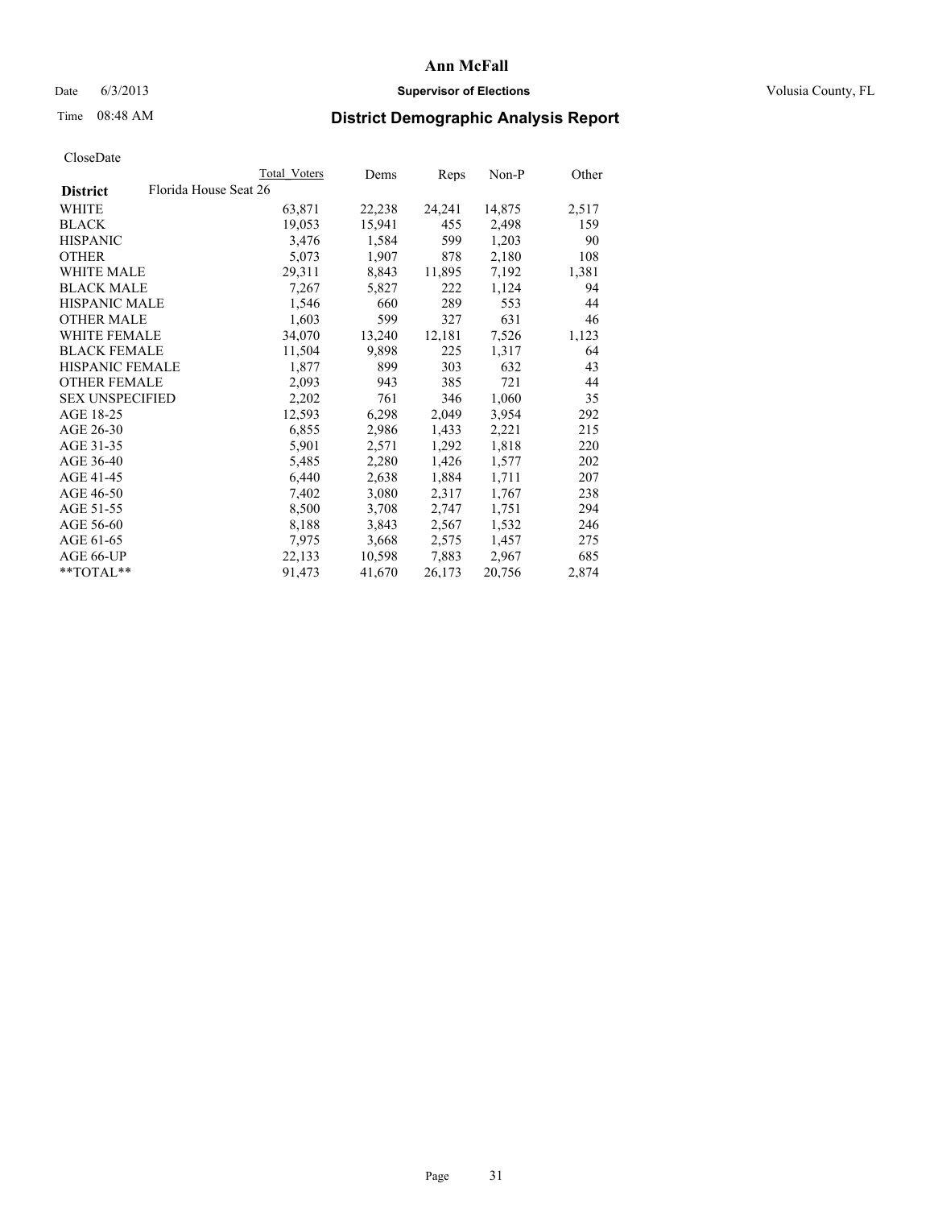# Ann McFall

Date 6/3/2013 **Supervisor of Elections** Volusia County, FL

Time 08:48 AM

## District Demographic Analysis Report

CloseDate

| | Total Voters | Dems | Reps | Non-P | Other |
|---|---|---|---|---|---|
| **District** Florida House Seat 26 | | | | | |
| WHITE | 63,871 | 22,238 | 24,241 | 14,875 | 2,517 |
| BLACK | 19,053 | 15,941 | 455 | 2,498 | 159 |
| HISPANIC | 3,476 | 1,584 | 599 | 1,203 | 90 |
| OTHER | 5,073 | 1,907 | 878 | 2,180 | 108 |
| WHITE MALE | 29,311 | 8,843 | 11,895 | 7,192 | 1,381 |
| BLACK MALE | 7,267 | 5,827 | 222 | 1,124 | 94 |
| HISPANIC MALE | 1,546 | 660 | 289 | 553 | 44 |
| OTHER MALE | 1,603 | 599 | 327 | 631 | 46 |
| WHITE FEMALE | 34,070 | 13,240 | 12,181 | 7,526 | 1,123 |
| BLACK FEMALE | 11,504 | 9,898 | 225 | 1,317 | 64 |
| HISPANIC FEMALE | 1,877 | 899 | 303 | 632 | 43 |
| OTHER FEMALE | 2,093 | 943 | 385 | 721 | 44 |
| SEX UNSPECIFIED | 2,202 | 761 | 346 | 1,060 | 35 |
| AGE 18-25 | 12,593 | 6,298 | 2,049 | 3,954 | 292 |
| AGE 26-30 | 6,855 | 2,986 | 1,433 | 2,221 | 215 |
| AGE 31-35 | 5,901 | 2,571 | 1,292 | 1,818 | 220 |
| AGE 36-40 | 5,485 | 2,280 | 1,426 | 1,577 | 202 |
| AGE 41-45 | 6,440 | 2,638 | 1,884 | 1,711 | 207 |
| AGE 46-50 | 7,402 | 3,080 | 2,317 | 1,767 | 238 |
| AGE 51-55 | 8,500 | 3,708 | 2,747 | 1,751 | 294 |
| AGE 56-60 | 8,188 | 3,843 | 2,567 | 1,532 | 246 |
| AGE 61-65 | 7,975 | 3,668 | 2,575 | 1,457 | 275 |
| AGE 66-UP | 22,133 | 10,598 | 7,883 | 2,967 | 685 |
| **TOTAL** | 91,473 | 41,670 | 26,173 | 20,756 | 2,874 |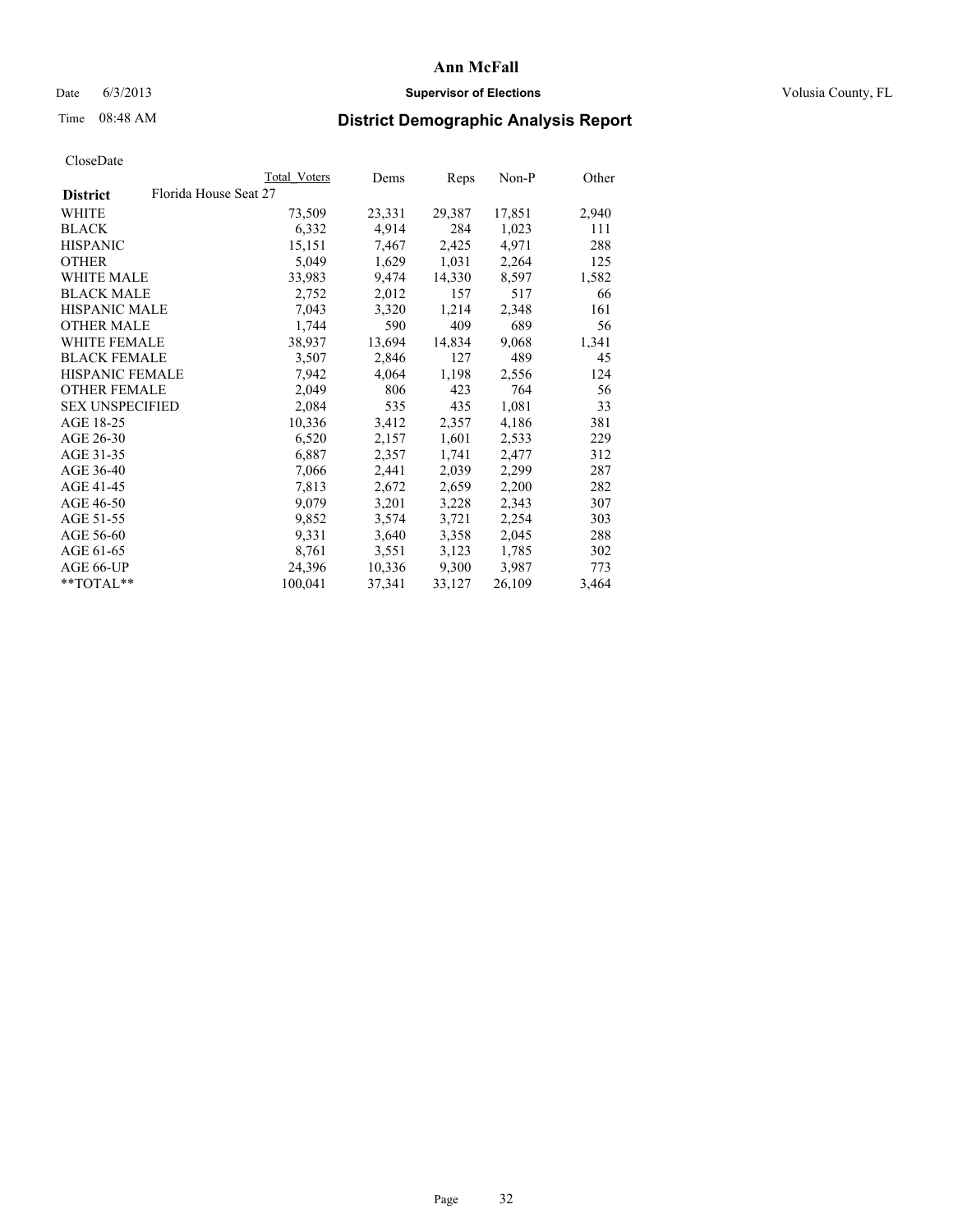# Ann McFall

Date 6/3/2013 **Supervisor of Elections** Volusia County, FL

Time 08:48 AM

## District Demographic Analysis Report

CloseDate

| | Total Voters | Dems | Reps | Non-P | Other |
|---|---|---|---|---|---|
| **District** Florida House Seat 27 | | | | | |
| WHITE | 73,509 | 23,331 | 29,387 | 17,851 | 2,940 |
| BLACK | 6,332 | 4,914 | 284 | 1,023 | 111 |
| HISPANIC | 15,151 | 7,467 | 2,425 | 4,971 | 288 |
| OTHER | 5,049 | 1,629 | 1,031 | 2,264 | 125 |
| WHITE MALE | 33,983 | 9,474 | 14,330 | 8,597 | 1,582 |
| BLACK MALE | 2,752 | 2,012 | 157 | 517 | 66 |
| HISPANIC MALE | 7,043 | 3,320 | 1,214 | 2,348 | 161 |
| OTHER MALE | 1,744 | 590 | 409 | 689 | 56 |
| WHITE FEMALE | 38,937 | 13,694 | 14,834 | 9,068 | 1,341 |
| BLACK FEMALE | 3,507 | 2,846 | 127 | 489 | 45 |
| HISPANIC FEMALE | 7,942 | 4,064 | 1,198 | 2,556 | 124 |
| OTHER FEMALE | 2,049 | 806 | 423 | 764 | 56 |
| SEX UNSPECIFIED | 2,084 | 535 | 435 | 1,081 | 33 |
| AGE 18-25 | 10,336 | 3,412 | 2,357 | 4,186 | 381 |
| AGE 26-30 | 6,520 | 2,157 | 1,601 | 2,533 | 229 |
| AGE 31-35 | 6,887 | 2,357 | 1,741 | 2,477 | 312 |
| AGE 36-40 | 7,066 | 2,441 | 2,039 | 2,299 | 287 |
| AGE 41-45 | 7,813 | 2,672 | 2,659 | 2,200 | 282 |
| AGE 46-50 | 9,079 | 3,201 | 3,228 | 2,343 | 307 |
| AGE 51-55 | 9,852 | 3,574 | 3,721 | 2,254 | 303 |
| AGE 56-60 | 9,331 | 3,640 | 3,358 | 2,045 | 288 |
| AGE 61-65 | 8,761 | 3,551 | 3,123 | 1,785 | 302 |
| AGE 66-UP | 24,396 | 10,336 | 9,300 | 3,987 | 773 |
| **TOTAL** | 100,041 | 37,341 | 33,127 | 26,109 | 3,464 |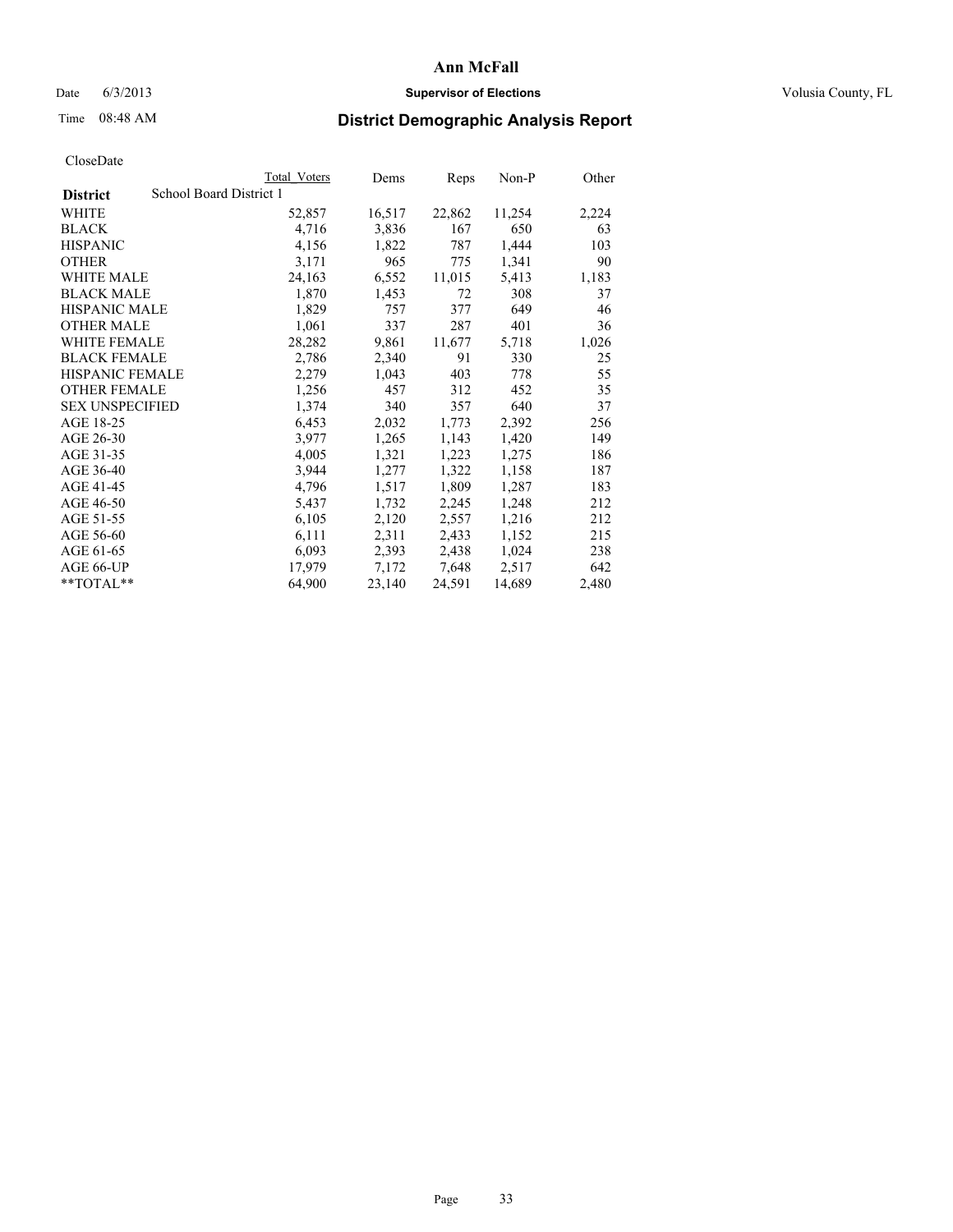# Ann McFall

Date 6/3/2013 **Supervisor of Elections** Volusia County, FL

Time 08:48 AM **District Demographic Analysis Report**

CloseDate

| | Total Voters | Dems | Reps | Non-P | Other |
|---|---|---|---|---|---|
| **District** School Board District 1 | | | | | |
| WHITE | 52,857 | 16,517 | 22,862 | 11,254 | 2,224 |
| BLACK | 4,716 | 3,836 | 167 | 650 | 63 |
| HISPANIC | 4,156 | 1,822 | 787 | 1,444 | 103 |
| OTHER | 3,171 | 965 | 775 | 1,341 | 90 |
| WHITE MALE | 24,163 | 6,552 | 11,015 | 5,413 | 1,183 |
| BLACK MALE | 1,870 | 1,453 | 72 | 308 | 37 |
| HISPANIC MALE | 1,829 | 757 | 377 | 649 | 46 |
| OTHER MALE | 1,061 | 337 | 287 | 401 | 36 |
| WHITE FEMALE | 28,282 | 9,861 | 11,677 | 5,718 | 1,026 |
| BLACK FEMALE | 2,786 | 2,340 | 91 | 330 | 25 |
| HISPANIC FEMALE | 2,279 | 1,043 | 403 | 778 | 55 |
| OTHER FEMALE | 1,256 | 457 | 312 | 452 | 35 |
| SEX UNSPECIFIED | 1,374 | 340 | 357 | 640 | 37 |
| AGE 18-25 | 6,453 | 2,032 | 1,773 | 2,392 | 256 |
| AGE 26-30 | 3,977 | 1,265 | 1,143 | 1,420 | 149 |
| AGE 31-35 | 4,005 | 1,321 | 1,223 | 1,275 | 186 |
| AGE 36-40 | 3,944 | 1,277 | 1,322 | 1,158 | 187 |
| AGE 41-45 | 4,796 | 1,517 | 1,809 | 1,287 | 183 |
| AGE 46-50 | 5,437 | 1,732 | 2,245 | 1,248 | 212 |
| AGE 51-55 | 6,105 | 2,120 | 2,557 | 1,216 | 212 |
| AGE 56-60 | 6,111 | 2,311 | 2,433 | 1,152 | 215 |
| AGE 61-65 | 6,093 | 2,393 | 2,438 | 1,024 | 238 |
| AGE 66-UP | 17,979 | 7,172 | 7,648 | 2,517 | 642 |
| **TOTAL** | 64,900 | 23,140 | 24,591 | 14,689 | 2,480 |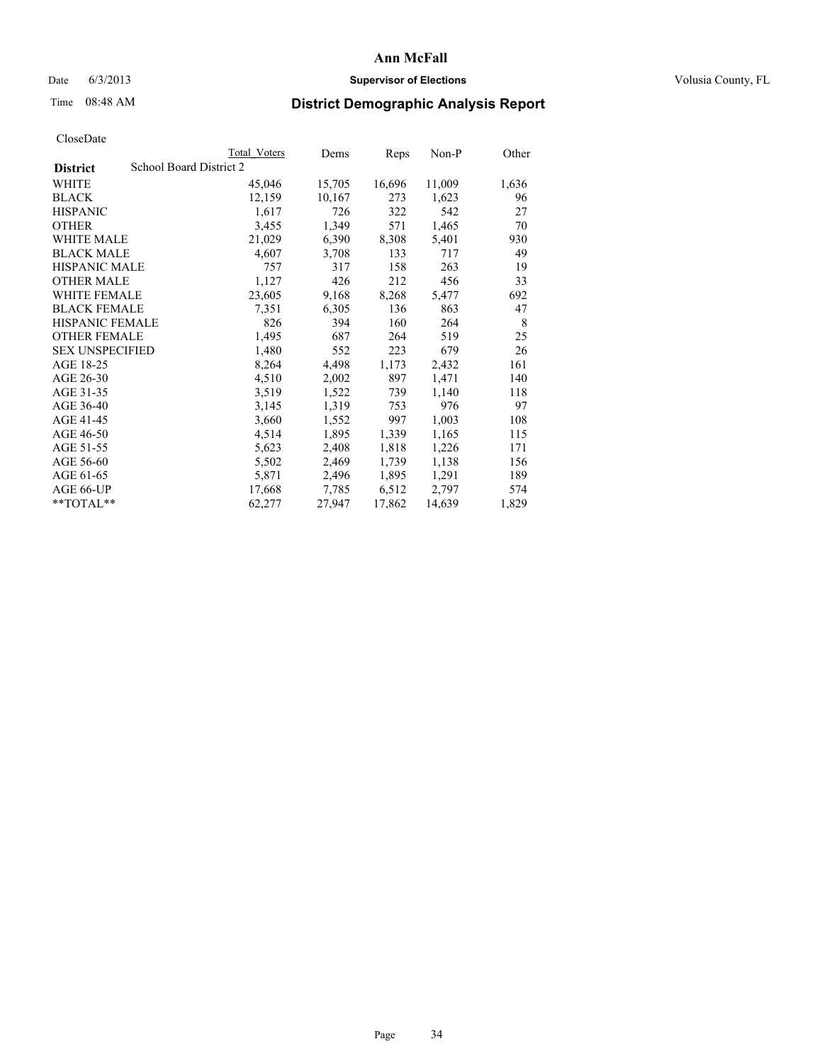# Ann McFall

Date 6/3/2013 **Supervisor of Elections** Volusia County, FL

Time 08:48 AM

## District Demographic Analysis Report

CloseDate

| District | School Board District 2 | Total Voters | Dems | Reps | Non-P | Other |
|---|---|---|---|---|---|---|
| WHITE | | 45,046 | 15,705 | 16,696 | 11,009 | 1,636 |
| BLACK | | 12,159 | 10,167 | 273 | 1,623 | 96 |
| HISPANIC | | 1,617 | 726 | 322 | 542 | 27 |
| OTHER | | 3,455 | 1,349 | 571 | 1,465 | 70 |
| WHITE MALE | | 21,029 | 6,390 | 8,308 | 5,401 | 930 |
| BLACK MALE | | 4,607 | 3,708 | 133 | 717 | 49 |
| HISPANIC MALE | | 757 | 317 | 158 | 263 | 19 |
| OTHER MALE | | 1,127 | 426 | 212 | 456 | 33 |
| WHITE FEMALE | | 23,605 | 9,168 | 8,268 | 5,477 | 692 |
| BLACK FEMALE | | 7,351 | 6,305 | 136 | 863 | 47 |
| HISPANIC FEMALE | | 826 | 394 | 160 | 264 | 8 |
| OTHER FEMALE | | 1,495 | 687 | 264 | 519 | 25 |
| SEX UNSPECIFIED | | 1,480 | 552 | 223 | 679 | 26 |
| AGE 18-25 | | 8,264 | 4,498 | 1,173 | 2,432 | 161 |
| AGE 26-30 | | 4,510 | 2,002 | 897 | 1,471 | 140 |
| AGE 31-35 | | 3,519 | 1,522 | 739 | 1,140 | 118 |
| AGE 36-40 | | 3,145 | 1,319 | 753 | 976 | 97 |
| AGE 41-45 | | 3,660 | 1,552 | 997 | 1,003 | 108 |
| AGE 46-50 | | 4,514 | 1,895 | 1,339 | 1,165 | 115 |
| AGE 51-55 | | 5,623 | 2,408 | 1,818 | 1,226 | 171 |
| AGE 56-60 | | 5,502 | 2,469 | 1,739 | 1,138 | 156 |
| AGE 61-65 | | 5,871 | 2,496 | 1,895 | 1,291 | 189 |
| AGE 66-UP | | 17,668 | 7,785 | 6,512 | 2,797 | 574 |
| **TOTAL** | | 62,277 | 27,947 | 17,862 | 14,639 | 1,829 |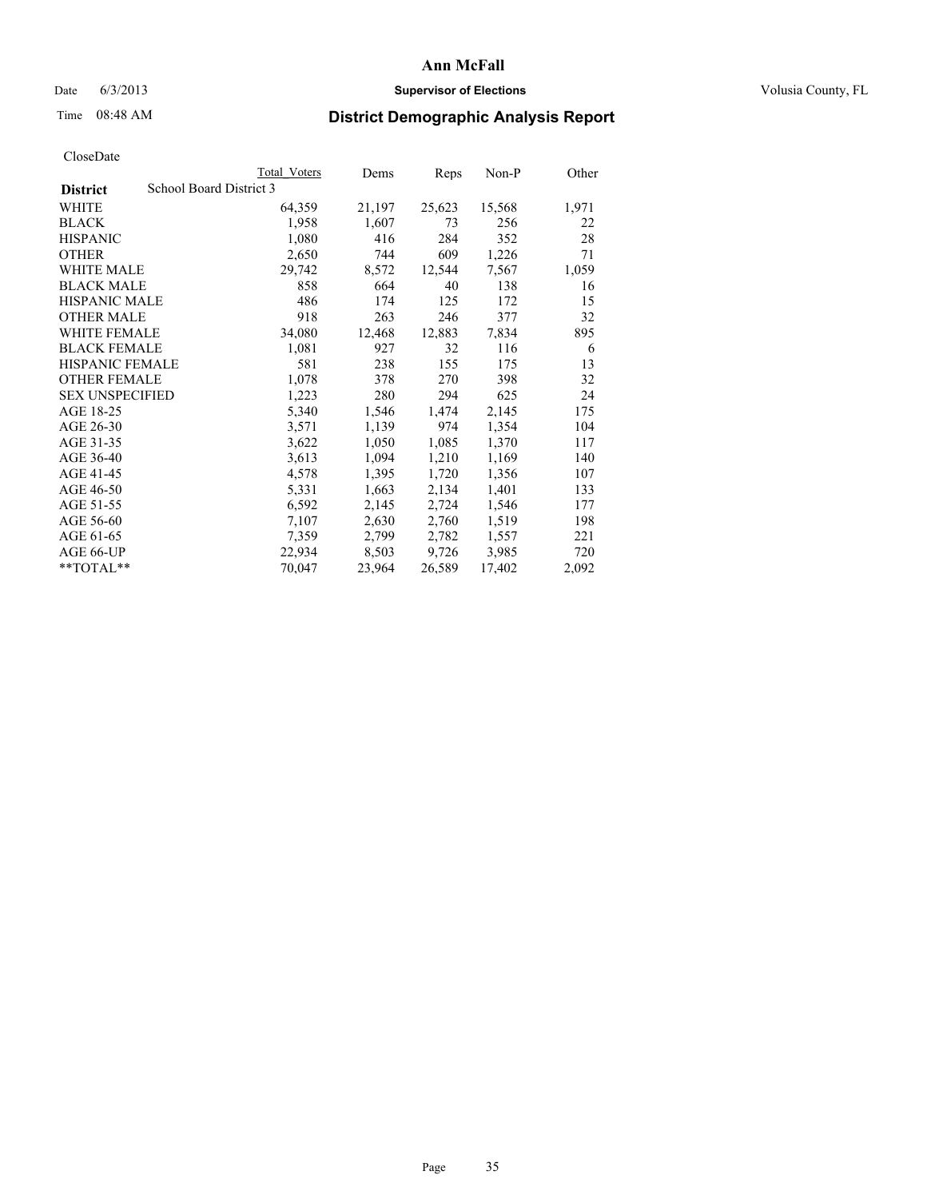# Ann McFall

Date 6/3/2013 **Supervisor of Elections** Volusia County, FL

Time 08:48 AM **District Demographic Analysis Report**

CloseDate

| **District** | School Board District 3 | Total Voters | Dems | Reps | Non-P | Other |
|---|---|---|---|---|---|---|
| WHITE | | 64,359 | 21,197 | 25,623 | 15,568 | 1,971 |
| BLACK | | 1,958 | 1,607 | 73 | 256 | 22 |
| HISPANIC | | 1,080 | 416 | 284 | 352 | 28 |
| OTHER | | 2,650 | 744 | 609 | 1,226 | 71 |
| WHITE MALE | | 29,742 | 8,572 | 12,544 | 7,567 | 1,059 |
| BLACK MALE | | 858 | 664 | 40 | 138 | 16 |
| HISPANIC MALE | | 486 | 174 | 125 | 172 | 15 |
| OTHER MALE | | 918 | 263 | 246 | 377 | 32 |
| WHITE FEMALE | | 34,080 | 12,468 | 12,883 | 7,834 | 895 |
| BLACK FEMALE | | 1,081 | 927 | 32 | 116 | 6 |
| HISPANIC FEMALE | | 581 | 238 | 155 | 175 | 13 |
| OTHER FEMALE | | 1,078 | 378 | 270 | 398 | 32 |
| SEX UNSPECIFIED | | 1,223 | 280 | 294 | 625 | 24 |
| AGE 18-25 | | 5,340 | 1,546 | 1,474 | 2,145 | 175 |
| AGE 26-30 | | 3,571 | 1,139 | 974 | 1,354 | 104 |
| AGE 31-35 | | 3,622 | 1,050 | 1,085 | 1,370 | 117 |
| AGE 36-40 | | 3,613 | 1,094 | 1,210 | 1,169 | 140 |
| AGE 41-45 | | 4,578 | 1,395 | 1,720 | 1,356 | 107 |
| AGE 46-50 | | 5,331 | 1,663 | 2,134 | 1,401 | 133 |
| AGE 51-55 | | 6,592 | 2,145 | 2,724 | 1,546 | 177 |
| AGE 56-60 | | 7,107 | 2,630 | 2,760 | 1,519 | 198 |
| AGE 61-65 | | 7,359 | 2,799 | 2,782 | 1,557 | 221 |
| AGE 66-UP | | 22,934 | 8,503 | 9,726 | 3,985 | 720 |
| **TOTAL** | | 70,047 | 23,964 | 26,589 | 17,402 | 2,092 |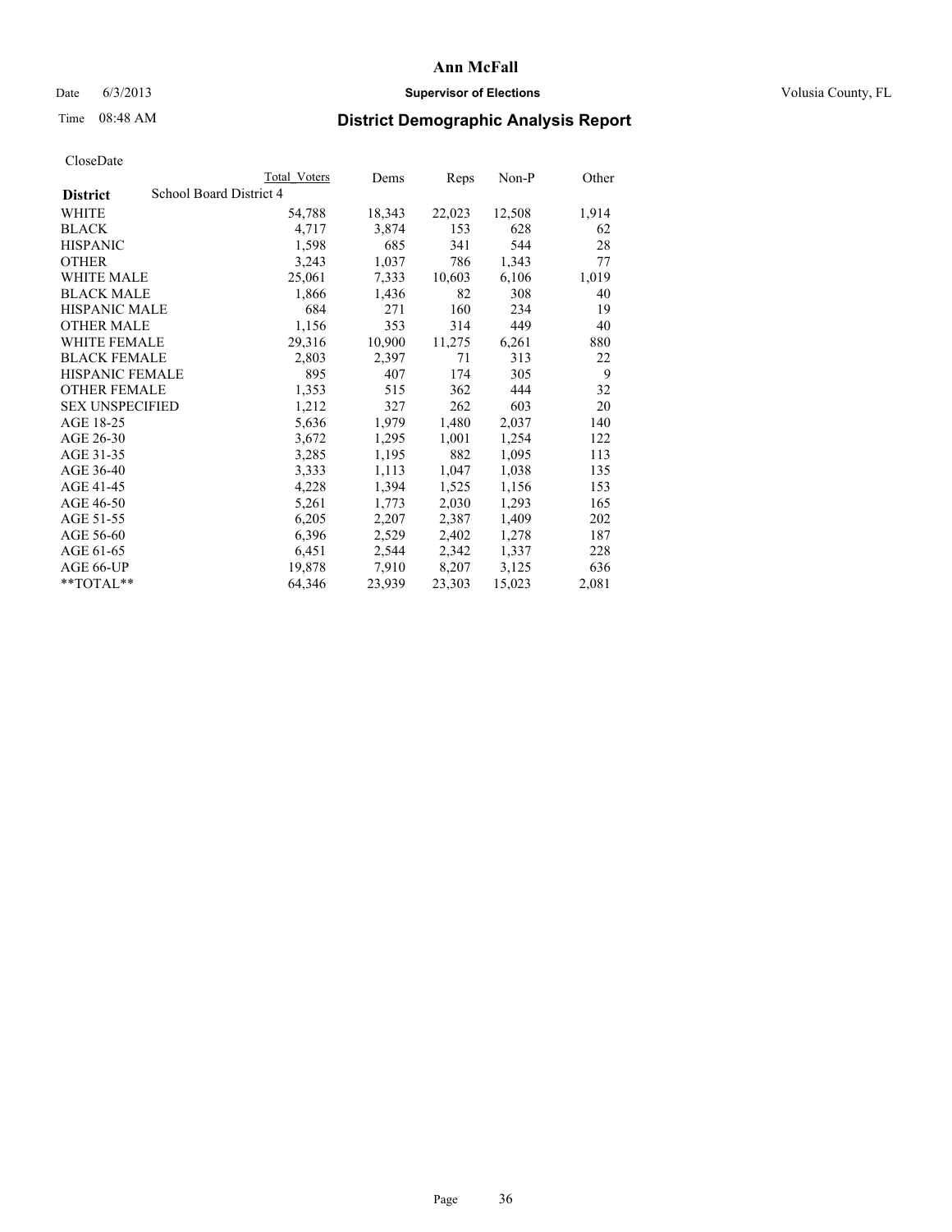# District Demographic Analysis Report

CloseDate

| District | School Board District 4 | Total Voters | Dems | Reps | Non-P | Other |
|---|---|---|---|---|---|---|
| WHITE | | 54,788 | 18,343 | 22,023 | 12,508 | 1,914 |
| BLACK | | 4,717 | 3,874 | 153 | 628 | 62 |
| HISPANIC | | 1,598 | 685 | 341 | 544 | 28 |
| OTHER | | 3,243 | 1,037 | 786 | 1,343 | 77 |
| WHITE MALE | | 25,061 | 7,333 | 10,603 | 6,106 | 1,019 |
| BLACK MALE | | 1,866 | 1,436 | 82 | 308 | 40 |
| HISPANIC MALE | | 684 | 271 | 160 | 234 | 19 |
| OTHER MALE | | 1,156 | 353 | 314 | 449 | 40 |
| WHITE FEMALE | | 29,316 | 10,900 | 11,275 | 6,261 | 880 |
| BLACK FEMALE | | 2,803 | 2,397 | 71 | 313 | 22 |
| HISPANIC FEMALE | | 895 | 407 | 174 | 305 | 9 |
| OTHER FEMALE | | 1,353 | 515 | 362 | 444 | 32 |
| SEX UNSPECIFIED | | 1,212 | 327 | 262 | 603 | 20 |
| AGE 18-25 | | 5,636 | 1,979 | 1,480 | 2,037 | 140 |
| AGE 26-30 | | 3,672 | 1,295 | 1,001 | 1,254 | 122 |
| AGE 31-35 | | 3,285 | 1,195 | 882 | 1,095 | 113 |
| AGE 36-40 | | 3,333 | 1,113 | 1,047 | 1,038 | 135 |
| AGE 41-45 | | 4,228 | 1,394 | 1,525 | 1,156 | 153 |
| AGE 46-50 | | 5,261 | 1,773 | 2,030 | 1,293 | 165 |
| AGE 51-55 | | 6,205 | 2,207 | 2,387 | 1,409 | 202 |
| AGE 56-60 | | 6,396 | 2,529 | 2,402 | 1,278 | 187 |
| AGE 61-65 | | 6,451 | 2,544 | 2,342 | 1,337 | 228 |
| AGE 66-UP | | 19,878 | 7,910 | 8,207 | 3,125 | 636 |
| **TOTAL** | | 64,346 | 23,939 | 23,303 | 15,023 | 2,081 |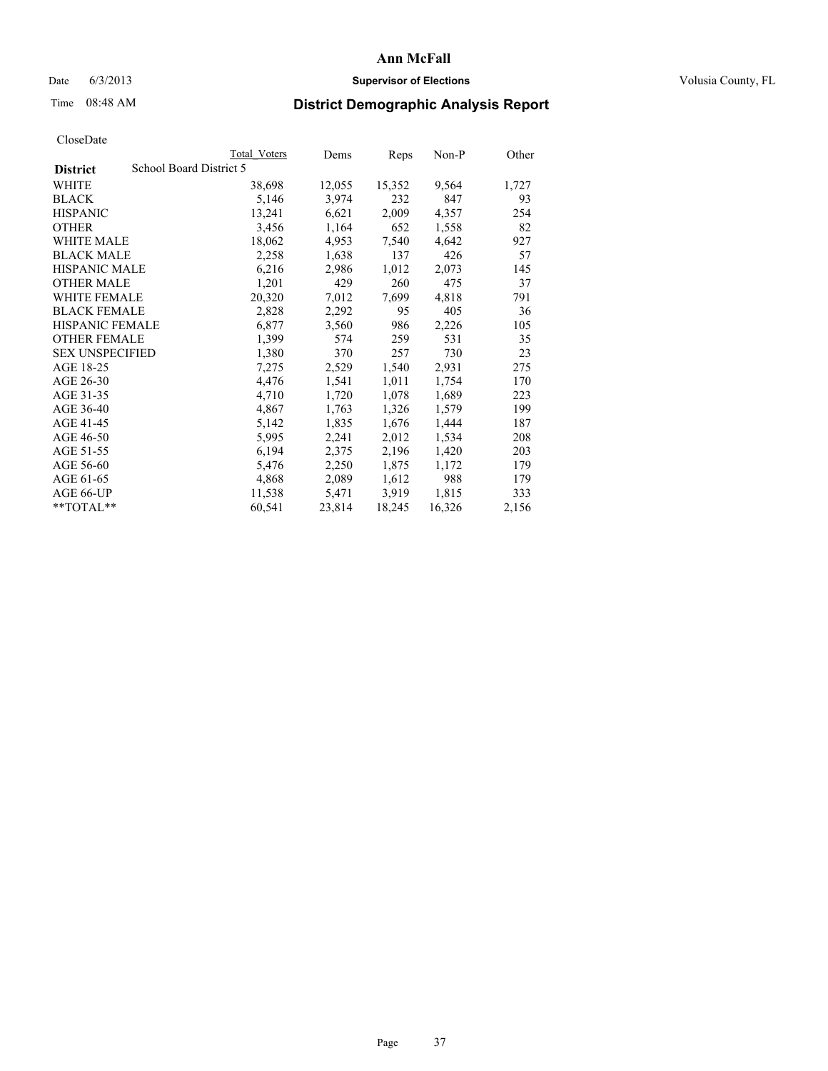# Ann McFall

Date 6/3/2013 **Supervisor of Elections** Volusia County, FL

Time 08:48 AM **District Demographic Analysis Report**

CloseDate

| **District** | School Board District 5 | Total Voters | Dems | Reps | Non-P | Other |
|---|---|---|---|---|---|---|
| WHITE | | 38,698 | 12,055 | 15,352 | 9,564 | 1,727 |
| BLACK | | 5,146 | 3,974 | 232 | 847 | 93 |
| HISPANIC | | 13,241 | 6,621 | 2,009 | 4,357 | 254 |
| OTHER | | 3,456 | 1,164 | 652 | 1,558 | 82 |
| WHITE MALE | | 18,062 | 4,953 | 7,540 | 4,642 | 927 |
| BLACK MALE | | 2,258 | 1,638 | 137 | 426 | 57 |
| HISPANIC MALE | | 6,216 | 2,986 | 1,012 | 2,073 | 145 |
| OTHER MALE | | 1,201 | 429 | 260 | 475 | 37 |
| WHITE FEMALE | | 20,320 | 7,012 | 7,699 | 4,818 | 791 |
| BLACK FEMALE | | 2,828 | 2,292 | 95 | 405 | 36 |
| HISPANIC FEMALE | | 6,877 | 3,560 | 986 | 2,226 | 105 |
| OTHER FEMALE | | 1,399 | 574 | 259 | 531 | 35 |
| SEX UNSPECIFIED | | 1,380 | 370 | 257 | 730 | 23 |
| AGE 18-25 | | 7,275 | 2,529 | 1,540 | 2,931 | 275 |
| AGE 26-30 | | 4,476 | 1,541 | 1,011 | 1,754 | 170 |
| AGE 31-35 | | 4,710 | 1,720 | 1,078 | 1,689 | 223 |
| AGE 36-40 | | 4,867 | 1,763 | 1,326 | 1,579 | 199 |
| AGE 41-45 | | 5,142 | 1,835 | 1,676 | 1,444 | 187 |
| AGE 46-50 | | 5,995 | 2,241 | 2,012 | 1,534 | 208 |
| AGE 51-55 | | 6,194 | 2,375 | 2,196 | 1,420 | 203 |
| AGE 56-60 | | 5,476 | 2,250 | 1,875 | 1,172 | 179 |
| AGE 61-65 | | 4,868 | 2,089 | 1,612 | 988 | 179 |
| AGE 66-UP | | 11,538 | 5,471 | 3,919 | 1,815 | 333 |
| **TOTAL** | | 60,541 | 23,814 | 18,245 | 16,326 | 2,156 |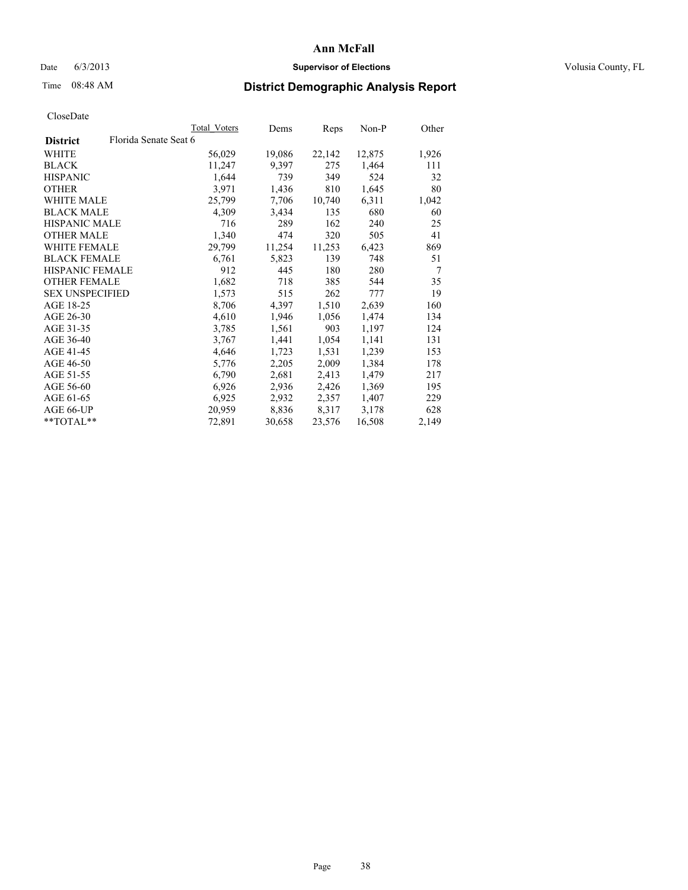# Ann McFall

Date 6/3/2013 **Supervisor of Elections** Volusia County, FL

Time 08:48 AM **District Demographic Analysis Report**

CloseDate

| | Total Voters | Dems | Reps | Non-P | Other |
|---|---|---|---|---|---|
| **District** Florida Senate Seat 6 | | | | | |
| WHITE | 56,029 | 19,086 | 22,142 | 12,875 | 1,926 |
| BLACK | 11,247 | 9,397 | 275 | 1,464 | 111 |
| HISPANIC | 1,644 | 739 | 349 | 524 | 32 |
| OTHER | 3,971 | 1,436 | 810 | 1,645 | 80 |
| WHITE MALE | 25,799 | 7,706 | 10,740 | 6,311 | 1,042 |
| BLACK MALE | 4,309 | 3,434 | 135 | 680 | 60 |
| HISPANIC MALE | 716 | 289 | 162 | 240 | 25 |
| OTHER MALE | 1,340 | 474 | 320 | 505 | 41 |
| WHITE FEMALE | 29,799 | 11,254 | 11,253 | 6,423 | 869 |
| BLACK FEMALE | 6,761 | 5,823 | 139 | 748 | 51 |
| HISPANIC FEMALE | 912 | 445 | 180 | 280 | 7 |
| OTHER FEMALE | 1,682 | 718 | 385 | 544 | 35 |
| SEX UNSPECIFIED | 1,573 | 515 | 262 | 777 | 19 |
| AGE 18-25 | 8,706 | 4,397 | 1,510 | 2,639 | 160 |
| AGE 26-30 | 4,610 | 1,946 | 1,056 | 1,474 | 134 |
| AGE 31-35 | 3,785 | 1,561 | 903 | 1,197 | 124 |
| AGE 36-40 | 3,767 | 1,441 | 1,054 | 1,141 | 131 |
| AGE 41-45 | 4,646 | 1,723 | 1,531 | 1,239 | 153 |
| AGE 46-50 | 5,776 | 2,205 | 2,009 | 1,384 | 178 |
| AGE 51-55 | 6,790 | 2,681 | 2,413 | 1,479 | 217 |
| AGE 56-60 | 6,926 | 2,936 | 2,426 | 1,369 | 195 |
| AGE 61-65 | 6,925 | 2,932 | 2,357 | 1,407 | 229 |
| AGE 66-UP | 20,959 | 8,836 | 8,317 | 3,178 | 628 |
| **TOTAL** | 72,891 | 30,658 | 23,576 | 16,508 | 2,149 |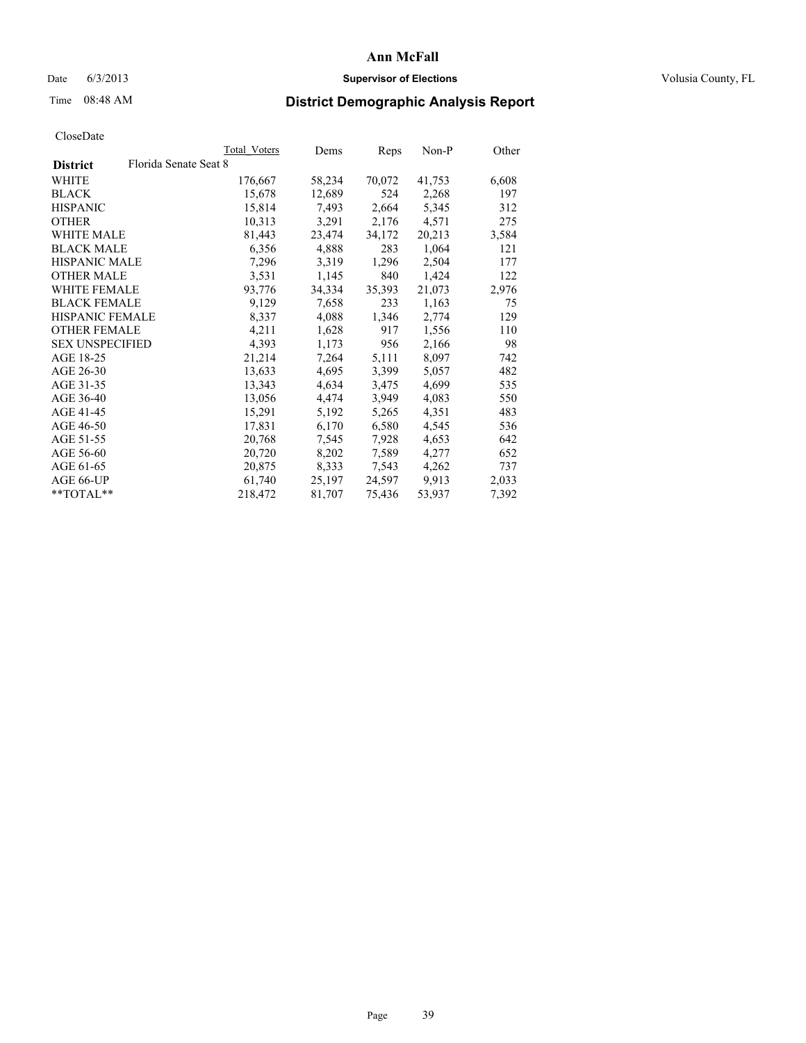**Ann McFall**

Date 6/3/2013 **Supervisor of Elections** Volusia County, FL

Time 08:48 AM **District Demographic Analysis Report**

CloseDate

| **District** Florida Senate Seat 8 | Total Voters | Dems | Reps | Non-P | Other |
|---|---|---|---|---|---|
| WHITE | 176,667 | 58,234 | 70,072 | 41,753 | 6,608 |
| BLACK | 15,678 | 12,689 | 524 | 2,268 | 197 |
| HISPANIC | 15,814 | 7,493 | 2,664 | 5,345 | 312 |
| OTHER | 10,313 | 3,291 | 2,176 | 4,571 | 275 |
| WHITE MALE | 81,443 | 23,474 | 34,172 | 20,213 | 3,584 |
| BLACK MALE | 6,356 | 4,888 | 283 | 1,064 | 121 |
| HISPANIC MALE | 7,296 | 3,319 | 1,296 | 2,504 | 177 |
| OTHER MALE | 3,531 | 1,145 | 840 | 1,424 | 122 |
| WHITE FEMALE | 93,776 | 34,334 | 35,393 | 21,073 | 2,976 |
| BLACK FEMALE | 9,129 | 7,658 | 233 | 1,163 | 75 |
| HISPANIC FEMALE | 8,337 | 4,088 | 1,346 | 2,774 | 129 |
| OTHER FEMALE | 4,211 | 1,628 | 917 | 1,556 | 110 |
| SEX UNSPECIFIED | 4,393 | 1,173 | 956 | 2,166 | 98 |
| AGE 18-25 | 21,214 | 7,264 | 5,111 | 8,097 | 742 |
| AGE 26-30 | 13,633 | 4,695 | 3,399 | 5,057 | 482 |
| AGE 31-35 | 13,343 | 4,634 | 3,475 | 4,699 | 535 |
| AGE 36-40 | 13,056 | 4,474 | 3,949 | 4,083 | 550 |
| AGE 41-45 | 15,291 | 5,192 | 5,265 | 4,351 | 483 |
| AGE 46-50 | 17,831 | 6,170 | 6,580 | 4,545 | 536 |
| AGE 51-55 | 20,768 | 7,545 | 7,928 | 4,653 | 642 |
| AGE 56-60 | 20,720 | 8,202 | 7,589 | 4,277 | 652 |
| AGE 61-65 | 20,875 | 8,333 | 7,543 | 4,262 | 737 |
| AGE 66-UP | 61,740 | 25,197 | 24,597 | 9,913 | 2,033 |
| **TOTAL** | 218,472 | 81,707 | 75,436 | 53,937 | 7,392 |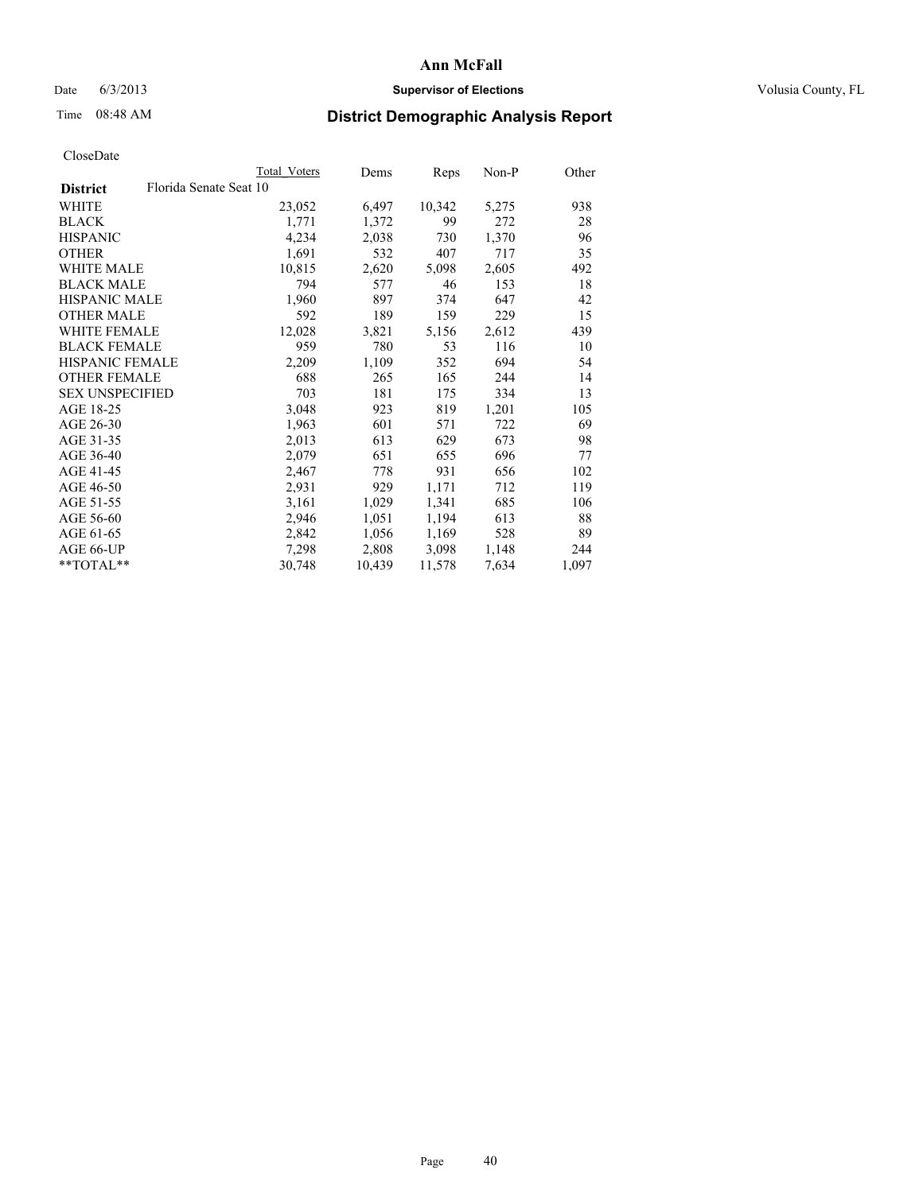# Ann McFall

Date 6/3/2013 **Supervisor of Elections** Volusia County, FL

Time 08:48 AM **District Demographic Analysis Report**

CloseDate

| | Total Voters | Dems | Reps | Non-P | Other |
|---|---|---|---|---|---|
| **District** Florida Senate Seat 10 | | | | | |
| WHITE | 23,052 | 6,497 | 10,342 | 5,275 | 938 |
| BLACK | 1,771 | 1,372 | 99 | 272 | 28 |
| HISPANIC | 4,234 | 2,038 | 730 | 1,370 | 96 |
| OTHER | 1,691 | 532 | 407 | 717 | 35 |
| WHITE MALE | 10,815 | 2,620 | 5,098 | 2,605 | 492 |
| BLACK MALE | 794 | 577 | 46 | 153 | 18 |
| HISPANIC MALE | 1,960 | 897 | 374 | 647 | 42 |
| OTHER MALE | 592 | 189 | 159 | 229 | 15 |
| WHITE FEMALE | 12,028 | 3,821 | 5,156 | 2,612 | 439 |
| BLACK FEMALE | 959 | 780 | 53 | 116 | 10 |
| HISPANIC FEMALE | 2,209 | 1,109 | 352 | 694 | 54 |
| OTHER FEMALE | 688 | 265 | 165 | 244 | 14 |
| SEX UNSPECIFIED | 703 | 181 | 175 | 334 | 13 |
| AGE 18-25 | 3,048 | 923 | 819 | 1,201 | 105 |
| AGE 26-30 | 1,963 | 601 | 571 | 722 | 69 |
| AGE 31-35 | 2,013 | 613 | 629 | 673 | 98 |
| AGE 36-40 | 2,079 | 651 | 655 | 696 | 77 |
| AGE 41-45 | 2,467 | 778 | 931 | 656 | 102 |
| AGE 46-50 | 2,931 | 929 | 1,171 | 712 | 119 |
| AGE 51-55 | 3,161 | 1,029 | 1,341 | 685 | 106 |
| AGE 56-60 | 2,946 | 1,051 | 1,194 | 613 | 88 |
| AGE 61-65 | 2,842 | 1,056 | 1,169 | 528 | 89 |
| AGE 66-UP | 7,298 | 2,808 | 3,098 | 1,148 | 244 |
| **TOTAL** | 30,748 | 10,439 | 11,578 | 7,634 | 1,097 |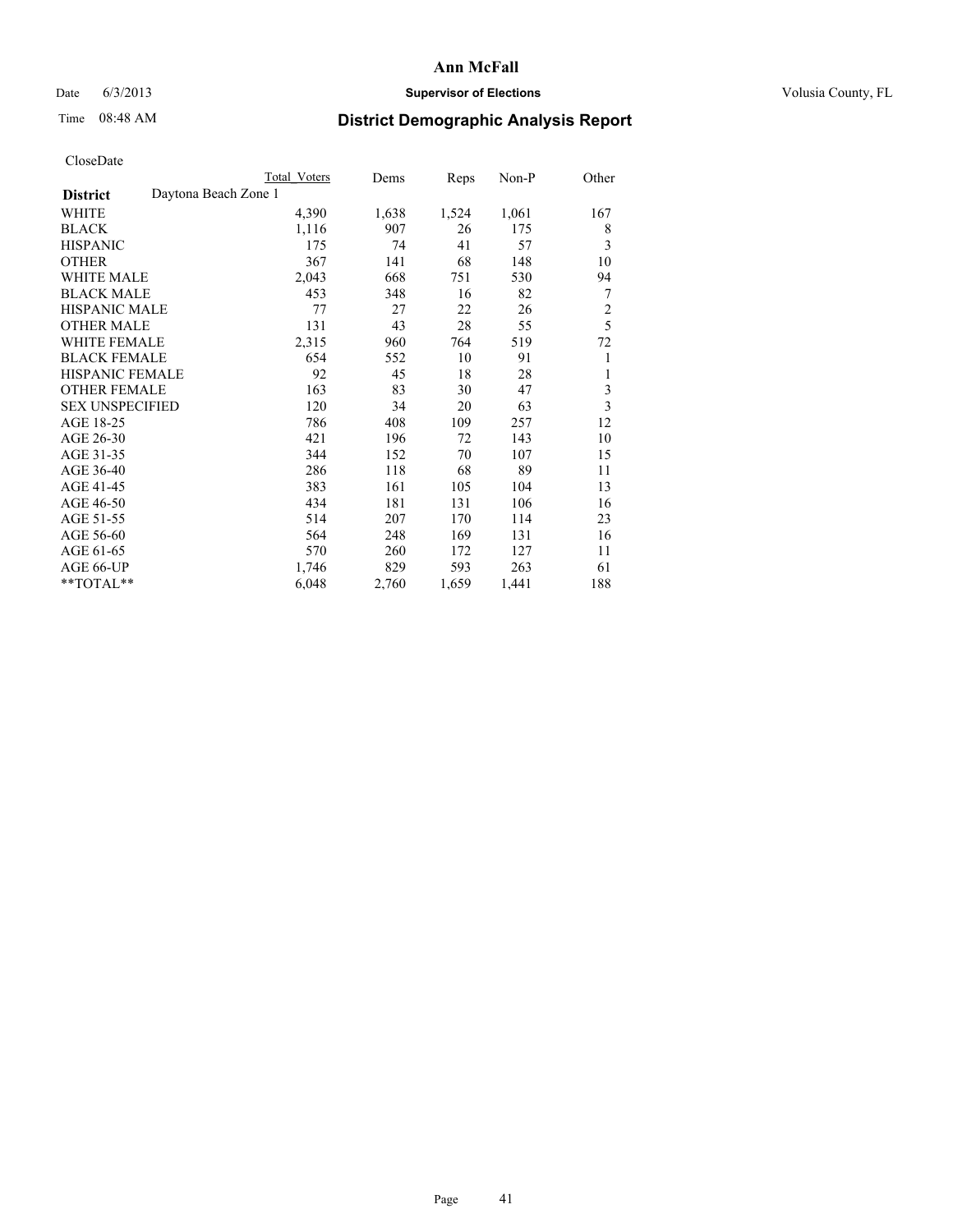# Ann McFall

Date 6/3/2013 **Supervisor of Elections** Volusia County, FL

Time 08:48 AM **District Demographic Analysis Report**

CloseDate

| | Total Voters | Dems | Reps | Non-P | Other |
|---|---|---|---|---|---|
| **District** Daytona Beach Zone 1 | | | | | |
| WHITE | 4,390 | 1,638 | 1,524 | 1,061 | 167 |
| BLACK | 1,116 | 907 | 26 | 175 | 8 |
| HISPANIC | 175 | 74 | 41 | 57 | 3 |
| OTHER | 367 | 141 | 68 | 148 | 10 |
| WHITE MALE | 2,043 | 668 | 751 | 530 | 94 |
| BLACK MALE | 453 | 348 | 16 | 82 | 7 |
| HISPANIC MALE | 77 | 27 | 22 | 26 | 2 |
| OTHER MALE | 131 | 43 | 28 | 55 | 5 |
| WHITE FEMALE | 2,315 | 960 | 764 | 519 | 72 |
| BLACK FEMALE | 654 | 552 | 10 | 91 | 1 |
| HISPANIC FEMALE | 92 | 45 | 18 | 28 | 1 |
| OTHER FEMALE | 163 | 83 | 30 | 47 | 3 |
| SEX UNSPECIFIED | 120 | 34 | 20 | 63 | 3 |
| AGE 18-25 | 786 | 408 | 109 | 257 | 12 |
| AGE 26-30 | 421 | 196 | 72 | 143 | 10 |
| AGE 31-35 | 344 | 152 | 70 | 107 | 15 |
| AGE 36-40 | 286 | 118 | 68 | 89 | 11 |
| AGE 41-45 | 383 | 161 | 105 | 104 | 13 |
| AGE 46-50 | 434 | 181 | 131 | 106 | 16 |
| AGE 51-55 | 514 | 207 | 170 | 114 | 23 |
| AGE 56-60 | 564 | 248 | 169 | 131 | 16 |
| AGE 61-65 | 570 | 260 | 172 | 127 | 11 |
| AGE 66-UP | 1,746 | 829 | 593 | 263 | 61 |
| **TOTAL** | 6,048 | 2,760 | 1,659 | 1,441 | 188 |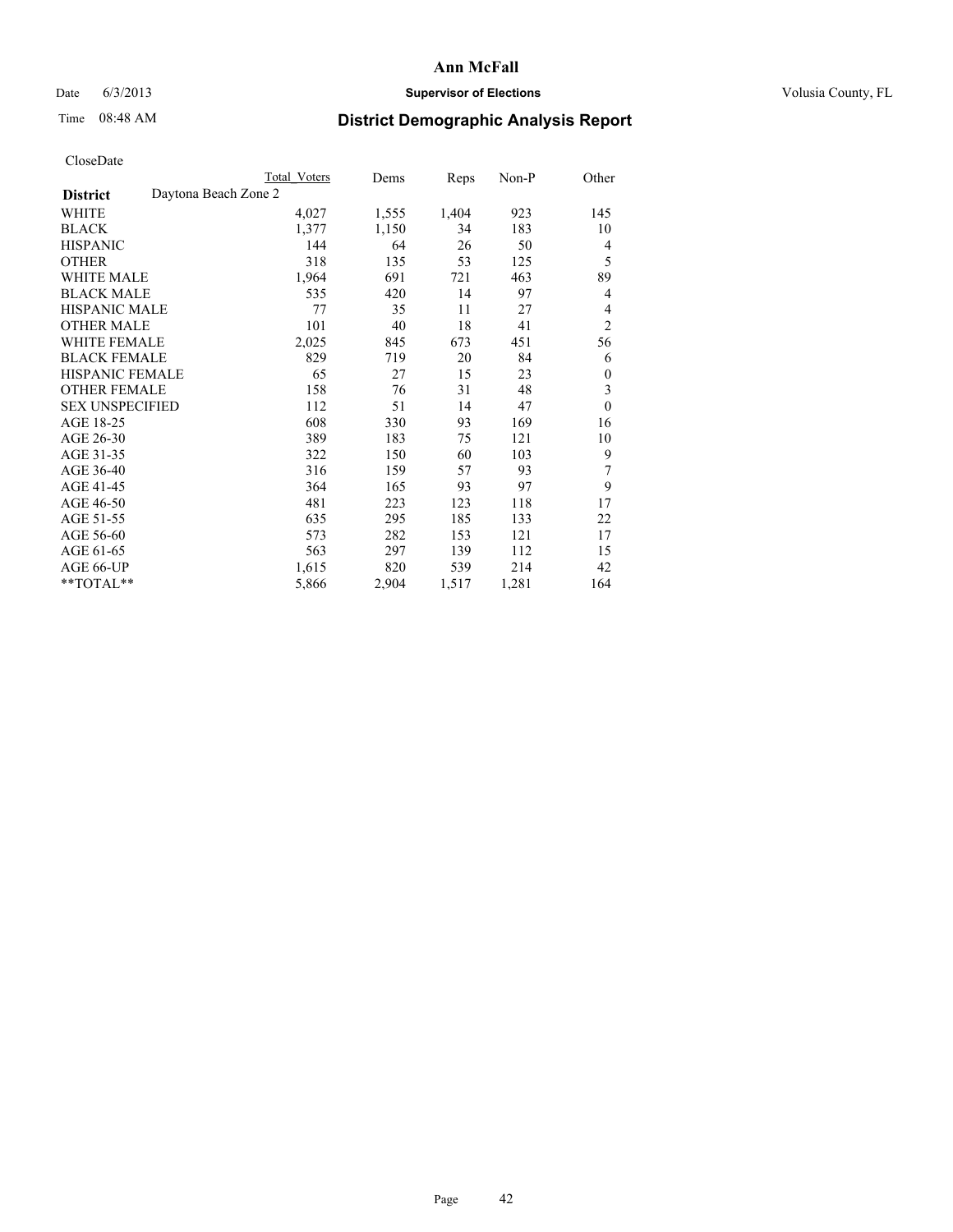# Ann McFall

Date 6/3/2013 **Supervisor of Elections** Volusia County, FL

Time 08:48 AM **District Demographic Analysis Report**

CloseDate

| **District** Daytona Beach Zone 2 | Total Voters | Dems | Reps | Non-P | Other |
|---|---|---|---|---|---|
| WHITE | 4,027 | 1,555 | 1,404 | 923 | 145 |
| BLACK | 1,377 | 1,150 | 34 | 183 | 10 |
| HISPANIC | 144 | 64 | 26 | 50 | 4 |
| OTHER | 318 | 135 | 53 | 125 | 5 |
| WHITE MALE | 1,964 | 691 | 721 | 463 | 89 |
| BLACK MALE | 535 | 420 | 14 | 97 | 4 |
| HISPANIC MALE | 77 | 35 | 11 | 27 | 4 |
| OTHER MALE | 101 | 40 | 18 | 41 | 2 |
| WHITE FEMALE | 2,025 | 845 | 673 | 451 | 56 |
| BLACK FEMALE | 829 | 719 | 20 | 84 | 6 |
| HISPANIC FEMALE | 65 | 27 | 15 | 23 | 0 |
| OTHER FEMALE | 158 | 76 | 31 | 48 | 3 |
| SEX UNSPECIFIED | 112 | 51 | 14 | 47 | 0 |
| AGE 18-25 | 608 | 330 | 93 | 169 | 16 |
| AGE 26-30 | 389 | 183 | 75 | 121 | 10 |
| AGE 31-35 | 322 | 150 | 60 | 103 | 9 |
| AGE 36-40 | 316 | 159 | 57 | 93 | 7 |
| AGE 41-45 | 364 | 165 | 93 | 97 | 9 |
| AGE 46-50 | 481 | 223 | 123 | 118 | 17 |
| AGE 51-55 | 635 | 295 | 185 | 133 | 22 |
| AGE 56-60 | 573 | 282 | 153 | 121 | 17 |
| AGE 61-65 | 563 | 297 | 139 | 112 | 15 |
| AGE 66-UP | 1,615 | 820 | 539 | 214 | 42 |
| **TOTAL** | 5,866 | 2,904 | 1,517 | 1,281 | 164 |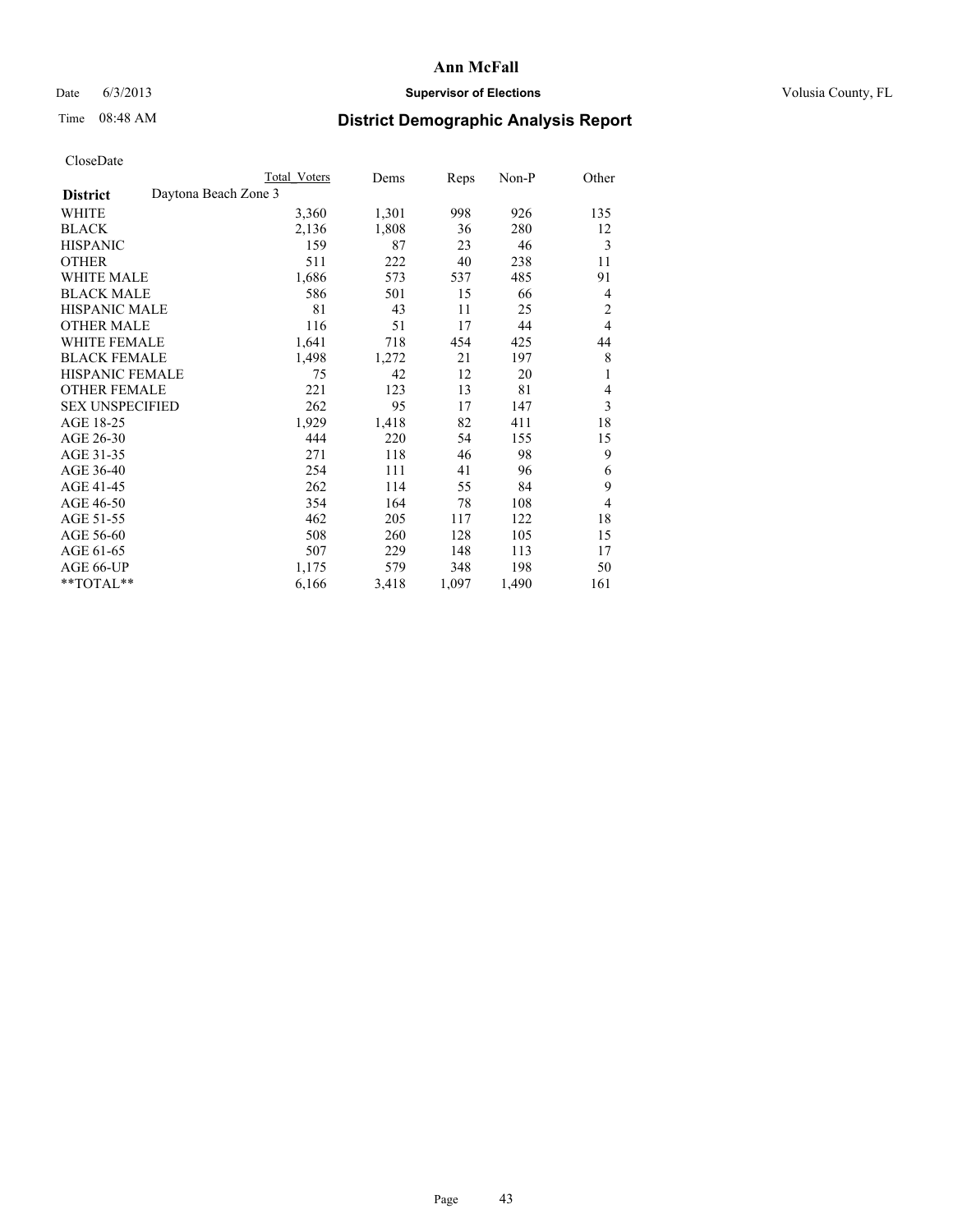# Ann McFall

Date 6/3/2013 **Supervisor of Elections** Volusia County, FL

Time 08:48 AM **District Demographic Analysis Report**

CloseDate

| | Total Voters | Dems | Reps | Non-P | Other |
|---|---|---|---|---|---|
| **District** Daytona Beach Zone 3 | | | | | |
| WHITE | 3,360 | 1,301 | 998 | 926 | 135 |
| BLACK | 2,136 | 1,808 | 36 | 280 | 12 |
| HISPANIC | 159 | 87 | 23 | 46 | 3 |
| OTHER | 511 | 222 | 40 | 238 | 11 |
| WHITE MALE | 1,686 | 573 | 537 | 485 | 91 |
| BLACK MALE | 586 | 501 | 15 | 66 | 4 |
| HISPANIC MALE | 81 | 43 | 11 | 25 | 2 |
| OTHER MALE | 116 | 51 | 17 | 44 | 4 |
| WHITE FEMALE | 1,641 | 718 | 454 | 425 | 44 |
| BLACK FEMALE | 1,498 | 1,272 | 21 | 197 | 8 |
| HISPANIC FEMALE | 75 | 42 | 12 | 20 | 1 |
| OTHER FEMALE | 221 | 123 | 13 | 81 | 4 |
| SEX UNSPECIFIED | 262 | 95 | 17 | 147 | 3 |
| AGE 18-25 | 1,929 | 1,418 | 82 | 411 | 18 |
| AGE 26-30 | 444 | 220 | 54 | 155 | 15 |
| AGE 31-35 | 271 | 118 | 46 | 98 | 9 |
| AGE 36-40 | 254 | 111 | 41 | 96 | 6 |
| AGE 41-45 | 262 | 114 | 55 | 84 | 9 |
| AGE 46-50 | 354 | 164 | 78 | 108 | 4 |
| AGE 51-55 | 462 | 205 | 117 | 122 | 18 |
| AGE 56-60 | 508 | 260 | 128 | 105 | 15 |
| AGE 61-65 | 507 | 229 | 148 | 113 | 17 |
| AGE 66-UP | 1,175 | 579 | 348 | 198 | 50 |
| **TOTAL** | 6,166 | 3,418 | 1,097 | 1,490 | 161 |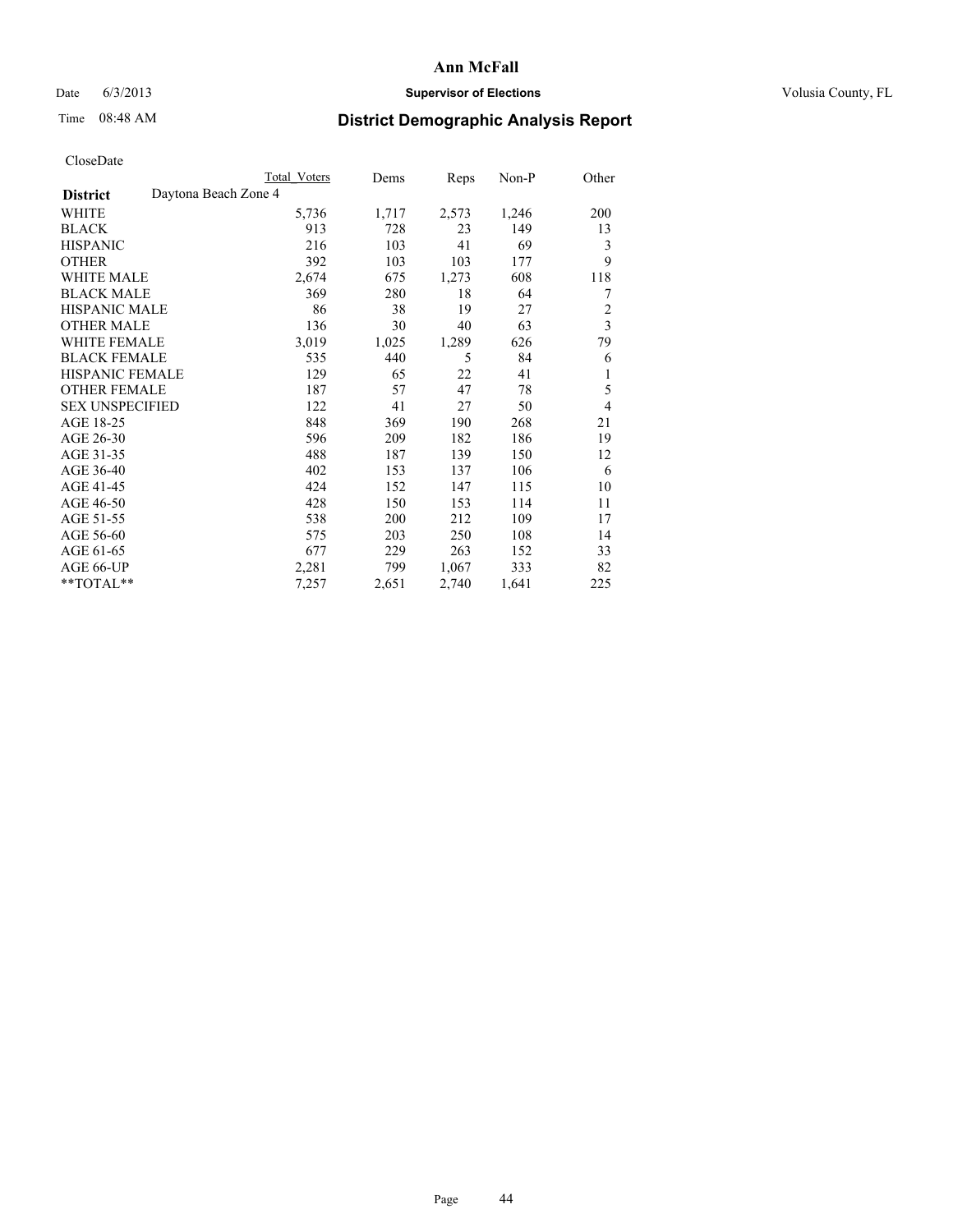# Ann McFall

Date 6/3/2013 **Supervisor of Elections** Volusia County, FL

Time 08:48 AM

## District Demographic Analysis Report

CloseDate

| **District** Daytona Beach Zone 4 | Total Voters | Dems | Reps | Non-P | Other |
|---|---|---|---|---|---|
| WHITE | 5,736 | 1,717 | 2,573 | 1,246 | 200 |
| BLACK | 913 | 728 | 23 | 149 | 13 |
| HISPANIC | 216 | 103 | 41 | 69 | 3 |
| OTHER | 392 | 103 | 103 | 177 | 9 |
| WHITE MALE | 2,674 | 675 | 1,273 | 608 | 118 |
| BLACK MALE | 369 | 280 | 18 | 64 | 7 |
| HISPANIC MALE | 86 | 38 | 19 | 27 | 2 |
| OTHER MALE | 136 | 30 | 40 | 63 | 3 |
| WHITE FEMALE | 3,019 | 1,025 | 1,289 | 626 | 79 |
| BLACK FEMALE | 535 | 440 | 5 | 84 | 6 |
| HISPANIC FEMALE | 129 | 65 | 22 | 41 | 1 |
| OTHER FEMALE | 187 | 57 | 47 | 78 | 5 |
| SEX UNSPECIFIED | 122 | 41 | 27 | 50 | 4 |
| AGE 18-25 | 848 | 369 | 190 | 268 | 21 |
| AGE 26-30 | 596 | 209 | 182 | 186 | 19 |
| AGE 31-35 | 488 | 187 | 139 | 150 | 12 |
| AGE 36-40 | 402 | 153 | 137 | 106 | 6 |
| AGE 41-45 | 424 | 152 | 147 | 115 | 10 |
| AGE 46-50 | 428 | 150 | 153 | 114 | 11 |
| AGE 51-55 | 538 | 200 | 212 | 109 | 17 |
| AGE 56-60 | 575 | 203 | 250 | 108 | 14 |
| AGE 61-65 | 677 | 229 | 263 | 152 | 33 |
| AGE 66-UP | 2,281 | 799 | 1,067 | 333 | 82 |
| **TOTAL** | 7,257 | 2,651 | 2,740 | 1,641 | 225 |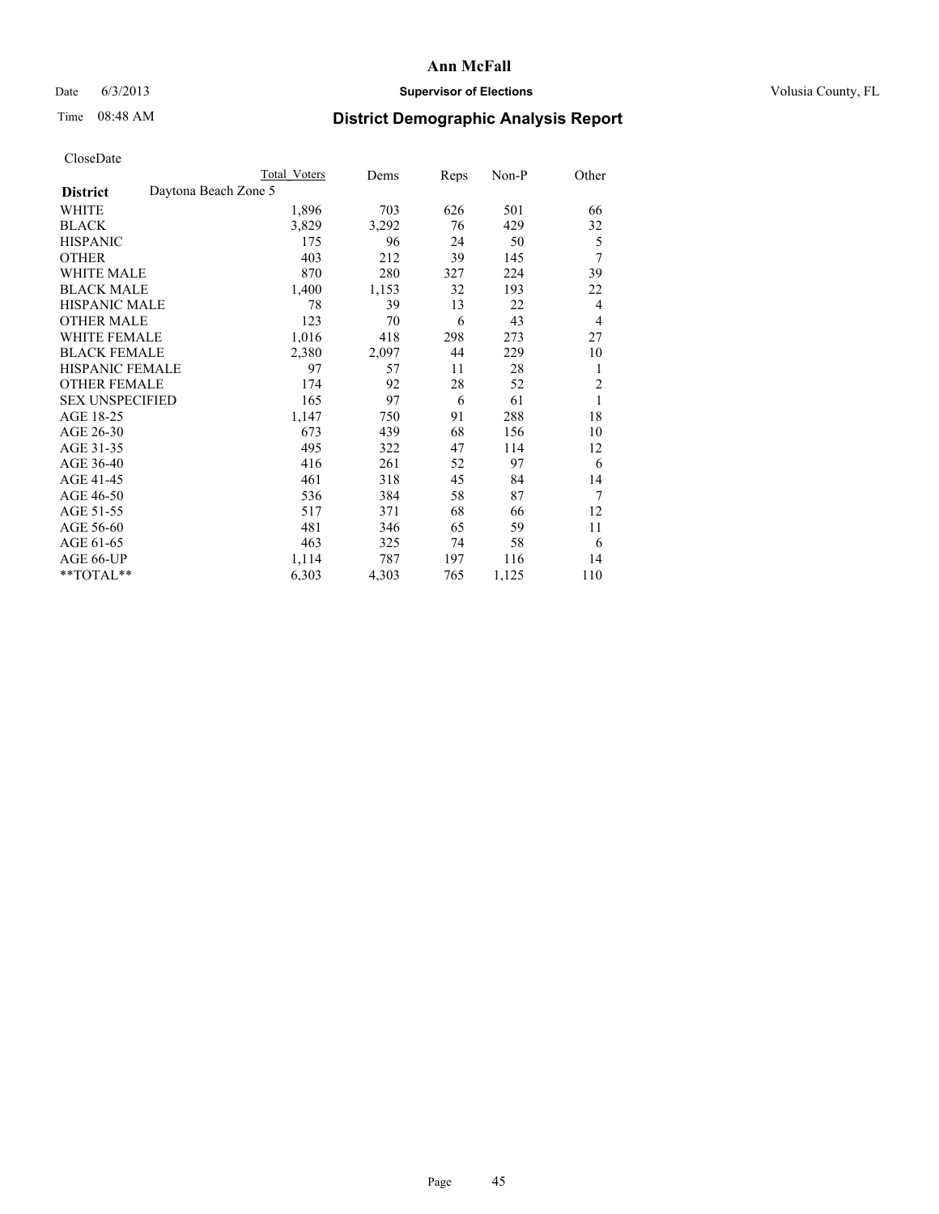# Ann McFall

Date 6/3/2013 **Supervisor of Elections** Volusia County, FL

Time 08:48 AM **District Demographic Analysis Report**

CloseDate

| **District** Daytona Beach Zone 5 | Total Voters | Dems | Reps | Non-P | Other |
|---|---|---|---|---|---|
| WHITE | 1,896 | 703 | 626 | 501 | 66 |
| BLACK | 3,829 | 3,292 | 76 | 429 | 32 |
| HISPANIC | 175 | 96 | 24 | 50 | 5 |
| OTHER | 403 | 212 | 39 | 145 | 7 |
| WHITE MALE | 870 | 280 | 327 | 224 | 39 |
| BLACK MALE | 1,400 | 1,153 | 32 | 193 | 22 |
| HISPANIC MALE | 78 | 39 | 13 | 22 | 4 |
| OTHER MALE | 123 | 70 | 6 | 43 | 4 |
| WHITE FEMALE | 1,016 | 418 | 298 | 273 | 27 |
| BLACK FEMALE | 2,380 | 2,097 | 44 | 229 | 10 |
| HISPANIC FEMALE | 97 | 57 | 11 | 28 | 1 |
| OTHER FEMALE | 174 | 92 | 28 | 52 | 2 |
| SEX UNSPECIFIED | 165 | 97 | 6 | 61 | 1 |
| AGE 18-25 | 1,147 | 750 | 91 | 288 | 18 |
| AGE 26-30 | 673 | 439 | 68 | 156 | 10 |
| AGE 31-35 | 495 | 322 | 47 | 114 | 12 |
| AGE 36-40 | 416 | 261 | 52 | 97 | 6 |
| AGE 41-45 | 461 | 318 | 45 | 84 | 14 |
| AGE 46-50 | 536 | 384 | 58 | 87 | 7 |
| AGE 51-55 | 517 | 371 | 68 | 66 | 12 |
| AGE 56-60 | 481 | 346 | 65 | 59 | 11 |
| AGE 61-65 | 463 | 325 | 74 | 58 | 6 |
| AGE 66-UP | 1,114 | 787 | 197 | 116 | 14 |
| **TOTAL** | 6,303 | 4,303 | 765 | 1,125 | 110 |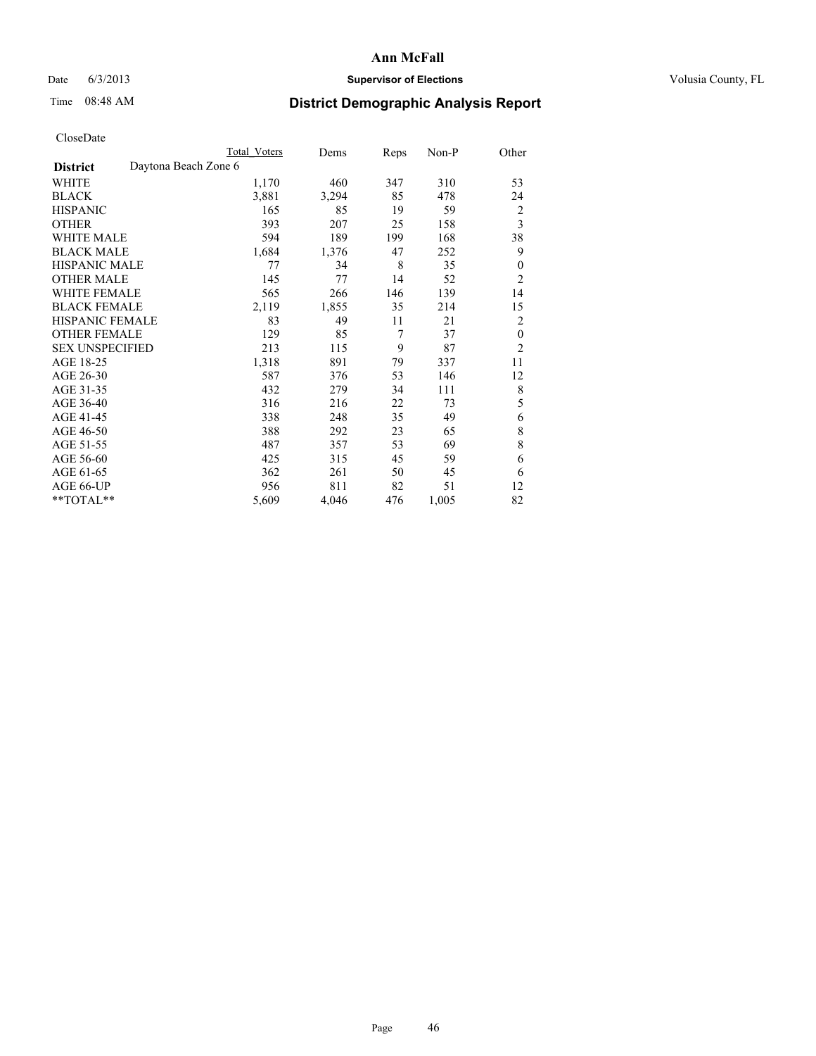CloseDate

| District | Daytona Beach Zone 6 | Total Voters | Dems | Reps | Non-P | Other |
|---|---|---|---|---|---|---|
| WHITE | | 1,170 | 460 | 347 | 310 | 53 |
| BLACK | | 3,881 | 3,294 | 85 | 478 | 24 |
| HISPANIC | | 165 | 85 | 19 | 59 | 2 |
| OTHER | | 393 | 207 | 25 | 158 | 3 |
| WHITE MALE | | 594 | 189 | 199 | 168 | 38 |
| BLACK MALE | | 1,684 | 1,376 | 47 | 252 | 9 |
| HISPANIC MALE | | 77 | 34 | 8 | 35 | 0 |
| OTHER MALE | | 145 | 77 | 14 | 52 | 2 |
| WHITE FEMALE | | 565 | 266 | 146 | 139 | 14 |
| BLACK FEMALE | | 2,119 | 1,855 | 35 | 214 | 15 |
| HISPANIC FEMALE | | 83 | 49 | 11 | 21 | 2 |
| OTHER FEMALE | | 129 | 85 | 7 | 37 | 0 |
| SEX UNSPECIFIED | | 213 | 115 | 9 | 87 | 2 |
| AGE 18-25 | | 1,318 | 891 | 79 | 337 | 11 |
| AGE 26-30 | | 587 | 376 | 53 | 146 | 12 |
| AGE 31-35 | | 432 | 279 | 34 | 111 | 8 |
| AGE 36-40 | | 316 | 216 | 22 | 73 | 5 |
| AGE 41-45 | | 338 | 248 | 35 | 49 | 6 |
| AGE 46-50 | | 388 | 292 | 23 | 65 | 8 |
| AGE 51-55 | | 487 | 357 | 53 | 69 | 8 |
| AGE 56-60 | | 425 | 315 | 45 | 59 | 6 |
| AGE 61-65 | | 362 | 261 | 50 | 45 | 6 |
| AGE 66-UP | | 956 | 811 | 82 | 51 | 12 |
| **TOTAL** | | 5,609 | 4,046 | 476 | 1,005 | 82 |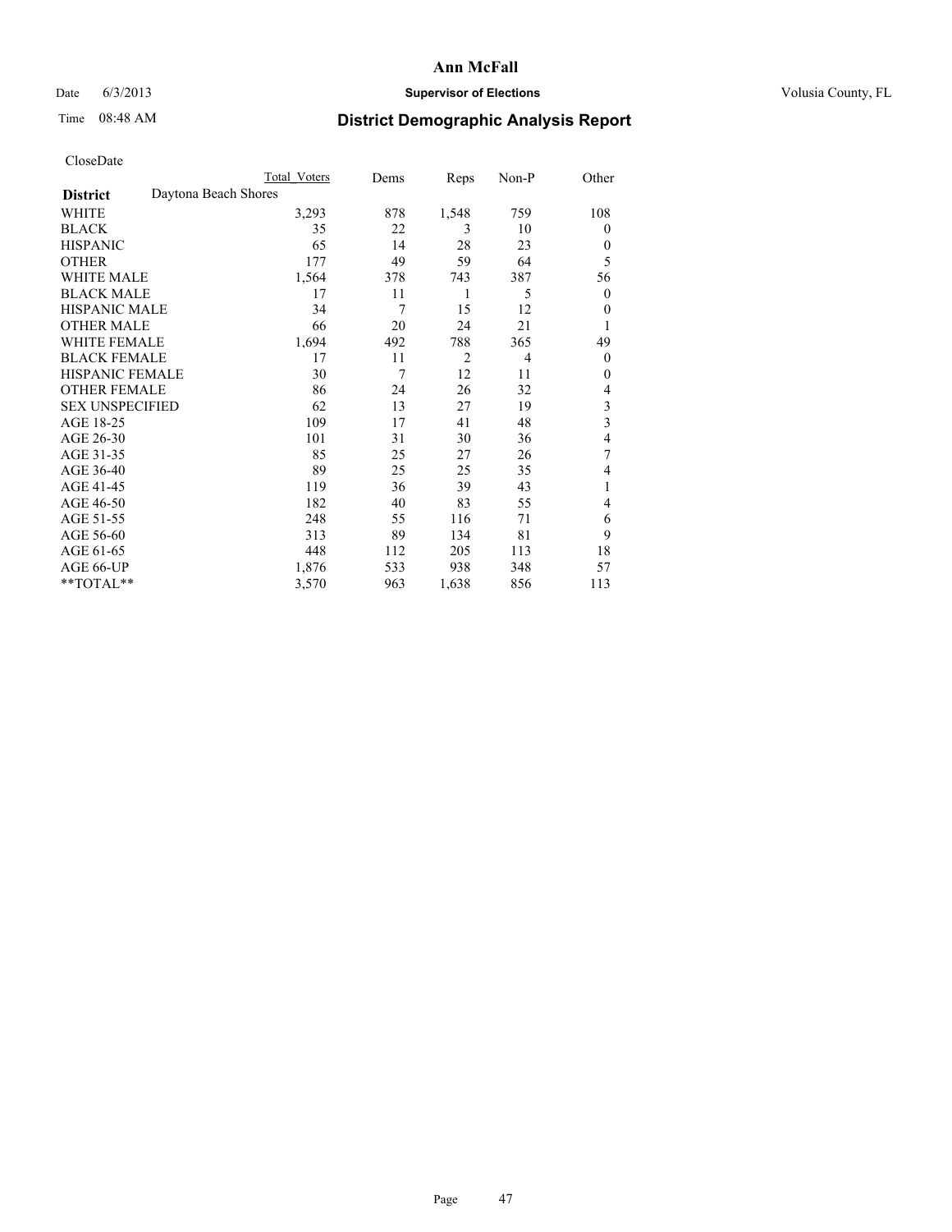# Ann McFall

Date 6/3/2013 **Supervisor of Elections** Volusia County, FL

Time 08:48 AM

## District Demographic Analysis Report

CloseDate

| | Total Voters | Dems | Reps | Non-P | Other |
|---|---|---|---|---|---|
| **District** Daytona Beach Shores | | | | | |
| WHITE | 3,293 | 878 | 1,548 | 759 | 108 |
| BLACK | 35 | 22 | 3 | 10 | 0 |
| HISPANIC | 65 | 14 | 28 | 23 | 0 |
| OTHER | 177 | 49 | 59 | 64 | 5 |
| WHITE MALE | 1,564 | 378 | 743 | 387 | 56 |
| BLACK MALE | 17 | 11 | 1 | 5 | 0 |
| HISPANIC MALE | 34 | 7 | 15 | 12 | 0 |
| OTHER MALE | 66 | 20 | 24 | 21 | 1 |
| WHITE FEMALE | 1,694 | 492 | 788 | 365 | 49 |
| BLACK FEMALE | 17 | 11 | 2 | 4 | 0 |
| HISPANIC FEMALE | 30 | 7 | 12 | 11 | 0 |
| OTHER FEMALE | 86 | 24 | 26 | 32 | 4 |
| SEX UNSPECIFIED | 62 | 13 | 27 | 19 | 3 |
| AGE 18-25 | 109 | 17 | 41 | 48 | 3 |
| AGE 26-30 | 101 | 31 | 30 | 36 | 4 |
| AGE 31-35 | 85 | 25 | 27 | 26 | 7 |
| AGE 36-40 | 89 | 25 | 25 | 35 | 4 |
| AGE 41-45 | 119 | 36 | 39 | 43 | 1 |
| AGE 46-50 | 182 | 40 | 83 | 55 | 4 |
| AGE 51-55 | 248 | 55 | 116 | 71 | 6 |
| AGE 56-60 | 313 | 89 | 134 | 81 | 9 |
| AGE 61-65 | 448 | 112 | 205 | 113 | 18 |
| AGE 66-UP | 1,876 | 533 | 938 | 348 | 57 |
| **TOTAL** | 3,570 | 963 | 1,638 | 856 | 113 |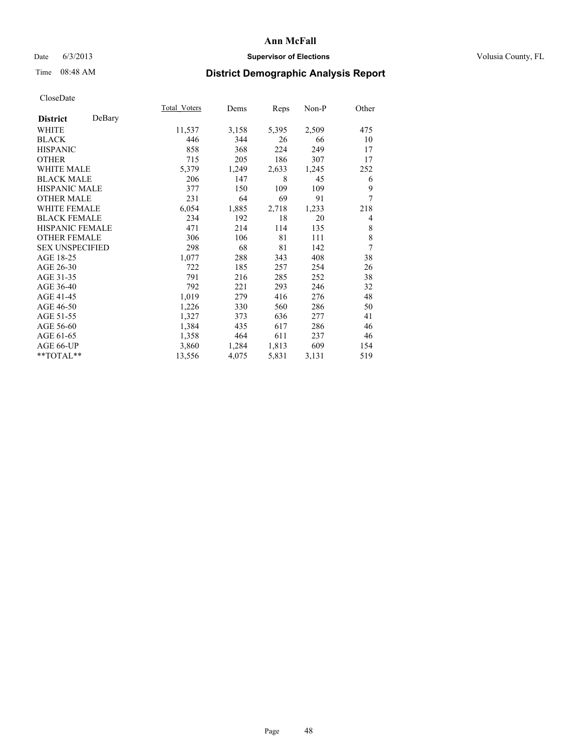# Ann McFall

Date 6/3/2013 **Supervisor of Elections** Volusia County, FL

Time 08:48 AM **District Demographic Analysis Report**

CloseDate

| **District** DeBary | Total_Voters | Dems | Reps | Non-P | Other |
|---|---|---|---|---|---|
| WHITE | 11,537 | 3,158 | 5,395 | 2,509 | 475 |
| BLACK | 446 | 344 | 26 | 66 | 10 |
| HISPANIC | 858 | 368 | 224 | 249 | 17 |
| OTHER | 715 | 205 | 186 | 307 | 17 |
| WHITE MALE | 5,379 | 1,249 | 2,633 | 1,245 | 252 |
| BLACK MALE | 206 | 147 | 8 | 45 | 6 |
| HISPANIC MALE | 377 | 150 | 109 | 109 | 9 |
| OTHER MALE | 231 | 64 | 69 | 91 | 7 |
| WHITE FEMALE | 6,054 | 1,885 | 2,718 | 1,233 | 218 |
| BLACK FEMALE | 234 | 192 | 18 | 20 | 4 |
| HISPANIC FEMALE | 471 | 214 | 114 | 135 | 8 |
| OTHER FEMALE | 306 | 106 | 81 | 111 | 8 |
| SEX UNSPECIFIED | 298 | 68 | 81 | 142 | 7 |
| AGE 18-25 | 1,077 | 288 | 343 | 408 | 38 |
| AGE 26-30 | 722 | 185 | 257 | 254 | 26 |
| AGE 31-35 | 791 | 216 | 285 | 252 | 38 |
| AGE 36-40 | 792 | 221 | 293 | 246 | 32 |
| AGE 41-45 | 1,019 | 279 | 416 | 276 | 48 |
| AGE 46-50 | 1,226 | 330 | 560 | 286 | 50 |
| AGE 51-55 | 1,327 | 373 | 636 | 277 | 41 |
| AGE 56-60 | 1,384 | 435 | 617 | 286 | 46 |
| AGE 61-65 | 1,358 | 464 | 611 | 237 | 46 |
| AGE 66-UP | 3,860 | 1,284 | 1,813 | 609 | 154 |
| **TOTAL** | 13,556 | 4,075 | 5,831 | 3,131 | 519 |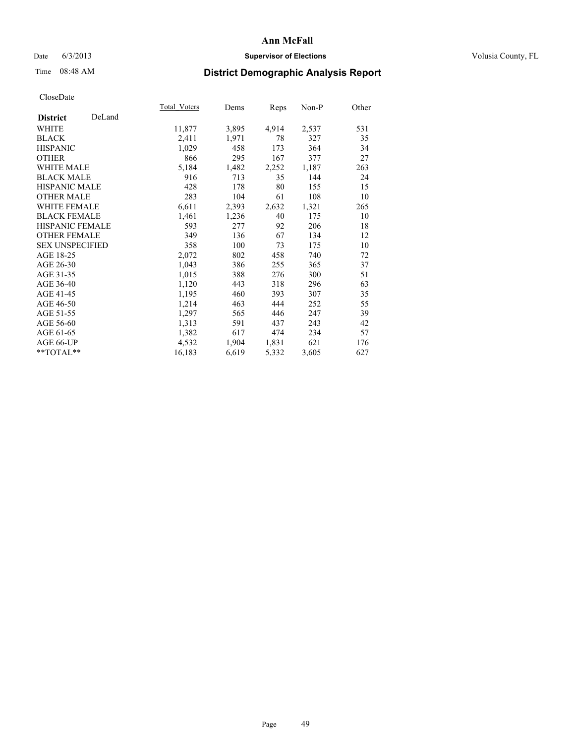**Ann McFall**

Date 6/3/2013 **Supervisor of Elections** Volusia County, FL

Time 08:48 AM

## District Demographic Analysis Report

CloseDate

| **District** DeLand | Total_Voters | Dems | Reps | Non-P | Other |
|---|---|---|---|---|---|
| WHITE | 11,877 | 3,895 | 4,914 | 2,537 | 531 |
| BLACK | 2,411 | 1,971 | 78 | 327 | 35 |
| HISPANIC | 1,029 | 458 | 173 | 364 | 34 |
| OTHER | 866 | 295 | 167 | 377 | 27 |
| WHITE MALE | 5,184 | 1,482 | 2,252 | 1,187 | 263 |
| BLACK MALE | 916 | 713 | 35 | 144 | 24 |
| HISPANIC MALE | 428 | 178 | 80 | 155 | 15 |
| OTHER MALE | 283 | 104 | 61 | 108 | 10 |
| WHITE FEMALE | 6,611 | 2,393 | 2,632 | 1,321 | 265 |
| BLACK FEMALE | 1,461 | 1,236 | 40 | 175 | 10 |
| HISPANIC FEMALE | 593 | 277 | 92 | 206 | 18 |
| OTHER FEMALE | 349 | 136 | 67 | 134 | 12 |
| SEX UNSPECIFIED | 358 | 100 | 73 | 175 | 10 |
| AGE 18-25 | 2,072 | 802 | 458 | 740 | 72 |
| AGE 26-30 | 1,043 | 386 | 255 | 365 | 37 |
| AGE 31-35 | 1,015 | 388 | 276 | 300 | 51 |
| AGE 36-40 | 1,120 | 443 | 318 | 296 | 63 |
| AGE 41-45 | 1,195 | 460 | 393 | 307 | 35 |
| AGE 46-50 | 1,214 | 463 | 444 | 252 | 55 |
| AGE 51-55 | 1,297 | 565 | 446 | 247 | 39 |
| AGE 56-60 | 1,313 | 591 | 437 | 243 | 42 |
| AGE 61-65 | 1,382 | 617 | 474 | 234 | 57 |
| AGE 66-UP | 4,532 | 1,904 | 1,831 | 621 | 176 |
| **TOTAL** | 16,183 | 6,619 | 5,332 | 3,605 | 627 |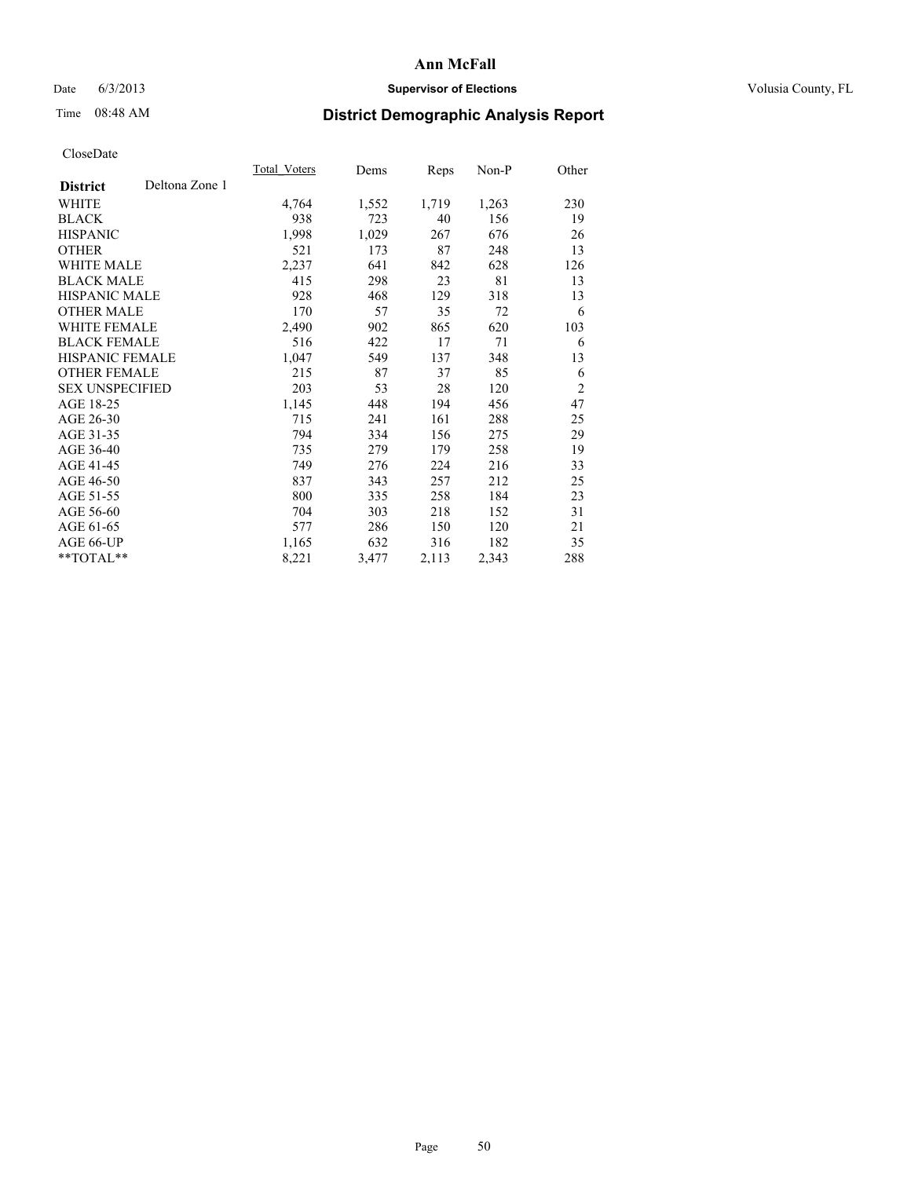# Ann McFall

Date 6/3/2013 **Supervisor of Elections** Volusia County, FL

Time 08:48 AM **District Demographic Analysis Report**

CloseDate

| **District** Deltona Zone 1 | Total Voters | Dems | Reps | Non-P | Other |
|---|---|---|---|---|---|
| WHITE | 4,764 | 1,552 | 1,719 | 1,263 | 230 |
| BLACK | 938 | 723 | 40 | 156 | 19 |
| HISPANIC | 1,998 | 1,029 | 267 | 676 | 26 |
| OTHER | 521 | 173 | 87 | 248 | 13 |
| WHITE MALE | 2,237 | 641 | 842 | 628 | 126 |
| BLACK MALE | 415 | 298 | 23 | 81 | 13 |
| HISPANIC MALE | 928 | 468 | 129 | 318 | 13 |
| OTHER MALE | 170 | 57 | 35 | 72 | 6 |
| WHITE FEMALE | 2,490 | 902 | 865 | 620 | 103 |
| BLACK FEMALE | 516 | 422 | 17 | 71 | 6 |
| HISPANIC FEMALE | 1,047 | 549 | 137 | 348 | 13 |
| OTHER FEMALE | 215 | 87 | 37 | 85 | 6 |
| SEX UNSPECIFIED | 203 | 53 | 28 | 120 | 2 |
| AGE 18-25 | 1,145 | 448 | 194 | 456 | 47 |
| AGE 26-30 | 715 | 241 | 161 | 288 | 25 |
| AGE 31-35 | 794 | 334 | 156 | 275 | 29 |
| AGE 36-40 | 735 | 279 | 179 | 258 | 19 |
| AGE 41-45 | 749 | 276 | 224 | 216 | 33 |
| AGE 46-50 | 837 | 343 | 257 | 212 | 25 |
| AGE 51-55 | 800 | 335 | 258 | 184 | 23 |
| AGE 56-60 | 704 | 303 | 218 | 152 | 31 |
| AGE 61-65 | 577 | 286 | 150 | 120 | 21 |
| AGE 66-UP | 1,165 | 632 | 316 | 182 | 35 |
| **TOTAL** | 8,221 | 3,477 | 2,113 | 2,343 | 288 |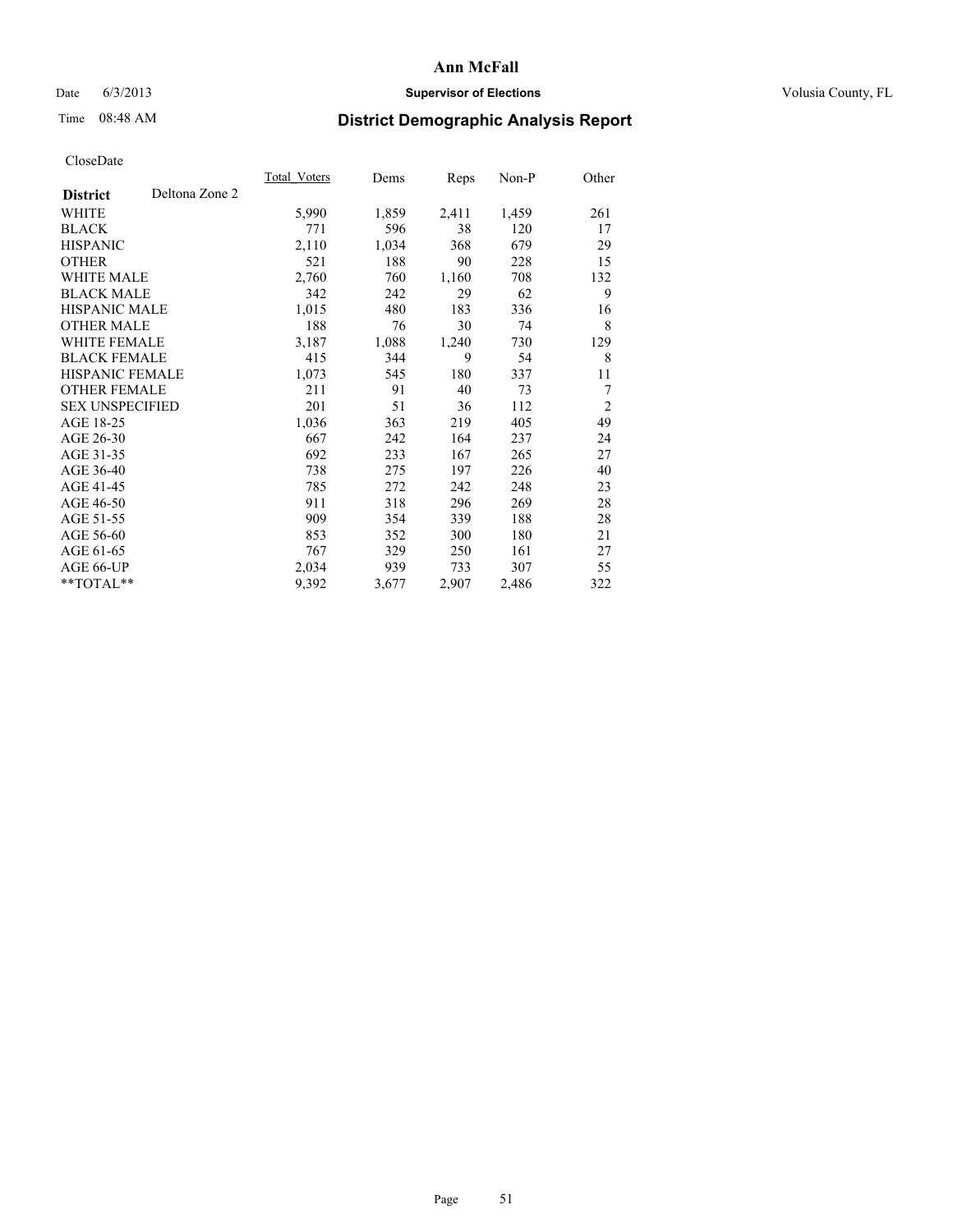**Ann McFall**

Date 6/3/2013 **Supervisor of Elections** Volusia County, FL

Time 08:48 AM **District Demographic Analysis Report**

CloseDate

| | Total_Voters | Dems | Reps | Non-P | Other |
|---|---|---|---|---|---|
| **District** Deltona Zone 2 | | | | | |
| WHITE | 5,990 | 1,859 | 2,411 | 1,459 | 261 |
| BLACK | 771 | 596 | 38 | 120 | 17 |
| HISPANIC | 2,110 | 1,034 | 368 | 679 | 29 |
| OTHER | 521 | 188 | 90 | 228 | 15 |
| WHITE MALE | 2,760 | 760 | 1,160 | 708 | 132 |
| BLACK MALE | 342 | 242 | 29 | 62 | 9 |
| HISPANIC MALE | 1,015 | 480 | 183 | 336 | 16 |
| OTHER MALE | 188 | 76 | 30 | 74 | 8 |
| WHITE FEMALE | 3,187 | 1,088 | 1,240 | 730 | 129 |
| BLACK FEMALE | 415 | 344 | 9 | 54 | 8 |
| HISPANIC FEMALE | 1,073 | 545 | 180 | 337 | 11 |
| OTHER FEMALE | 211 | 91 | 40 | 73 | 7 |
| SEX UNSPECIFIED | 201 | 51 | 36 | 112 | 2 |
| AGE 18-25 | 1,036 | 363 | 219 | 405 | 49 |
| AGE 26-30 | 667 | 242 | 164 | 237 | 24 |
| AGE 31-35 | 692 | 233 | 167 | 265 | 27 |
| AGE 36-40 | 738 | 275 | 197 | 226 | 40 |
| AGE 41-45 | 785 | 272 | 242 | 248 | 23 |
| AGE 46-50 | 911 | 318 | 296 | 269 | 28 |
| AGE 51-55 | 909 | 354 | 339 | 188 | 28 |
| AGE 56-60 | 853 | 352 | 300 | 180 | 21 |
| AGE 61-65 | 767 | 329 | 250 | 161 | 27 |
| AGE 66-UP | 2,034 | 939 | 733 | 307 | 55 |
| **TOTAL** | 9,392 | 3,677 | 2,907 | 2,486 | 322 |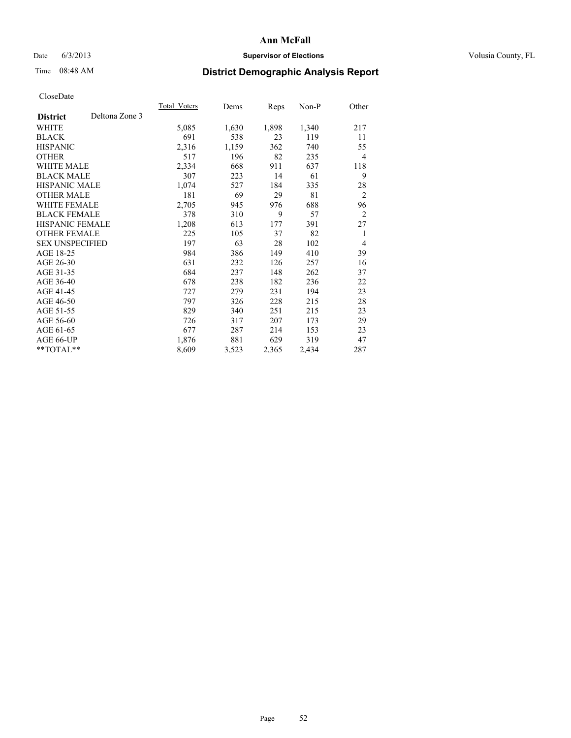# Ann McFall

Date 6/3/2013 **Supervisor of Elections** Volusia County, FL

Time 08:48 AM **District Demographic Analysis Report**

CloseDate

| **District** Deltona Zone 3 | Total_Voters | Dems | Reps | Non-P | Other |
|---|---|---|---|---|---|
| WHITE | 5,085 | 1,630 | 1,898 | 1,340 | 217 |
| BLACK | 691 | 538 | 23 | 119 | 11 |
| HISPANIC | 2,316 | 1,159 | 362 | 740 | 55 |
| OTHER | 517 | 196 | 82 | 235 | 4 |
| WHITE MALE | 2,334 | 668 | 911 | 637 | 118 |
| BLACK MALE | 307 | 223 | 14 | 61 | 9 |
| HISPANIC MALE | 1,074 | 527 | 184 | 335 | 28 |
| OTHER MALE | 181 | 69 | 29 | 81 | 2 |
| WHITE FEMALE | 2,705 | 945 | 976 | 688 | 96 |
| BLACK FEMALE | 378 | 310 | 9 | 57 | 2 |
| HISPANIC FEMALE | 1,208 | 613 | 177 | 391 | 27 |
| OTHER FEMALE | 225 | 105 | 37 | 82 | 1 |
| SEX UNSPECIFIED | 197 | 63 | 28 | 102 | 4 |
| AGE 18-25 | 984 | 386 | 149 | 410 | 39 |
| AGE 26-30 | 631 | 232 | 126 | 257 | 16 |
| AGE 31-35 | 684 | 237 | 148 | 262 | 37 |
| AGE 36-40 | 678 | 238 | 182 | 236 | 22 |
| AGE 41-45 | 727 | 279 | 231 | 194 | 23 |
| AGE 46-50 | 797 | 326 | 228 | 215 | 28 |
| AGE 51-55 | 829 | 340 | 251 | 215 | 23 |
| AGE 56-60 | 726 | 317 | 207 | 173 | 29 |
| AGE 61-65 | 677 | 287 | 214 | 153 | 23 |
| AGE 66-UP | 1,876 | 881 | 629 | 319 | 47 |
| **TOTAL** | 8,609 | 3,523 | 2,365 | 2,434 | 287 |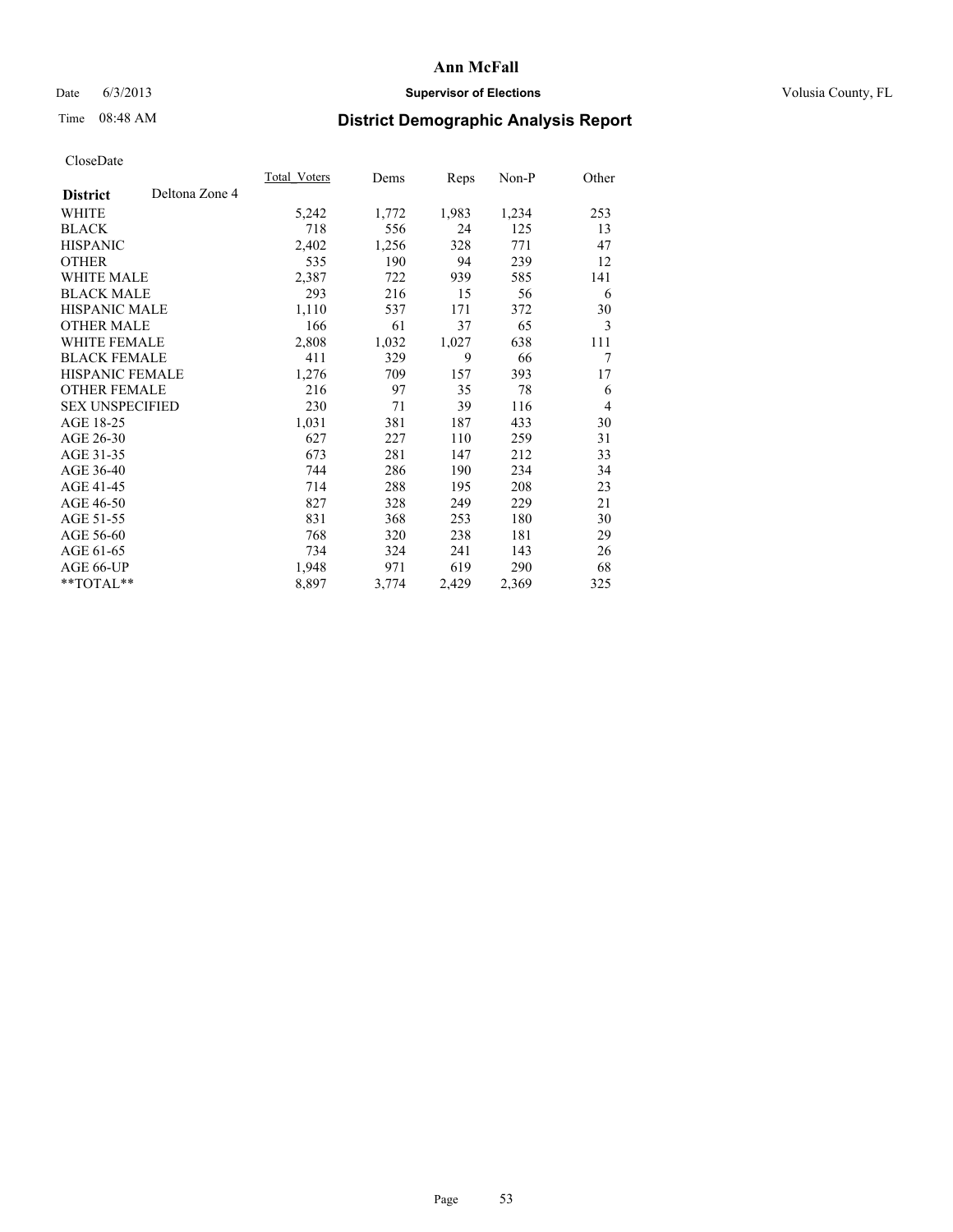# Ann McFall

Date 6/3/2013 **Supervisor of Elections** Volusia County, FL

Time 08:48 AM

## District Demographic Analysis Report

CloseDate

| **District** Deltona Zone 4 | Total_Voters | Dems | Reps | Non-P | Other |
|---|---|---|---|---|---|
| WHITE | 5,242 | 1,772 | 1,983 | 1,234 | 253 |
| BLACK | 718 | 556 | 24 | 125 | 13 |
| HISPANIC | 2,402 | 1,256 | 328 | 771 | 47 |
| OTHER | 535 | 190 | 94 | 239 | 12 |
| WHITE MALE | 2,387 | 722 | 939 | 585 | 141 |
| BLACK MALE | 293 | 216 | 15 | 56 | 6 |
| HISPANIC MALE | 1,110 | 537 | 171 | 372 | 30 |
| OTHER MALE | 166 | 61 | 37 | 65 | 3 |
| WHITE FEMALE | 2,808 | 1,032 | 1,027 | 638 | 111 |
| BLACK FEMALE | 411 | 329 | 9 | 66 | 7 |
| HISPANIC FEMALE | 1,276 | 709 | 157 | 393 | 17 |
| OTHER FEMALE | 216 | 97 | 35 | 78 | 6 |
| SEX UNSPECIFIED | 230 | 71 | 39 | 116 | 4 |
| AGE 18-25 | 1,031 | 381 | 187 | 433 | 30 |
| AGE 26-30 | 627 | 227 | 110 | 259 | 31 |
| AGE 31-35 | 673 | 281 | 147 | 212 | 33 |
| AGE 36-40 | 744 | 286 | 190 | 234 | 34 |
| AGE 41-45 | 714 | 288 | 195 | 208 | 23 |
| AGE 46-50 | 827 | 328 | 249 | 229 | 21 |
| AGE 51-55 | 831 | 368 | 253 | 180 | 30 |
| AGE 56-60 | 768 | 320 | 238 | 181 | 29 |
| AGE 61-65 | 734 | 324 | 241 | 143 | 26 |
| AGE 66-UP | 1,948 | 971 | 619 | 290 | 68 |
| **TOTAL** | 8,897 | 3,774 | 2,429 | 2,369 | 325 |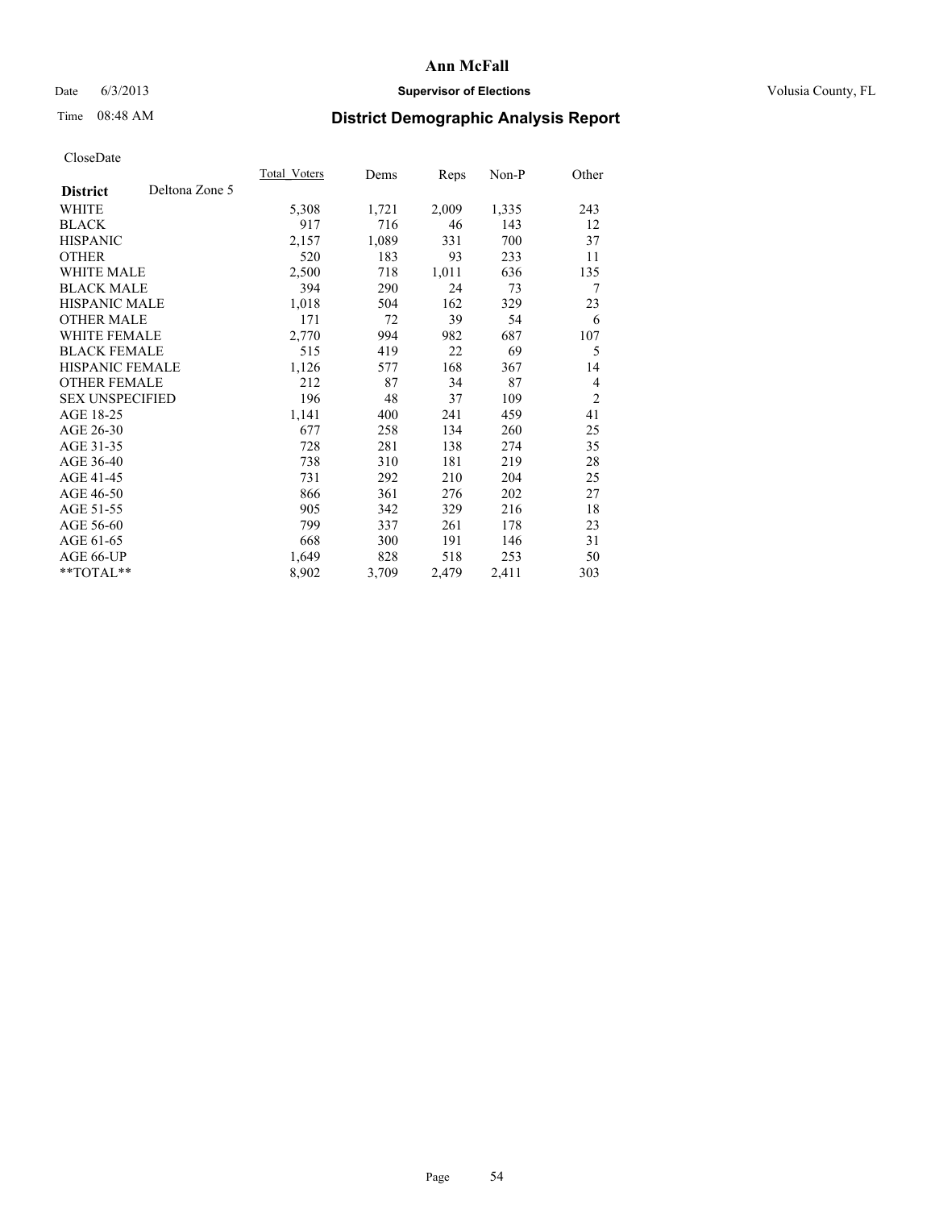# Ann McFall

Date 6/3/2013 **Supervisor of Elections** Volusia County, FL

Time 08:48 AM

## District Demographic Analysis Report

CloseDate

| **District** Deltona Zone 5 | Total_Voters | Dems | Reps | Non-P | Other |
|---|---|---|---|---|---|
| WHITE | 5,308 | 1,721 | 2,009 | 1,335 | 243 |
| BLACK | 917 | 716 | 46 | 143 | 12 |
| HISPANIC | 2,157 | 1,089 | 331 | 700 | 37 |
| OTHER | 520 | 183 | 93 | 233 | 11 |
| WHITE MALE | 2,500 | 718 | 1,011 | 636 | 135 |
| BLACK MALE | 394 | 290 | 24 | 73 | 7 |
| HISPANIC MALE | 1,018 | 504 | 162 | 329 | 23 |
| OTHER MALE | 171 | 72 | 39 | 54 | 6 |
| WHITE FEMALE | 2,770 | 994 | 982 | 687 | 107 |
| BLACK FEMALE | 515 | 419 | 22 | 69 | 5 |
| HISPANIC FEMALE | 1,126 | 577 | 168 | 367 | 14 |
| OTHER FEMALE | 212 | 87 | 34 | 87 | 4 |
| SEX UNSPECIFIED | 196 | 48 | 37 | 109 | 2 |
| AGE 18-25 | 1,141 | 400 | 241 | 459 | 41 |
| AGE 26-30 | 677 | 258 | 134 | 260 | 25 |
| AGE 31-35 | 728 | 281 | 138 | 274 | 35 |
| AGE 36-40 | 738 | 310 | 181 | 219 | 28 |
| AGE 41-45 | 731 | 292 | 210 | 204 | 25 |
| AGE 46-50 | 866 | 361 | 276 | 202 | 27 |
| AGE 51-55 | 905 | 342 | 329 | 216 | 18 |
| AGE 56-60 | 799 | 337 | 261 | 178 | 23 |
| AGE 61-65 | 668 | 300 | 191 | 146 | 31 |
| AGE 66-UP | 1,649 | 828 | 518 | 253 | 50 |
| **TOTAL** | 8,902 | 3,709 | 2,479 | 2,411 | 303 |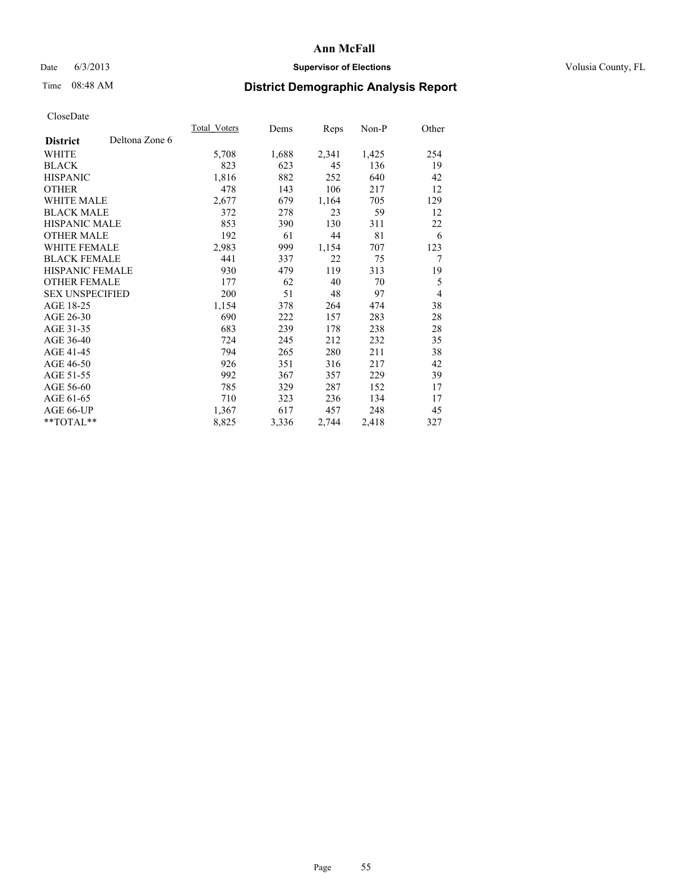# Ann McFall

Date 6/3/2013 **Supervisor of Elections** Volusia County, FL

Time 08:48 AM **District Demographic Analysis Report**

CloseDate

| **District** Deltona Zone 6 | Total_Voters | Dems | Reps | Non-P | Other |
|---|---|---|---|---|---|
| WHITE | 5,708 | 1,688 | 2,341 | 1,425 | 254 |
| BLACK | 823 | 623 | 45 | 136 | 19 |
| HISPANIC | 1,816 | 882 | 252 | 640 | 42 |
| OTHER | 478 | 143 | 106 | 217 | 12 |
| WHITE MALE | 2,677 | 679 | 1,164 | 705 | 129 |
| BLACK MALE | 372 | 278 | 23 | 59 | 12 |
| HISPANIC MALE | 853 | 390 | 130 | 311 | 22 |
| OTHER MALE | 192 | 61 | 44 | 81 | 6 |
| WHITE FEMALE | 2,983 | 999 | 1,154 | 707 | 123 |
| BLACK FEMALE | 441 | 337 | 22 | 75 | 7 |
| HISPANIC FEMALE | 930 | 479 | 119 | 313 | 19 |
| OTHER FEMALE | 177 | 62 | 40 | 70 | 5 |
| SEX UNSPECIFIED | 200 | 51 | 48 | 97 | 4 |
| AGE 18-25 | 1,154 | 378 | 264 | 474 | 38 |
| AGE 26-30 | 690 | 222 | 157 | 283 | 28 |
| AGE 31-35 | 683 | 239 | 178 | 238 | 28 |
| AGE 36-40 | 724 | 245 | 212 | 232 | 35 |
| AGE 41-45 | 794 | 265 | 280 | 211 | 38 |
| AGE 46-50 | 926 | 351 | 316 | 217 | 42 |
| AGE 51-55 | 992 | 367 | 357 | 229 | 39 |
| AGE 56-60 | 785 | 329 | 287 | 152 | 17 |
| AGE 61-65 | 710 | 323 | 236 | 134 | 17 |
| AGE 66-UP | 1,367 | 617 | 457 | 248 | 45 |
| **TOTAL** | 8,825 | 3,336 | 2,744 | 2,418 | 327 |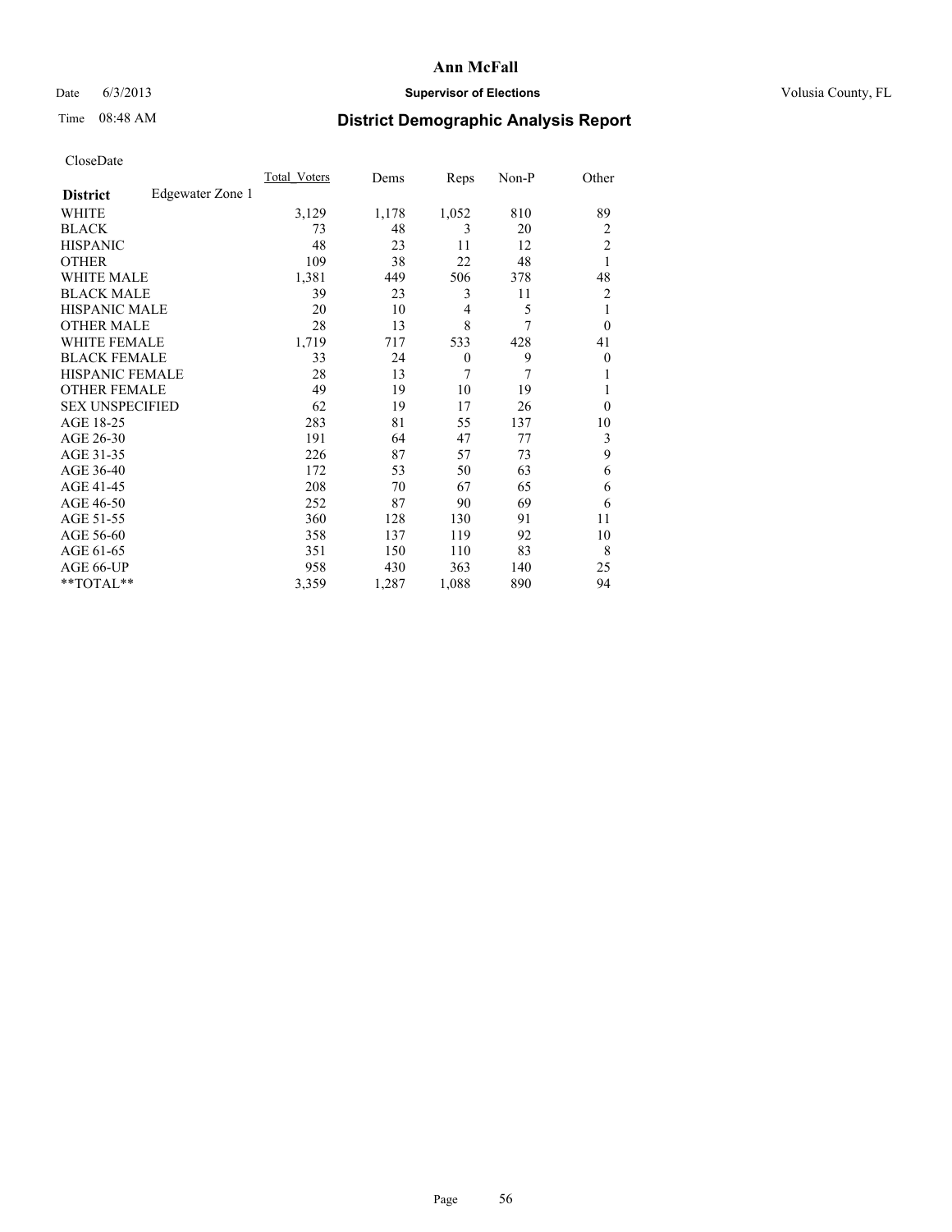# Ann McFall

Date 6/3/2013 **Supervisor of Elections** Volusia County, FL

Time 08:48 AM **District Demographic Analysis Report**

CloseDate

| **District** Edgewater Zone 1 | Total_Voters | Dems | Reps | Non-P | Other |
|---|---|---|---|---|---|
| WHITE | 3,129 | 1,178 | 1,052 | 810 | 89 |
| BLACK | 73 | 48 | 3 | 20 | 2 |
| HISPANIC | 48 | 23 | 11 | 12 | 2 |
| OTHER | 109 | 38 | 22 | 48 | 1 |
| WHITE MALE | 1,381 | 449 | 506 | 378 | 48 |
| BLACK MALE | 39 | 23 | 3 | 11 | 2 |
| HISPANIC MALE | 20 | 10 | 4 | 5 | 1 |
| OTHER MALE | 28 | 13 | 8 | 7 | 0 |
| WHITE FEMALE | 1,719 | 717 | 533 | 428 | 41 |
| BLACK FEMALE | 33 | 24 | 0 | 9 | 0 |
| HISPANIC FEMALE | 28 | 13 | 7 | 7 | 1 |
| OTHER FEMALE | 49 | 19 | 10 | 19 | 1 |
| SEX UNSPECIFIED | 62 | 19 | 17 | 26 | 0 |
| AGE 18-25 | 283 | 81 | 55 | 137 | 10 |
| AGE 26-30 | 191 | 64 | 47 | 77 | 3 |
| AGE 31-35 | 226 | 87 | 57 | 73 | 9 |
| AGE 36-40 | 172 | 53 | 50 | 63 | 6 |
| AGE 41-45 | 208 | 70 | 67 | 65 | 6 |
| AGE 46-50 | 252 | 87 | 90 | 69 | 6 |
| AGE 51-55 | 360 | 128 | 130 | 91 | 11 |
| AGE 56-60 | 358 | 137 | 119 | 92 | 10 |
| AGE 61-65 | 351 | 150 | 110 | 83 | 8 |
| AGE 66-UP | 958 | 430 | 363 | 140 | 25 |
| **TOTAL** | 3,359 | 1,287 | 1,088 | 890 | 94 |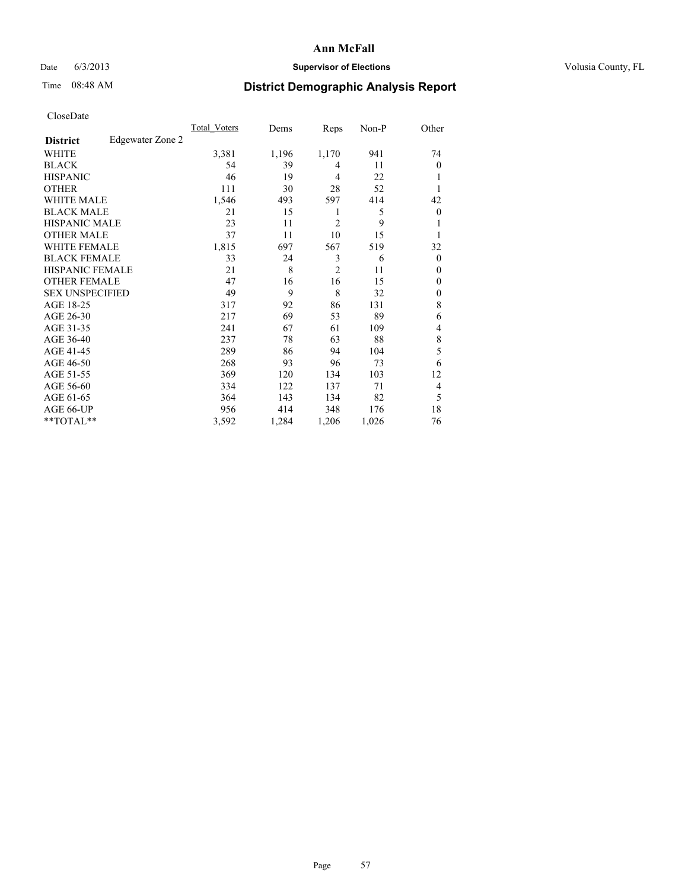**Ann McFall**

Date 6/3/2013 **Supervisor of Elections** Volusia County, FL

Time 08:48 AM

## District Demographic Analysis Report

CloseDate

| **District** Edgewater Zone 2 | Total_Voters | Dems | Reps | Non-P | Other |
|---|---|---|---|---|---|
| WHITE | 3,381 | 1,196 | 1,170 | 941 | 74 |
| BLACK | 54 | 39 | 4 | 11 | 0 |
| HISPANIC | 46 | 19 | 4 | 22 | 1 |
| OTHER | 111 | 30 | 28 | 52 | 1 |
| WHITE MALE | 1,546 | 493 | 597 | 414 | 42 |
| BLACK MALE | 21 | 15 | 1 | 5 | 0 |
| HISPANIC MALE | 23 | 11 | 2 | 9 | 1 |
| OTHER MALE | 37 | 11 | 10 | 15 | 1 |
| WHITE FEMALE | 1,815 | 697 | 567 | 519 | 32 |
| BLACK FEMALE | 33 | 24 | 3 | 6 | 0 |
| HISPANIC FEMALE | 21 | 8 | 2 | 11 | 0 |
| OTHER FEMALE | 47 | 16 | 16 | 15 | 0 |
| SEX UNSPECIFIED | 49 | 9 | 8 | 32 | 0 |
| AGE 18-25 | 317 | 92 | 86 | 131 | 8 |
| AGE 26-30 | 217 | 69 | 53 | 89 | 6 |
| AGE 31-35 | 241 | 67 | 61 | 109 | 4 |
| AGE 36-40 | 237 | 78 | 63 | 88 | 8 |
| AGE 41-45 | 289 | 86 | 94 | 104 | 5 |
| AGE 46-50 | 268 | 93 | 96 | 73 | 6 |
| AGE 51-55 | 369 | 120 | 134 | 103 | 12 |
| AGE 56-60 | 334 | 122 | 137 | 71 | 4 |
| AGE 61-65 | 364 | 143 | 134 | 82 | 5 |
| AGE 66-UP | 956 | 414 | 348 | 176 | 18 |
| **TOTAL** | 3,592 | 1,284 | 1,206 | 1,026 | 76 |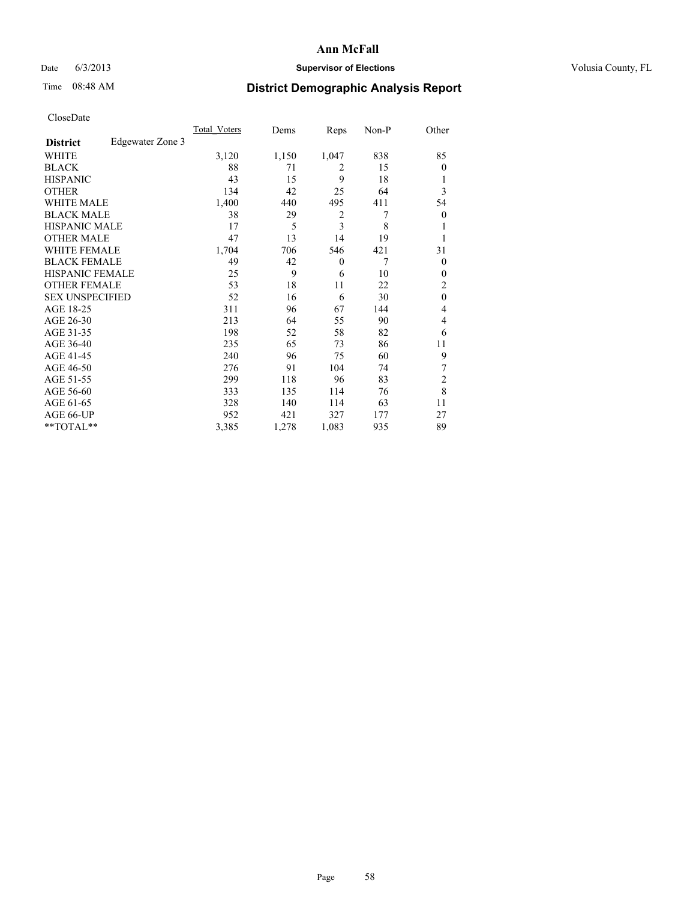# Ann McFall

Date 6/3/2013 **Supervisor of Elections** Volusia County, FL

Time 08:48 AM

## District Demographic Analysis Report

CloseDate

| | Total_Voters | Dems | Reps | Non-P | Other |
|---|---|---|---|---|---|
| **District** Edgewater Zone 3 | | | | | |
| WHITE | 3,120 | 1,150 | 1,047 | 838 | 85 |
| BLACK | 88 | 71 | 2 | 15 | 0 |
| HISPANIC | 43 | 15 | 9 | 18 | 1 |
| OTHER | 134 | 42 | 25 | 64 | 3 |
| WHITE MALE | 1,400 | 440 | 495 | 411 | 54 |
| BLACK MALE | 38 | 29 | 2 | 7 | 0 |
| HISPANIC MALE | 17 | 5 | 3 | 8 | 1 |
| OTHER MALE | 47 | 13 | 14 | 19 | 1 |
| WHITE FEMALE | 1,704 | 706 | 546 | 421 | 31 |
| BLACK FEMALE | 49 | 42 | 0 | 7 | 0 |
| HISPANIC FEMALE | 25 | 9 | 6 | 10 | 0 |
| OTHER FEMALE | 53 | 18 | 11 | 22 | 2 |
| SEX UNSPECIFIED | 52 | 16 | 6 | 30 | 0 |
| AGE 18-25 | 311 | 96 | 67 | 144 | 4 |
| AGE 26-30 | 213 | 64 | 55 | 90 | 4 |
| AGE 31-35 | 198 | 52 | 58 | 82 | 6 |
| AGE 36-40 | 235 | 65 | 73 | 86 | 11 |
| AGE 41-45 | 240 | 96 | 75 | 60 | 9 |
| AGE 46-50 | 276 | 91 | 104 | 74 | 7 |
| AGE 51-55 | 299 | 118 | 96 | 83 | 2 |
| AGE 56-60 | 333 | 135 | 114 | 76 | 8 |
| AGE 61-65 | 328 | 140 | 114 | 63 | 11 |
| AGE 66-UP | 952 | 421 | 327 | 177 | 27 |
| **TOTAL** | 3,385 | 1,278 | 1,083 | 935 | 89 |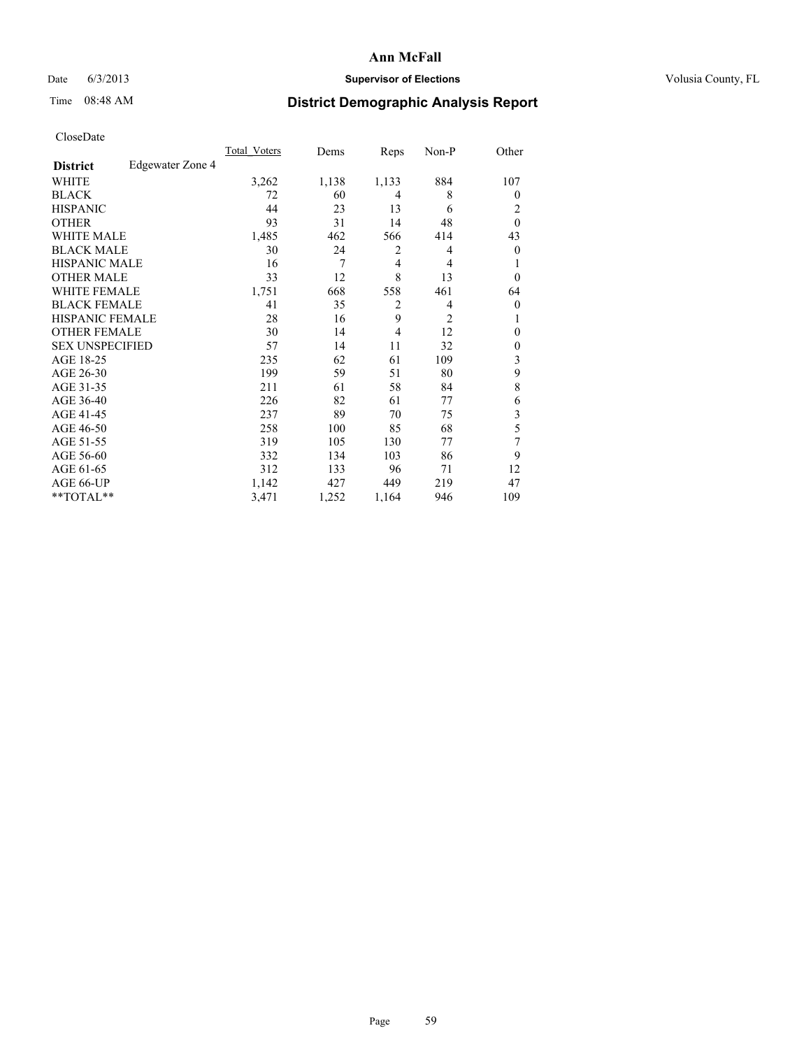# Ann McFall

Date 6/3/2013 **Supervisor of Elections** Volusia County, FL

Time 08:48 AM **District Demographic Analysis Report**

CloseDate

| **District** Edgewater Zone 4 | Total_Voters | Dems | Reps | Non-P | Other |
|---|---|---|---|---|---|
| WHITE | 3,262 | 1,138 | 1,133 | 884 | 107 |
| BLACK | 72 | 60 | 4 | 8 | 0 |
| HISPANIC | 44 | 23 | 13 | 6 | 2 |
| OTHER | 93 | 31 | 14 | 48 | 0 |
| WHITE MALE | 1,485 | 462 | 566 | 414 | 43 |
| BLACK MALE | 30 | 24 | 2 | 4 | 0 |
| HISPANIC MALE | 16 | 7 | 4 | 4 | 1 |
| OTHER MALE | 33 | 12 | 8 | 13 | 0 |
| WHITE FEMALE | 1,751 | 668 | 558 | 461 | 64 |
| BLACK FEMALE | 41 | 35 | 2 | 4 | 0 |
| HISPANIC FEMALE | 28 | 16 | 9 | 2 | 1 |
| OTHER FEMALE | 30 | 14 | 4 | 12 | 0 |
| SEX UNSPECIFIED | 57 | 14 | 11 | 32 | 0 |
| AGE 18-25 | 235 | 62 | 61 | 109 | 3 |
| AGE 26-30 | 199 | 59 | 51 | 80 | 9 |
| AGE 31-35 | 211 | 61 | 58 | 84 | 8 |
| AGE 36-40 | 226 | 82 | 61 | 77 | 6 |
| AGE 41-45 | 237 | 89 | 70 | 75 | 3 |
| AGE 46-50 | 258 | 100 | 85 | 68 | 5 |
| AGE 51-55 | 319 | 105 | 130 | 77 | 7 |
| AGE 56-60 | 332 | 134 | 103 | 86 | 9 |
| AGE 61-65 | 312 | 133 | 96 | 71 | 12 |
| AGE 66-UP | 1,142 | 427 | 449 | 219 | 47 |
| **TOTAL** | 3,471 | 1,252 | 1,164 | 946 | 109 |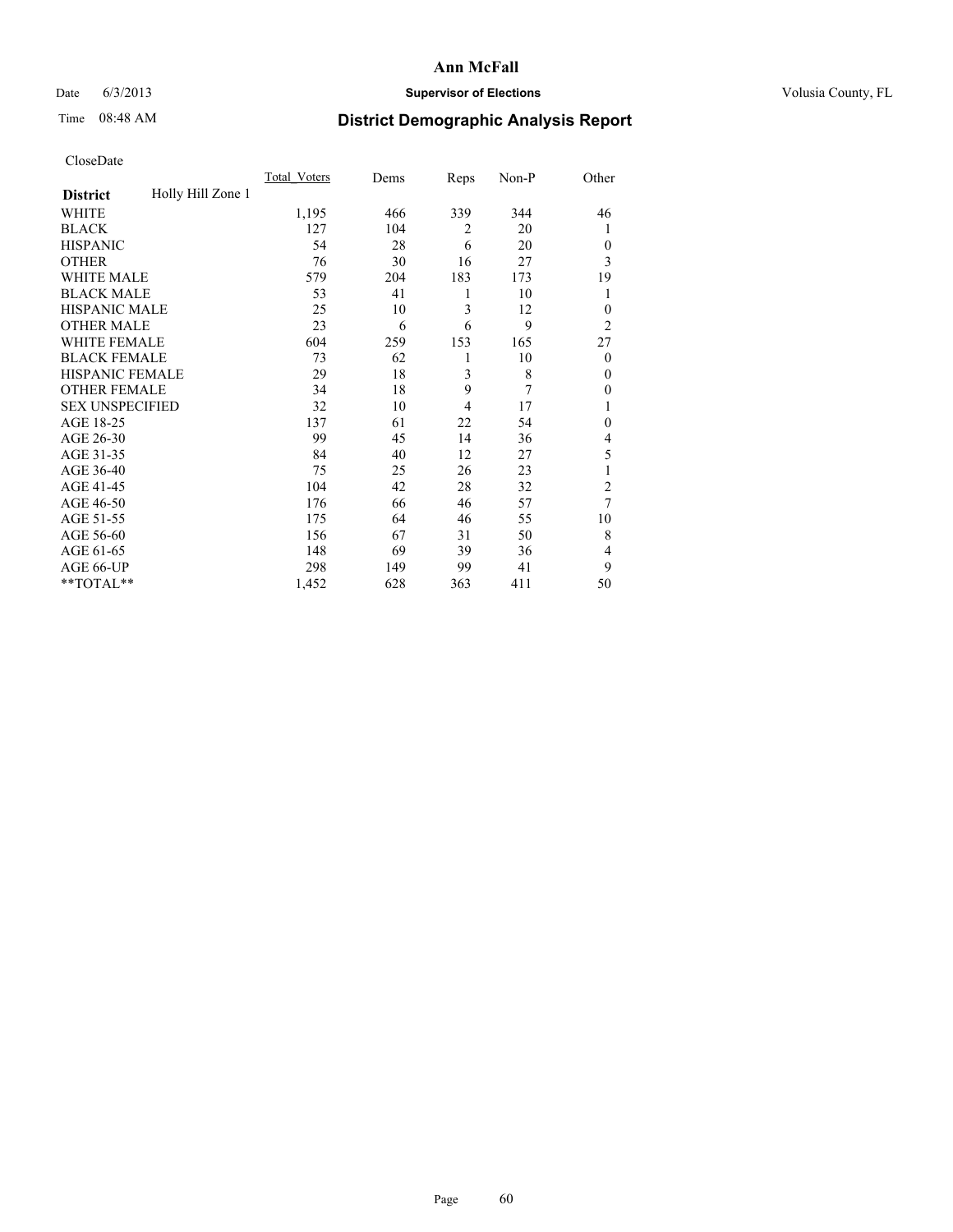# Ann McFall

Date 6/3/2013 **Supervisor of Elections** Volusia County, FL

Time 08:48 AM

## District Demographic Analysis Report

CloseDate

| District | Holly Hill Zone 1 | Total_Voters | Dems | Reps | Non-P | Other |
|---|---|---|---|---|---|---|
| WHITE | | 1,195 | 466 | 339 | 344 | 46 |
| BLACK | | 127 | 104 | 2 | 20 | 1 |
| HISPANIC | | 54 | 28 | 6 | 20 | 0 |
| OTHER | | 76 | 30 | 16 | 27 | 3 |
| WHITE MALE | | 579 | 204 | 183 | 173 | 19 |
| BLACK MALE | | 53 | 41 | 1 | 10 | 1 |
| HISPANIC MALE | | 25 | 10 | 3 | 12 | 0 |
| OTHER MALE | | 23 | 6 | 6 | 9 | 2 |
| WHITE FEMALE | | 604 | 259 | 153 | 165 | 27 |
| BLACK FEMALE | | 73 | 62 | 1 | 10 | 0 |
| HISPANIC FEMALE | | 29 | 18 | 3 | 8 | 0 |
| OTHER FEMALE | | 34 | 18 | 9 | 7 | 0 |
| SEX UNSPECIFIED | | 32 | 10 | 4 | 17 | 1 |
| AGE 18-25 | | 137 | 61 | 22 | 54 | 0 |
| AGE 26-30 | | 99 | 45 | 14 | 36 | 4 |
| AGE 31-35 | | 84 | 40 | 12 | 27 | 5 |
| AGE 36-40 | | 75 | 25 | 26 | 23 | 1 |
| AGE 41-45 | | 104 | 42 | 28 | 32 | 2 |
| AGE 46-50 | | 176 | 66 | 46 | 57 | 7 |
| AGE 51-55 | | 175 | 64 | 46 | 55 | 10 |
| AGE 56-60 | | 156 | 67 | 31 | 50 | 8 |
| AGE 61-65 | | 148 | 69 | 39 | 36 | 4 |
| AGE 66-UP | | 298 | 149 | 99 | 41 | 9 |
| **TOTAL** | | 1,452 | 628 | 363 | 411 | 50 |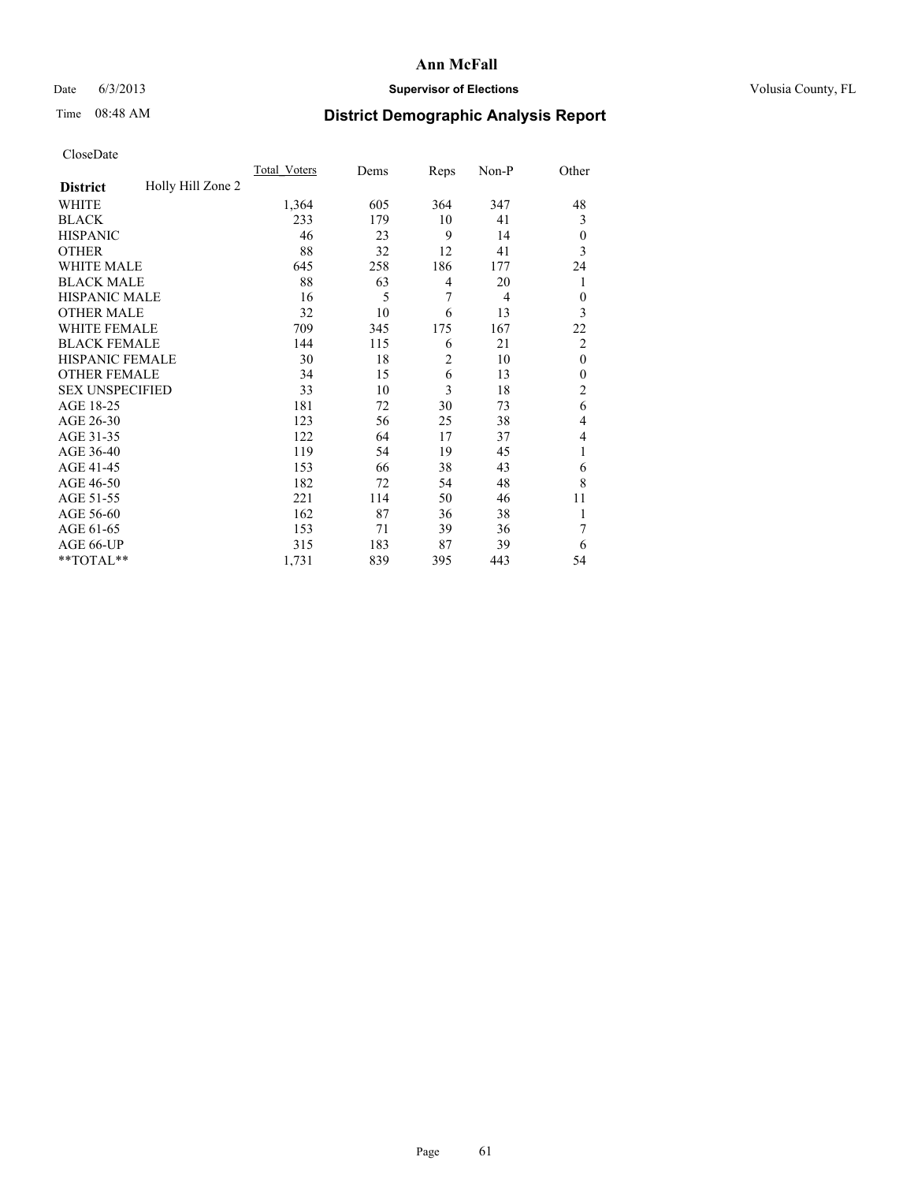**Ann McFall**

Date 6/3/2013 **Supervisor of Elections** Volusia County, FL

Time 08:48 AM

## District Demographic Analysis Report

CloseDate

| **District** Holly Hill Zone 2 | Total_Voters | Dems | Reps | Non-P | Other |
|---|---|---|---|---|---|
| WHITE | 1,364 | 605 | 364 | 347 | 48 |
| BLACK | 233 | 179 | 10 | 41 | 3 |
| HISPANIC | 46 | 23 | 9 | 14 | 0 |
| OTHER | 88 | 32 | 12 | 41 | 3 |
| WHITE MALE | 645 | 258 | 186 | 177 | 24 |
| BLACK MALE | 88 | 63 | 4 | 20 | 1 |
| HISPANIC MALE | 16 | 5 | 7 | 4 | 0 |
| OTHER MALE | 32 | 10 | 6 | 13 | 3 |
| WHITE FEMALE | 709 | 345 | 175 | 167 | 22 |
| BLACK FEMALE | 144 | 115 | 6 | 21 | 2 |
| HISPANIC FEMALE | 30 | 18 | 2 | 10 | 0 |
| OTHER FEMALE | 34 | 15 | 6 | 13 | 0 |
| SEX UNSPECIFIED | 33 | 10 | 3 | 18 | 2 |
| AGE 18-25 | 181 | 72 | 30 | 73 | 6 |
| AGE 26-30 | 123 | 56 | 25 | 38 | 4 |
| AGE 31-35 | 122 | 64 | 17 | 37 | 4 |
| AGE 36-40 | 119 | 54 | 19 | 45 | 1 |
| AGE 41-45 | 153 | 66 | 38 | 43 | 6 |
| AGE 46-50 | 182 | 72 | 54 | 48 | 8 |
| AGE 51-55 | 221 | 114 | 50 | 46 | 11 |
| AGE 56-60 | 162 | 87 | 36 | 38 | 1 |
| AGE 61-65 | 153 | 71 | 39 | 36 | 7 |
| AGE 66-UP | 315 | 183 | 87 | 39 | 6 |
| **TOTAL** | 1,731 | 839 | 395 | 443 | 54 |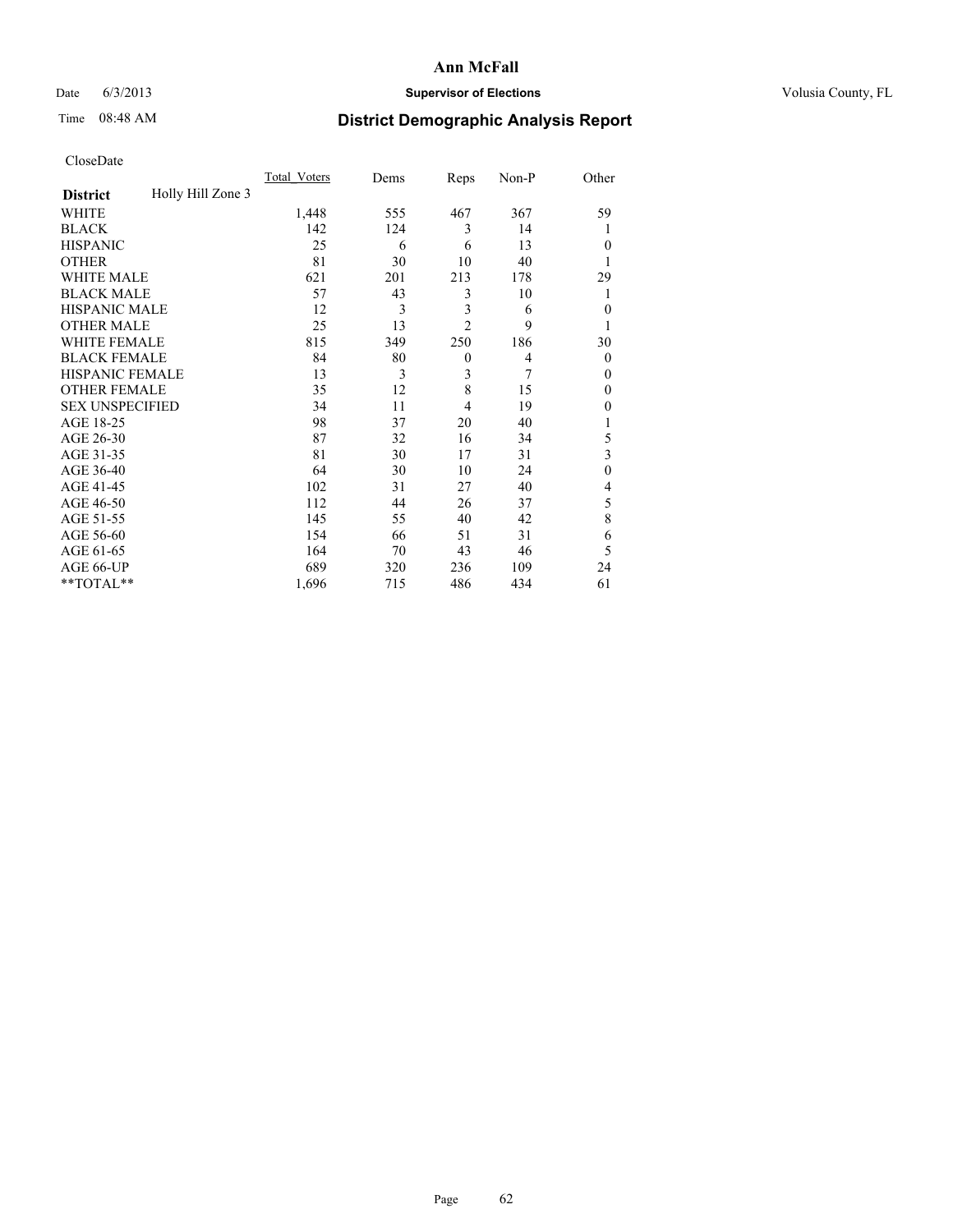# Ann McFall

Date 6/3/2013 **Supervisor of Elections** Volusia County, FL

Time 08:48 AM **District Demographic Analysis Report**

CloseDate

| **District** Holly Hill Zone 3 | Total_Voters | Dems | Reps | Non-P | Other |
|---|---|---|---|---|---|
| WHITE | 1,448 | 555 | 467 | 367 | 59 |
| BLACK | 142 | 124 | 3 | 14 | 1 |
| HISPANIC | 25 | 6 | 6 | 13 | 0 |
| OTHER | 81 | 30 | 10 | 40 | 1 |
| WHITE MALE | 621 | 201 | 213 | 178 | 29 |
| BLACK MALE | 57 | 43 | 3 | 10 | 1 |
| HISPANIC MALE | 12 | 3 | 3 | 6 | 0 |
| OTHER MALE | 25 | 13 | 2 | 9 | 1 |
| WHITE FEMALE | 815 | 349 | 250 | 186 | 30 |
| BLACK FEMALE | 84 | 80 | 0 | 4 | 0 |
| HISPANIC FEMALE | 13 | 3 | 3 | 7 | 0 |
| OTHER FEMALE | 35 | 12 | 8 | 15 | 0 |
| SEX UNSPECIFIED | 34 | 11 | 4 | 19 | 0 |
| AGE 18-25 | 98 | 37 | 20 | 40 | 1 |
| AGE 26-30 | 87 | 32 | 16 | 34 | 5 |
| AGE 31-35 | 81 | 30 | 17 | 31 | 3 |
| AGE 36-40 | 64 | 30 | 10 | 24 | 0 |
| AGE 41-45 | 102 | 31 | 27 | 40 | 4 |
| AGE 46-50 | 112 | 44 | 26 | 37 | 5 |
| AGE 51-55 | 145 | 55 | 40 | 42 | 8 |
| AGE 56-60 | 154 | 66 | 51 | 31 | 6 |
| AGE 61-65 | 164 | 70 | 43 | 46 | 5 |
| AGE 66-UP | 689 | 320 | 236 | 109 | 24 |
| **TOTAL** | 1,696 | 715 | 486 | 434 | 61 |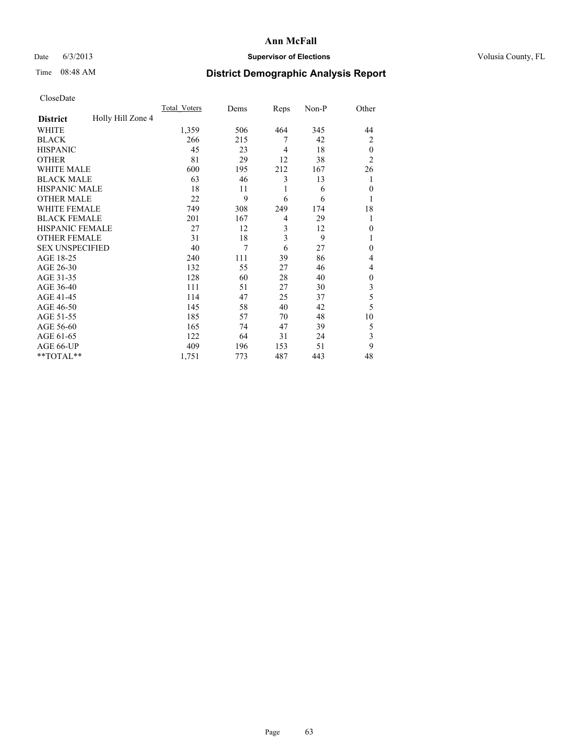# Ann McFall

Date 6/3/2013 **Supervisor of Elections** Volusia County, FL

Time 08:48 AM **District Demographic Analysis Report**

CloseDate

| **District** Holly Hill Zone 4 | Total_Voters | Dems | Reps | Non-P | Other |
|---|---|---|---|---|---|
| WHITE | 1,359 | 506 | 464 | 345 | 44 |
| BLACK | 266 | 215 | 7 | 42 | 2 |
| HISPANIC | 45 | 23 | 4 | 18 | 0 |
| OTHER | 81 | 29 | 12 | 38 | 2 |
| WHITE MALE | 600 | 195 | 212 | 167 | 26 |
| BLACK MALE | 63 | 46 | 3 | 13 | 1 |
| HISPANIC MALE | 18 | 11 | 1 | 6 | 0 |
| OTHER MALE | 22 | 9 | 6 | 6 | 1 |
| WHITE FEMALE | 749 | 308 | 249 | 174 | 18 |
| BLACK FEMALE | 201 | 167 | 4 | 29 | 1 |
| HISPANIC FEMALE | 27 | 12 | 3 | 12 | 0 |
| OTHER FEMALE | 31 | 18 | 3 | 9 | 1 |
| SEX UNSPECIFIED | 40 | 7 | 6 | 27 | 0 |
| AGE 18-25 | 240 | 111 | 39 | 86 | 4 |
| AGE 26-30 | 132 | 55 | 27 | 46 | 4 |
| AGE 31-35 | 128 | 60 | 28 | 40 | 0 |
| AGE 36-40 | 111 | 51 | 27 | 30 | 3 |
| AGE 41-45 | 114 | 47 | 25 | 37 | 5 |
| AGE 46-50 | 145 | 58 | 40 | 42 | 5 |
| AGE 51-55 | 185 | 57 | 70 | 48 | 10 |
| AGE 56-60 | 165 | 74 | 47 | 39 | 5 |
| AGE 61-65 | 122 | 64 | 31 | 24 | 3 |
| AGE 66-UP | 409 | 196 | 153 | 51 | 9 |
| **TOTAL** | 1,751 | 773 | 487 | 443 | 48 |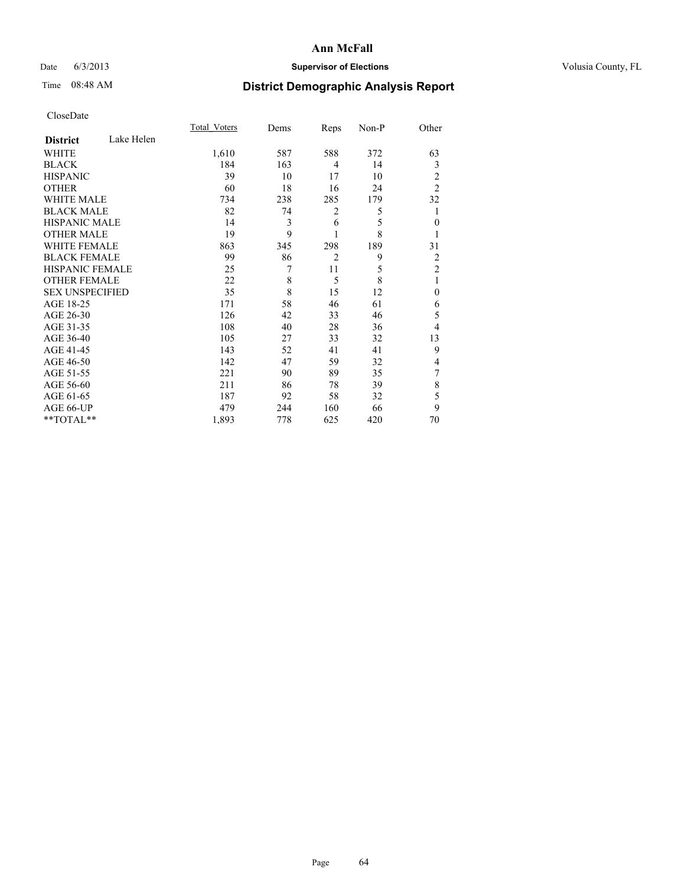# Ann McFall

Date 6/3/2013 **Supervisor of Elections** Volusia County, FL

Time 08:48 AM **District Demographic Analysis Report**

CloseDate

| **District** Lake Helen | Total_Voters | Dems | Reps | Non-P | Other |
|---|---|---|---|---|---|
| WHITE | 1,610 | 587 | 588 | 372 | 63 |
| BLACK | 184 | 163 | 4 | 14 | 3 |
| HISPANIC | 39 | 10 | 17 | 10 | 2 |
| OTHER | 60 | 18 | 16 | 24 | 2 |
| WHITE MALE | 734 | 238 | 285 | 179 | 32 |
| BLACK MALE | 82 | 74 | 2 | 5 | 1 |
| HISPANIC MALE | 14 | 3 | 6 | 5 | 0 |
| OTHER MALE | 19 | 9 | 1 | 8 | 1 |
| WHITE FEMALE | 863 | 345 | 298 | 189 | 31 |
| BLACK FEMALE | 99 | 86 | 2 | 9 | 2 |
| HISPANIC FEMALE | 25 | 7 | 11 | 5 | 2 |
| OTHER FEMALE | 22 | 8 | 5 | 8 | 1 |
| SEX UNSPECIFIED | 35 | 8 | 15 | 12 | 0 |
| AGE 18-25 | 171 | 58 | 46 | 61 | 6 |
| AGE 26-30 | 126 | 42 | 33 | 46 | 5 |
| AGE 31-35 | 108 | 40 | 28 | 36 | 4 |
| AGE 36-40 | 105 | 27 | 33 | 32 | 13 |
| AGE 41-45 | 143 | 52 | 41 | 41 | 9 |
| AGE 46-50 | 142 | 47 | 59 | 32 | 4 |
| AGE 51-55 | 221 | 90 | 89 | 35 | 7 |
| AGE 56-60 | 211 | 86 | 78 | 39 | 8 |
| AGE 61-65 | 187 | 92 | 58 | 32 | 5 |
| AGE 66-UP | 479 | 244 | 160 | 66 | 9 |
| **TOTAL** | 1,893 | 778 | 625 | 420 | 70 |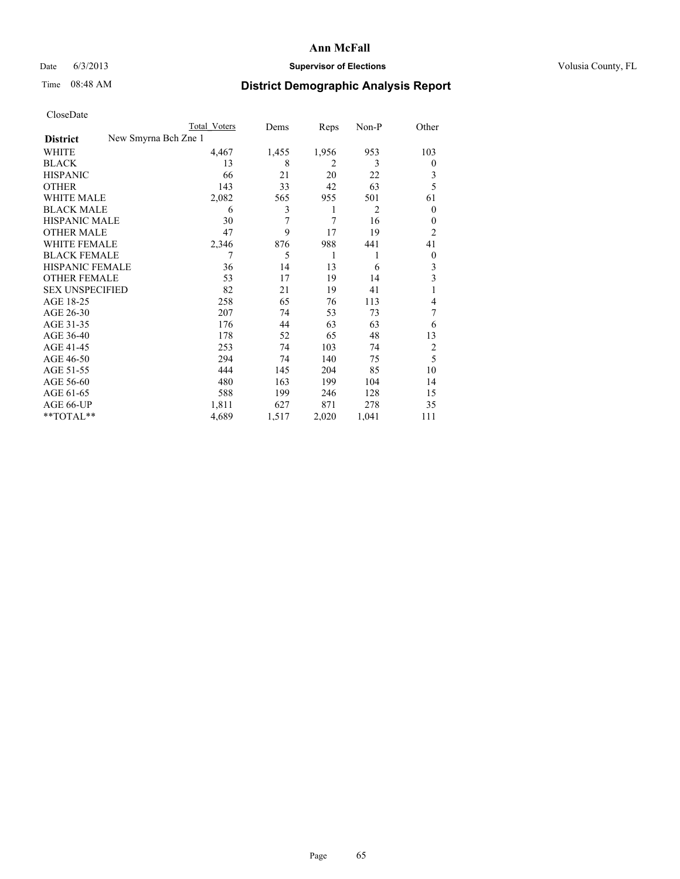# Ann McFall

Date 6/3/2013 **Supervisor of Elections** Volusia County, FL

Time 08:48 AM **District Demographic Analysis Report**

CloseDate

| | Total Voters | Dems | Reps | Non-P | Other |
|---|---|---|---|---|---|
| **District** New Smyrna Bch Zne 1 | | | | | |
| WHITE | 4,467 | 1,455 | 1,956 | 953 | 103 |
| BLACK | 13 | 8 | 2 | 3 | 0 |
| HISPANIC | 66 | 21 | 20 | 22 | 3 |
| OTHER | 143 | 33 | 42 | 63 | 5 |
| WHITE MALE | 2,082 | 565 | 955 | 501 | 61 |
| BLACK MALE | 6 | 3 | 1 | 2 | 0 |
| HISPANIC MALE | 30 | 7 | 7 | 16 | 0 |
| OTHER MALE | 47 | 9 | 17 | 19 | 2 |
| WHITE FEMALE | 2,346 | 876 | 988 | 441 | 41 |
| BLACK FEMALE | 7 | 5 | 1 | 1 | 0 |
| HISPANIC FEMALE | 36 | 14 | 13 | 6 | 3 |
| OTHER FEMALE | 53 | 17 | 19 | 14 | 3 |
| SEX UNSPECIFIED | 82 | 21 | 19 | 41 | 1 |
| AGE 18-25 | 258 | 65 | 76 | 113 | 4 |
| AGE 26-30 | 207 | 74 | 53 | 73 | 7 |
| AGE 31-35 | 176 | 44 | 63 | 63 | 6 |
| AGE 36-40 | 178 | 52 | 65 | 48 | 13 |
| AGE 41-45 | 253 | 74 | 103 | 74 | 2 |
| AGE 46-50 | 294 | 74 | 140 | 75 | 5 |
| AGE 51-55 | 444 | 145 | 204 | 85 | 10 |
| AGE 56-60 | 480 | 163 | 199 | 104 | 14 |
| AGE 61-65 | 588 | 199 | 246 | 128 | 15 |
| AGE 66-UP | 1,811 | 627 | 871 | 278 | 35 |
| **TOTAL** | 4,689 | 1,517 | 2,020 | 1,041 | 111 |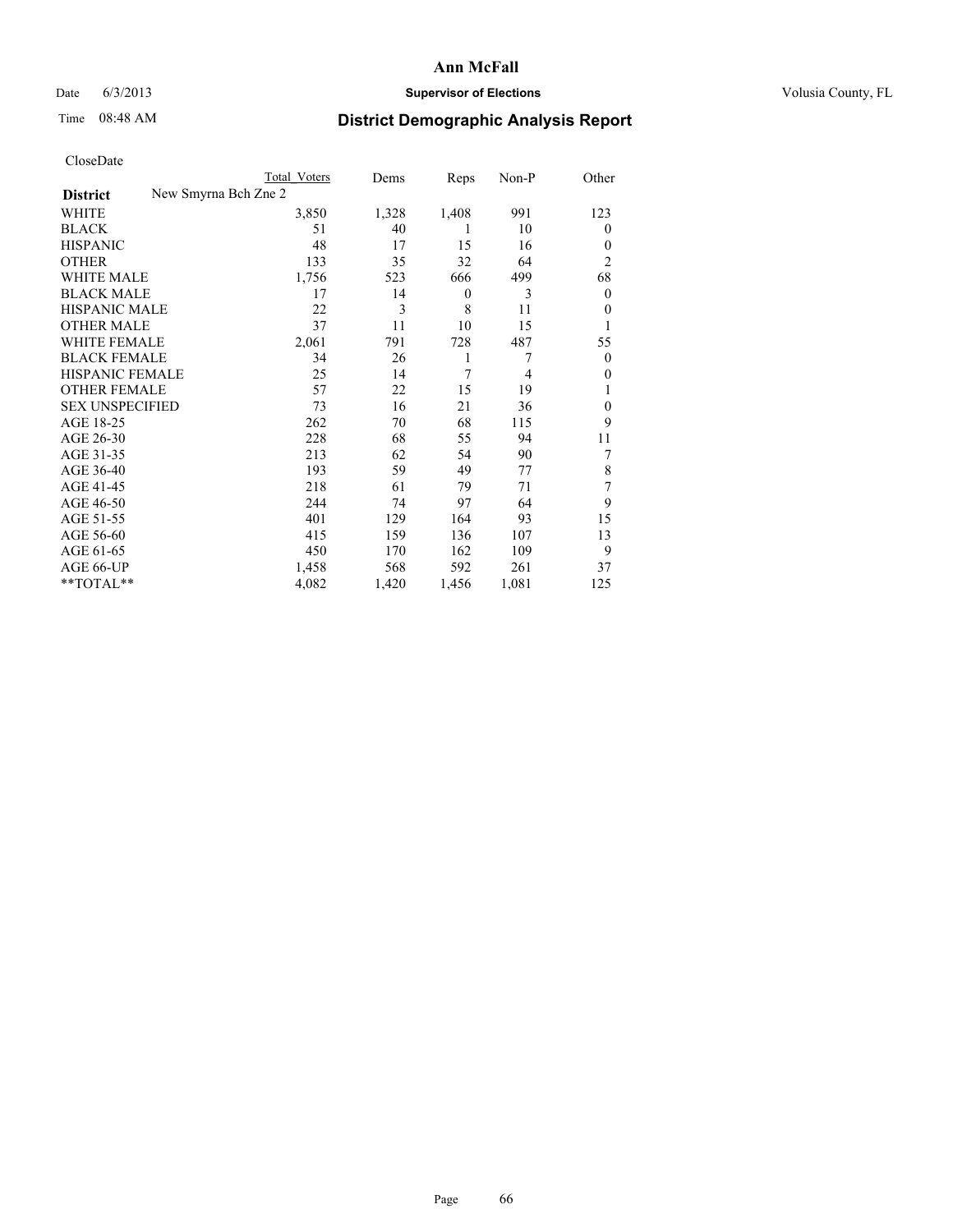# Ann McFall

Date 6/3/2013 **Supervisor of Elections** Volusia County, FL

Time 08:48 AM

## District Demographic Analysis Report

CloseDate

| District | New Smyrna Bch Zne 2 | Total Voters | Dems | Reps | Non-P | Other |
|---|---|---|---|---|---|---|
| WHITE | | 3,850 | 1,328 | 1,408 | 991 | 123 |
| BLACK | | 51 | 40 | 1 | 10 | 0 |
| HISPANIC | | 48 | 17 | 15 | 16 | 0 |
| OTHER | | 133 | 35 | 32 | 64 | 2 |
| WHITE MALE | | 1,756 | 523 | 666 | 499 | 68 |
| BLACK MALE | | 17 | 14 | 0 | 3 | 0 |
| HISPANIC MALE | | 22 | 3 | 8 | 11 | 0 |
| OTHER MALE | | 37 | 11 | 10 | 15 | 1 |
| WHITE FEMALE | | 2,061 | 791 | 728 | 487 | 55 |
| BLACK FEMALE | | 34 | 26 | 1 | 7 | 0 |
| HISPANIC FEMALE | | 25 | 14 | 7 | 4 | 0 |
| OTHER FEMALE | | 57 | 22 | 15 | 19 | 1 |
| SEX UNSPECIFIED | | 73 | 16 | 21 | 36 | 0 |
| AGE 18-25 | | 262 | 70 | 68 | 115 | 9 |
| AGE 26-30 | | 228 | 68 | 55 | 94 | 11 |
| AGE 31-35 | | 213 | 62 | 54 | 90 | 7 |
| AGE 36-40 | | 193 | 59 | 49 | 77 | 8 |
| AGE 41-45 | | 218 | 61 | 79 | 71 | 7 |
| AGE 46-50 | | 244 | 74 | 97 | 64 | 9 |
| AGE 51-55 | | 401 | 129 | 164 | 93 | 15 |
| AGE 56-60 | | 415 | 159 | 136 | 107 | 13 |
| AGE 61-65 | | 450 | 170 | 162 | 109 | 9 |
| AGE 66-UP | | 1,458 | 568 | 592 | 261 | 37 |
| **TOTAL** | | 4,082 | 1,420 | 1,456 | 1,081 | 125 |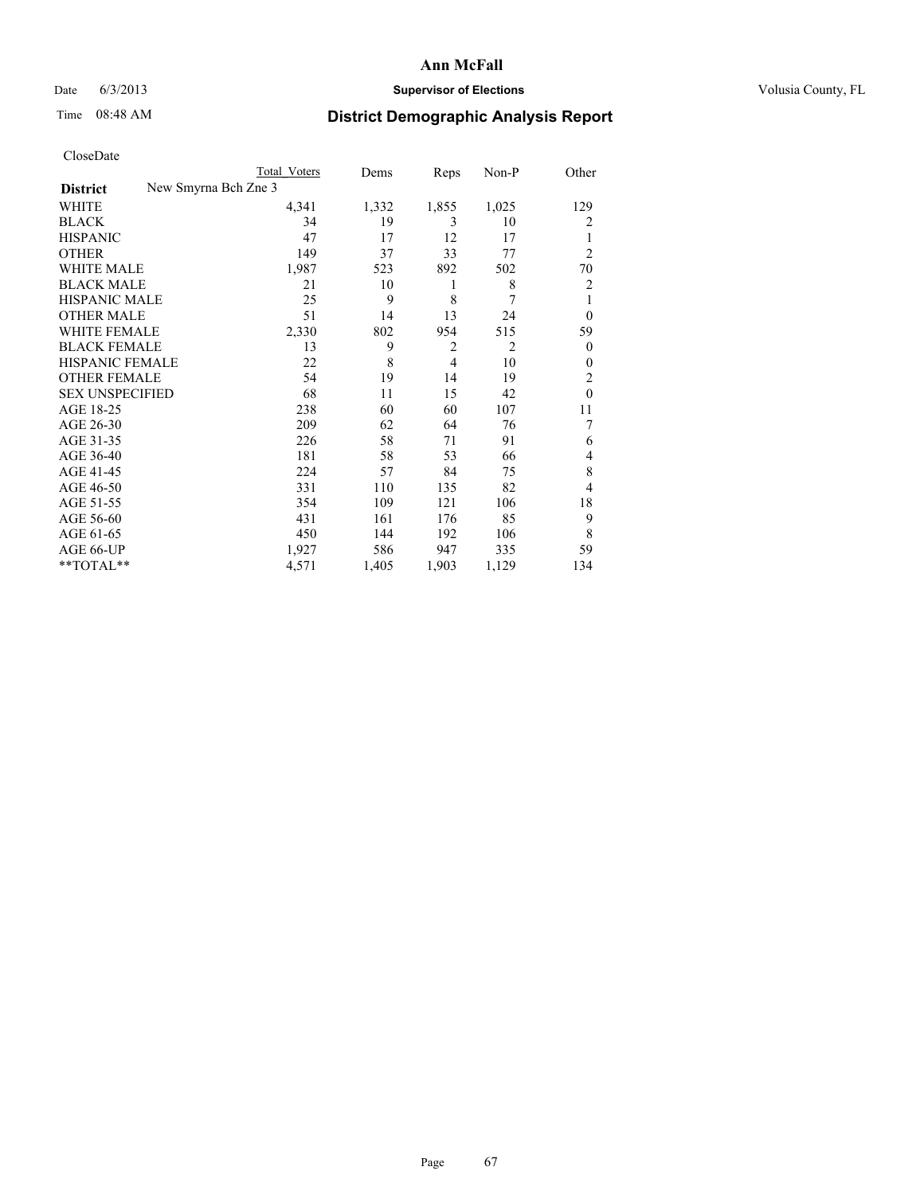# Ann McFall

Date 6/3/2013 **Supervisor of Elections** Volusia County, FL

Time 08:48 AM

## District Demographic Analysis Report

CloseDate

| | Total Voters | Dems | Reps | Non-P | Other |
|---|---|---|---|---|---|
| **District** New Smyrna Bch Zne 3 | | | | | |
| WHITE | 4,341 | 1,332 | 1,855 | 1,025 | 129 |
| BLACK | 34 | 19 | 3 | 10 | 2 |
| HISPANIC | 47 | 17 | 12 | 17 | 1 |
| OTHER | 149 | 37 | 33 | 77 | 2 |
| WHITE MALE | 1,987 | 523 | 892 | 502 | 70 |
| BLACK MALE | 21 | 10 | 1 | 8 | 2 |
| HISPANIC MALE | 25 | 9 | 8 | 7 | 1 |
| OTHER MALE | 51 | 14 | 13 | 24 | 0 |
| WHITE FEMALE | 2,330 | 802 | 954 | 515 | 59 |
| BLACK FEMALE | 13 | 9 | 2 | 2 | 0 |
| HISPANIC FEMALE | 22 | 8 | 4 | 10 | 0 |
| OTHER FEMALE | 54 | 19 | 14 | 19 | 2 |
| SEX UNSPECIFIED | 68 | 11 | 15 | 42 | 0 |
| AGE 18-25 | 238 | 60 | 60 | 107 | 11 |
| AGE 26-30 | 209 | 62 | 64 | 76 | 7 |
| AGE 31-35 | 226 | 58 | 71 | 91 | 6 |
| AGE 36-40 | 181 | 58 | 53 | 66 | 4 |
| AGE 41-45 | 224 | 57 | 84 | 75 | 8 |
| AGE 46-50 | 331 | 110 | 135 | 82 | 4 |
| AGE 51-55 | 354 | 109 | 121 | 106 | 18 |
| AGE 56-60 | 431 | 161 | 176 | 85 | 9 |
| AGE 61-65 | 450 | 144 | 192 | 106 | 8 |
| AGE 66-UP | 1,927 | 586 | 947 | 335 | 59 |
| **TOTAL** | 4,571 | 1,405 | 1,903 | 1,129 | 134 |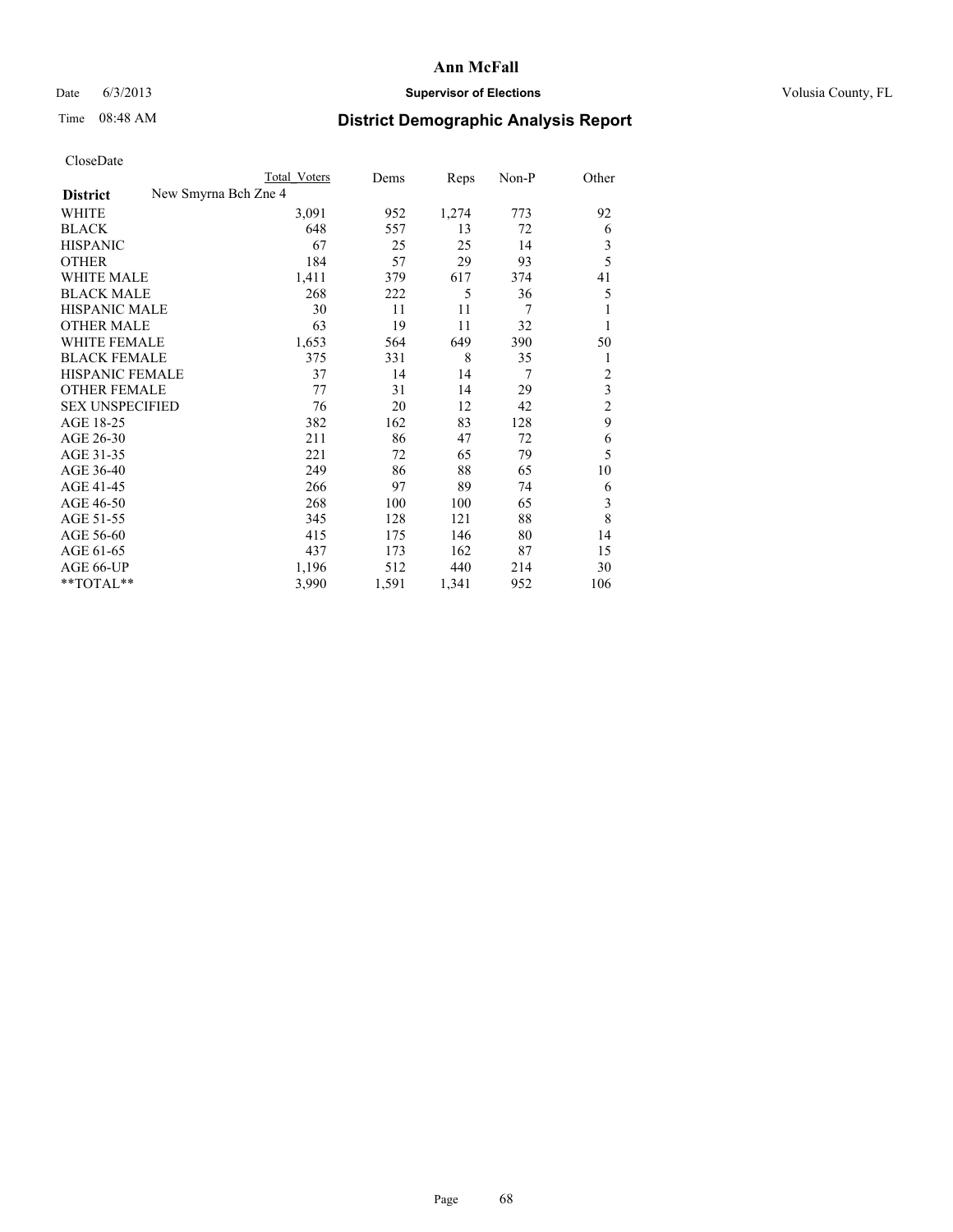# Ann McFall

Date 6/3/2013 **Supervisor of Elections** Volusia County, FL

Time 08:48 AM **District Demographic Analysis Report**

CloseDate

| | Total Voters | Dems | Reps | Non-P | Other |
|---|---|---|---|---|---|
| **District** New Smyrna Bch Zne 4 | | | | | |
| WHITE | 3,091 | 952 | 1,274 | 773 | 92 |
| BLACK | 648 | 557 | 13 | 72 | 6 |
| HISPANIC | 67 | 25 | 25 | 14 | 3 |
| OTHER | 184 | 57 | 29 | 93 | 5 |
| WHITE MALE | 1,411 | 379 | 617 | 374 | 41 |
| BLACK MALE | 268 | 222 | 5 | 36 | 5 |
| HISPANIC MALE | 30 | 11 | 11 | 7 | 1 |
| OTHER MALE | 63 | 19 | 11 | 32 | 1 |
| WHITE FEMALE | 1,653 | 564 | 649 | 390 | 50 |
| BLACK FEMALE | 375 | 331 | 8 | 35 | 1 |
| HISPANIC FEMALE | 37 | 14 | 14 | 7 | 2 |
| OTHER FEMALE | 77 | 31 | 14 | 29 | 3 |
| SEX UNSPECIFIED | 76 | 20 | 12 | 42 | 2 |
| AGE 18-25 | 382 | 162 | 83 | 128 | 9 |
| AGE 26-30 | 211 | 86 | 47 | 72 | 6 |
| AGE 31-35 | 221 | 72 | 65 | 79 | 5 |
| AGE 36-40 | 249 | 86 | 88 | 65 | 10 |
| AGE 41-45 | 266 | 97 | 89 | 74 | 6 |
| AGE 46-50 | 268 | 100 | 100 | 65 | 3 |
| AGE 51-55 | 345 | 128 | 121 | 88 | 8 |
| AGE 56-60 | 415 | 175 | 146 | 80 | 14 |
| AGE 61-65 | 437 | 173 | 162 | 87 | 15 |
| AGE 66-UP | 1,196 | 512 | 440 | 214 | 30 |
| **TOTAL** | 3,990 | 1,591 | 1,341 | 952 | 106 |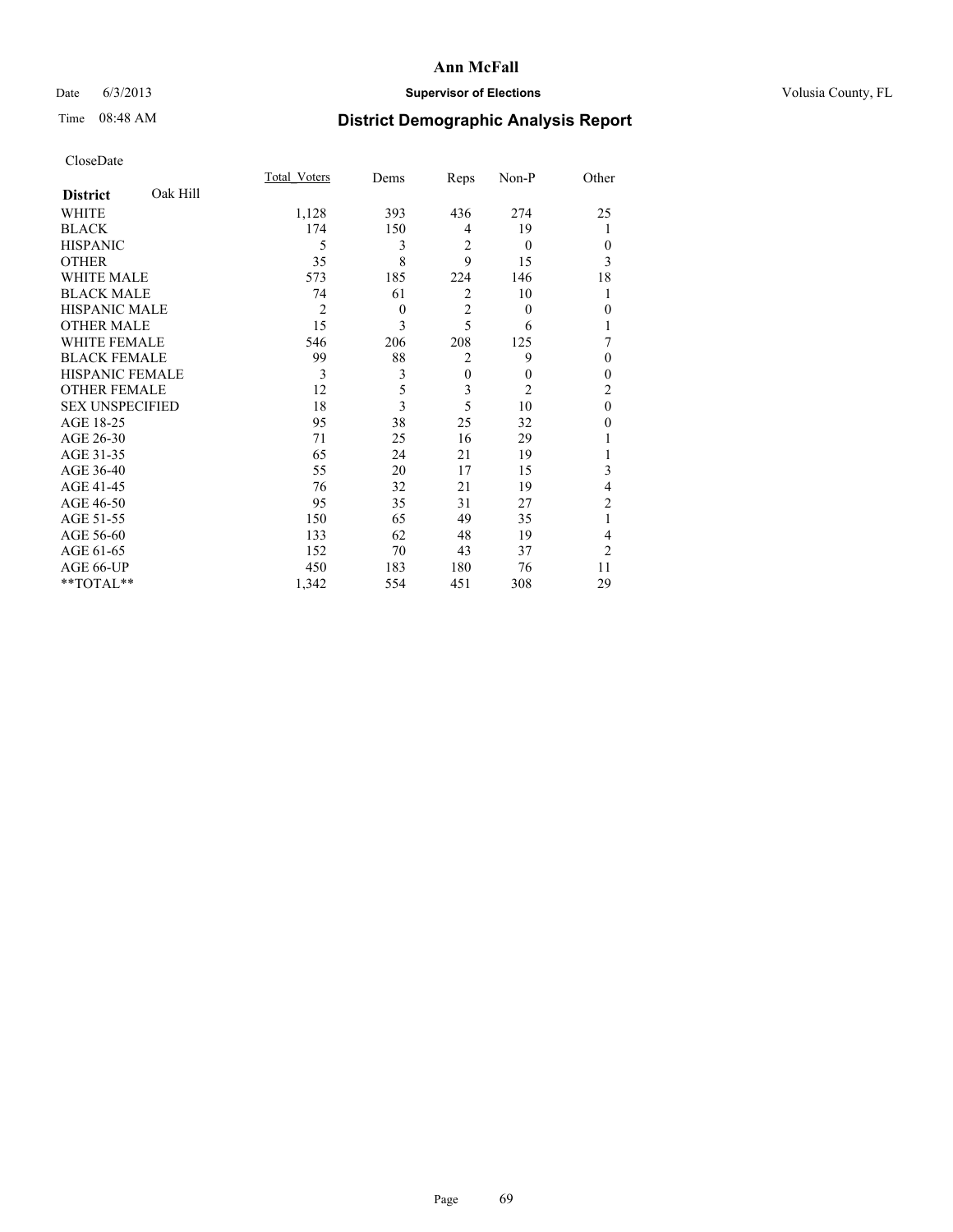# Ann McFall

Date 6/3/2013 **Supervisor of Elections** Volusia County, FL

Time 08:48 AM **District Demographic Analysis Report**

CloseDate

| **District** Oak Hill | Total_Voters | Dems | Reps | Non-P | Other |
|---|---|---|---|---|---|
| WHITE | 1,128 | 393 | 436 | 274 | 25 |
| BLACK | 174 | 150 | 4 | 19 | 1 |
| HISPANIC | 5 | 3 | 2 | 0 | 0 |
| OTHER | 35 | 8 | 9 | 15 | 3 |
| WHITE MALE | 573 | 185 | 224 | 146 | 18 |
| BLACK MALE | 74 | 61 | 2 | 10 | 1 |
| HISPANIC MALE | 2 | 0 | 2 | 0 | 0 |
| OTHER MALE | 15 | 3 | 5 | 6 | 1 |
| WHITE FEMALE | 546 | 206 | 208 | 125 | 7 |
| BLACK FEMALE | 99 | 88 | 2 | 9 | 0 |
| HISPANIC FEMALE | 3 | 3 | 0 | 0 | 0 |
| OTHER FEMALE | 12 | 5 | 3 | 2 | 2 |
| SEX UNSPECIFIED | 18 | 3 | 5 | 10 | 0 |
| AGE 18-25 | 95 | 38 | 25 | 32 | 0 |
| AGE 26-30 | 71 | 25 | 16 | 29 | 1 |
| AGE 31-35 | 65 | 24 | 21 | 19 | 1 |
| AGE 36-40 | 55 | 20 | 17 | 15 | 3 |
| AGE 41-45 | 76 | 32 | 21 | 19 | 4 |
| AGE 46-50 | 95 | 35 | 31 | 27 | 2 |
| AGE 51-55 | 150 | 65 | 49 | 35 | 1 |
| AGE 56-60 | 133 | 62 | 48 | 19 | 4 |
| AGE 61-65 | 152 | 70 | 43 | 37 | 2 |
| AGE 66-UP | 450 | 183 | 180 | 76 | 11 |
| **TOTAL** | 1,342 | 554 | 451 | 308 | 29 |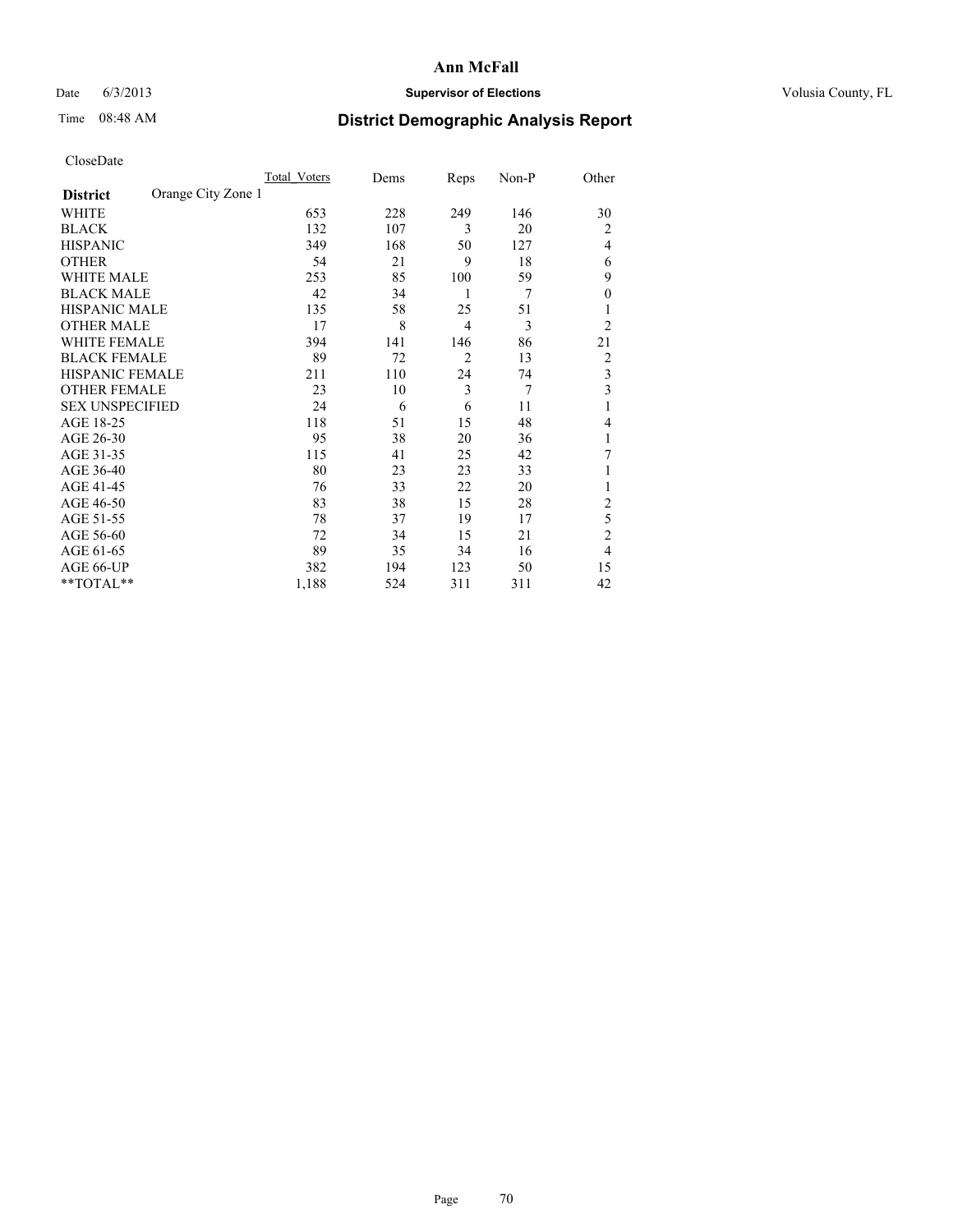# Ann McFall

Date 6/3/2013 **Supervisor of Elections** Volusia County, FL

Time 08:48 AM

## District Demographic Analysis Report

CloseDate

| | Total_Voters | Dems | Reps | Non-P | Other |
|---|---|---|---|---|---|
| **District** Orange City Zone 1 | | | | | |
| WHITE | 653 | 228 | 249 | 146 | 30 |
| BLACK | 132 | 107 | 3 | 20 | 2 |
| HISPANIC | 349 | 168 | 50 | 127 | 4 |
| OTHER | 54 | 21 | 9 | 18 | 6 |
| WHITE MALE | 253 | 85 | 100 | 59 | 9 |
| BLACK MALE | 42 | 34 | 1 | 7 | 0 |
| HISPANIC MALE | 135 | 58 | 25 | 51 | 1 |
| OTHER MALE | 17 | 8 | 4 | 3 | 2 |
| WHITE FEMALE | 394 | 141 | 146 | 86 | 21 |
| BLACK FEMALE | 89 | 72 | 2 | 13 | 2 |
| HISPANIC FEMALE | 211 | 110 | 24 | 74 | 3 |
| OTHER FEMALE | 23 | 10 | 3 | 7 | 3 |
| SEX UNSPECIFIED | 24 | 6 | 6 | 11 | 1 |
| AGE 18-25 | 118 | 51 | 15 | 48 | 4 |
| AGE 26-30 | 95 | 38 | 20 | 36 | 1 |
| AGE 31-35 | 115 | 41 | 25 | 42 | 7 |
| AGE 36-40 | 80 | 23 | 23 | 33 | 1 |
| AGE 41-45 | 76 | 33 | 22 | 20 | 1 |
| AGE 46-50 | 83 | 38 | 15 | 28 | 2 |
| AGE 51-55 | 78 | 37 | 19 | 17 | 5 |
| AGE 56-60 | 72 | 34 | 15 | 21 | 2 |
| AGE 61-65 | 89 | 35 | 34 | 16 | 4 |
| AGE 66-UP | 382 | 194 | 123 | 50 | 15 |
| **TOTAL** | 1,188 | 524 | 311 | 311 | 42 |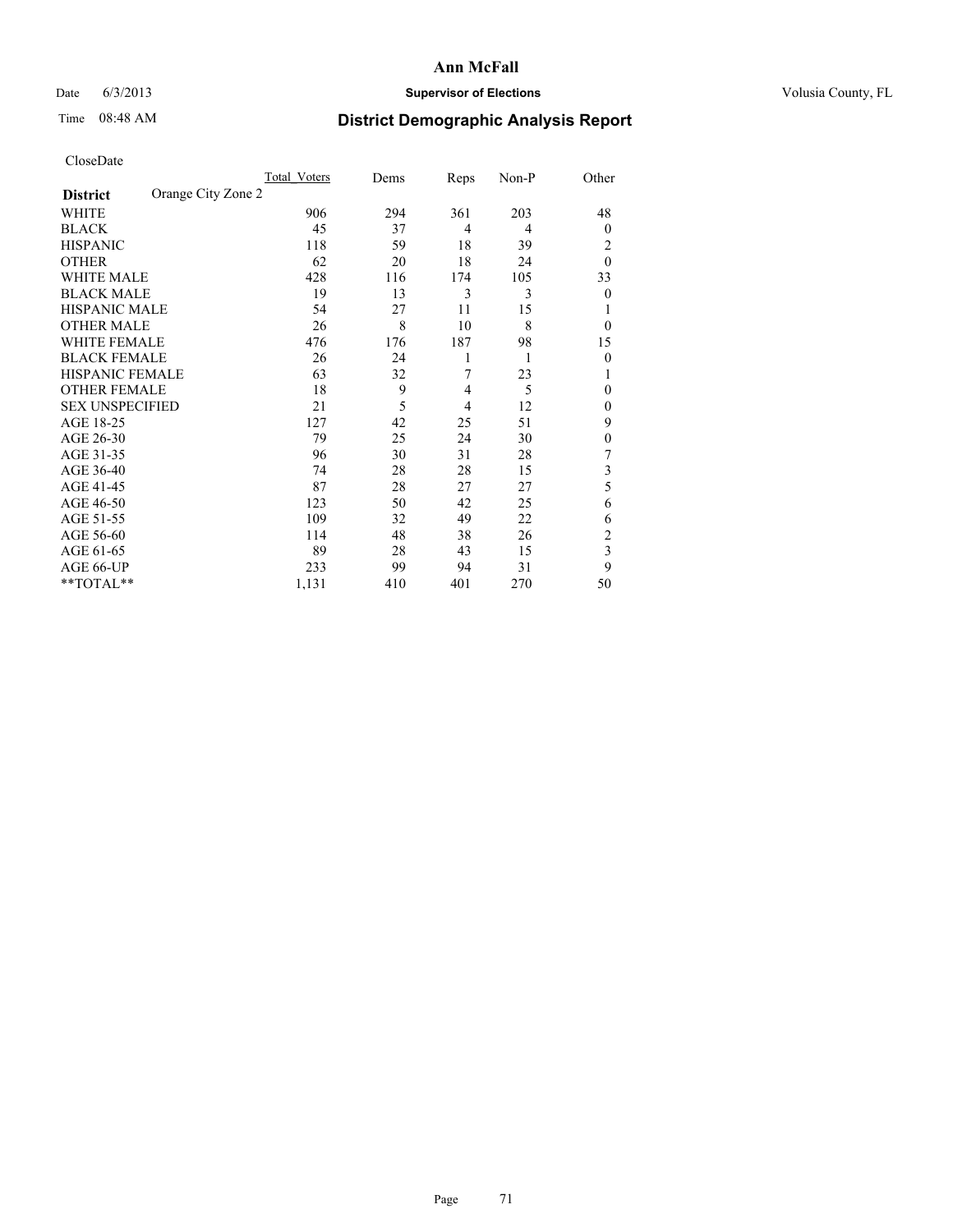**Ann McFall**

Date 6/3/2013 **Supervisor of Elections** Volusia County, FL

Time 08:48 AM

# District Demographic Analysis Report

CloseDate

| **District** | Orange City Zone 2 | Total_Voters | Dems | Reps | Non-P | Other |
|---|---|---|---|---|---|---|
| WHITE | | 906 | 294 | 361 | 203 | 48 |
| BLACK | | 45 | 37 | 4 | 4 | 0 |
| HISPANIC | | 118 | 59 | 18 | 39 | 2 |
| OTHER | | 62 | 20 | 18 | 24 | 0 |
| WHITE MALE | | 428 | 116 | 174 | 105 | 33 |
| BLACK MALE | | 19 | 13 | 3 | 3 | 0 |
| HISPANIC MALE | | 54 | 27 | 11 | 15 | 1 |
| OTHER MALE | | 26 | 8 | 10 | 8 | 0 |
| WHITE FEMALE | | 476 | 176 | 187 | 98 | 15 |
| BLACK FEMALE | | 26 | 24 | 1 | 1 | 0 |
| HISPANIC FEMALE | | 63 | 32 | 7 | 23 | 1 |
| OTHER FEMALE | | 18 | 9 | 4 | 5 | 0 |
| SEX UNSPECIFIED | | 21 | 5 | 4 | 12 | 0 |
| AGE 18-25 | | 127 | 42 | 25 | 51 | 9 |
| AGE 26-30 | | 79 | 25 | 24 | 30 | 0 |
| AGE 31-35 | | 96 | 30 | 31 | 28 | 7 |
| AGE 36-40 | | 74 | 28 | 28 | 15 | 3 |
| AGE 41-45 | | 87 | 28 | 27 | 27 | 5 |
| AGE 46-50 | | 123 | 50 | 42 | 25 | 6 |
| AGE 51-55 | | 109 | 32 | 49 | 22 | 6 |
| AGE 56-60 | | 114 | 48 | 38 | 26 | 2 |
| AGE 61-65 | | 89 | 28 | 43 | 15 | 3 |
| AGE 66-UP | | 233 | 99 | 94 | 31 | 9 |
| **TOTAL** | | 1,131 | 410 | 401 | 270 | 50 |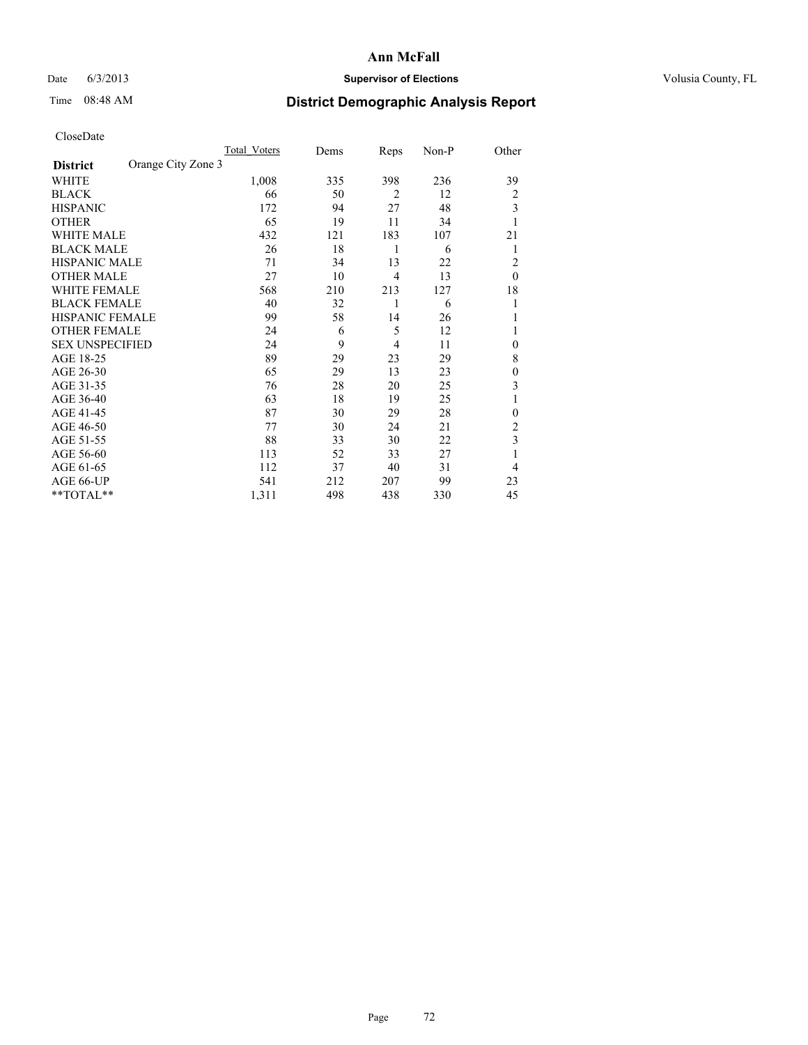# Ann McFall

Date 6/3/2013 **Supervisor of Elections** Volusia County, FL

Time 08:48 AM

## District Demographic Analysis Report

CloseDate

| **District** Orange City Zone 3 | Total Voters | Dems | Reps | Non-P | Other |
|---|---|---|---|---|---|
| WHITE | 1,008 | 335 | 398 | 236 | 39 |
| BLACK | 66 | 50 | 2 | 12 | 2 |
| HISPANIC | 172 | 94 | 27 | 48 | 3 |
| OTHER | 65 | 19 | 11 | 34 | 1 |
| WHITE MALE | 432 | 121 | 183 | 107 | 21 |
| BLACK MALE | 26 | 18 | 1 | 6 | 1 |
| HISPANIC MALE | 71 | 34 | 13 | 22 | 2 |
| OTHER MALE | 27 | 10 | 4 | 13 | 0 |
| WHITE FEMALE | 568 | 210 | 213 | 127 | 18 |
| BLACK FEMALE | 40 | 32 | 1 | 6 | 1 |
| HISPANIC FEMALE | 99 | 58 | 14 | 26 | 1 |
| OTHER FEMALE | 24 | 6 | 5 | 12 | 1 |
| SEX UNSPECIFIED | 24 | 9 | 4 | 11 | 0 |
| AGE 18-25 | 89 | 29 | 23 | 29 | 8 |
| AGE 26-30 | 65 | 29 | 13 | 23 | 0 |
| AGE 31-35 | 76 | 28 | 20 | 25 | 3 |
| AGE 36-40 | 63 | 18 | 19 | 25 | 1 |
| AGE 41-45 | 87 | 30 | 29 | 28 | 0 |
| AGE 46-50 | 77 | 30 | 24 | 21 | 2 |
| AGE 51-55 | 88 | 33 | 30 | 22 | 3 |
| AGE 56-60 | 113 | 52 | 33 | 27 | 1 |
| AGE 61-65 | 112 | 37 | 40 | 31 | 4 |
| AGE 66-UP | 541 | 212 | 207 | 99 | 23 |
| **TOTAL** | 1,311 | 498 | 438 | 330 | 45 |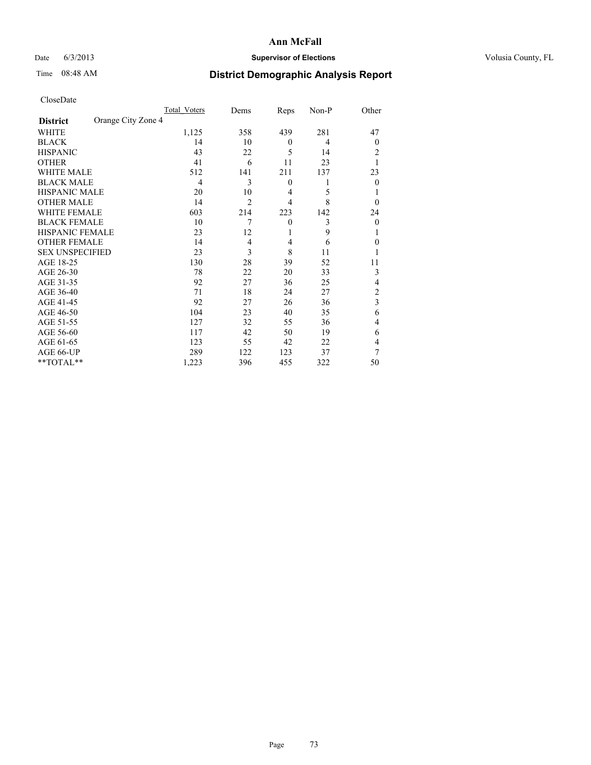**Ann McFall**

Date 6/3/2013 **Supervisor of Elections** Volusia County, FL

Time 08:48 AM **District Demographic Analysis Report**

CloseDate

| **District** Orange City Zone 4 | Total Voters | Dems | Reps | Non-P | Other |
|---|---|---|---|---|---|
| WHITE | 1,125 | 358 | 439 | 281 | 47 |
| BLACK | 14 | 10 | 0 | 4 | 0 |
| HISPANIC | 43 | 22 | 5 | 14 | 2 |
| OTHER | 41 | 6 | 11 | 23 | 1 |
| WHITE MALE | 512 | 141 | 211 | 137 | 23 |
| BLACK MALE | 4 | 3 | 0 | 1 | 0 |
| HISPANIC MALE | 20 | 10 | 4 | 5 | 1 |
| OTHER MALE | 14 | 2 | 4 | 8 | 0 |
| WHITE FEMALE | 603 | 214 | 223 | 142 | 24 |
| BLACK FEMALE | 10 | 7 | 0 | 3 | 0 |
| HISPANIC FEMALE | 23 | 12 | 1 | 9 | 1 |
| OTHER FEMALE | 14 | 4 | 4 | 6 | 0 |
| SEX UNSPECIFIED | 23 | 3 | 8 | 11 | 1 |
| AGE 18-25 | 130 | 28 | 39 | 52 | 11 |
| AGE 26-30 | 78 | 22 | 20 | 33 | 3 |
| AGE 31-35 | 92 | 27 | 36 | 25 | 4 |
| AGE 36-40 | 71 | 18 | 24 | 27 | 2 |
| AGE 41-45 | 92 | 27 | 26 | 36 | 3 |
| AGE 46-50 | 104 | 23 | 40 | 35 | 6 |
| AGE 51-55 | 127 | 32 | 55 | 36 | 4 |
| AGE 56-60 | 117 | 42 | 50 | 19 | 6 |
| AGE 61-65 | 123 | 55 | 42 | 22 | 4 |
| AGE 66-UP | 289 | 122 | 123 | 37 | 7 |
| **TOTAL** | 1,223 | 396 | 455 | 322 | 50 |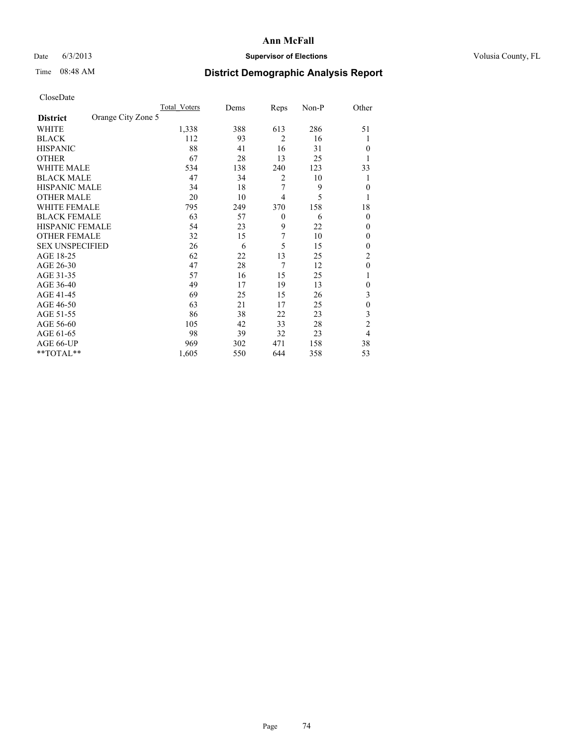# Ann McFall

Date 6/3/2013 **Supervisor of Elections** Volusia County, FL

Time 08:48 AM **District Demographic Analysis Report**

CloseDate

| **District** Orange City Zone 5 | Total Voters | Dems | Reps | Non-P | Other |
|---|---|---|---|---|---|
| WHITE | 1,338 | 388 | 613 | 286 | 51 |
| BLACK | 112 | 93 | 2 | 16 | 1 |
| HISPANIC | 88 | 41 | 16 | 31 | 0 |
| OTHER | 67 | 28 | 13 | 25 | 1 |
| WHITE MALE | 534 | 138 | 240 | 123 | 33 |
| BLACK MALE | 47 | 34 | 2 | 10 | 1 |
| HISPANIC MALE | 34 | 18 | 7 | 9 | 0 |
| OTHER MALE | 20 | 10 | 4 | 5 | 1 |
| WHITE FEMALE | 795 | 249 | 370 | 158 | 18 |
| BLACK FEMALE | 63 | 57 | 0 | 6 | 0 |
| HISPANIC FEMALE | 54 | 23 | 9 | 22 | 0 |
| OTHER FEMALE | 32 | 15 | 7 | 10 | 0 |
| SEX UNSPECIFIED | 26 | 6 | 5 | 15 | 0 |
| AGE 18-25 | 62 | 22 | 13 | 25 | 2 |
| AGE 26-30 | 47 | 28 | 7 | 12 | 0 |
| AGE 31-35 | 57 | 16 | 15 | 25 | 1 |
| AGE 36-40 | 49 | 17 | 19 | 13 | 0 |
| AGE 41-45 | 69 | 25 | 15 | 26 | 3 |
| AGE 46-50 | 63 | 21 | 17 | 25 | 0 |
| AGE 51-55 | 86 | 38 | 22 | 23 | 3 |
| AGE 56-60 | 105 | 42 | 33 | 28 | 2 |
| AGE 61-65 | 98 | 39 | 32 | 23 | 4 |
| AGE 66-UP | 969 | 302 | 471 | 158 | 38 |
| **TOTAL** | 1,605 | 550 | 644 | 358 | 53 |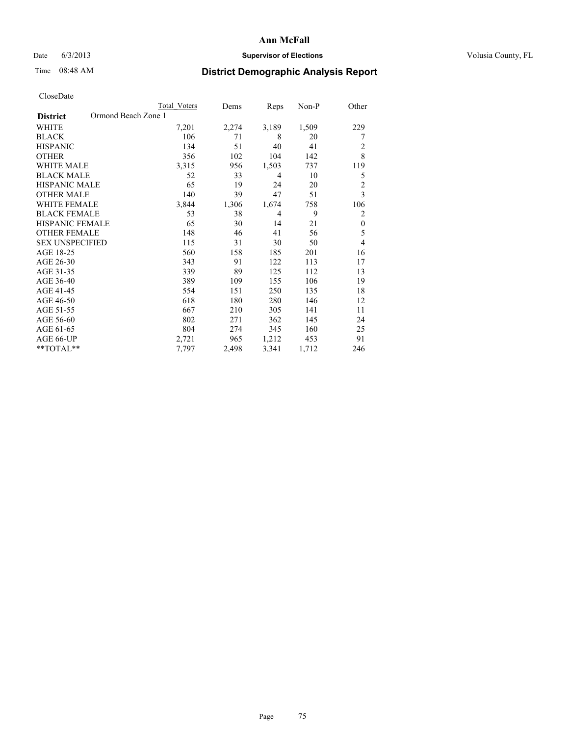# Ann McFall

Date 6/3/2013 **Supervisor of Elections** Volusia County, FL

Time 08:48 AM

## District Demographic Analysis Report

CloseDate

| | Total Voters | Dems | Reps | Non-P | Other |
|---|---|---|---|---|---|
| **District** Ormond Beach Zone 1 | | | | | |
| WHITE | 7,201 | 2,274 | 3,189 | 1,509 | 229 |
| BLACK | 106 | 71 | 8 | 20 | 7 |
| HISPANIC | 134 | 51 | 40 | 41 | 2 |
| OTHER | 356 | 102 | 104 | 142 | 8 |
| WHITE MALE | 3,315 | 956 | 1,503 | 737 | 119 |
| BLACK MALE | 52 | 33 | 4 | 10 | 5 |
| HISPANIC MALE | 65 | 19 | 24 | 20 | 2 |
| OTHER MALE | 140 | 39 | 47 | 51 | 3 |
| WHITE FEMALE | 3,844 | 1,306 | 1,674 | 758 | 106 |
| BLACK FEMALE | 53 | 38 | 4 | 9 | 2 |
| HISPANIC FEMALE | 65 | 30 | 14 | 21 | 0 |
| OTHER FEMALE | 148 | 46 | 41 | 56 | 5 |
| SEX UNSPECIFIED | 115 | 31 | 30 | 50 | 4 |
| AGE 18-25 | 560 | 158 | 185 | 201 | 16 |
| AGE 26-30 | 343 | 91 | 122 | 113 | 17 |
| AGE 31-35 | 339 | 89 | 125 | 112 | 13 |
| AGE 36-40 | 389 | 109 | 155 | 106 | 19 |
| AGE 41-45 | 554 | 151 | 250 | 135 | 18 |
| AGE 46-50 | 618 | 180 | 280 | 146 | 12 |
| AGE 51-55 | 667 | 210 | 305 | 141 | 11 |
| AGE 56-60 | 802 | 271 | 362 | 145 | 24 |
| AGE 61-65 | 804 | 274 | 345 | 160 | 25 |
| AGE 66-UP | 2,721 | 965 | 1,212 | 453 | 91 |
| **TOTAL** | 7,797 | 2,498 | 3,341 | 1,712 | 246 |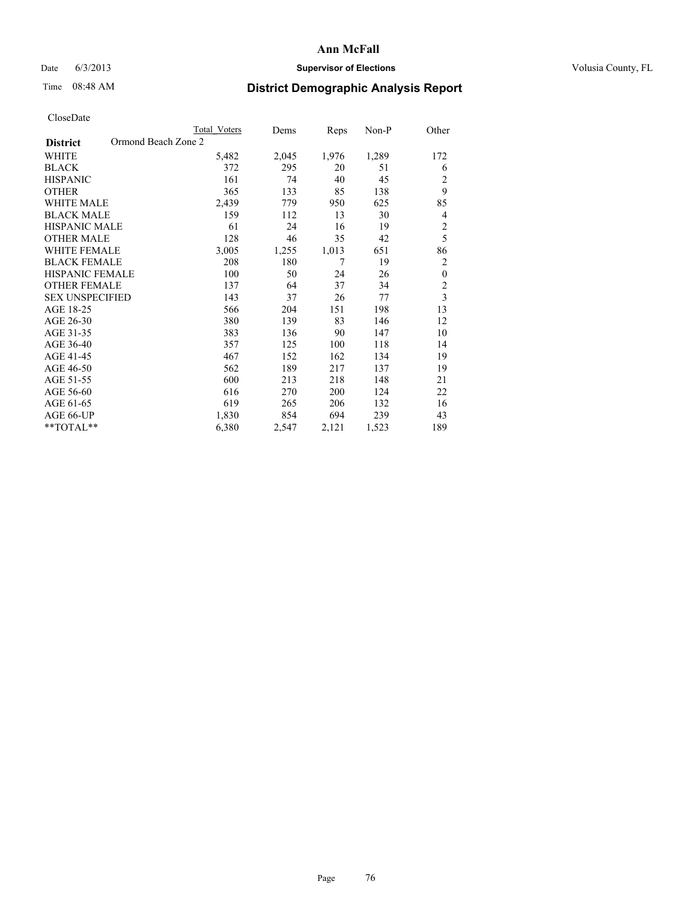# Ann McFall

Date 6/3/2013 **Supervisor of Elections** Volusia County, FL

Time 08:48 AM **District Demographic Analysis Report**

CloseDate

| **District** Ormond Beach Zone 2 | Total Voters | Dems | Reps | Non-P | Other |
|---|---|---|---|---|---|
| WHITE | 5,482 | 2,045 | 1,976 | 1,289 | 172 |
| BLACK | 372 | 295 | 20 | 51 | 6 |
| HISPANIC | 161 | 74 | 40 | 45 | 2 |
| OTHER | 365 | 133 | 85 | 138 | 9 |
| WHITE MALE | 2,439 | 779 | 950 | 625 | 85 |
| BLACK MALE | 159 | 112 | 13 | 30 | 4 |
| HISPANIC MALE | 61 | 24 | 16 | 19 | 2 |
| OTHER MALE | 128 | 46 | 35 | 42 | 5 |
| WHITE FEMALE | 3,005 | 1,255 | 1,013 | 651 | 86 |
| BLACK FEMALE | 208 | 180 | 7 | 19 | 2 |
| HISPANIC FEMALE | 100 | 50 | 24 | 26 | 0 |
| OTHER FEMALE | 137 | 64 | 37 | 34 | 2 |
| SEX UNSPECIFIED | 143 | 37 | 26 | 77 | 3 |
| AGE 18-25 | 566 | 204 | 151 | 198 | 13 |
| AGE 26-30 | 380 | 139 | 83 | 146 | 12 |
| AGE 31-35 | 383 | 136 | 90 | 147 | 10 |
| AGE 36-40 | 357 | 125 | 100 | 118 | 14 |
| AGE 41-45 | 467 | 152 | 162 | 134 | 19 |
| AGE 46-50 | 562 | 189 | 217 | 137 | 19 |
| AGE 51-55 | 600 | 213 | 218 | 148 | 21 |
| AGE 56-60 | 616 | 270 | 200 | 124 | 22 |
| AGE 61-65 | 619 | 265 | 206 | 132 | 16 |
| AGE 66-UP | 1,830 | 854 | 694 | 239 | 43 |
| **TOTAL** | 6,380 | 2,547 | 2,121 | 1,523 | 189 |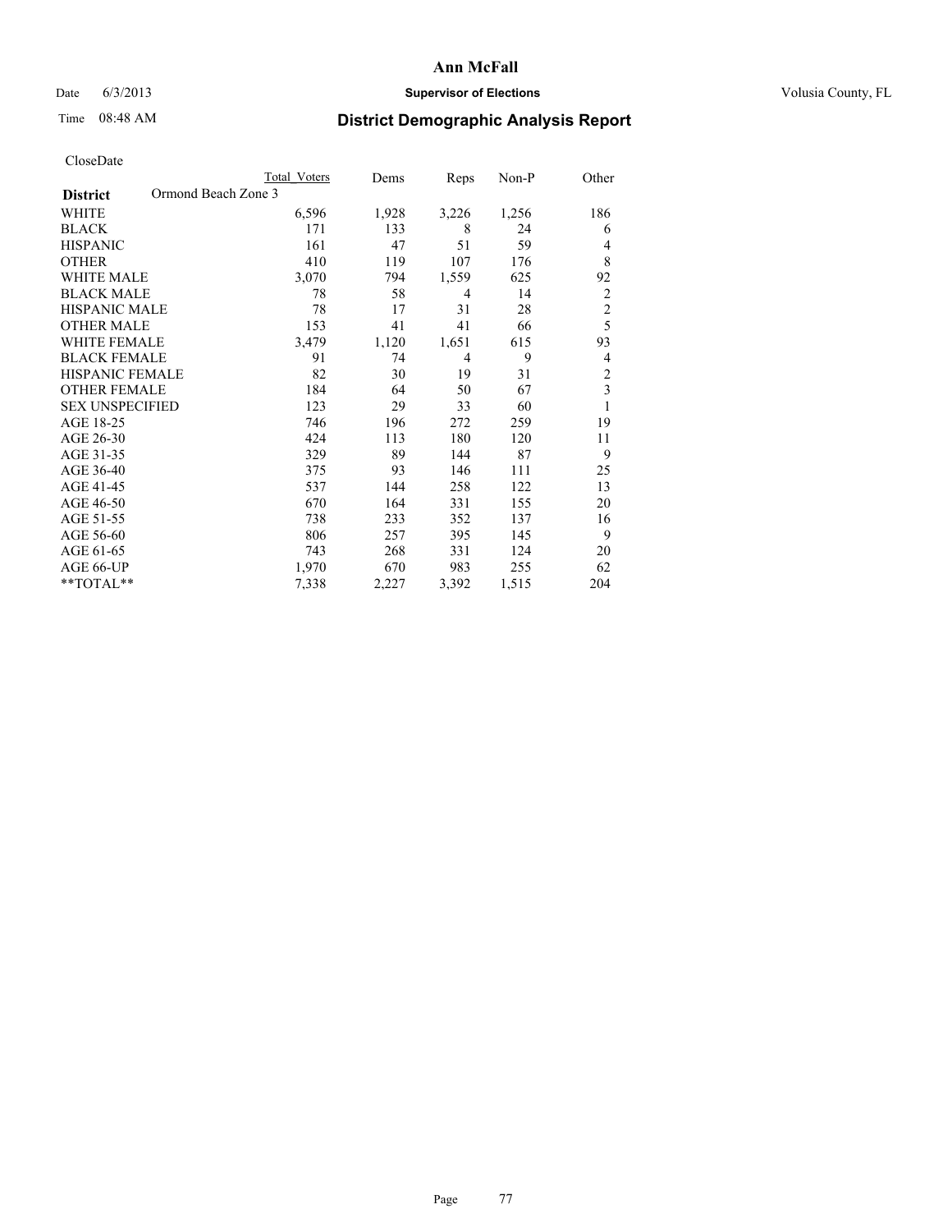# Ann McFall

Date 6/3/2013 **Supervisor of Elections** Volusia County, FL

Time 08:48 AM **District Demographic Analysis Report**

CloseDate

| District: Ormond Beach Zone 3 | Total Voters | Dems | Reps | Non-P | Other |
|---|---|---|---|---|---|
| WHITE | 6,596 | 1,928 | 3,226 | 1,256 | 186 |
| BLACK | 171 | 133 | 8 | 24 | 6 |
| HISPANIC | 161 | 47 | 51 | 59 | 4 |
| OTHER | 410 | 119 | 107 | 176 | 8 |
| WHITE MALE | 3,070 | 794 | 1,559 | 625 | 92 |
| BLACK MALE | 78 | 58 | 4 | 14 | 2 |
| HISPANIC MALE | 78 | 17 | 31 | 28 | 2 |
| OTHER MALE | 153 | 41 | 41 | 66 | 5 |
| WHITE FEMALE | 3,479 | 1,120 | 1,651 | 615 | 93 |
| BLACK FEMALE | 91 | 74 | 4 | 9 | 4 |
| HISPANIC FEMALE | 82 | 30 | 19 | 31 | 2 |
| OTHER FEMALE | 184 | 64 | 50 | 67 | 3 |
| SEX UNSPECIFIED | 123 | 29 | 33 | 60 | 1 |
| AGE 18-25 | 746 | 196 | 272 | 259 | 19 |
| AGE 26-30 | 424 | 113 | 180 | 120 | 11 |
| AGE 31-35 | 329 | 89 | 144 | 87 | 9 |
| AGE 36-40 | 375 | 93 | 146 | 111 | 25 |
| AGE 41-45 | 537 | 144 | 258 | 122 | 13 |
| AGE 46-50 | 670 | 164 | 331 | 155 | 20 |
| AGE 51-55 | 738 | 233 | 352 | 137 | 16 |
| AGE 56-60 | 806 | 257 | 395 | 145 | 9 |
| AGE 61-65 | 743 | 268 | 331 | 124 | 20 |
| AGE 66-UP | 1,970 | 670 | 983 | 255 | 62 |
| **TOTAL** | 7,338 | 2,227 | 3,392 | 1,515 | 204 |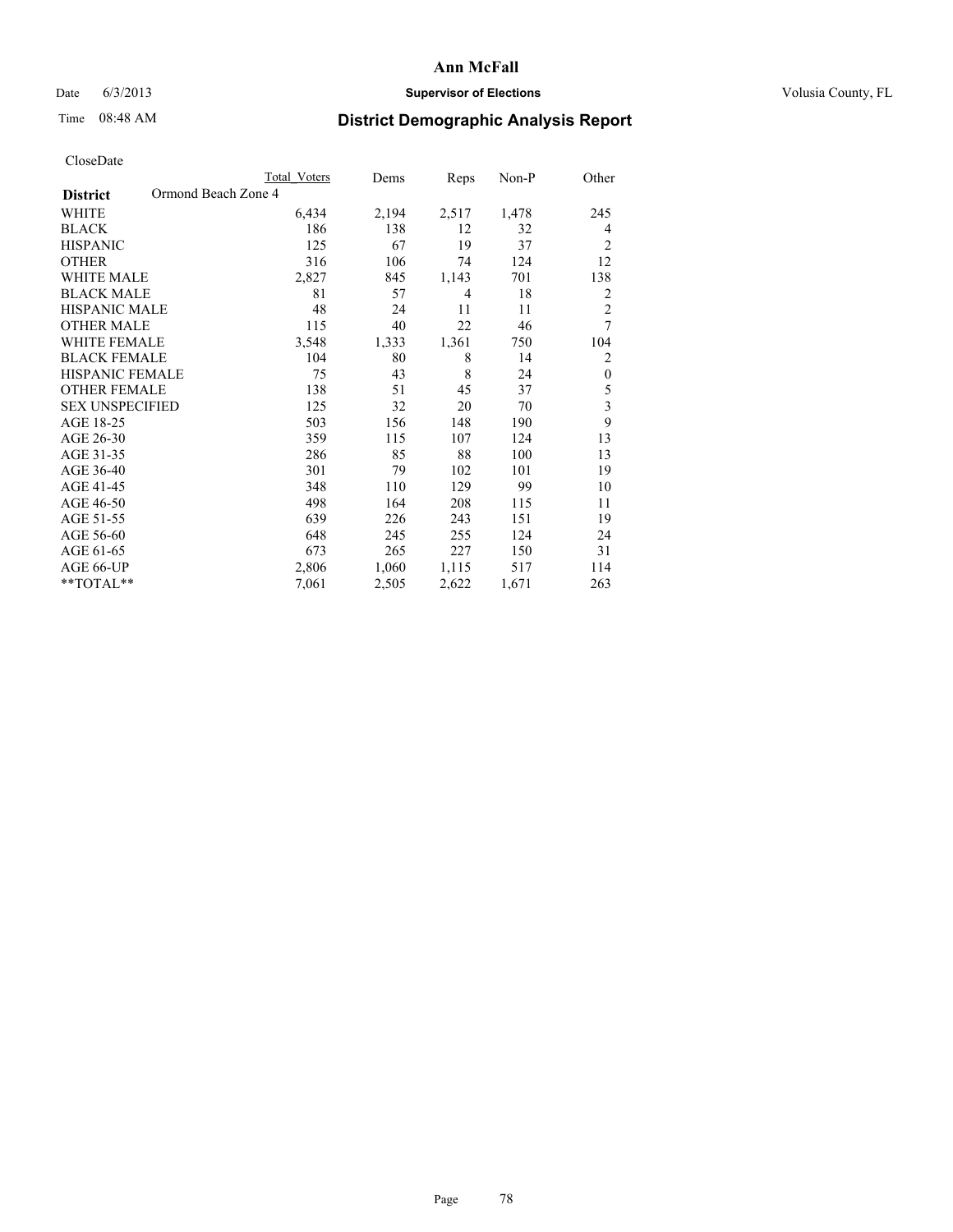# Ann McFall

Date 6/3/2013 **Supervisor of Elections** Volusia County, FL

Time 08:48 AM **District Demographic Analysis Report**

CloseDate

| | Total Voters | Dems | Reps | Non-P | Other |
|---|---|---|---|---|---|
| **District** Ormond Beach Zone 4 | | | | | |
| WHITE | 6,434 | 2,194 | 2,517 | 1,478 | 245 |
| BLACK | 186 | 138 | 12 | 32 | 4 |
| HISPANIC | 125 | 67 | 19 | 37 | 2 |
| OTHER | 316 | 106 | 74 | 124 | 12 |
| WHITE MALE | 2,827 | 845 | 1,143 | 701 | 138 |
| BLACK MALE | 81 | 57 | 4 | 18 | 2 |
| HISPANIC MALE | 48 | 24 | 11 | 11 | 2 |
| OTHER MALE | 115 | 40 | 22 | 46 | 7 |
| WHITE FEMALE | 3,548 | 1,333 | 1,361 | 750 | 104 |
| BLACK FEMALE | 104 | 80 | 8 | 14 | 2 |
| HISPANIC FEMALE | 75 | 43 | 8 | 24 | 0 |
| OTHER FEMALE | 138 | 51 | 45 | 37 | 5 |
| SEX UNSPECIFIED | 125 | 32 | 20 | 70 | 3 |
| AGE 18-25 | 503 | 156 | 148 | 190 | 9 |
| AGE 26-30 | 359 | 115 | 107 | 124 | 13 |
| AGE 31-35 | 286 | 85 | 88 | 100 | 13 |
| AGE 36-40 | 301 | 79 | 102 | 101 | 19 |
| AGE 41-45 | 348 | 110 | 129 | 99 | 10 |
| AGE 46-50 | 498 | 164 | 208 | 115 | 11 |
| AGE 51-55 | 639 | 226 | 243 | 151 | 19 |
| AGE 56-60 | 648 | 245 | 255 | 124 | 24 |
| AGE 61-65 | 673 | 265 | 227 | 150 | 31 |
| AGE 66-UP | 2,806 | 1,060 | 1,115 | 517 | 114 |
| **TOTAL** | 7,061 | 2,505 | 2,622 | 1,671 | 263 |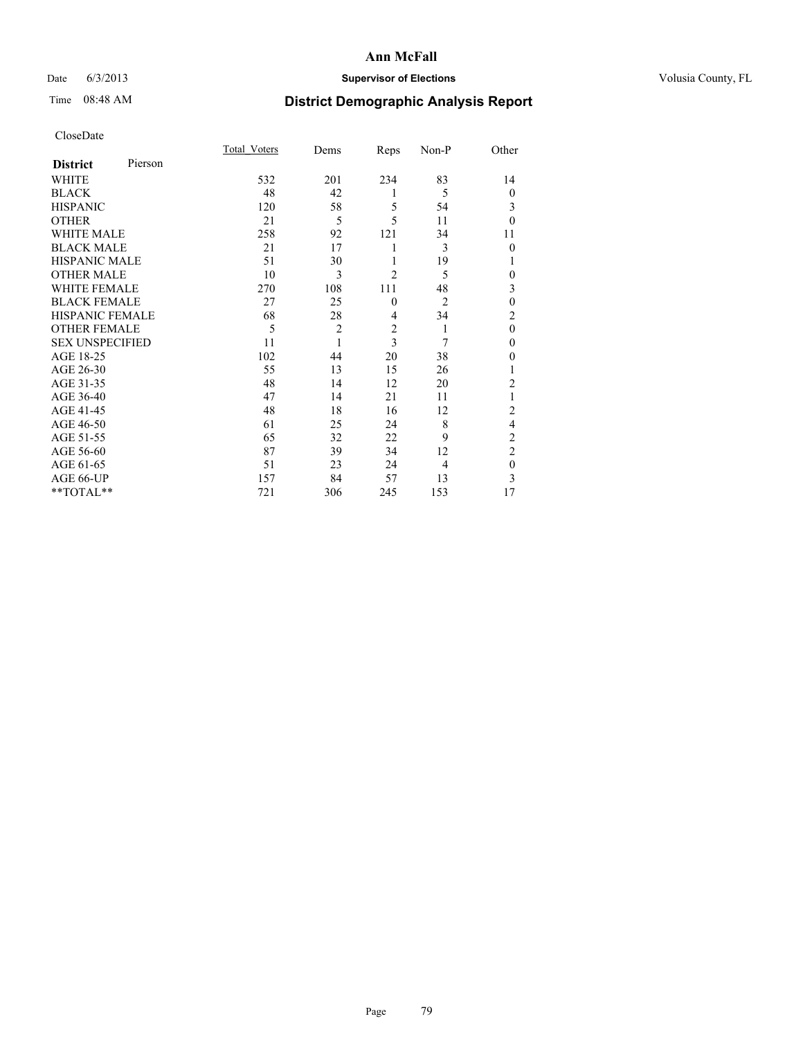**Ann McFall**

Date 6/3/2013 **Supervisor of Elections** Volusia County, FL

Time 08:48 AM

## District Demographic Analysis Report

CloseDate

| **District** Pierson | Total_Voters | Dems | Reps | Non-P | Other |
|---|---|---|---|---|---|
| WHITE | 532 | 201 | 234 | 83 | 14 |
| BLACK | 48 | 42 | 1 | 5 | 0 |
| HISPANIC | 120 | 58 | 5 | 54 | 3 |
| OTHER | 21 | 5 | 5 | 11 | 0 |
| WHITE MALE | 258 | 92 | 121 | 34 | 11 |
| BLACK MALE | 21 | 17 | 1 | 3 | 0 |
| HISPANIC MALE | 51 | 30 | 1 | 19 | 1 |
| OTHER MALE | 10 | 3 | 2 | 5 | 0 |
| WHITE FEMALE | 270 | 108 | 111 | 48 | 3 |
| BLACK FEMALE | 27 | 25 | 0 | 2 | 0 |
| HISPANIC FEMALE | 68 | 28 | 4 | 34 | 2 |
| OTHER FEMALE | 5 | 2 | 2 | 1 | 0 |
| SEX UNSPECIFIED | 11 | 1 | 3 | 7 | 0 |
| AGE 18-25 | 102 | 44 | 20 | 38 | 0 |
| AGE 26-30 | 55 | 13 | 15 | 26 | 1 |
| AGE 31-35 | 48 | 14 | 12 | 20 | 2 |
| AGE 36-40 | 47 | 14 | 21 | 11 | 1 |
| AGE 41-45 | 48 | 18 | 16 | 12 | 2 |
| AGE 46-50 | 61 | 25 | 24 | 8 | 4 |
| AGE 51-55 | 65 | 32 | 22 | 9 | 2 |
| AGE 56-60 | 87 | 39 | 34 | 12 | 2 |
| AGE 61-65 | 51 | 23 | 24 | 4 | 0 |
| AGE 66-UP | 157 | 84 | 57 | 13 | 3 |
| **TOTAL** | 721 | 306 | 245 | 153 | 17 |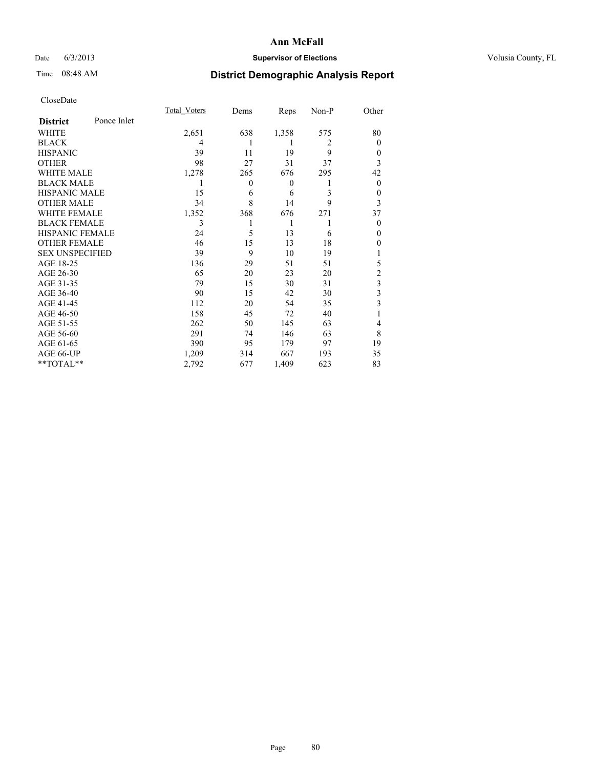**Ann McFall**

Date 6/3/2013 **Supervisor of Elections** Volusia County, FL

Time 08:48 AM **District Demographic Analysis Report**

CloseDate

| **District** Ponce Inlet | Total_Voters | Dems | Reps | Non-P | Other |
|---|---|---|---|---|---|
| WHITE | 2,651 | 638 | 1,358 | 575 | 80 |
| BLACK | 4 | 1 | 1 | 2 | 0 |
| HISPANIC | 39 | 11 | 19 | 9 | 0 |
| OTHER | 98 | 27 | 31 | 37 | 3 |
| WHITE MALE | 1,278 | 265 | 676 | 295 | 42 |
| BLACK MALE | 1 | 0 | 0 | 1 | 0 |
| HISPANIC MALE | 15 | 6 | 6 | 3 | 0 |
| OTHER MALE | 34 | 8 | 14 | 9 | 3 |
| WHITE FEMALE | 1,352 | 368 | 676 | 271 | 37 |
| BLACK FEMALE | 3 | 1 | 1 | 1 | 0 |
| HISPANIC FEMALE | 24 | 5 | 13 | 6 | 0 |
| OTHER FEMALE | 46 | 15 | 13 | 18 | 0 |
| SEX UNSPECIFIED | 39 | 9 | 10 | 19 | 1 |
| AGE 18-25 | 136 | 29 | 51 | 51 | 5 |
| AGE 26-30 | 65 | 20 | 23 | 20 | 2 |
| AGE 31-35 | 79 | 15 | 30 | 31 | 3 |
| AGE 36-40 | 90 | 15 | 42 | 30 | 3 |
| AGE 41-45 | 112 | 20 | 54 | 35 | 3 |
| AGE 46-50 | 158 | 45 | 72 | 40 | 1 |
| AGE 51-55 | 262 | 50 | 145 | 63 | 4 |
| AGE 56-60 | 291 | 74 | 146 | 63 | 8 |
| AGE 61-65 | 390 | 95 | 179 | 97 | 19 |
| AGE 66-UP | 1,209 | 314 | 667 | 193 | 35 |
| **TOTAL** | 2,792 | 677 | 1,409 | 623 | 83 |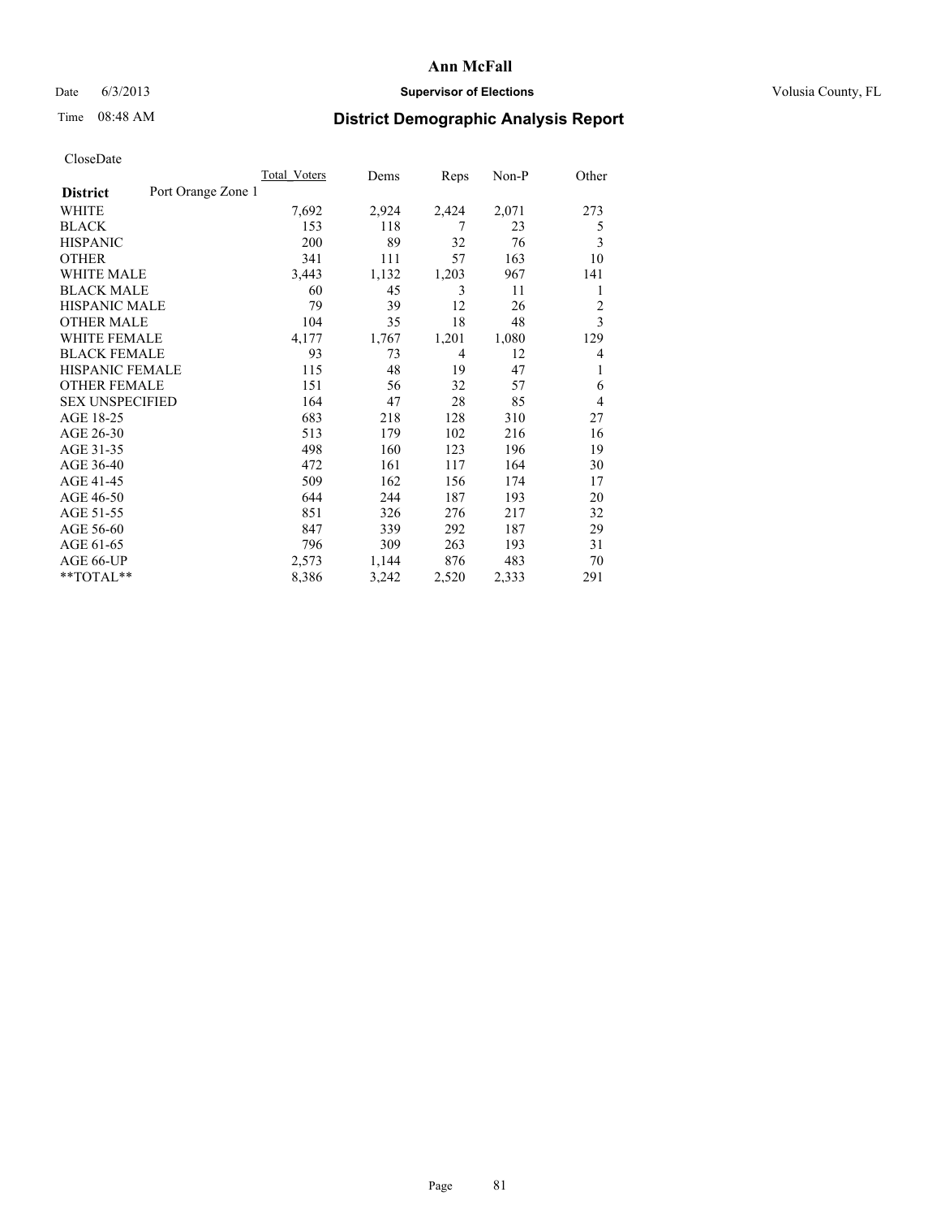# Ann McFall

Date 6/3/2013 **Supervisor of Elections** Volusia County, FL

Time 08:48 AM

## District Demographic Analysis Report

CloseDate

| District: Port Orange Zone 1 | Total_Voters | Dems | Reps | Non-P | Other |
|---|---|---|---|---|---|
| WHITE | 7,692 | 2,924 | 2,424 | 2,071 | 273 |
| BLACK | 153 | 118 | 7 | 23 | 5 |
| HISPANIC | 200 | 89 | 32 | 76 | 3 |
| OTHER | 341 | 111 | 57 | 163 | 10 |
| WHITE MALE | 3,443 | 1,132 | 1,203 | 967 | 141 |
| BLACK MALE | 60 | 45 | 3 | 11 | 1 |
| HISPANIC MALE | 79 | 39 | 12 | 26 | 2 |
| OTHER MALE | 104 | 35 | 18 | 48 | 3 |
| WHITE FEMALE | 4,177 | 1,767 | 1,201 | 1,080 | 129 |
| BLACK FEMALE | 93 | 73 | 4 | 12 | 4 |
| HISPANIC FEMALE | 115 | 48 | 19 | 47 | 1 |
| OTHER FEMALE | 151 | 56 | 32 | 57 | 6 |
| SEX UNSPECIFIED | 164 | 47 | 28 | 85 | 4 |
| AGE 18-25 | 683 | 218 | 128 | 310 | 27 |
| AGE 26-30 | 513 | 179 | 102 | 216 | 16 |
| AGE 31-35 | 498 | 160 | 123 | 196 | 19 |
| AGE 36-40 | 472 | 161 | 117 | 164 | 30 |
| AGE 41-45 | 509 | 162 | 156 | 174 | 17 |
| AGE 46-50 | 644 | 244 | 187 | 193 | 20 |
| AGE 51-55 | 851 | 326 | 276 | 217 | 32 |
| AGE 56-60 | 847 | 339 | 292 | 187 | 29 |
| AGE 61-65 | 796 | 309 | 263 | 193 | 31 |
| AGE 66-UP | 2,573 | 1,144 | 876 | 483 | 70 |
| **TOTAL** | 8,386 | 3,242 | 2,520 | 2,333 | 291 |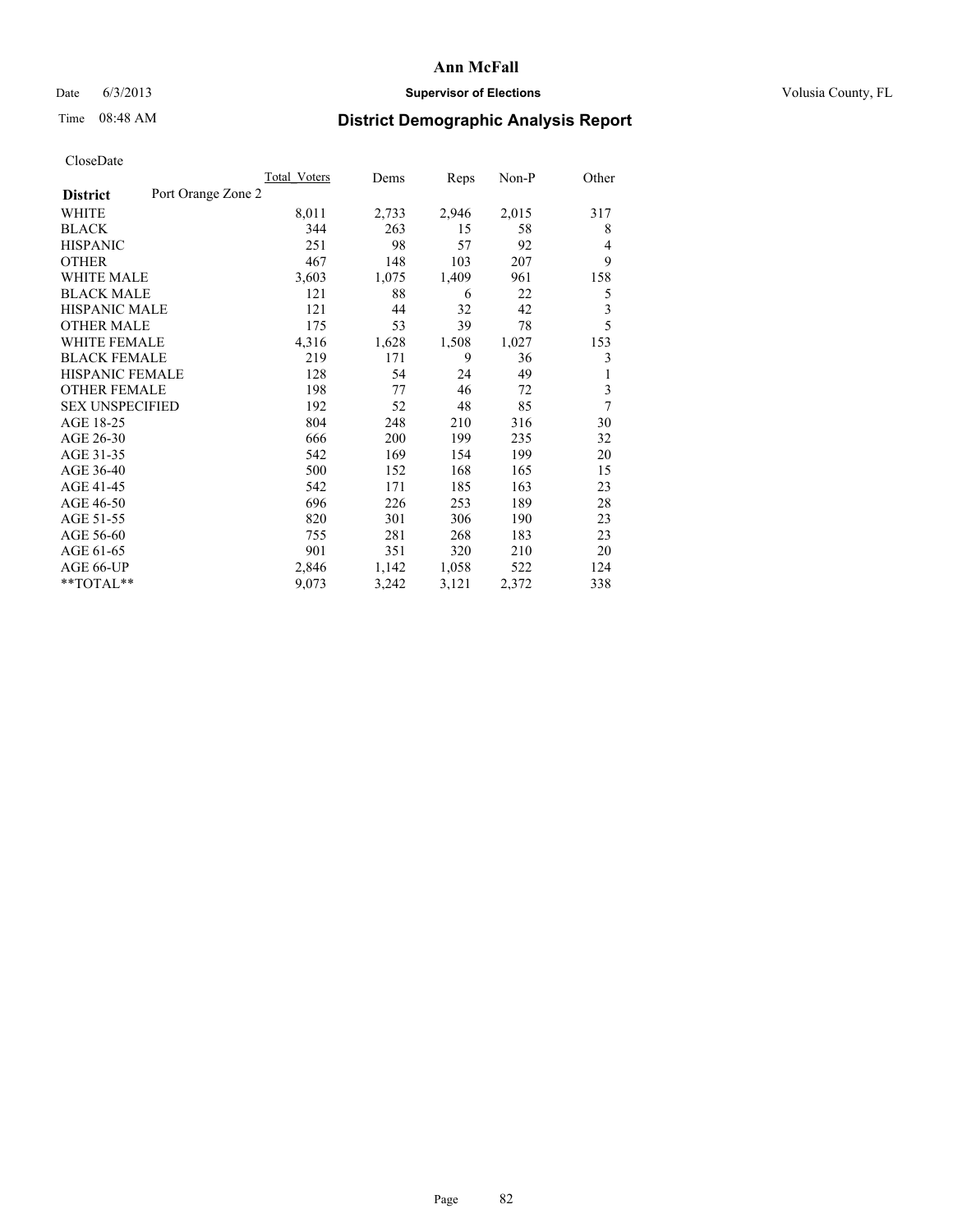# Ann McFall

Date 6/3/2013 **Supervisor of Elections** Volusia County, FL

Time 08:48 AM **District Demographic Analysis Report**

CloseDate

| | Total_Voters | Dems | Reps | Non-P | Other |
|---|---|---|---|---|---|
| **District** Port Orange Zone 2 | | | | | |
| WHITE | 8,011 | 2,733 | 2,946 | 2,015 | 317 |
| BLACK | 344 | 263 | 15 | 58 | 8 |
| HISPANIC | 251 | 98 | 57 | 92 | 4 |
| OTHER | 467 | 148 | 103 | 207 | 9 |
| WHITE MALE | 3,603 | 1,075 | 1,409 | 961 | 158 |
| BLACK MALE | 121 | 88 | 6 | 22 | 5 |
| HISPANIC MALE | 121 | 44 | 32 | 42 | 3 |
| OTHER MALE | 175 | 53 | 39 | 78 | 5 |
| WHITE FEMALE | 4,316 | 1,628 | 1,508 | 1,027 | 153 |
| BLACK FEMALE | 219 | 171 | 9 | 36 | 3 |
| HISPANIC FEMALE | 128 | 54 | 24 | 49 | 1 |
| OTHER FEMALE | 198 | 77 | 46 | 72 | 3 |
| SEX UNSPECIFIED | 192 | 52 | 48 | 85 | 7 |
| AGE 18-25 | 804 | 248 | 210 | 316 | 30 |
| AGE 26-30 | 666 | 200 | 199 | 235 | 32 |
| AGE 31-35 | 542 | 169 | 154 | 199 | 20 |
| AGE 36-40 | 500 | 152 | 168 | 165 | 15 |
| AGE 41-45 | 542 | 171 | 185 | 163 | 23 |
| AGE 46-50 | 696 | 226 | 253 | 189 | 28 |
| AGE 51-55 | 820 | 301 | 306 | 190 | 23 |
| AGE 56-60 | 755 | 281 | 268 | 183 | 23 |
| AGE 61-65 | 901 | 351 | 320 | 210 | 20 |
| AGE 66-UP | 2,846 | 1,142 | 1,058 | 522 | 124 |
| **TOTAL** | 9,073 | 3,242 | 3,121 | 2,372 | 338 |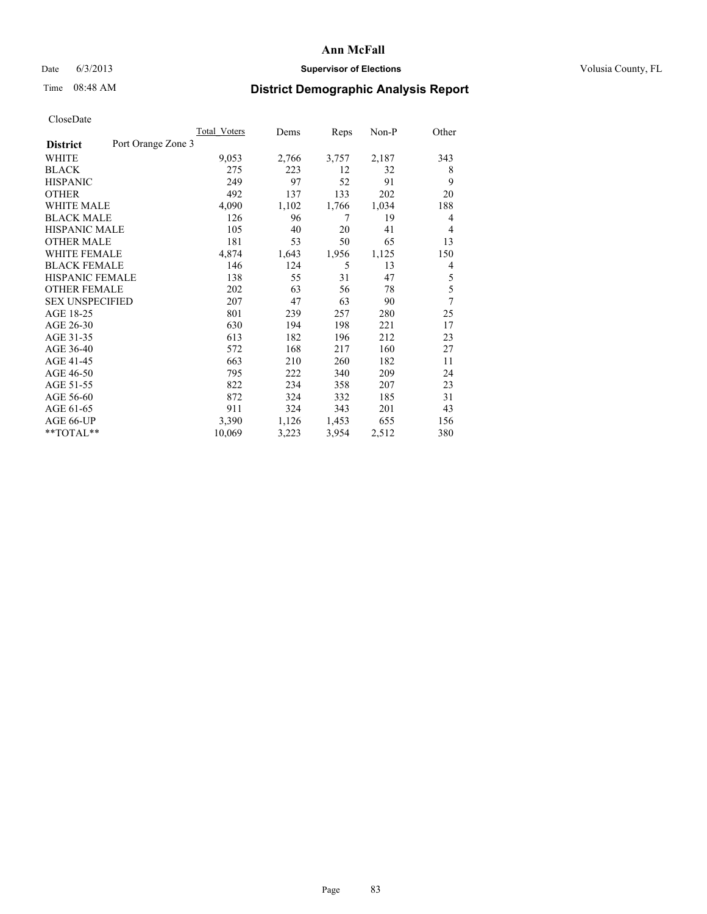**Ann McFall**

Date 6/3/2013 **Supervisor of Elections** Volusia County, FL

Time 08:48 AM

## District Demographic Analysis Report

CloseDate

| District | Port Orange Zone 3 | Total_Voters | Dems | Reps | Non-P | Other |
|---|---|---|---|---|---|---|
| WHITE | | 9,053 | 2,766 | 3,757 | 2,187 | 343 |
| BLACK | | 275 | 223 | 12 | 32 | 8 |
| HISPANIC | | 249 | 97 | 52 | 91 | 9 |
| OTHER | | 492 | 137 | 133 | 202 | 20 |
| WHITE MALE | | 4,090 | 1,102 | 1,766 | 1,034 | 188 |
| BLACK MALE | | 126 | 96 | 7 | 19 | 4 |
| HISPANIC MALE | | 105 | 40 | 20 | 41 | 4 |
| OTHER MALE | | 181 | 53 | 50 | 65 | 13 |
| WHITE FEMALE | | 4,874 | 1,643 | 1,956 | 1,125 | 150 |
| BLACK FEMALE | | 146 | 124 | 5 | 13 | 4 |
| HISPANIC FEMALE | | 138 | 55 | 31 | 47 | 5 |
| OTHER FEMALE | | 202 | 63 | 56 | 78 | 5 |
| SEX UNSPECIFIED | | 207 | 47 | 63 | 90 | 7 |
| AGE 18-25 | | 801 | 239 | 257 | 280 | 25 |
| AGE 26-30 | | 630 | 194 | 198 | 221 | 17 |
| AGE 31-35 | | 613 | 182 | 196 | 212 | 23 |
| AGE 36-40 | | 572 | 168 | 217 | 160 | 27 |
| AGE 41-45 | | 663 | 210 | 260 | 182 | 11 |
| AGE 46-50 | | 795 | 222 | 340 | 209 | 24 |
| AGE 51-55 | | 822 | 234 | 358 | 207 | 23 |
| AGE 56-60 | | 872 | 324 | 332 | 185 | 31 |
| AGE 61-65 | | 911 | 324 | 343 | 201 | 43 |
| AGE 66-UP | | 3,390 | 1,126 | 1,453 | 655 | 156 |
| **TOTAL** | | 10,069 | 3,223 | 3,954 | 2,512 | 380 |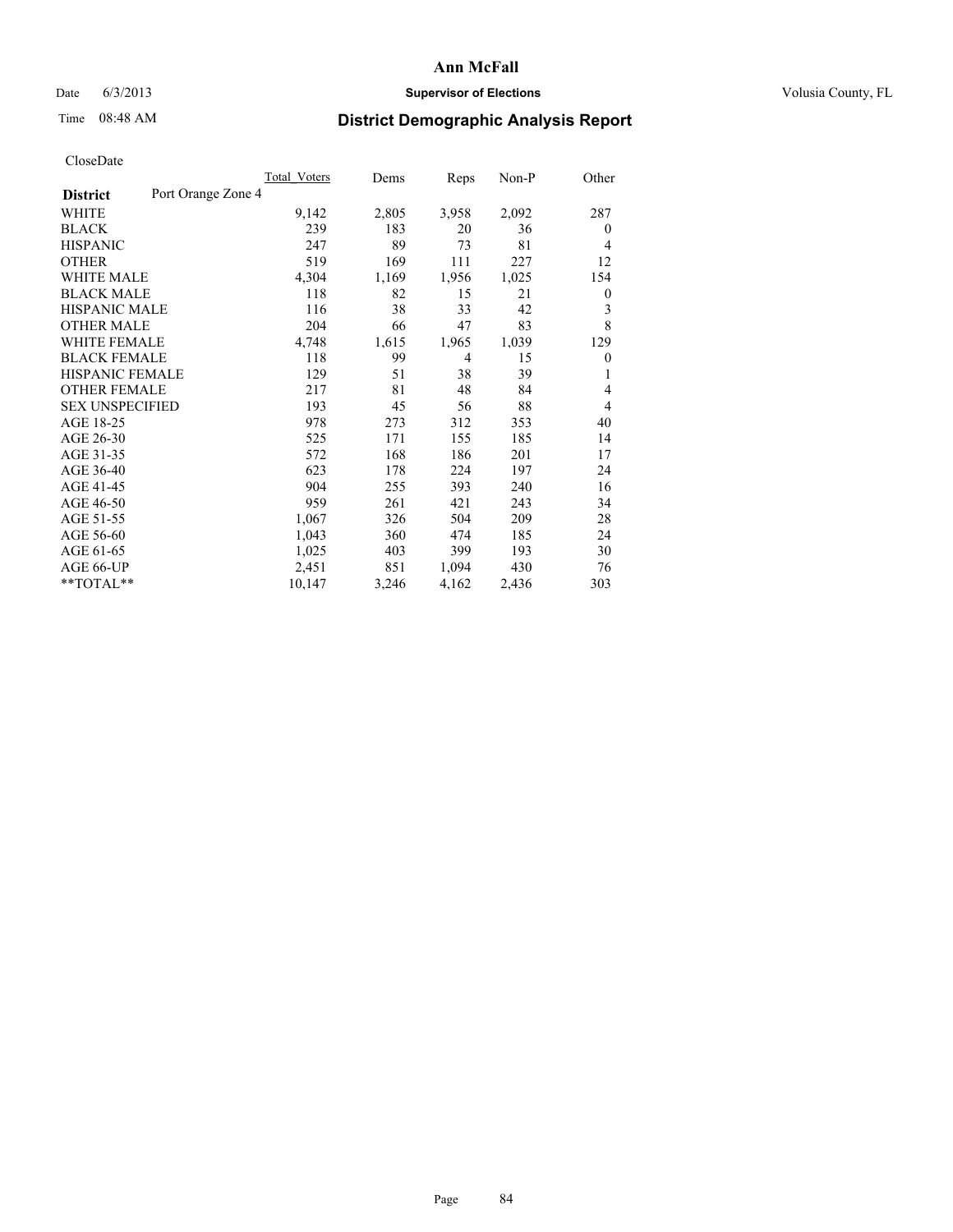# Ann McFall

Date 6/3/2013 **Supervisor of Elections** Volusia County, FL

Time 08:48 AM **District Demographic Analysis Report**

CloseDate

| **District** Port Orange Zone 4 | Total_Voters | Dems | Reps | Non-P | Other |
|---|---|---|---|---|---|
| WHITE | 9,142 | 2,805 | 3,958 | 2,092 | 287 |
| BLACK | 239 | 183 | 20 | 36 | 0 |
| HISPANIC | 247 | 89 | 73 | 81 | 4 |
| OTHER | 519 | 169 | 111 | 227 | 12 |
| WHITE MALE | 4,304 | 1,169 | 1,956 | 1,025 | 154 |
| BLACK MALE | 118 | 82 | 15 | 21 | 0 |
| HISPANIC MALE | 116 | 38 | 33 | 42 | 3 |
| OTHER MALE | 204 | 66 | 47 | 83 | 8 |
| WHITE FEMALE | 4,748 | 1,615 | 1,965 | 1,039 | 129 |
| BLACK FEMALE | 118 | 99 | 4 | 15 | 0 |
| HISPANIC FEMALE | 129 | 51 | 38 | 39 | 1 |
| OTHER FEMALE | 217 | 81 | 48 | 84 | 4 |
| SEX UNSPECIFIED | 193 | 45 | 56 | 88 | 4 |
| AGE 18-25 | 978 | 273 | 312 | 353 | 40 |
| AGE 26-30 | 525 | 171 | 155 | 185 | 14 |
| AGE 31-35 | 572 | 168 | 186 | 201 | 17 |
| AGE 36-40 | 623 | 178 | 224 | 197 | 24 |
| AGE 41-45 | 904 | 255 | 393 | 240 | 16 |
| AGE 46-50 | 959 | 261 | 421 | 243 | 34 |
| AGE 51-55 | 1,067 | 326 | 504 | 209 | 28 |
| AGE 56-60 | 1,043 | 360 | 474 | 185 | 24 |
| AGE 61-65 | 1,025 | 403 | 399 | 193 | 30 |
| AGE 66-UP | 2,451 | 851 | 1,094 | 430 | 76 |
| **TOTAL** | 10,147 | 3,246 | 4,162 | 2,436 | 303 |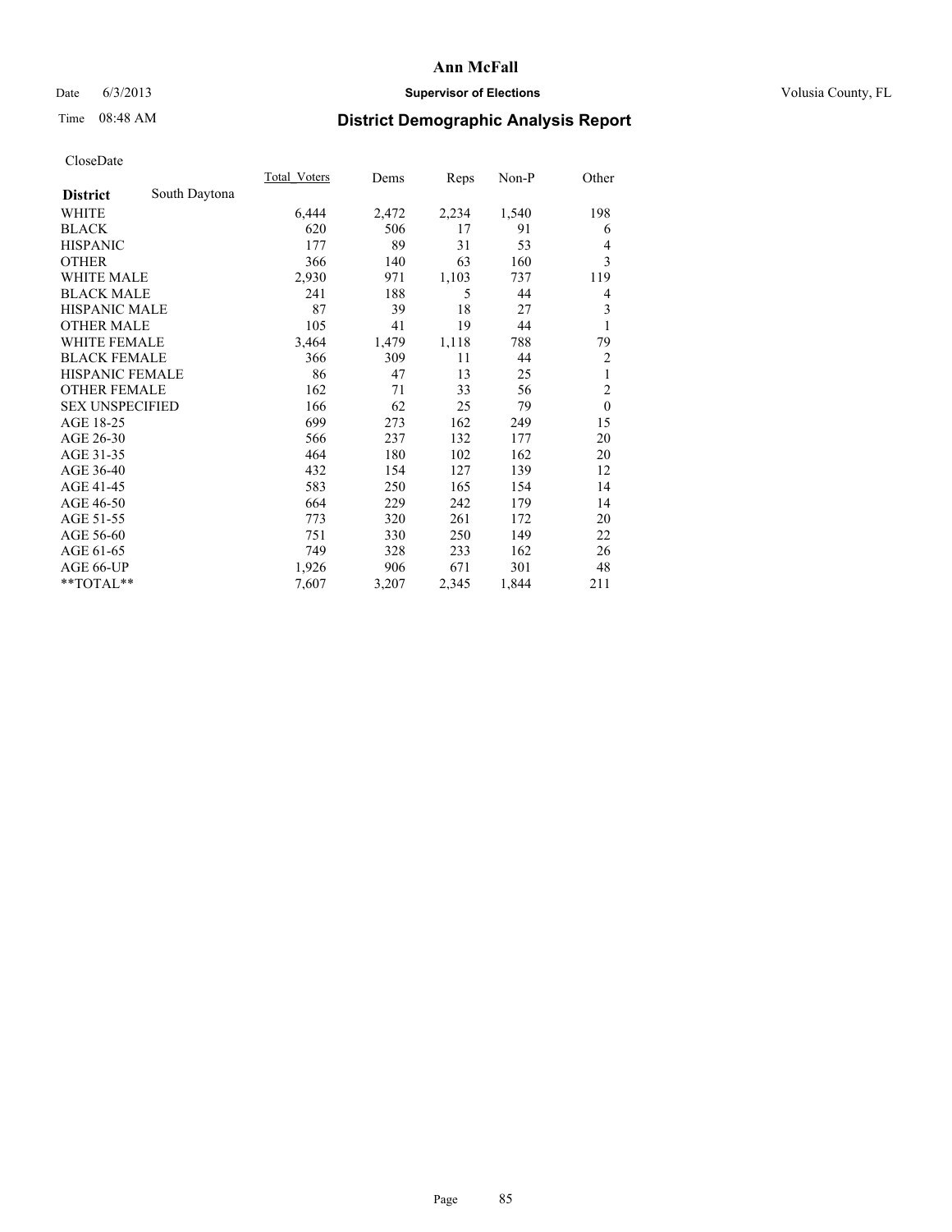# Ann McFall

Date 6/3/2013 **Supervisor of Elections** Volusia County, FL

Time 08:48 AM

## District Demographic Analysis Report

CloseDate

| **District** South Daytona | Total_Voters | Dems | Reps | Non-P | Other |
|---|---|---|---|---|---|
| WHITE | 6,444 | 2,472 | 2,234 | 1,540 | 198 |
| BLACK | 620 | 506 | 17 | 91 | 6 |
| HISPANIC | 177 | 89 | 31 | 53 | 4 |
| OTHER | 366 | 140 | 63 | 160 | 3 |
| WHITE MALE | 2,930 | 971 | 1,103 | 737 | 119 |
| BLACK MALE | 241 | 188 | 5 | 44 | 4 |
| HISPANIC MALE | 87 | 39 | 18 | 27 | 3 |
| OTHER MALE | 105 | 41 | 19 | 44 | 1 |
| WHITE FEMALE | 3,464 | 1,479 | 1,118 | 788 | 79 |
| BLACK FEMALE | 366 | 309 | 11 | 44 | 2 |
| HISPANIC FEMALE | 86 | 47 | 13 | 25 | 1 |
| OTHER FEMALE | 162 | 71 | 33 | 56 | 2 |
| SEX UNSPECIFIED | 166 | 62 | 25 | 79 | 0 |
| AGE 18-25 | 699 | 273 | 162 | 249 | 15 |
| AGE 26-30 | 566 | 237 | 132 | 177 | 20 |
| AGE 31-35 | 464 | 180 | 102 | 162 | 20 |
| AGE 36-40 | 432 | 154 | 127 | 139 | 12 |
| AGE 41-45 | 583 | 250 | 165 | 154 | 14 |
| AGE 46-50 | 664 | 229 | 242 | 179 | 14 |
| AGE 51-55 | 773 | 320 | 261 | 172 | 20 |
| AGE 56-60 | 751 | 330 | 250 | 149 | 22 |
| AGE 61-65 | 749 | 328 | 233 | 162 | 26 |
| AGE 66-UP | 1,926 | 906 | 671 | 301 | 48 |
| **TOTAL** | 7,607 | 3,207 | 2,345 | 1,844 | 211 |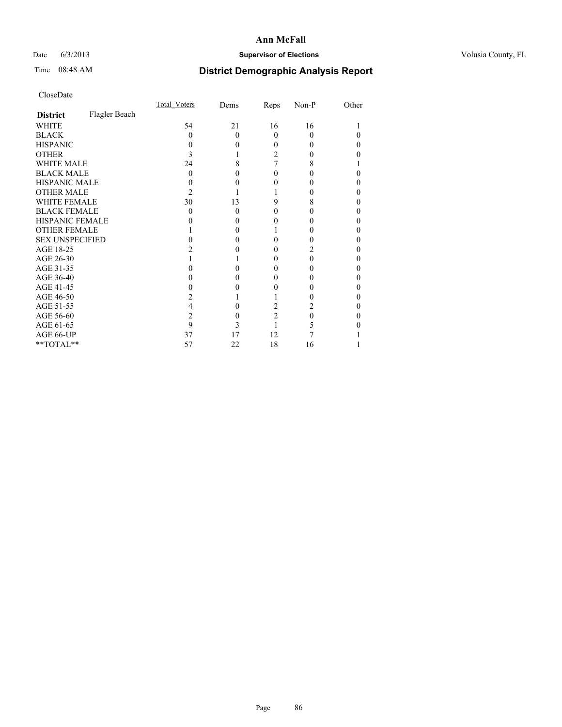**Ann McFall**

Date 6/3/2013 **Supervisor of Elections** Volusia County, FL

Time 08:48 AM

## District Demographic Analysis Report

CloseDate

| | Total_Voters | Dems | Reps | Non-P | Other |
|---|---|---|---|---|---|
| **District** Flagler Beach | | | | | |
| WHITE | 54 | 21 | 16 | 16 | 1 |
| BLACK | 0 | 0 | 0 | 0 | 0 |
| HISPANIC | 0 | 0 | 0 | 0 | 0 |
| OTHER | 3 | 1 | 2 | 0 | 0 |
| WHITE MALE | 24 | 8 | 7 | 8 | 1 |
| BLACK MALE | 0 | 0 | 0 | 0 | 0 |
| HISPANIC MALE | 0 | 0 | 0 | 0 | 0 |
| OTHER MALE | 2 | 1 | 1 | 0 | 0 |
| WHITE FEMALE | 30 | 13 | 9 | 8 | 0 |
| BLACK FEMALE | 0 | 0 | 0 | 0 | 0 |
| HISPANIC FEMALE | 0 | 0 | 0 | 0 | 0 |
| OTHER FEMALE | 1 | 0 | 1 | 0 | 0 |
| SEX UNSPECIFIED | 0 | 0 | 0 | 0 | 0 |
| AGE 18-25 | 2 | 0 | 0 | 2 | 0 |
| AGE 26-30 | 1 | 1 | 0 | 0 | 0 |
| AGE 31-35 | 0 | 0 | 0 | 0 | 0 |
| AGE 36-40 | 0 | 0 | 0 | 0 | 0 |
| AGE 41-45 | 0 | 0 | 0 | 0 | 0 |
| AGE 46-50 | 2 | 1 | 1 | 0 | 0 |
| AGE 51-55 | 4 | 0 | 2 | 2 | 0 |
| AGE 56-60 | 2 | 0 | 2 | 0 | 0 |
| AGE 61-65 | 9 | 3 | 1 | 5 | 0 |
| AGE 66-UP | 37 | 17 | 12 | 7 | 1 |
| **TOTAL** | 57 | 22 | 18 | 16 | 1 |